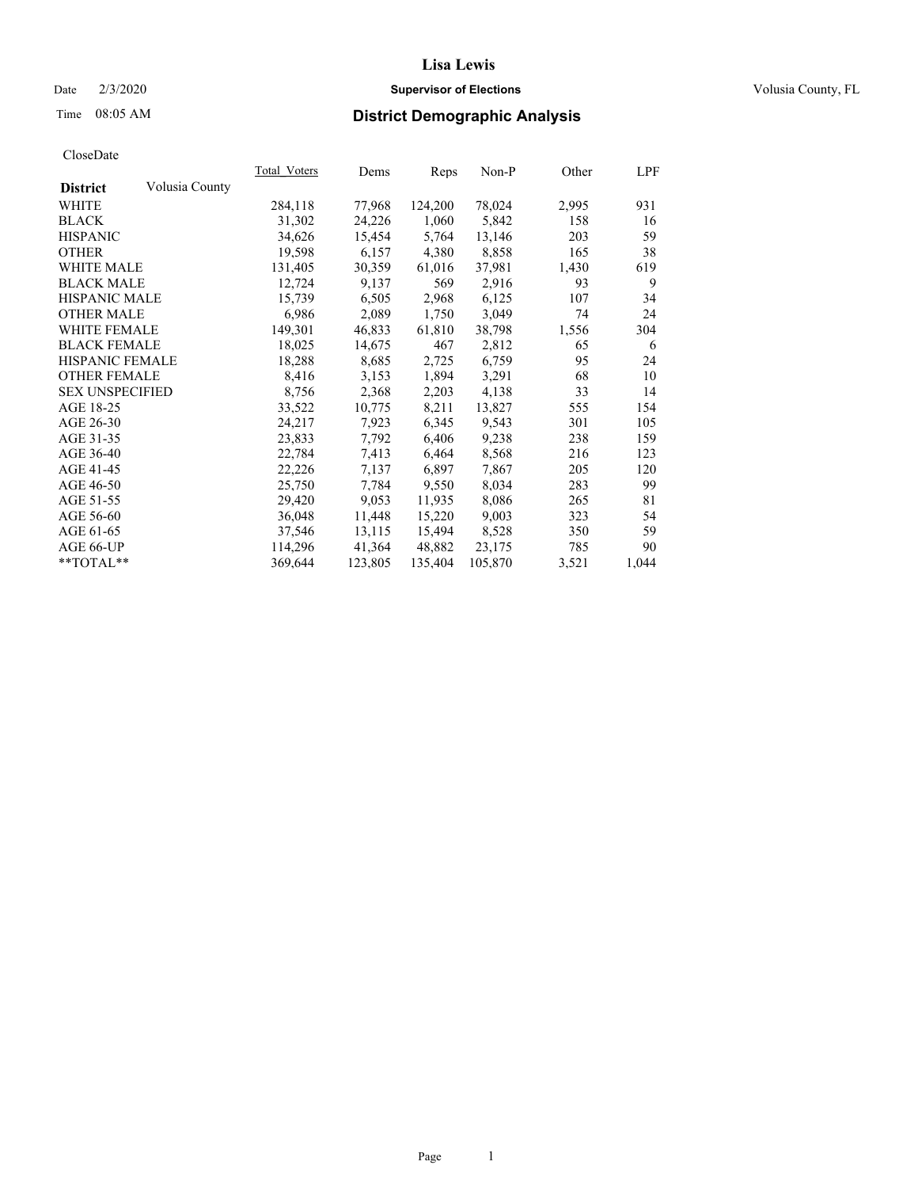# Lisa Lewis

Date 2/3/2020 **Supervisor of Elections** Volusia County, FL

Time 08:05 AM **District Demographic Analysis**

CloseDate

| **District** Volusia County | Total_Voters | Dems | Reps | Non-P | Other | LPF |
|---|---|---|---|---|---|---|
| WHITE | 284,118 | 77,968 | 124,200 | 78,024 | 2,995 | 931 |
| BLACK | 31,302 | 24,226 | 1,060 | 5,842 | 158 | 16 |
| HISPANIC | 34,626 | 15,454 | 5,764 | 13,146 | 203 | 59 |
| OTHER | 19,598 | 6,157 | 4,380 | 8,858 | 165 | 38 |
| WHITE MALE | 131,405 | 30,359 | 61,016 | 37,981 | 1,430 | 619 |
| BLACK MALE | 12,724 | 9,137 | 569 | 2,916 | 93 | 9 |
| HISPANIC MALE | 15,739 | 6,505 | 2,968 | 6,125 | 107 | 34 |
| OTHER MALE | 6,986 | 2,089 | 1,750 | 3,049 | 74 | 24 |
| WHITE FEMALE | 149,301 | 46,833 | 61,810 | 38,798 | 1,556 | 304 |
| BLACK FEMALE | 18,025 | 14,675 | 467 | 2,812 | 65 | 6 |
| HISPANIC FEMALE | 18,288 | 8,685 | 2,725 | 6,759 | 95 | 24 |
| OTHER FEMALE | 8,416 | 3,153 | 1,894 | 3,291 | 68 | 10 |
| SEX UNSPECIFIED | 8,756 | 2,368 | 2,203 | 4,138 | 33 | 14 |
| AGE 18-25 | 33,522 | 10,775 | 8,211 | 13,827 | 555 | 154 |
| AGE 26-30 | 24,217 | 7,923 | 6,345 | 9,543 | 301 | 105 |
| AGE 31-35 | 23,833 | 7,792 | 6,406 | 9,238 | 238 | 159 |
| AGE 36-40 | 22,784 | 7,413 | 6,464 | 8,568 | 216 | 123 |
| AGE 41-45 | 22,226 | 7,137 | 6,897 | 7,867 | 205 | 120 |
| AGE 46-50 | 25,750 | 7,784 | 9,550 | 8,034 | 283 | 99 |
| AGE 51-55 | 29,420 | 9,053 | 11,935 | 8,086 | 265 | 81 |
| AGE 56-60 | 36,048 | 11,448 | 15,220 | 9,003 | 323 | 54 |
| AGE 61-65 | 37,546 | 13,115 | 15,494 | 8,528 | 350 | 59 |
| AGE 66-UP | 114,296 | 41,364 | 48,882 | 23,175 | 785 | 90 |
| **TOTAL** | 369,644 | 123,805 | 135,404 | 105,870 | 3,521 | 1,044 |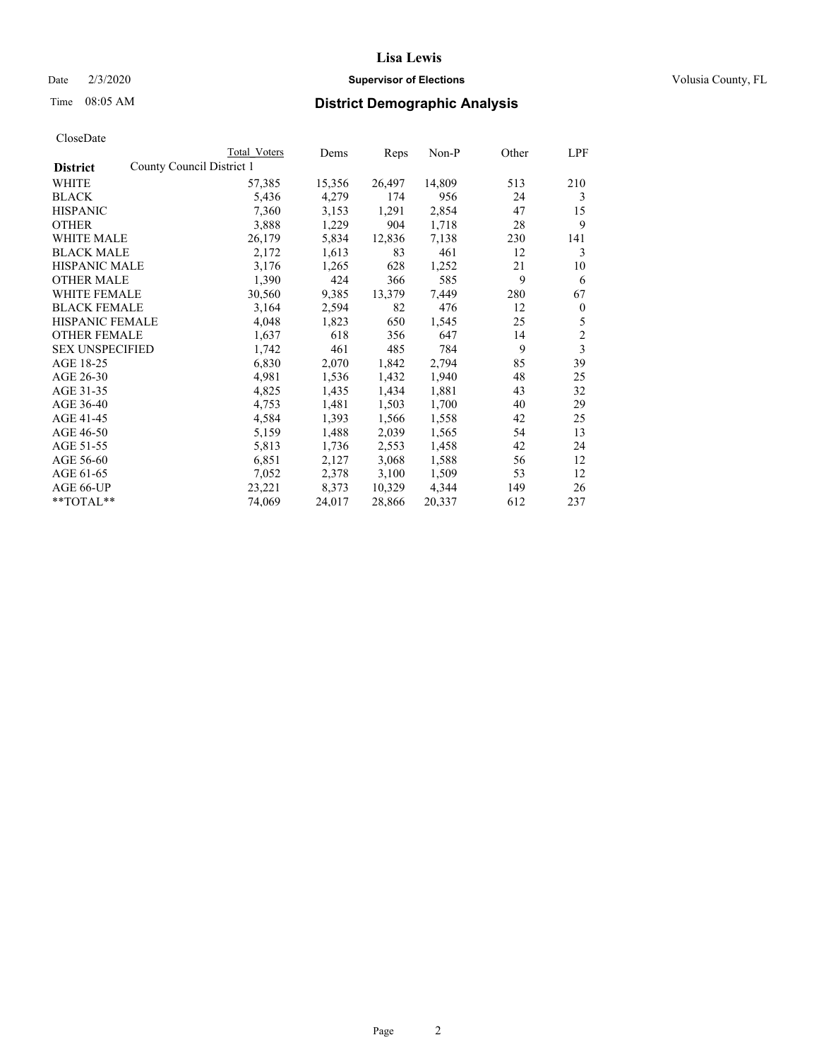# Lisa Lewis

Date 2/3/2020 **Supervisor of Elections** Volusia County, FL

Time 08:05 AM **District Demographic Analysis**

CloseDate

| **District** | County Council District 1 | Total Voters | Dems | Reps | Non-P | Other | LPF |
|---|---|---|---|---|---|---|---|
| WHITE | | 57,385 | 15,356 | 26,497 | 14,809 | 513 | 210 |
| BLACK | | 5,436 | 4,279 | 174 | 956 | 24 | 3 |
| HISPANIC | | 7,360 | 3,153 | 1,291 | 2,854 | 47 | 15 |
| OTHER | | 3,888 | 1,229 | 904 | 1,718 | 28 | 9 |
| WHITE MALE | | 26,179 | 5,834 | 12,836 | 7,138 | 230 | 141 |
| BLACK MALE | | 2,172 | 1,613 | 83 | 461 | 12 | 3 |
| HISPANIC MALE | | 3,176 | 1,265 | 628 | 1,252 | 21 | 10 |
| OTHER MALE | | 1,390 | 424 | 366 | 585 | 9 | 6 |
| WHITE FEMALE | | 30,560 | 9,385 | 13,379 | 7,449 | 280 | 67 |
| BLACK FEMALE | | 3,164 | 2,594 | 82 | 476 | 12 | 0 |
| HISPANIC FEMALE | | 4,048 | 1,823 | 650 | 1,545 | 25 | 5 |
| OTHER FEMALE | | 1,637 | 618 | 356 | 647 | 14 | 2 |
| SEX UNSPECIFIED | | 1,742 | 461 | 485 | 784 | 9 | 3 |
| AGE 18-25 | | 6,830 | 2,070 | 1,842 | 2,794 | 85 | 39 |
| AGE 26-30 | | 4,981 | 1,536 | 1,432 | 1,940 | 48 | 25 |
| AGE 31-35 | | 4,825 | 1,435 | 1,434 | 1,881 | 43 | 32 |
| AGE 36-40 | | 4,753 | 1,481 | 1,503 | 1,700 | 40 | 29 |
| AGE 41-45 | | 4,584 | 1,393 | 1,566 | 1,558 | 42 | 25 |
| AGE 46-50 | | 5,159 | 1,488 | 2,039 | 1,565 | 54 | 13 |
| AGE 51-55 | | 5,813 | 1,736 | 2,553 | 1,458 | 42 | 24 |
| AGE 56-60 | | 6,851 | 2,127 | 3,068 | 1,588 | 56 | 12 |
| AGE 61-65 | | 7,052 | 2,378 | 3,100 | 1,509 | 53 | 12 |
| AGE 66-UP | | 23,221 | 8,373 | 10,329 | 4,344 | 149 | 26 |
| **TOTAL** | | 74,069 | 24,017 | 28,866 | 20,337 | 612 | 237 |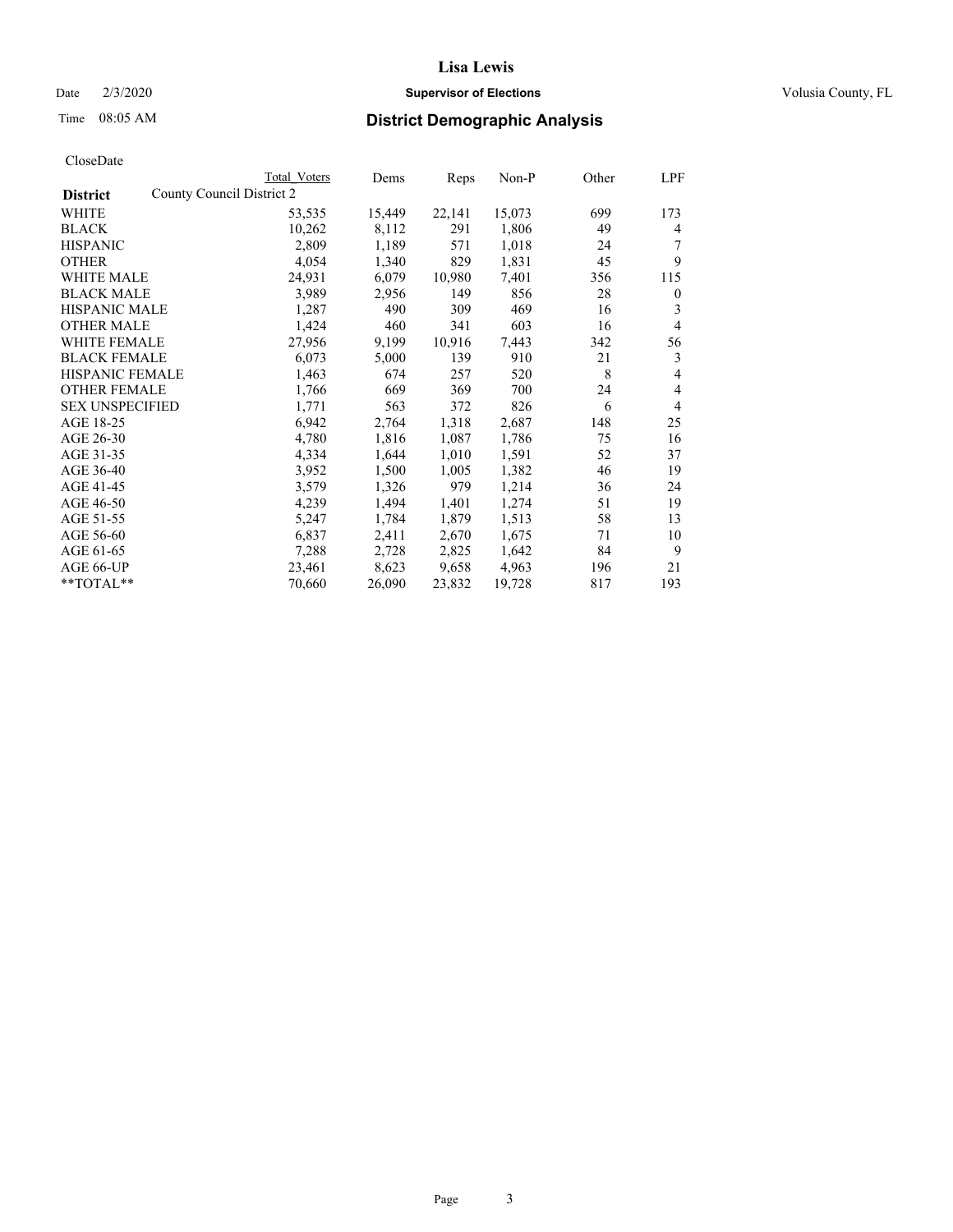# District Demographic Analysis

CloseDate

| District | County Council District 2 | Total Voters | Dems | Reps | Non-P | Other | LPF |
|---|---|---|---|---|---|---|---|
| WHITE | | 53,535 | 15,449 | 22,141 | 15,073 | 699 | 173 |
| BLACK | | 10,262 | 8,112 | 291 | 1,806 | 49 | 4 |
| HISPANIC | | 2,809 | 1,189 | 571 | 1,018 | 24 | 7 |
| OTHER | | 4,054 | 1,340 | 829 | 1,831 | 45 | 9 |
| WHITE MALE | | 24,931 | 6,079 | 10,980 | 7,401 | 356 | 115 |
| BLACK MALE | | 3,989 | 2,956 | 149 | 856 | 28 | 0 |
| HISPANIC MALE | | 1,287 | 490 | 309 | 469 | 16 | 3 |
| OTHER MALE | | 1,424 | 460 | 341 | 603 | 16 | 4 |
| WHITE FEMALE | | 27,956 | 9,199 | 10,916 | 7,443 | 342 | 56 |
| BLACK FEMALE | | 6,073 | 5,000 | 139 | 910 | 21 | 3 |
| HISPANIC FEMALE | | 1,463 | 674 | 257 | 520 | 8 | 4 |
| OTHER FEMALE | | 1,766 | 669 | 369 | 700 | 24 | 4 |
| SEX UNSPECIFIED | | 1,771 | 563 | 372 | 826 | 6 | 4 |
| AGE 18-25 | | 6,942 | 2,764 | 1,318 | 2,687 | 148 | 25 |
| AGE 26-30 | | 4,780 | 1,816 | 1,087 | 1,786 | 75 | 16 |
| AGE 31-35 | | 4,334 | 1,644 | 1,010 | 1,591 | 52 | 37 |
| AGE 36-40 | | 3,952 | 1,500 | 1,005 | 1,382 | 46 | 19 |
| AGE 41-45 | | 3,579 | 1,326 | 979 | 1,214 | 36 | 24 |
| AGE 46-50 | | 4,239 | 1,494 | 1,401 | 1,274 | 51 | 19 |
| AGE 51-55 | | 5,247 | 1,784 | 1,879 | 1,513 | 58 | 13 |
| AGE 56-60 | | 6,837 | 2,411 | 2,670 | 1,675 | 71 | 10 |
| AGE 61-65 | | 7,288 | 2,728 | 2,825 | 1,642 | 84 | 9 |
| AGE 66-UP | | 23,461 | 8,623 | 9,658 | 4,963 | 196 | 21 |
| **TOTAL** | | 70,660 | 26,090 | 23,832 | 19,728 | 817 | 193 |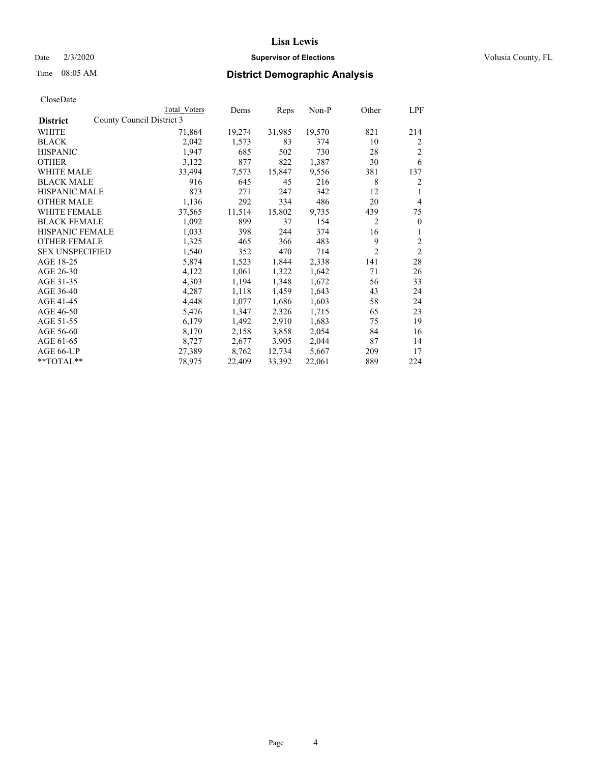CloseDate

| District | County Council District 3 | Total Voters | Dems | Reps | Non-P | Other | LPF |
|---|---|---|---|---|---|---|---|
| WHITE | | 71,864 | 19,274 | 31,985 | 19,570 | 821 | 214 |
| BLACK | | 2,042 | 1,573 | 83 | 374 | 10 | 2 |
| HISPANIC | | 1,947 | 685 | 502 | 730 | 28 | 2 |
| OTHER | | 3,122 | 877 | 822 | 1,387 | 30 | 6 |
| WHITE MALE | | 33,494 | 7,573 | 15,847 | 9,556 | 381 | 137 |
| BLACK MALE | | 916 | 645 | 45 | 216 | 8 | 2 |
| HISPANIC MALE | | 873 | 271 | 247 | 342 | 12 | 1 |
| OTHER MALE | | 1,136 | 292 | 334 | 486 | 20 | 4 |
| WHITE FEMALE | | 37,565 | 11,514 | 15,802 | 9,735 | 439 | 75 |
| BLACK FEMALE | | 1,092 | 899 | 37 | 154 | 2 | 0 |
| HISPANIC FEMALE | | 1,033 | 398 | 244 | 374 | 16 | 1 |
| OTHER FEMALE | | 1,325 | 465 | 366 | 483 | 9 | 2 |
| SEX UNSPECIFIED | | 1,540 | 352 | 470 | 714 | 2 | 2 |
| AGE 18-25 | | 5,874 | 1,523 | 1,844 | 2,338 | 141 | 28 |
| AGE 26-30 | | 4,122 | 1,061 | 1,322 | 1,642 | 71 | 26 |
| AGE 31-35 | | 4,303 | 1,194 | 1,348 | 1,672 | 56 | 33 |
| AGE 36-40 | | 4,287 | 1,118 | 1,459 | 1,643 | 43 | 24 |
| AGE 41-45 | | 4,448 | 1,077 | 1,686 | 1,603 | 58 | 24 |
| AGE 46-50 | | 5,476 | 1,347 | 2,326 | 1,715 | 65 | 23 |
| AGE 51-55 | | 6,179 | 1,492 | 2,910 | 1,683 | 75 | 19 |
| AGE 56-60 | | 8,170 | 2,158 | 3,858 | 2,054 | 84 | 16 |
| AGE 61-65 | | 8,727 | 2,677 | 3,905 | 2,044 | 87 | 14 |
| AGE 66-UP | | 27,389 | 8,762 | 12,734 | 5,667 | 209 | 17 |
| **TOTAL** | | 78,975 | 22,409 | 33,392 | 22,061 | 889 | 224 |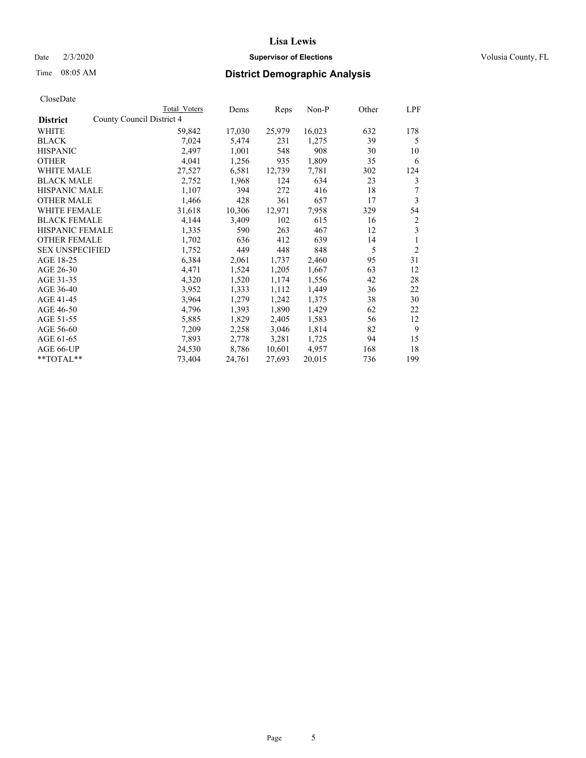CloseDate

| District | County Council District 4 | Total Voters | Dems | Reps | Non-P | Other | LPF |
|---|---|---|---|---|---|---|---|
| WHITE | | 59,842 | 17,030 | 25,979 | 16,023 | 632 | 178 |
| BLACK | | 7,024 | 5,474 | 231 | 1,275 | 39 | 5 |
| HISPANIC | | 2,497 | 1,001 | 548 | 908 | 30 | 10 |
| OTHER | | 4,041 | 1,256 | 935 | 1,809 | 35 | 6 |
| WHITE MALE | | 27,527 | 6,581 | 12,739 | 7,781 | 302 | 124 |
| BLACK MALE | | 2,752 | 1,968 | 124 | 634 | 23 | 3 |
| HISPANIC MALE | | 1,107 | 394 | 272 | 416 | 18 | 7 |
| OTHER MALE | | 1,466 | 428 | 361 | 657 | 17 | 3 |
| WHITE FEMALE | | 31,618 | 10,306 | 12,971 | 7,958 | 329 | 54 |
| BLACK FEMALE | | 4,144 | 3,409 | 102 | 615 | 16 | 2 |
| HISPANIC FEMALE | | 1,335 | 590 | 263 | 467 | 12 | 3 |
| OTHER FEMALE | | 1,702 | 636 | 412 | 639 | 14 | 1 |
| SEX UNSPECIFIED | | 1,752 | 449 | 448 | 848 | 5 | 2 |
| AGE 18-25 | | 6,384 | 2,061 | 1,737 | 2,460 | 95 | 31 |
| AGE 26-30 | | 4,471 | 1,524 | 1,205 | 1,667 | 63 | 12 |
| AGE 31-35 | | 4,320 | 1,520 | 1,174 | 1,556 | 42 | 28 |
| AGE 36-40 | | 3,952 | 1,333 | 1,112 | 1,449 | 36 | 22 |
| AGE 41-45 | | 3,964 | 1,279 | 1,242 | 1,375 | 38 | 30 |
| AGE 46-50 | | 4,796 | 1,393 | 1,890 | 1,429 | 62 | 22 |
| AGE 51-55 | | 5,885 | 1,829 | 2,405 | 1,583 | 56 | 12 |
| AGE 56-60 | | 7,209 | 2,258 | 3,046 | 1,814 | 82 | 9 |
| AGE 61-65 | | 7,893 | 2,778 | 3,281 | 1,725 | 94 | 15 |
| AGE 66-UP | | 24,530 | 8,786 | 10,601 | 4,957 | 168 | 18 |
| **TOTAL** | | 73,404 | 24,761 | 27,693 | 20,015 | 736 | 199 |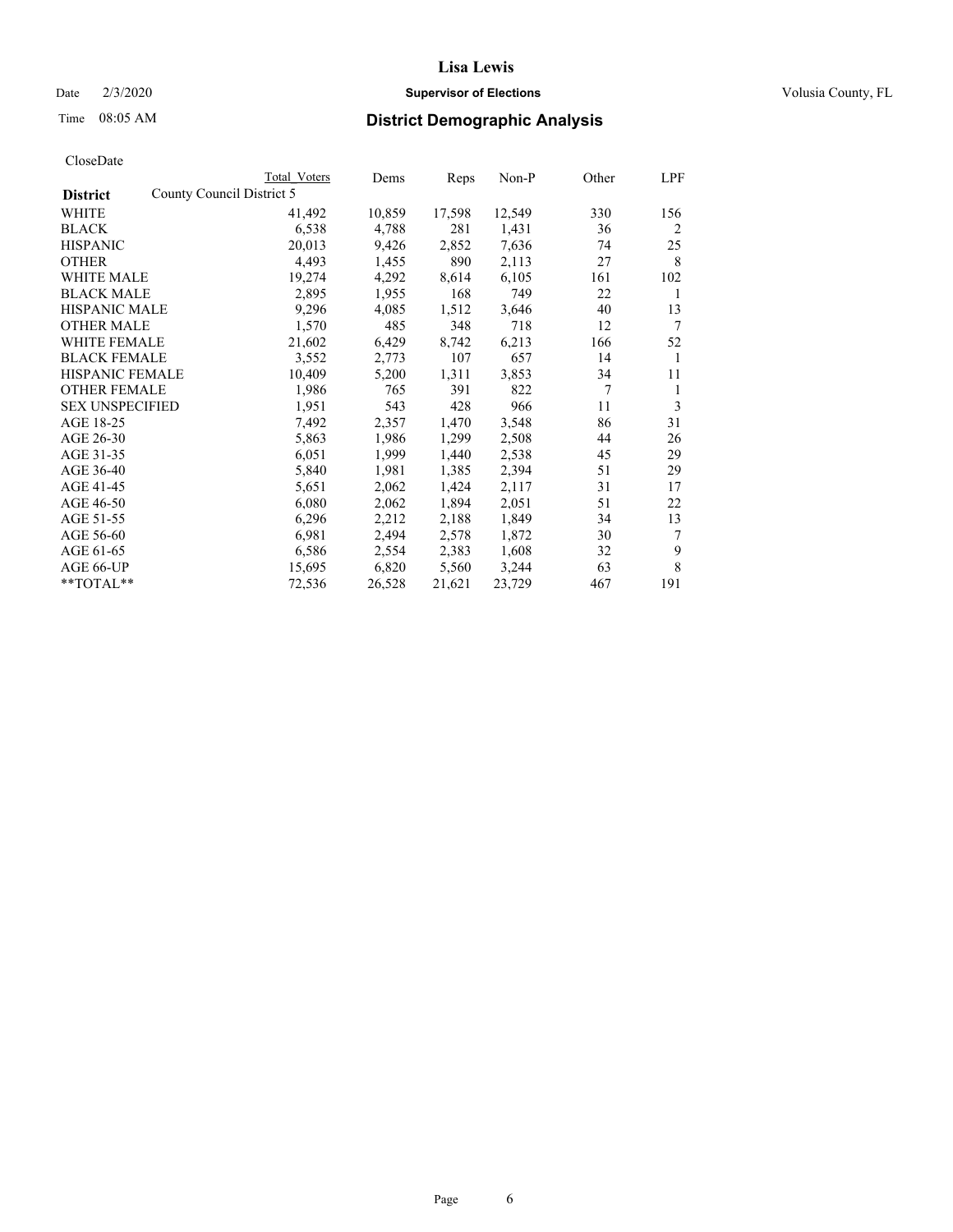# Lisa Lewis

Date 2/3/2020 **Supervisor of Elections** Volusia County, FL

Time 08:05 AM **District Demographic Analysis**

CloseDate

| District | Total Voters | Dems | Reps | Non-P | Other | LPF |
|---|---|---|---|---|---|---|
| County Council District 5 | | | | | | |
| WHITE | 41,492 | 10,859 | 17,598 | 12,549 | 330 | 156 |
| BLACK | 6,538 | 4,788 | 281 | 1,431 | 36 | 2 |
| HISPANIC | 20,013 | 9,426 | 2,852 | 7,636 | 74 | 25 |
| OTHER | 4,493 | 1,455 | 890 | 2,113 | 27 | 8 |
| WHITE MALE | 19,274 | 4,292 | 8,614 | 6,105 | 161 | 102 |
| BLACK MALE | 2,895 | 1,955 | 168 | 749 | 22 | 1 |
| HISPANIC MALE | 9,296 | 4,085 | 1,512 | 3,646 | 40 | 13 |
| OTHER MALE | 1,570 | 485 | 348 | 718 | 12 | 7 |
| WHITE FEMALE | 21,602 | 6,429 | 8,742 | 6,213 | 166 | 52 |
| BLACK FEMALE | 3,552 | 2,773 | 107 | 657 | 14 | 1 |
| HISPANIC FEMALE | 10,409 | 5,200 | 1,311 | 3,853 | 34 | 11 |
| OTHER FEMALE | 1,986 | 765 | 391 | 822 | 7 | 1 |
| SEX UNSPECIFIED | 1,951 | 543 | 428 | 966 | 11 | 3 |
| AGE 18-25 | 7,492 | 2,357 | 1,470 | 3,548 | 86 | 31 |
| AGE 26-30 | 5,863 | 1,986 | 1,299 | 2,508 | 44 | 26 |
| AGE 31-35 | 6,051 | 1,999 | 1,440 | 2,538 | 45 | 29 |
| AGE 36-40 | 5,840 | 1,981 | 1,385 | 2,394 | 51 | 29 |
| AGE 41-45 | 5,651 | 2,062 | 1,424 | 2,117 | 31 | 17 |
| AGE 46-50 | 6,080 | 2,062 | 1,894 | 2,051 | 51 | 22 |
| AGE 51-55 | 6,296 | 2,212 | 2,188 | 1,849 | 34 | 13 |
| AGE 56-60 | 6,981 | 2,494 | 2,578 | 1,872 | 30 | 7 |
| AGE 61-65 | 6,586 | 2,554 | 2,383 | 1,608 | 32 | 9 |
| AGE 66-UP | 15,695 | 6,820 | 5,560 | 3,244 | 63 | 8 |
| **TOTAL** | 72,536 | 26,528 | 21,621 | 23,729 | 467 | 191 |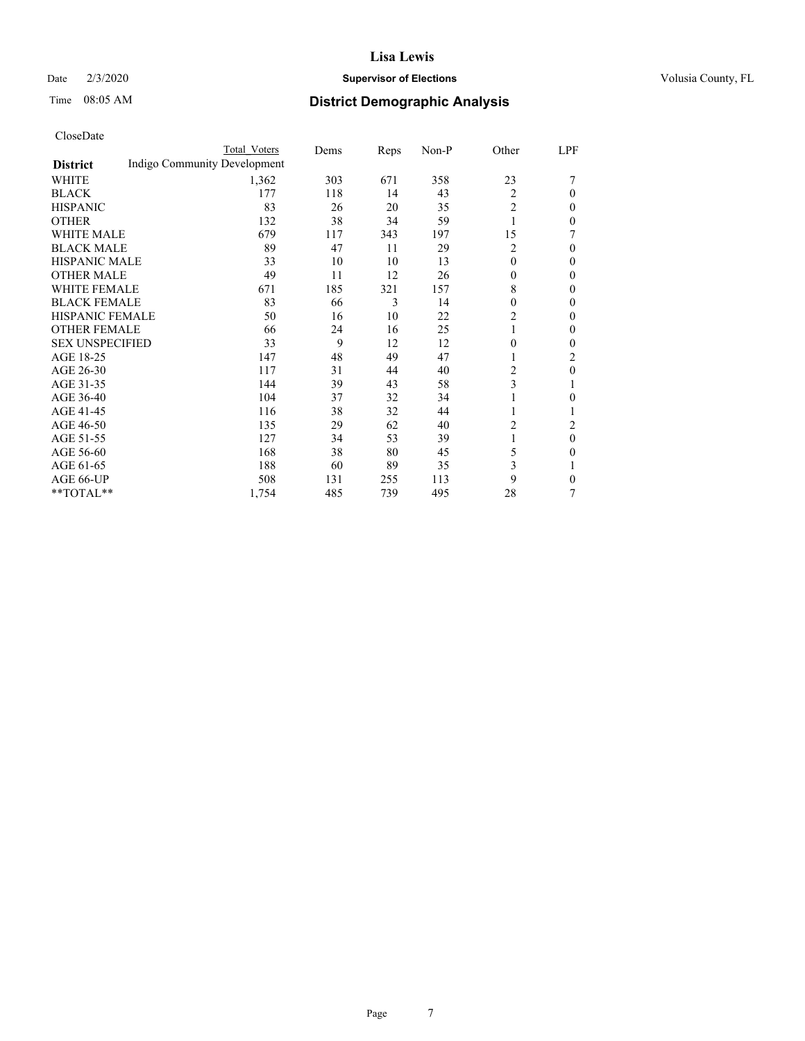# Lisa Lewis

Date 2/3/2020 **Supervisor of Elections** Volusia County, FL

Time 08:05 AM **District Demographic Analysis**

CloseDate

| District | Total Voters | Dems | Reps | Non-P | Other | LPF |
|---|---|---|---|---|---|---|
| Indigo Community Development | | | | | | |
| WHITE | 1,362 | 303 | 671 | 358 | 23 | 7 |
| BLACK | 177 | 118 | 14 | 43 | 2 | 0 |
| HISPANIC | 83 | 26 | 20 | 35 | 2 | 0 |
| OTHER | 132 | 38 | 34 | 59 | 1 | 0 |
| WHITE MALE | 679 | 117 | 343 | 197 | 15 | 7 |
| BLACK MALE | 89 | 47 | 11 | 29 | 2 | 0 |
| HISPANIC MALE | 33 | 10 | 10 | 13 | 0 | 0 |
| OTHER MALE | 49 | 11 | 12 | 26 | 0 | 0 |
| WHITE FEMALE | 671 | 185 | 321 | 157 | 8 | 0 |
| BLACK FEMALE | 83 | 66 | 3 | 14 | 0 | 0 |
| HISPANIC FEMALE | 50 | 16 | 10 | 22 | 2 | 0 |
| OTHER FEMALE | 66 | 24 | 16 | 25 | 1 | 0 |
| SEX UNSPECIFIED | 33 | 9 | 12 | 12 | 0 | 0 |
| AGE 18-25 | 147 | 48 | 49 | 47 | 1 | 2 |
| AGE 26-30 | 117 | 31 | 44 | 40 | 2 | 0 |
| AGE 31-35 | 144 | 39 | 43 | 58 | 3 | 1 |
| AGE 36-40 | 104 | 37 | 32 | 34 | 1 | 0 |
| AGE 41-45 | 116 | 38 | 32 | 44 | 1 | 1 |
| AGE 46-50 | 135 | 29 | 62 | 40 | 2 | 2 |
| AGE 51-55 | 127 | 34 | 53 | 39 | 1 | 0 |
| AGE 56-60 | 168 | 38 | 80 | 45 | 5 | 0 |
| AGE 61-65 | 188 | 60 | 89 | 35 | 3 | 1 |
| AGE 66-UP | 508 | 131 | 255 | 113 | 9 | 0 |
| **TOTAL** | 1,754 | 485 | 739 | 495 | 28 | 7 |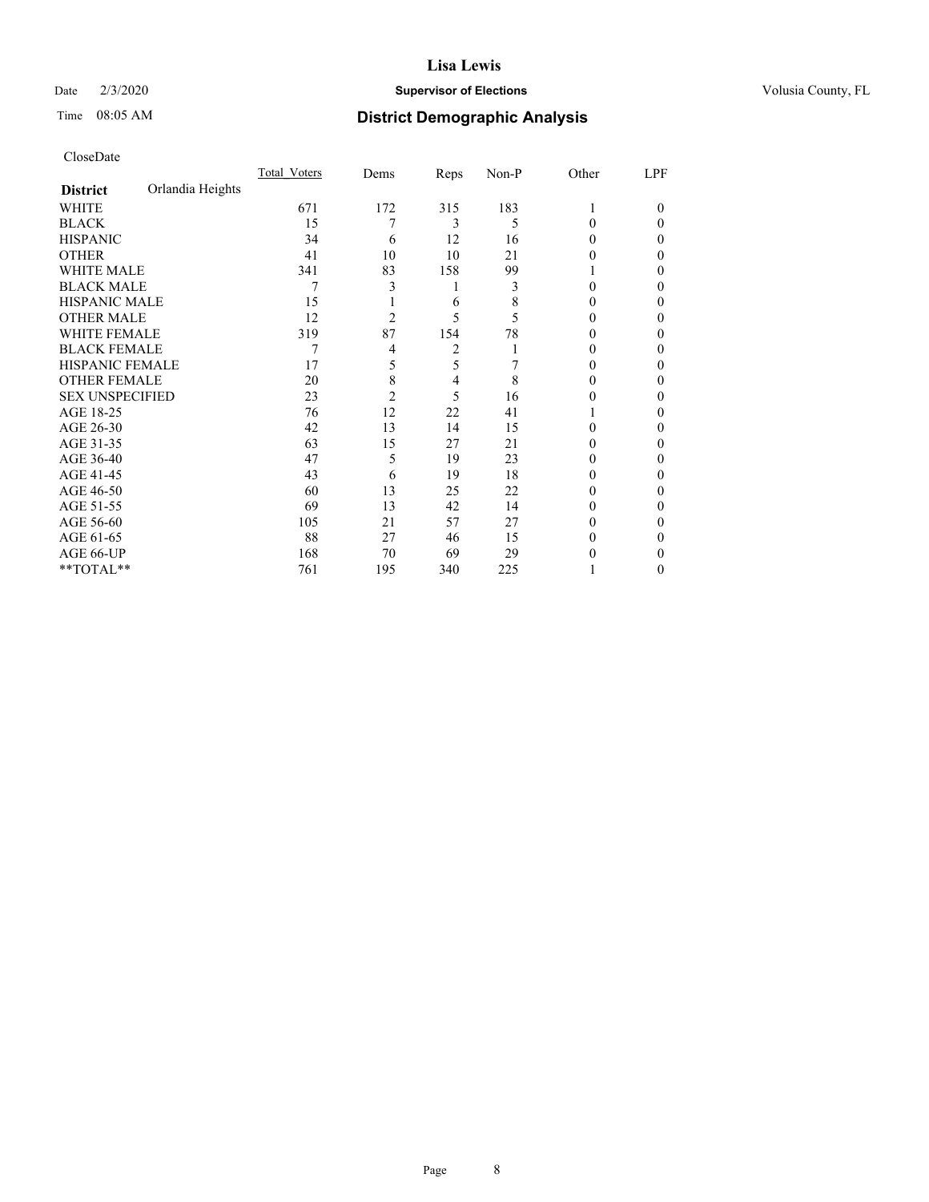# Lisa Lewis

Date 2/3/2020 **Supervisor of Elections** Volusia County, FL

Time 08:05 AM **District Demographic Analysis**

CloseDate

| District: Orlandia Heights | Total_Voters | Dems | Reps | Non-P | Other | LPF |
|---|---|---|---|---|---|---|
| WHITE | 671 | 172 | 315 | 183 | 1 | 0 |
| BLACK | 15 | 7 | 3 | 5 | 0 | 0 |
| HISPANIC | 34 | 6 | 12 | 16 | 0 | 0 |
| OTHER | 41 | 10 | 10 | 21 | 0 | 0 |
| WHITE MALE | 341 | 83 | 158 | 99 | 1 | 0 |
| BLACK MALE | 7 | 3 | 1 | 3 | 0 | 0 |
| HISPANIC MALE | 15 | 1 | 6 | 8 | 0 | 0 |
| OTHER MALE | 12 | 2 | 5 | 5 | 0 | 0 |
| WHITE FEMALE | 319 | 87 | 154 | 78 | 0 | 0 |
| BLACK FEMALE | 7 | 4 | 2 | 1 | 0 | 0 |
| HISPANIC FEMALE | 17 | 5 | 5 | 7 | 0 | 0 |
| OTHER FEMALE | 20 | 8 | 4 | 8 | 0 | 0 |
| SEX UNSPECIFIED | 23 | 2 | 5 | 16 | 0 | 0 |
| AGE 18-25 | 76 | 12 | 22 | 41 | 1 | 0 |
| AGE 26-30 | 42 | 13 | 14 | 15 | 0 | 0 |
| AGE 31-35 | 63 | 15 | 27 | 21 | 0 | 0 |
| AGE 36-40 | 47 | 5 | 19 | 23 | 0 | 0 |
| AGE 41-45 | 43 | 6 | 19 | 18 | 0 | 0 |
| AGE 46-50 | 60 | 13 | 25 | 22 | 0 | 0 |
| AGE 51-55 | 69 | 13 | 42 | 14 | 0 | 0 |
| AGE 56-60 | 105 | 21 | 57 | 27 | 0 | 0 |
| AGE 61-65 | 88 | 27 | 46 | 15 | 0 | 0 |
| AGE 66-UP | 168 | 70 | 69 | 29 | 0 | 0 |
| **TOTAL** | 761 | 195 | 340 | 225 | 1 | 0 |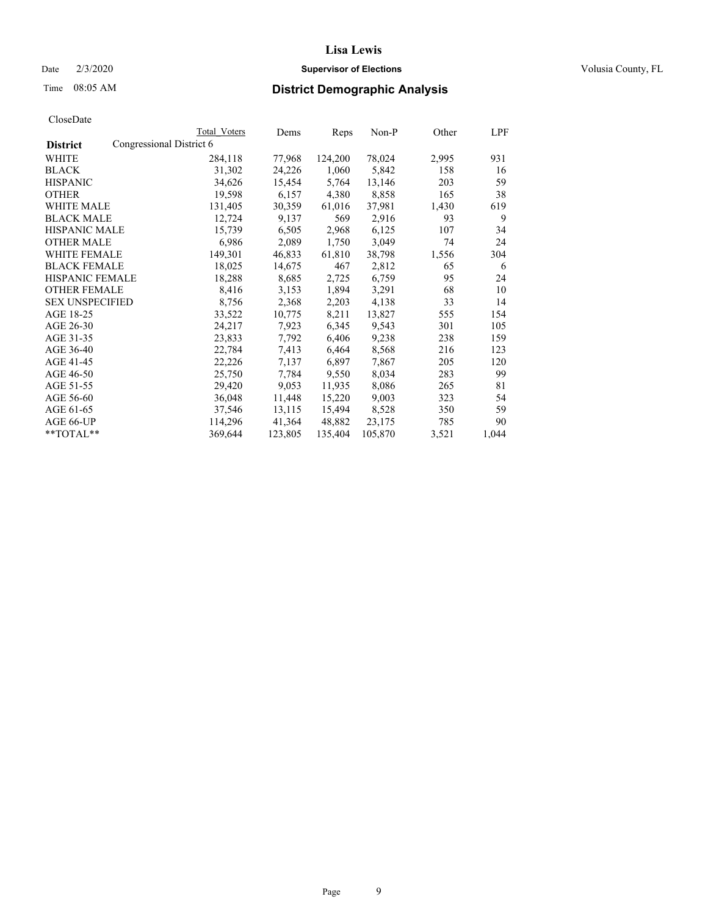# District Demographic Analysis

CloseDate

| District | Total Voters | Dems | Reps | Non-P | Other | LPF |
|---|---|---|---|---|---|---|
| **Congressional District 6** | | | | | | |
| WHITE | 284,118 | 77,968 | 124,200 | 78,024 | 2,995 | 931 |
| BLACK | 31,302 | 24,226 | 1,060 | 5,842 | 158 | 16 |
| HISPANIC | 34,626 | 15,454 | 5,764 | 13,146 | 203 | 59 |
| OTHER | 19,598 | 6,157 | 4,380 | 8,858 | 165 | 38 |
| WHITE MALE | 131,405 | 30,359 | 61,016 | 37,981 | 1,430 | 619 |
| BLACK MALE | 12,724 | 9,137 | 569 | 2,916 | 93 | 9 |
| HISPANIC MALE | 15,739 | 6,505 | 2,968 | 6,125 | 107 | 34 |
| OTHER MALE | 6,986 | 2,089 | 1,750 | 3,049 | 74 | 24 |
| WHITE FEMALE | 149,301 | 46,833 | 61,810 | 38,798 | 1,556 | 304 |
| BLACK FEMALE | 18,025 | 14,675 | 467 | 2,812 | 65 | 6 |
| HISPANIC FEMALE | 18,288 | 8,685 | 2,725 | 6,759 | 95 | 24 |
| OTHER FEMALE | 8,416 | 3,153 | 1,894 | 3,291 | 68 | 10 |
| SEX UNSPECIFIED | 8,756 | 2,368 | 2,203 | 4,138 | 33 | 14 |
| AGE 18-25 | 33,522 | 10,775 | 8,211 | 13,827 | 555 | 154 |
| AGE 26-30 | 24,217 | 7,923 | 6,345 | 9,543 | 301 | 105 |
| AGE 31-35 | 23,833 | 7,792 | 6,406 | 9,238 | 238 | 159 |
| AGE 36-40 | 22,784 | 7,413 | 6,464 | 8,568 | 216 | 123 |
| AGE 41-45 | 22,226 | 7,137 | 6,897 | 7,867 | 205 | 120 |
| AGE 46-50 | 25,750 | 7,784 | 9,550 | 8,034 | 283 | 99 |
| AGE 51-55 | 29,420 | 9,053 | 11,935 | 8,086 | 265 | 81 |
| AGE 56-60 | 36,048 | 11,448 | 15,220 | 9,003 | 323 | 54 |
| AGE 61-65 | 37,546 | 13,115 | 15,494 | 8,528 | 350 | 59 |
| AGE 66-UP | 114,296 | 41,364 | 48,882 | 23,175 | 785 | 90 |
| **TOTAL** | 369,644 | 123,805 | 135,404 | 105,870 | 3,521 | 1,044 |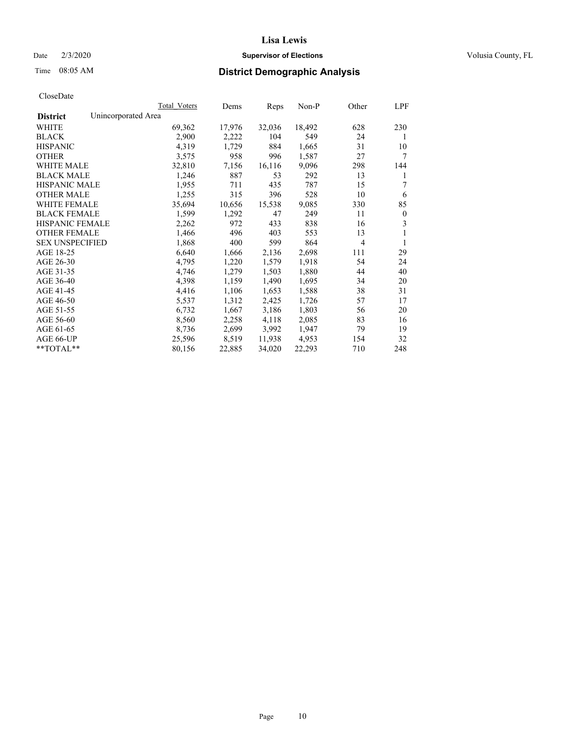# Lisa Lewis

Date 2/3/2020 **Supervisor of Elections** Volusia County, FL

Time 08:05 AM **District Demographic Analysis**

CloseDate

| **District** Unincorporated Area | Total Voters | Dems | Reps | Non-P | Other | LPF |
|---|---|---|---|---|---|---|
| WHITE | 69,362 | 17,976 | 32,036 | 18,492 | 628 | 230 |
| BLACK | 2,900 | 2,222 | 104 | 549 | 24 | 1 |
| HISPANIC | 4,319 | 1,729 | 884 | 1,665 | 31 | 10 |
| OTHER | 3,575 | 958 | 996 | 1,587 | 27 | 7 |
| WHITE MALE | 32,810 | 7,156 | 16,116 | 9,096 | 298 | 144 |
| BLACK MALE | 1,246 | 887 | 53 | 292 | 13 | 1 |
| HISPANIC MALE | 1,955 | 711 | 435 | 787 | 15 | 7 |
| OTHER MALE | 1,255 | 315 | 396 | 528 | 10 | 6 |
| WHITE FEMALE | 35,694 | 10,656 | 15,538 | 9,085 | 330 | 85 |
| BLACK FEMALE | 1,599 | 1,292 | 47 | 249 | 11 | 0 |
| HISPANIC FEMALE | 2,262 | 972 | 433 | 838 | 16 | 3 |
| OTHER FEMALE | 1,466 | 496 | 403 | 553 | 13 | 1 |
| SEX UNSPECIFIED | 1,868 | 400 | 599 | 864 | 4 | 1 |
| AGE 18-25 | 6,640 | 1,666 | 2,136 | 2,698 | 111 | 29 |
| AGE 26-30 | 4,795 | 1,220 | 1,579 | 1,918 | 54 | 24 |
| AGE 31-35 | 4,746 | 1,279 | 1,503 | 1,880 | 44 | 40 |
| AGE 36-40 | 4,398 | 1,159 | 1,490 | 1,695 | 34 | 20 |
| AGE 41-45 | 4,416 | 1,106 | 1,653 | 1,588 | 38 | 31 |
| AGE 46-50 | 5,537 | 1,312 | 2,425 | 1,726 | 57 | 17 |
| AGE 51-55 | 6,732 | 1,667 | 3,186 | 1,803 | 56 | 20 |
| AGE 56-60 | 8,560 | 2,258 | 4,118 | 2,085 | 83 | 16 |
| AGE 61-65 | 8,736 | 2,699 | 3,992 | 1,947 | 79 | 19 |
| AGE 66-UP | 25,596 | 8,519 | 11,938 | 4,953 | 154 | 32 |
| **TOTAL** | 80,156 | 22,885 | 34,020 | 22,293 | 710 | 248 |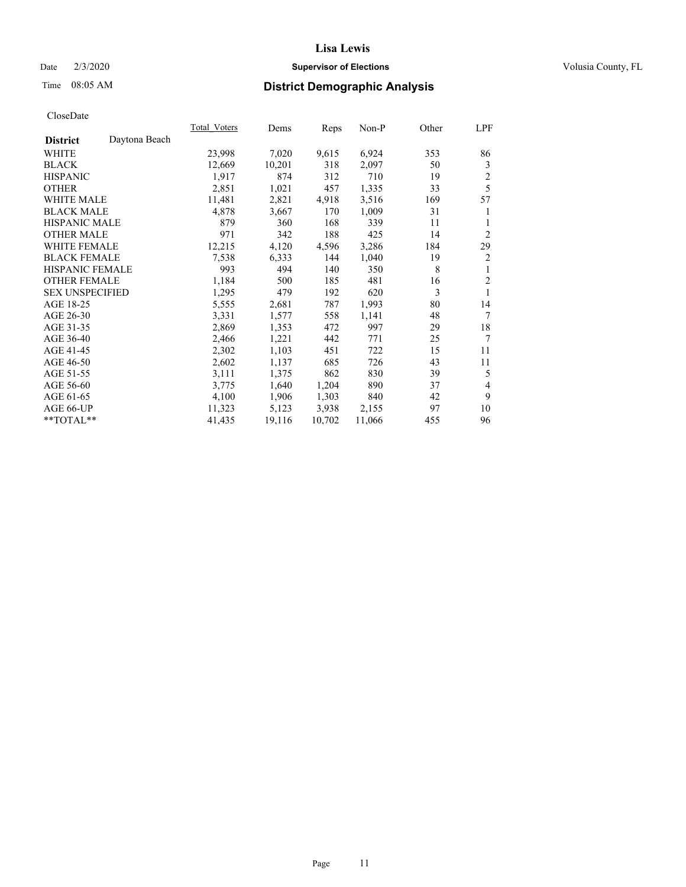# Lisa Lewis

Date 2/3/2020 **Supervisor of Elections** Volusia County, FL

Time 08:05 AM **District Demographic Analysis**

CloseDate

| **District** Daytona Beach | Total_Voters | Dems | Reps | Non-P | Other | LPF |
|---|---|---|---|---|---|---|
| WHITE | 23,998 | 7,020 | 9,615 | 6,924 | 353 | 86 |
| BLACK | 12,669 | 10,201 | 318 | 2,097 | 50 | 3 |
| HISPANIC | 1,917 | 874 | 312 | 710 | 19 | 2 |
| OTHER | 2,851 | 1,021 | 457 | 1,335 | 33 | 5 |
| WHITE MALE | 11,481 | 2,821 | 4,918 | 3,516 | 169 | 57 |
| BLACK MALE | 4,878 | 3,667 | 170 | 1,009 | 31 | 1 |
| HISPANIC MALE | 879 | 360 | 168 | 339 | 11 | 1 |
| OTHER MALE | 971 | 342 | 188 | 425 | 14 | 2 |
| WHITE FEMALE | 12,215 | 4,120 | 4,596 | 3,286 | 184 | 29 |
| BLACK FEMALE | 7,538 | 6,333 | 144 | 1,040 | 19 | 2 |
| HISPANIC FEMALE | 993 | 494 | 140 | 350 | 8 | 1 |
| OTHER FEMALE | 1,184 | 500 | 185 | 481 | 16 | 2 |
| SEX UNSPECIFIED | 1,295 | 479 | 192 | 620 | 3 | 1 |
| AGE 18-25 | 5,555 | 2,681 | 787 | 1,993 | 80 | 14 |
| AGE 26-30 | 3,331 | 1,577 | 558 | 1,141 | 48 | 7 |
| AGE 31-35 | 2,869 | 1,353 | 472 | 997 | 29 | 18 |
| AGE 36-40 | 2,466 | 1,221 | 442 | 771 | 25 | 7 |
| AGE 41-45 | 2,302 | 1,103 | 451 | 722 | 15 | 11 |
| AGE 46-50 | 2,602 | 1,137 | 685 | 726 | 43 | 11 |
| AGE 51-55 | 3,111 | 1,375 | 862 | 830 | 39 | 5 |
| AGE 56-60 | 3,775 | 1,640 | 1,204 | 890 | 37 | 4 |
| AGE 61-65 | 4,100 | 1,906 | 1,303 | 840 | 42 | 9 |
| AGE 66-UP | 11,323 | 5,123 | 3,938 | 2,155 | 97 | 10 |
| **TOTAL** | 41,435 | 19,116 | 10,702 | 11,066 | 455 | 96 |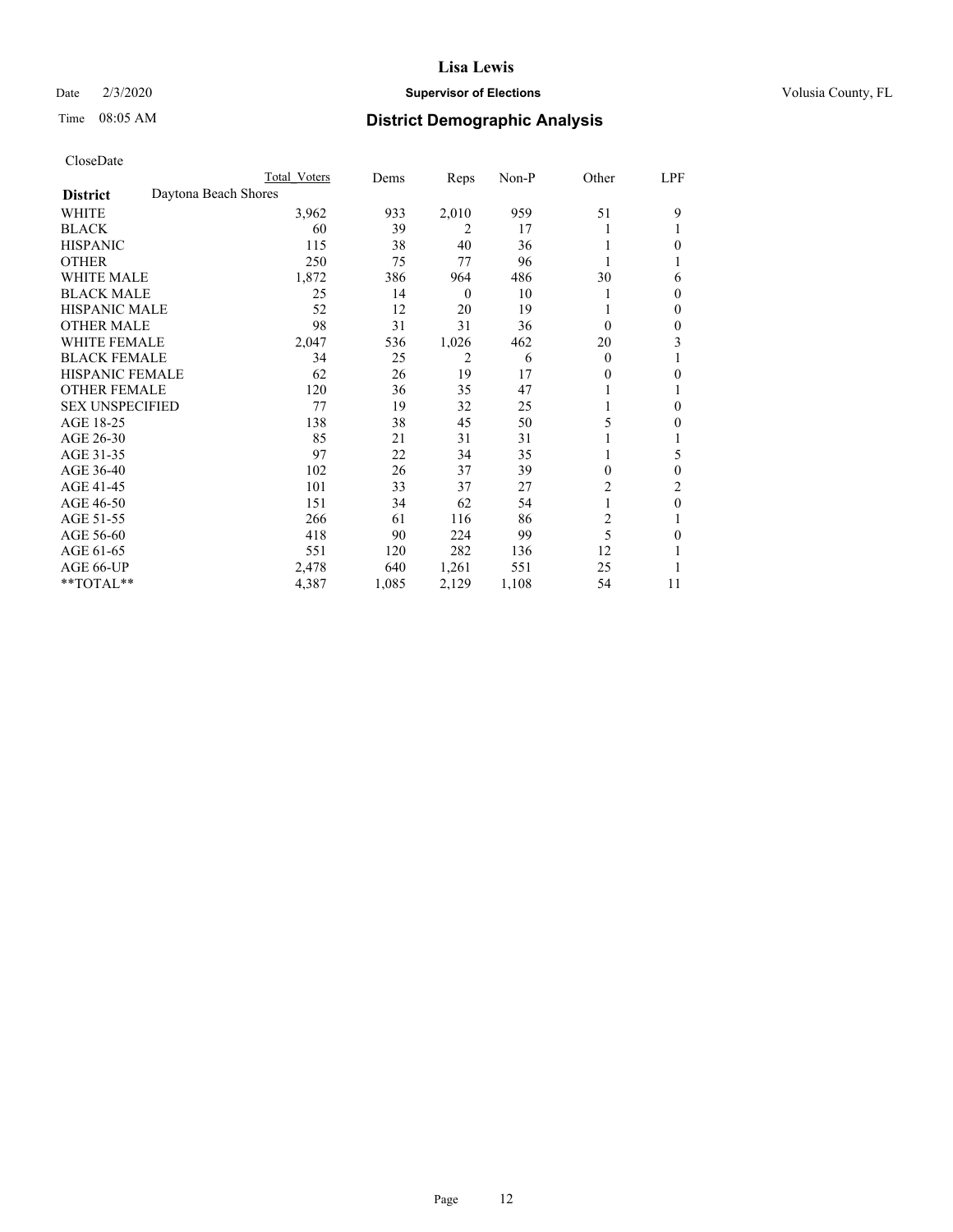# Lisa Lewis

Date 2/3/2020 **Supervisor of Elections** Volusia County, FL

Time 08:05 AM **District Demographic Analysis**

CloseDate

| | Total Voters | Dems | Reps | Non-P | Other | LPF |
|---|---|---|---|---|---|---|
| **District** Daytona Beach Shores | | | | | | |
| WHITE | 3,962 | 933 | 2,010 | 959 | 51 | 9 |
| BLACK | 60 | 39 | 2 | 17 | 1 | 1 |
| HISPANIC | 115 | 38 | 40 | 36 | 1 | 0 |
| OTHER | 250 | 75 | 77 | 96 | 1 | 1 |
| WHITE MALE | 1,872 | 386 | 964 | 486 | 30 | 6 |
| BLACK MALE | 25 | 14 | 0 | 10 | 1 | 0 |
| HISPANIC MALE | 52 | 12 | 20 | 19 | 1 | 0 |
| OTHER MALE | 98 | 31 | 31 | 36 | 0 | 0 |
| WHITE FEMALE | 2,047 | 536 | 1,026 | 462 | 20 | 3 |
| BLACK FEMALE | 34 | 25 | 2 | 6 | 0 | 1 |
| HISPANIC FEMALE | 62 | 26 | 19 | 17 | 0 | 0 |
| OTHER FEMALE | 120 | 36 | 35 | 47 | 1 | 1 |
| SEX UNSPECIFIED | 77 | 19 | 32 | 25 | 1 | 0 |
| AGE 18-25 | 138 | 38 | 45 | 50 | 5 | 0 |
| AGE 26-30 | 85 | 21 | 31 | 31 | 1 | 1 |
| AGE 31-35 | 97 | 22 | 34 | 35 | 1 | 5 |
| AGE 36-40 | 102 | 26 | 37 | 39 | 0 | 0 |
| AGE 41-45 | 101 | 33 | 37 | 27 | 2 | 2 |
| AGE 46-50 | 151 | 34 | 62 | 54 | 1 | 0 |
| AGE 51-55 | 266 | 61 | 116 | 86 | 2 | 1 |
| AGE 56-60 | 418 | 90 | 224 | 99 | 5 | 0 |
| AGE 61-65 | 551 | 120 | 282 | 136 | 12 | 1 |
| AGE 66-UP | 2,478 | 640 | 1,261 | 551 | 25 | 1 |
| **TOTAL** | 4,387 | 1,085 | 2,129 | 1,108 | 54 | 11 |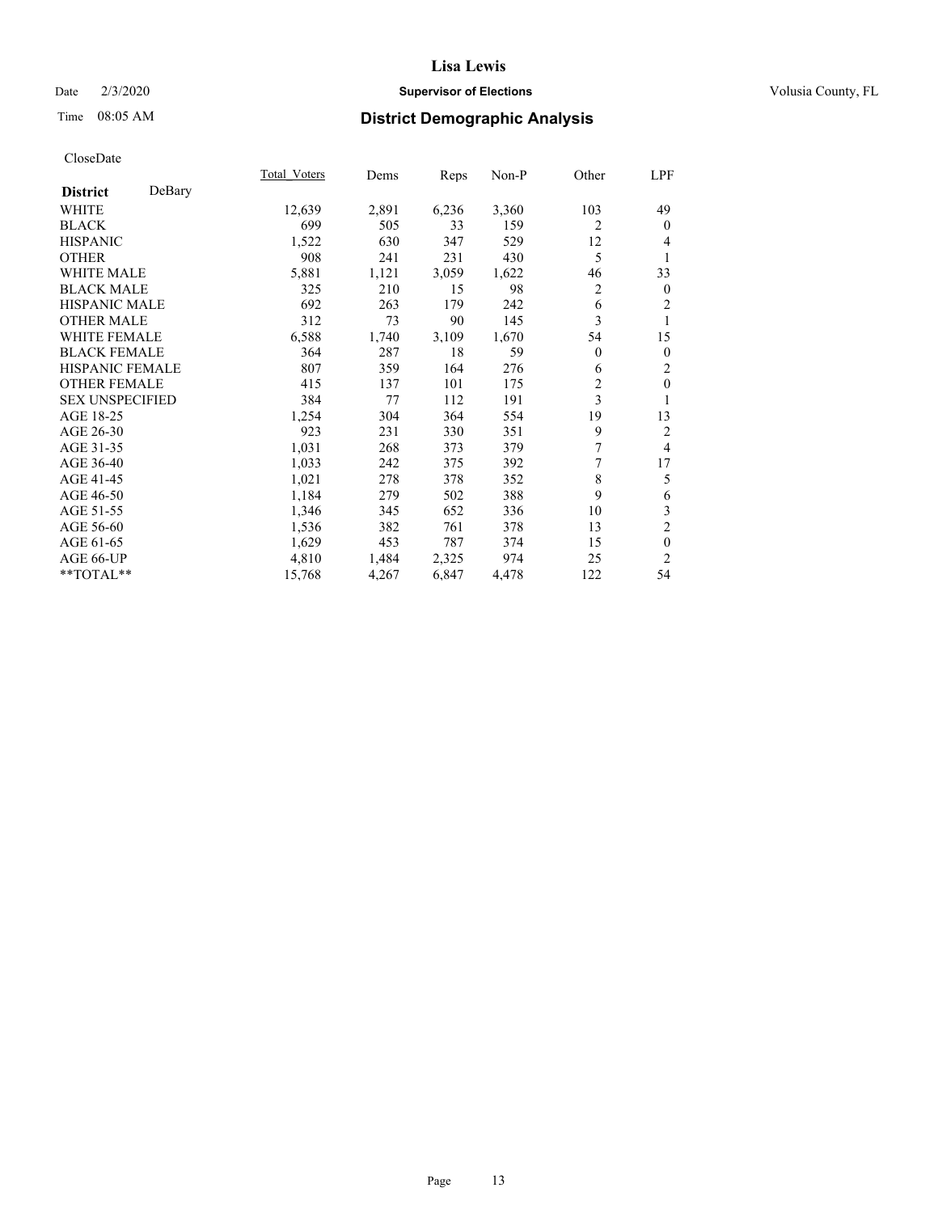# District Demographic Analysis

CloseDate

| District DeBary | Total_Voters | Dems | Reps | Non-P | Other | LPF |
|---|---|---|---|---|---|---|
| WHITE | 12,639 | 2,891 | 6,236 | 3,360 | 103 | 49 |
| BLACK | 699 | 505 | 33 | 159 | 2 | 0 |
| HISPANIC | 1,522 | 630 | 347 | 529 | 12 | 4 |
| OTHER | 908 | 241 | 231 | 430 | 5 | 1 |
| WHITE MALE | 5,881 | 1,121 | 3,059 | 1,622 | 46 | 33 |
| BLACK MALE | 325 | 210 | 15 | 98 | 2 | 0 |
| HISPANIC MALE | 692 | 263 | 179 | 242 | 6 | 2 |
| OTHER MALE | 312 | 73 | 90 | 145 | 3 | 1 |
| WHITE FEMALE | 6,588 | 1,740 | 3,109 | 1,670 | 54 | 15 |
| BLACK FEMALE | 364 | 287 | 18 | 59 | 0 | 0 |
| HISPANIC FEMALE | 807 | 359 | 164 | 276 | 6 | 2 |
| OTHER FEMALE | 415 | 137 | 101 | 175 | 2 | 0 |
| SEX UNSPECIFIED | 384 | 77 | 112 | 191 | 3 | 1 |
| AGE 18-25 | 1,254 | 304 | 364 | 554 | 19 | 13 |
| AGE 26-30 | 923 | 231 | 330 | 351 | 9 | 2 |
| AGE 31-35 | 1,031 | 268 | 373 | 379 | 7 | 4 |
| AGE 36-40 | 1,033 | 242 | 375 | 392 | 7 | 17 |
| AGE 41-45 | 1,021 | 278 | 378 | 352 | 8 | 5 |
| AGE 46-50 | 1,184 | 279 | 502 | 388 | 9 | 6 |
| AGE 51-55 | 1,346 | 345 | 652 | 336 | 10 | 3 |
| AGE 56-60 | 1,536 | 382 | 761 | 378 | 13 | 2 |
| AGE 61-65 | 1,629 | 453 | 787 | 374 | 15 | 0 |
| AGE 66-UP | 4,810 | 1,484 | 2,325 | 974 | 25 | 2 |
| **TOTAL** | 15,768 | 4,267 | 6,847 | 4,478 | 122 | 54 |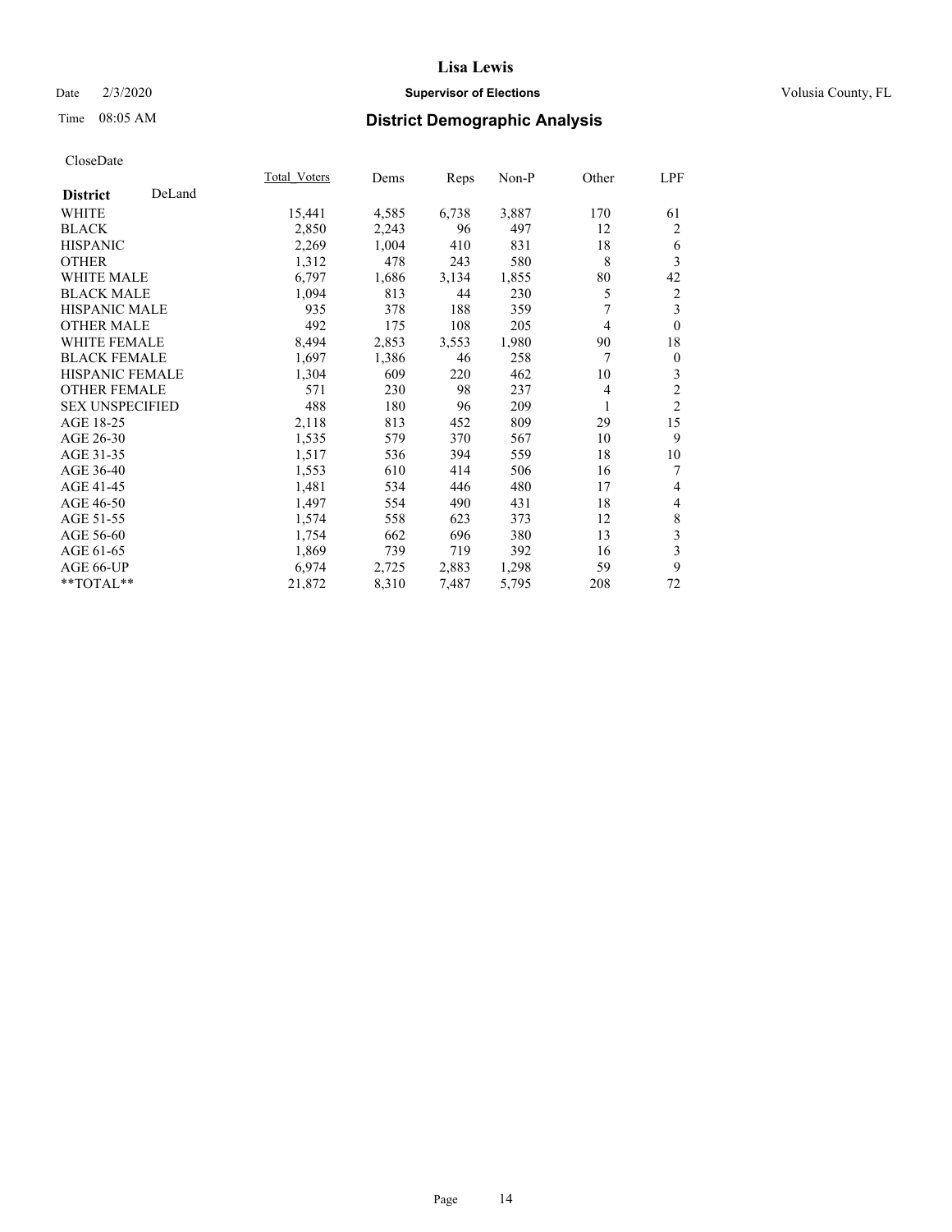# Lisa Lewis

Date 2/3/2020 **Supervisor of Elections** Volusia County, FL

Time 08:05 AM **District Demographic Analysis**

CloseDate

| **District** DeLand | Total_Voters | Dems | Reps | Non-P | Other | LPF |
|---|---|---|---|---|---|---|
| WHITE | 15,441 | 4,585 | 6,738 | 3,887 | 170 | 61 |
| BLACK | 2,850 | 2,243 | 96 | 497 | 12 | 2 |
| HISPANIC | 2,269 | 1,004 | 410 | 831 | 18 | 6 |
| OTHER | 1,312 | 478 | 243 | 580 | 8 | 3 |
| WHITE MALE | 6,797 | 1,686 | 3,134 | 1,855 | 80 | 42 |
| BLACK MALE | 1,094 | 813 | 44 | 230 | 5 | 2 |
| HISPANIC MALE | 935 | 378 | 188 | 359 | 7 | 3 |
| OTHER MALE | 492 | 175 | 108 | 205 | 4 | 0 |
| WHITE FEMALE | 8,494 | 2,853 | 3,553 | 1,980 | 90 | 18 |
| BLACK FEMALE | 1,697 | 1,386 | 46 | 258 | 7 | 0 |
| HISPANIC FEMALE | 1,304 | 609 | 220 | 462 | 10 | 3 |
| OTHER FEMALE | 571 | 230 | 98 | 237 | 4 | 2 |
| SEX UNSPECIFIED | 488 | 180 | 96 | 209 | 1 | 2 |
| AGE 18-25 | 2,118 | 813 | 452 | 809 | 29 | 15 |
| AGE 26-30 | 1,535 | 579 | 370 | 567 | 10 | 9 |
| AGE 31-35 | 1,517 | 536 | 394 | 559 | 18 | 10 |
| AGE 36-40 | 1,553 | 610 | 414 | 506 | 16 | 7 |
| AGE 41-45 | 1,481 | 534 | 446 | 480 | 17 | 4 |
| AGE 46-50 | 1,497 | 554 | 490 | 431 | 18 | 4 |
| AGE 51-55 | 1,574 | 558 | 623 | 373 | 12 | 8 |
| AGE 56-60 | 1,754 | 662 | 696 | 380 | 13 | 3 |
| AGE 61-65 | 1,869 | 739 | 719 | 392 | 16 | 3 |
| AGE 66-UP | 6,974 | 2,725 | 2,883 | 1,298 | 59 | 9 |
| **TOTAL** | 21,872 | 8,310 | 7,487 | 5,795 | 208 | 72 |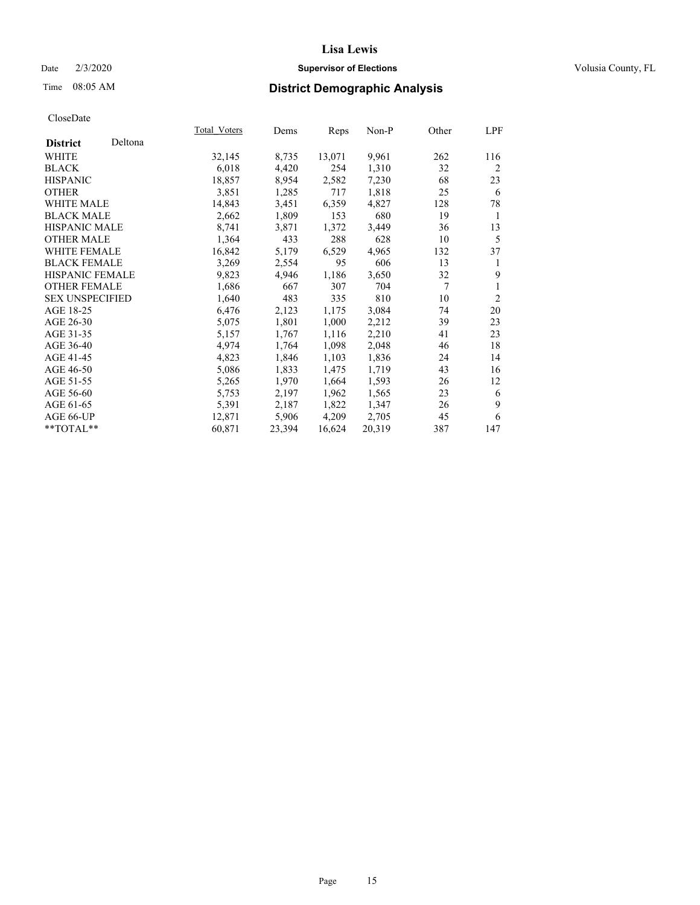# Lisa Lewis

Date 2/3/2020 **Supervisor of Elections** Volusia County, FL

Time 08:05 AM **District Demographic Analysis**

CloseDate

| **District** Deltona | Total_Voters | Dems | Reps | Non-P | Other | LPF |
|---|---|---|---|---|---|---|
| WHITE | 32,145 | 8,735 | 13,071 | 9,961 | 262 | 116 |
| BLACK | 6,018 | 4,420 | 254 | 1,310 | 32 | 2 |
| HISPANIC | 18,857 | 8,954 | 2,582 | 7,230 | 68 | 23 |
| OTHER | 3,851 | 1,285 | 717 | 1,818 | 25 | 6 |
| WHITE MALE | 14,843 | 3,451 | 6,359 | 4,827 | 128 | 78 |
| BLACK MALE | 2,662 | 1,809 | 153 | 680 | 19 | 1 |
| HISPANIC MALE | 8,741 | 3,871 | 1,372 | 3,449 | 36 | 13 |
| OTHER MALE | 1,364 | 433 | 288 | 628 | 10 | 5 |
| WHITE FEMALE | 16,842 | 5,179 | 6,529 | 4,965 | 132 | 37 |
| BLACK FEMALE | 3,269 | 2,554 | 95 | 606 | 13 | 1 |
| HISPANIC FEMALE | 9,823 | 4,946 | 1,186 | 3,650 | 32 | 9 |
| OTHER FEMALE | 1,686 | 667 | 307 | 704 | 7 | 1 |
| SEX UNSPECIFIED | 1,640 | 483 | 335 | 810 | 10 | 2 |
| AGE 18-25 | 6,476 | 2,123 | 1,175 | 3,084 | 74 | 20 |
| AGE 26-30 | 5,075 | 1,801 | 1,000 | 2,212 | 39 | 23 |
| AGE 31-35 | 5,157 | 1,767 | 1,116 | 2,210 | 41 | 23 |
| AGE 36-40 | 4,974 | 1,764 | 1,098 | 2,048 | 46 | 18 |
| AGE 41-45 | 4,823 | 1,846 | 1,103 | 1,836 | 24 | 14 |
| AGE 46-50 | 5,086 | 1,833 | 1,475 | 1,719 | 43 | 16 |
| AGE 51-55 | 5,265 | 1,970 | 1,664 | 1,593 | 26 | 12 |
| AGE 56-60 | 5,753 | 2,197 | 1,962 | 1,565 | 23 | 6 |
| AGE 61-65 | 5,391 | 2,187 | 1,822 | 1,347 | 26 | 9 |
| AGE 66-UP | 12,871 | 5,906 | 4,209 | 2,705 | 45 | 6 |
| **TOTAL** | 60,871 | 23,394 | 16,624 | 20,319 | 387 | 147 |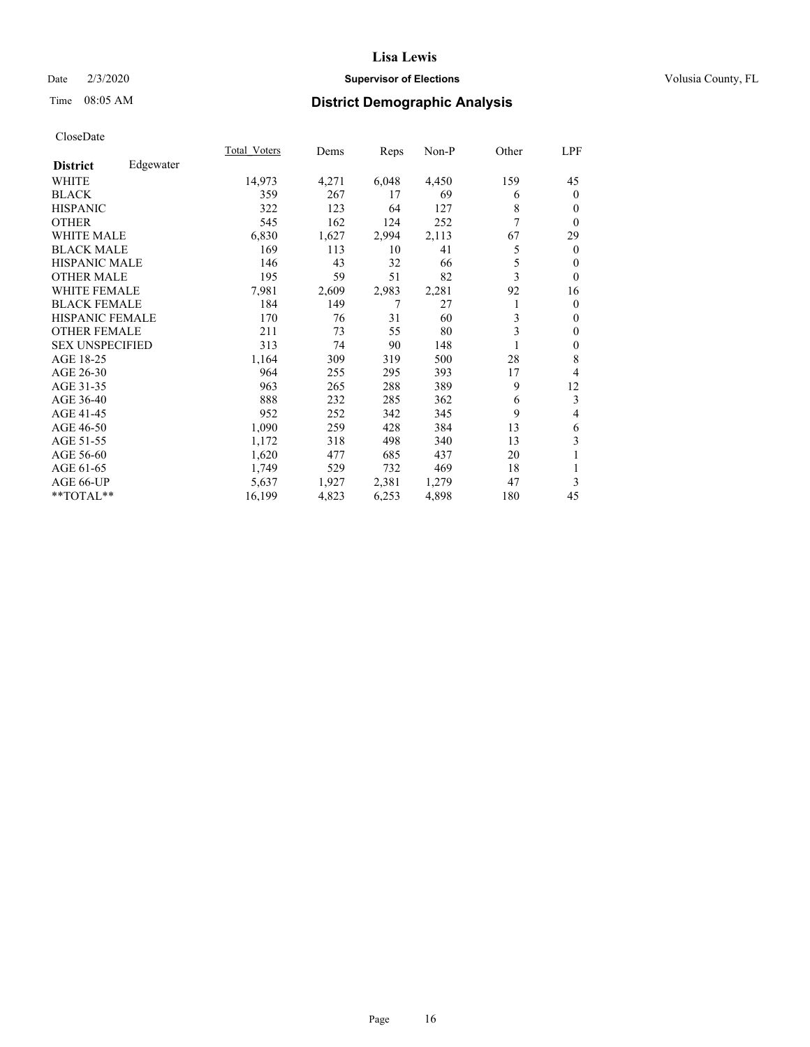# District Demographic Analysis

CloseDate

| District | Edgewater | Total_Voters | Dems | Reps | Non-P | Other | LPF |
|---|---|---|---|---|---|---|---|
| WHITE | | 14,973 | 4,271 | 6,048 | 4,450 | 159 | 45 |
| BLACK | | 359 | 267 | 17 | 69 | 6 | 0 |
| HISPANIC | | 322 | 123 | 64 | 127 | 8 | 0 |
| OTHER | | 545 | 162 | 124 | 252 | 7 | 0 |
| WHITE MALE | | 6,830 | 1,627 | 2,994 | 2,113 | 67 | 29 |
| BLACK MALE | | 169 | 113 | 10 | 41 | 5 | 0 |
| HISPANIC MALE | | 146 | 43 | 32 | 66 | 5 | 0 |
| OTHER MALE | | 195 | 59 | 51 | 82 | 3 | 0 |
| WHITE FEMALE | | 7,981 | 2,609 | 2,983 | 2,281 | 92 | 16 |
| BLACK FEMALE | | 184 | 149 | 7 | 27 | 1 | 0 |
| HISPANIC FEMALE | | 170 | 76 | 31 | 60 | 3 | 0 |
| OTHER FEMALE | | 211 | 73 | 55 | 80 | 3 | 0 |
| SEX UNSPECIFIED | | 313 | 74 | 90 | 148 | 1 | 0 |
| AGE 18-25 | | 1,164 | 309 | 319 | 500 | 28 | 8 |
| AGE 26-30 | | 964 | 255 | 295 | 393 | 17 | 4 |
| AGE 31-35 | | 963 | 265 | 288 | 389 | 9 | 12 |
| AGE 36-40 | | 888 | 232 | 285 | 362 | 6 | 3 |
| AGE 41-45 | | 952 | 252 | 342 | 345 | 9 | 4 |
| AGE 46-50 | | 1,090 | 259 | 428 | 384 | 13 | 6 |
| AGE 51-55 | | 1,172 | 318 | 498 | 340 | 13 | 3 |
| AGE 56-60 | | 1,620 | 477 | 685 | 437 | 20 | 1 |
| AGE 61-65 | | 1,749 | 529 | 732 | 469 | 18 | 1 |
| AGE 66-UP | | 5,637 | 1,927 | 2,381 | 1,279 | 47 | 3 |
| **TOTAL** | | 16,199 | 4,823 | 6,253 | 4,898 | 180 | 45 |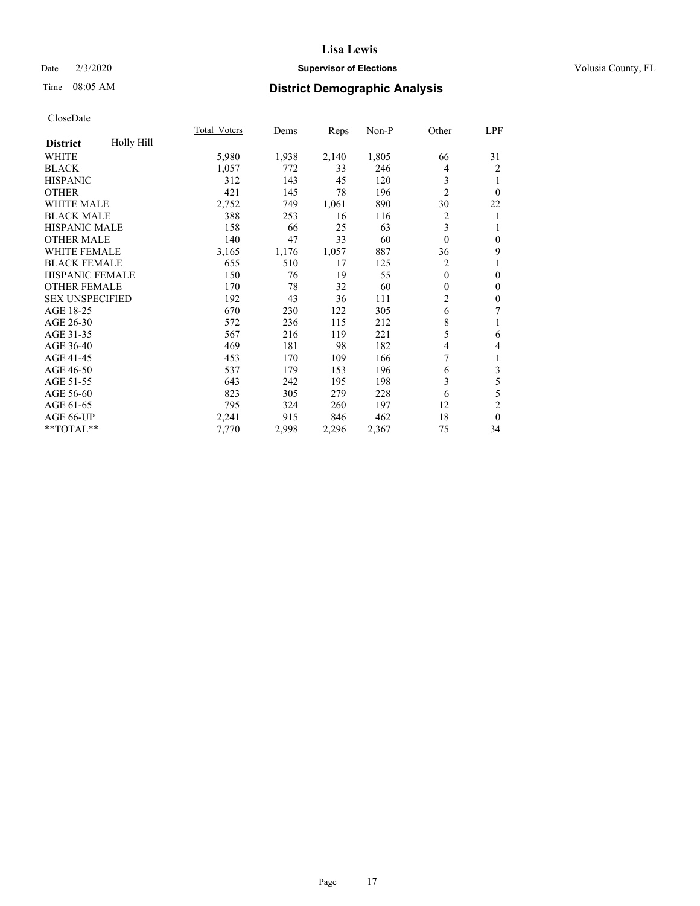Lisa Lewis

Date 2/3/2020 **Supervisor of Elections** Volusia County, FL

Time 08:05 AM **District Demographic Analysis**

CloseDate

| **District** Holly Hill | Total_Voters | Dems | Reps | Non-P | Other | LPF |
|---|---|---|---|---|---|---|
| WHITE | 5,980 | 1,938 | 2,140 | 1,805 | 66 | 31 |
| BLACK | 1,057 | 772 | 33 | 246 | 4 | 2 |
| HISPANIC | 312 | 143 | 45 | 120 | 3 | 1 |
| OTHER | 421 | 145 | 78 | 196 | 2 | 0 |
| WHITE MALE | 2,752 | 749 | 1,061 | 890 | 30 | 22 |
| BLACK MALE | 388 | 253 | 16 | 116 | 2 | 1 |
| HISPANIC MALE | 158 | 66 | 25 | 63 | 3 | 1 |
| OTHER MALE | 140 | 47 | 33 | 60 | 0 | 0 |
| WHITE FEMALE | 3,165 | 1,176 | 1,057 | 887 | 36 | 9 |
| BLACK FEMALE | 655 | 510 | 17 | 125 | 2 | 1 |
| HISPANIC FEMALE | 150 | 76 | 19 | 55 | 0 | 0 |
| OTHER FEMALE | 170 | 78 | 32 | 60 | 0 | 0 |
| SEX UNSPECIFIED | 192 | 43 | 36 | 111 | 2 | 0 |
| AGE 18-25 | 670 | 230 | 122 | 305 | 6 | 7 |
| AGE 26-30 | 572 | 236 | 115 | 212 | 8 | 1 |
| AGE 31-35 | 567 | 216 | 119 | 221 | 5 | 6 |
| AGE 36-40 | 469 | 181 | 98 | 182 | 4 | 4 |
| AGE 41-45 | 453 | 170 | 109 | 166 | 7 | 1 |
| AGE 46-50 | 537 | 179 | 153 | 196 | 6 | 3 |
| AGE 51-55 | 643 | 242 | 195 | 198 | 3 | 5 |
| AGE 56-60 | 823 | 305 | 279 | 228 | 6 | 5 |
| AGE 61-65 | 795 | 324 | 260 | 197 | 12 | 2 |
| AGE 66-UP | 2,241 | 915 | 846 | 462 | 18 | 0 |
| **TOTAL** | 7,770 | 2,998 | 2,296 | 2,367 | 75 | 34 |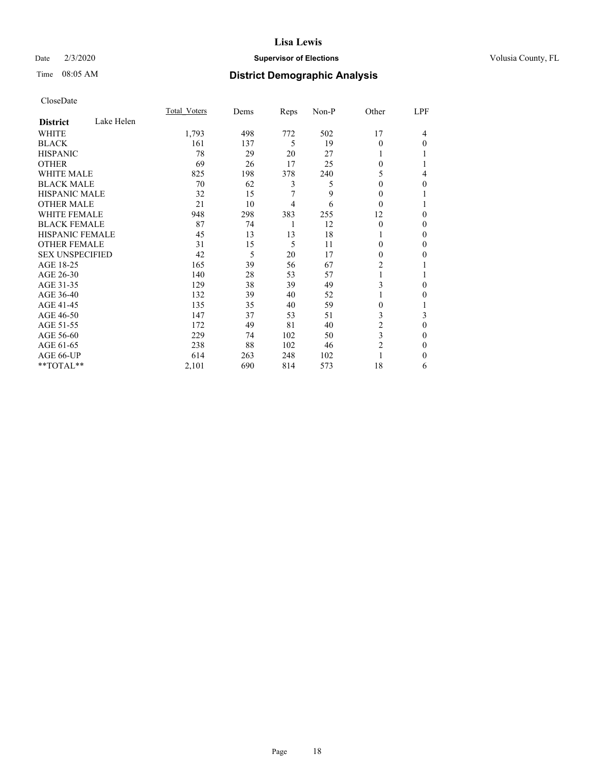CloseDate

| District | Lake Helen | Total_Voters | Dems | Reps | Non-P | Other | LPF |
|---|---|---|---|---|---|---|---|
| WHITE | | 1,793 | 498 | 772 | 502 | 17 | 4 |
| BLACK | | 161 | 137 | 5 | 19 | 0 | 0 |
| HISPANIC | | 78 | 29 | 20 | 27 | 1 | 1 |
| OTHER | | 69 | 26 | 17 | 25 | 0 | 1 |
| WHITE MALE | | 825 | 198 | 378 | 240 | 5 | 4 |
| BLACK MALE | | 70 | 62 | 3 | 5 | 0 | 0 |
| HISPANIC MALE | | 32 | 15 | 7 | 9 | 0 | 1 |
| OTHER MALE | | 21 | 10 | 4 | 6 | 0 | 1 |
| WHITE FEMALE | | 948 | 298 | 383 | 255 | 12 | 0 |
| BLACK FEMALE | | 87 | 74 | 1 | 12 | 0 | 0 |
| HISPANIC FEMALE | | 45 | 13 | 13 | 18 | 1 | 0 |
| OTHER FEMALE | | 31 | 15 | 5 | 11 | 0 | 0 |
| SEX UNSPECIFIED | | 42 | 5 | 20 | 17 | 0 | 0 |
| AGE 18-25 | | 165 | 39 | 56 | 67 | 2 | 1 |
| AGE 26-30 | | 140 | 28 | 53 | 57 | 1 | 1 |
| AGE 31-35 | | 129 | 38 | 39 | 49 | 3 | 0 |
| AGE 36-40 | | 132 | 39 | 40 | 52 | 1 | 0 |
| AGE 41-45 | | 135 | 35 | 40 | 59 | 0 | 1 |
| AGE 46-50 | | 147 | 37 | 53 | 51 | 3 | 3 |
| AGE 51-55 | | 172 | 49 | 81 | 40 | 2 | 0 |
| AGE 56-60 | | 229 | 74 | 102 | 50 | 3 | 0 |
| AGE 61-65 | | 238 | 88 | 102 | 46 | 2 | 0 |
| AGE 66-UP | | 614 | 263 | 248 | 102 | 1 | 0 |
| **TOTAL** | | 2,101 | 690 | 814 | 573 | 18 | 6 |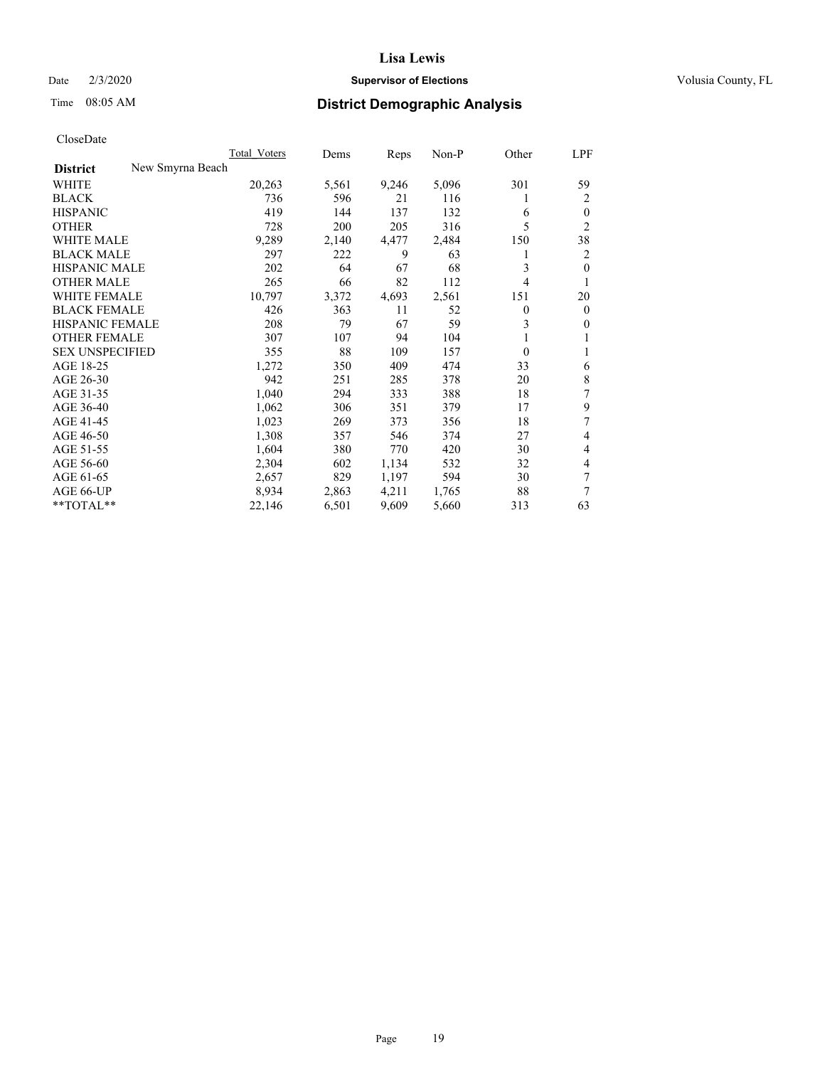# Lisa Lewis

Date 2/3/2020 **Supervisor of Elections** Volusia County, FL

Time 08:05 AM **District Demographic Analysis**

CloseDate

| | Total_Voters | Dems | Reps | Non-P | Other | LPF |
|---|---|---|---|---|---|---|
| **District** New Smyrna Beach | | | | | | |
| WHITE | 20,263 | 5,561 | 9,246 | 5,096 | 301 | 59 |
| BLACK | 736 | 596 | 21 | 116 | 1 | 2 |
| HISPANIC | 419 | 144 | 137 | 132 | 6 | 0 |
| OTHER | 728 | 200 | 205 | 316 | 5 | 2 |
| WHITE MALE | 9,289 | 2,140 | 4,477 | 2,484 | 150 | 38 |
| BLACK MALE | 297 | 222 | 9 | 63 | 1 | 2 |
| HISPANIC MALE | 202 | 64 | 67 | 68 | 3 | 0 |
| OTHER MALE | 265 | 66 | 82 | 112 | 4 | 1 |
| WHITE FEMALE | 10,797 | 3,372 | 4,693 | 2,561 | 151 | 20 |
| BLACK FEMALE | 426 | 363 | 11 | 52 | 0 | 0 |
| HISPANIC FEMALE | 208 | 79 | 67 | 59 | 3 | 0 |
| OTHER FEMALE | 307 | 107 | 94 | 104 | 1 | 1 |
| SEX UNSPECIFIED | 355 | 88 | 109 | 157 | 0 | 1 |
| AGE 18-25 | 1,272 | 350 | 409 | 474 | 33 | 6 |
| AGE 26-30 | 942 | 251 | 285 | 378 | 20 | 8 |
| AGE 31-35 | 1,040 | 294 | 333 | 388 | 18 | 7 |
| AGE 36-40 | 1,062 | 306 | 351 | 379 | 17 | 9 |
| AGE 41-45 | 1,023 | 269 | 373 | 356 | 18 | 7 |
| AGE 46-50 | 1,308 | 357 | 546 | 374 | 27 | 4 |
| AGE 51-55 | 1,604 | 380 | 770 | 420 | 30 | 4 |
| AGE 56-60 | 2,304 | 602 | 1,134 | 532 | 32 | 4 |
| AGE 61-65 | 2,657 | 829 | 1,197 | 594 | 30 | 7 |
| AGE 66-UP | 8,934 | 2,863 | 4,211 | 1,765 | 88 | 7 |
| **TOTAL** | 22,146 | 6,501 | 9,609 | 5,660 | 313 | 63 |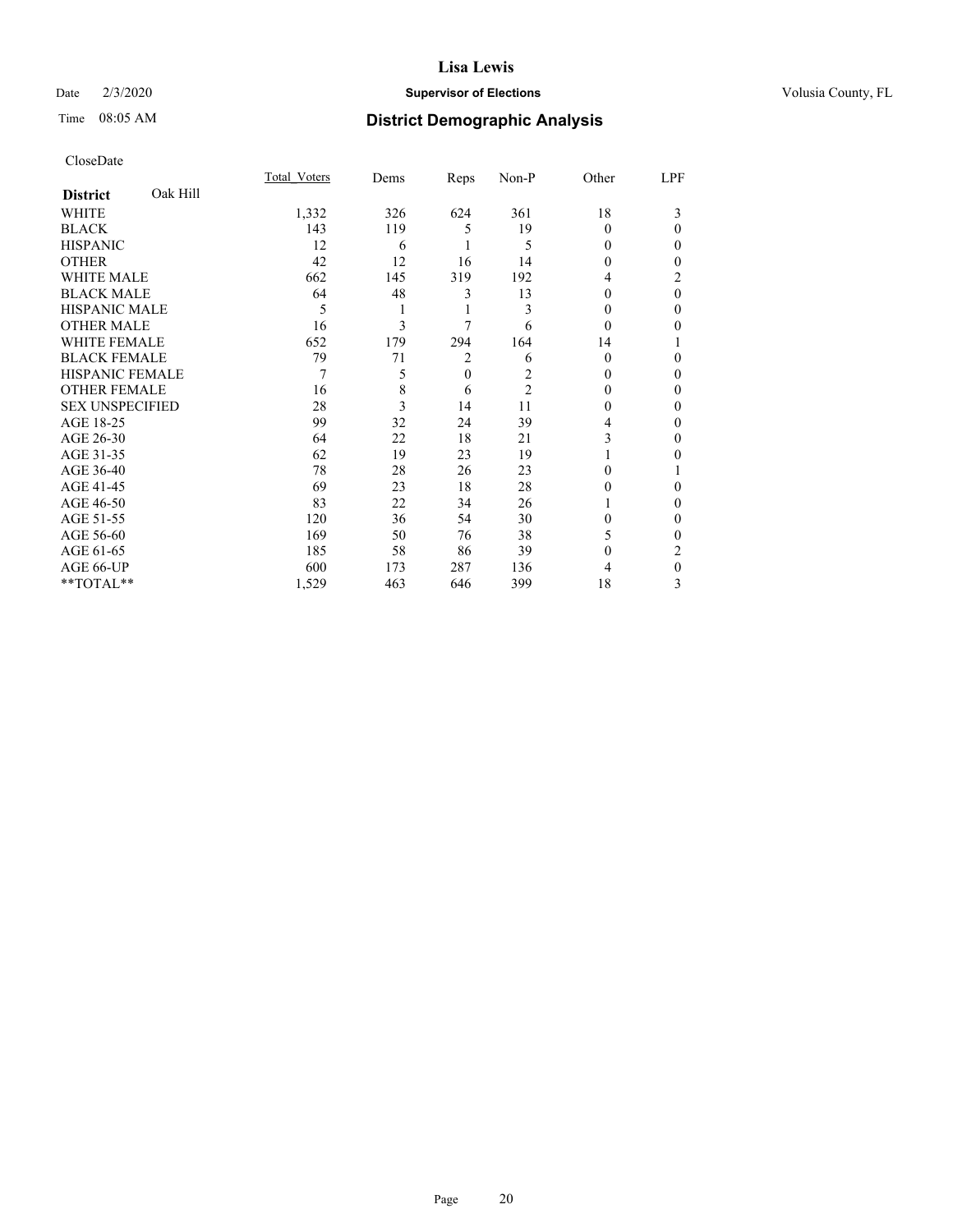CloseDate

| District Oak Hill | Total_Voters | Dems | Reps | Non-P | Other | LPF |
|---|---|---|---|---|---|---|
| WHITE | 1,332 | 326 | 624 | 361 | 18 | 3 |
| BLACK | 143 | 119 | 5 | 19 | 0 | 0 |
| HISPANIC | 12 | 6 | 1 | 5 | 0 | 0 |
| OTHER | 42 | 12 | 16 | 14 | 0 | 0 |
| WHITE MALE | 662 | 145 | 319 | 192 | 4 | 2 |
| BLACK MALE | 64 | 48 | 3 | 13 | 0 | 0 |
| HISPANIC MALE | 5 | 1 | 1 | 3 | 0 | 0 |
| OTHER MALE | 16 | 3 | 7 | 6 | 0 | 0 |
| WHITE FEMALE | 652 | 179 | 294 | 164 | 14 | 1 |
| BLACK FEMALE | 79 | 71 | 2 | 6 | 0 | 0 |
| HISPANIC FEMALE | 7 | 5 | 0 | 2 | 0 | 0 |
| OTHER FEMALE | 16 | 8 | 6 | 2 | 0 | 0 |
| SEX UNSPECIFIED | 28 | 3 | 14 | 11 | 0 | 0 |
| AGE 18-25 | 99 | 32 | 24 | 39 | 4 | 0 |
| AGE 26-30 | 64 | 22 | 18 | 21 | 3 | 0 |
| AGE 31-35 | 62 | 19 | 23 | 19 | 1 | 0 |
| AGE 36-40 | 78 | 28 | 26 | 23 | 0 | 1 |
| AGE 41-45 | 69 | 23 | 18 | 28 | 0 | 0 |
| AGE 46-50 | 83 | 22 | 34 | 26 | 1 | 0 |
| AGE 51-55 | 120 | 36 | 54 | 30 | 0 | 0 |
| AGE 56-60 | 169 | 50 | 76 | 38 | 5 | 0 |
| AGE 61-65 | 185 | 58 | 86 | 39 | 0 | 2 |
| AGE 66-UP | 600 | 173 | 287 | 136 | 4 | 0 |
| **TOTAL** | 1,529 | 463 | 646 | 399 | 18 | 3 |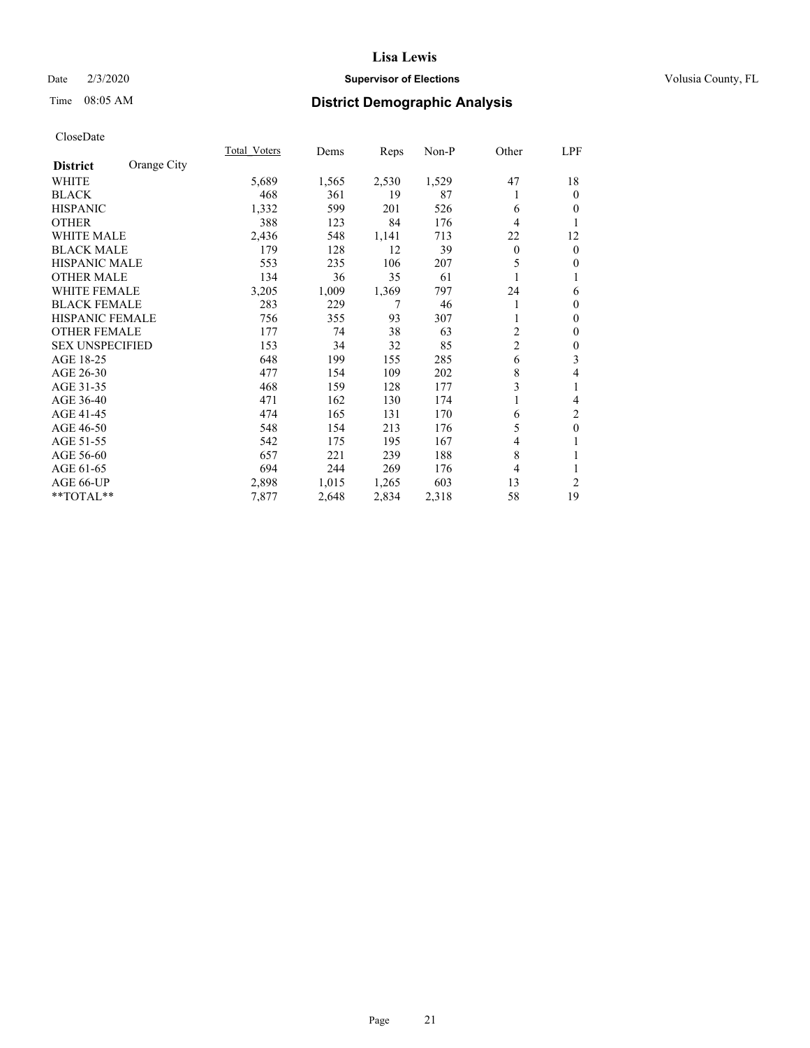# Lisa Lewis

Date 2/3/2020 **Supervisor of Elections** Volusia County, FL

Time 08:05 AM **District Demographic Analysis**

CloseDate

| **District** Orange City | Total Voters | Dems | Reps | Non-P | Other | LPF |
|---|---|---|---|---|---|---|
| WHITE | 5,689 | 1,565 | 2,530 | 1,529 | 47 | 18 |
| BLACK | 468 | 361 | 19 | 87 | 1 | 0 |
| HISPANIC | 1,332 | 599 | 201 | 526 | 6 | 0 |
| OTHER | 388 | 123 | 84 | 176 | 4 | 1 |
| WHITE MALE | 2,436 | 548 | 1,141 | 713 | 22 | 12 |
| BLACK MALE | 179 | 128 | 12 | 39 | 0 | 0 |
| HISPANIC MALE | 553 | 235 | 106 | 207 | 5 | 0 |
| OTHER MALE | 134 | 36 | 35 | 61 | 1 | 1 |
| WHITE FEMALE | 3,205 | 1,009 | 1,369 | 797 | 24 | 6 |
| BLACK FEMALE | 283 | 229 | 7 | 46 | 1 | 0 |
| HISPANIC FEMALE | 756 | 355 | 93 | 307 | 1 | 0 |
| OTHER FEMALE | 177 | 74 | 38 | 63 | 2 | 0 |
| SEX UNSPECIFIED | 153 | 34 | 32 | 85 | 2 | 0 |
| AGE 18-25 | 648 | 199 | 155 | 285 | 6 | 3 |
| AGE 26-30 | 477 | 154 | 109 | 202 | 8 | 4 |
| AGE 31-35 | 468 | 159 | 128 | 177 | 3 | 1 |
| AGE 36-40 | 471 | 162 | 130 | 174 | 1 | 4 |
| AGE 41-45 | 474 | 165 | 131 | 170 | 6 | 2 |
| AGE 46-50 | 548 | 154 | 213 | 176 | 5 | 0 |
| AGE 51-55 | 542 | 175 | 195 | 167 | 4 | 1 |
| AGE 56-60 | 657 | 221 | 239 | 188 | 8 | 1 |
| AGE 61-65 | 694 | 244 | 269 | 176 | 4 | 1 |
| AGE 66-UP | 2,898 | 1,015 | 1,265 | 603 | 13 | 2 |
| **TOTAL** | 7,877 | 2,648 | 2,834 | 2,318 | 58 | 19 |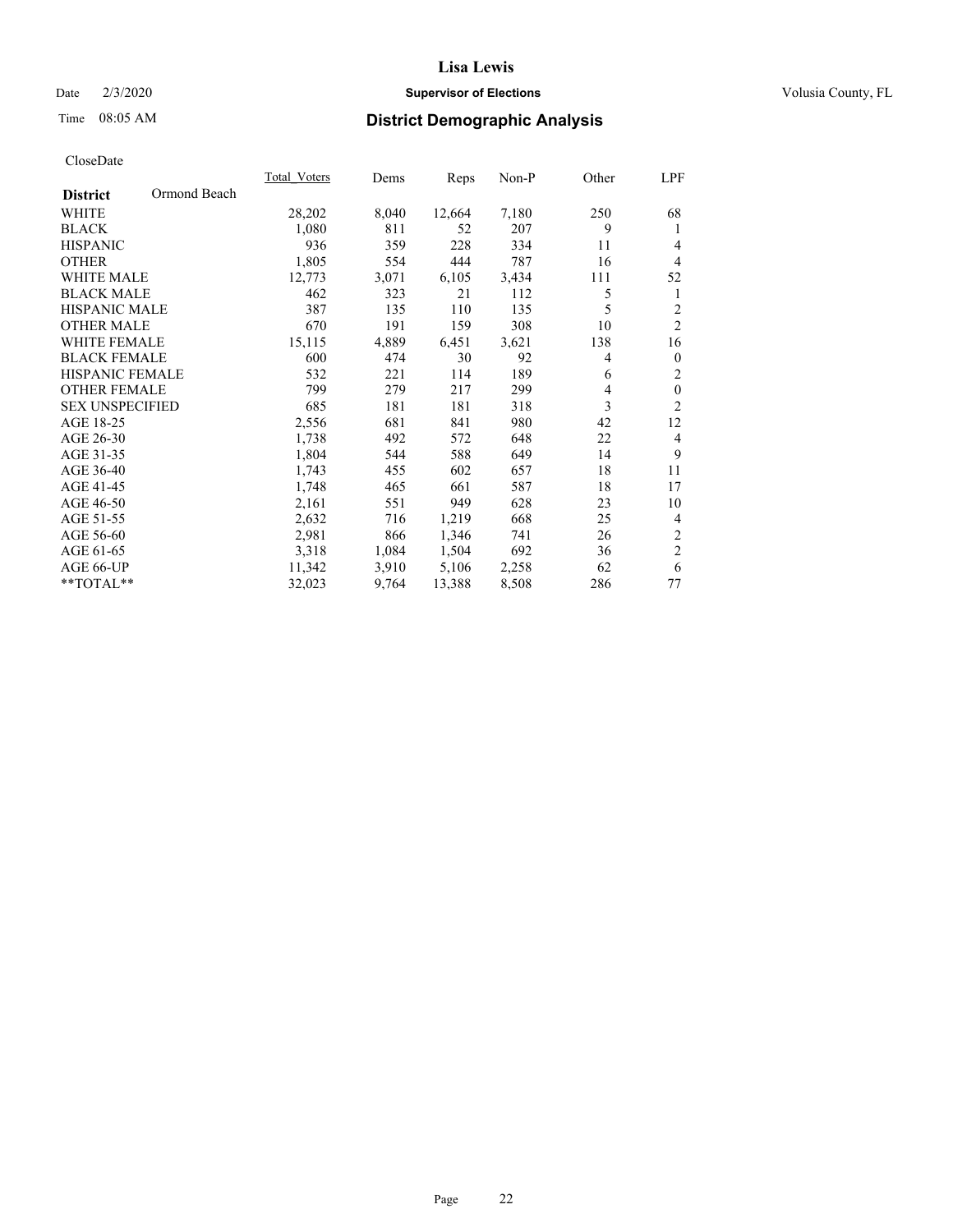# Lisa Lewis

Date 2/3/2020 **Supervisor of Elections** Volusia County, FL

Time 08:05 AM **District Demographic Analysis**

CloseDate

| **District** Ormond Beach | Total_Voters | Dems | Reps | Non-P | Other | LPF |
|---|---|---|---|---|---|---|
| WHITE | 28,202 | 8,040 | 12,664 | 7,180 | 250 | 68 |
| BLACK | 1,080 | 811 | 52 | 207 | 9 | 1 |
| HISPANIC | 936 | 359 | 228 | 334 | 11 | 4 |
| OTHER | 1,805 | 554 | 444 | 787 | 16 | 4 |
| WHITE MALE | 12,773 | 3,071 | 6,105 | 3,434 | 111 | 52 |
| BLACK MALE | 462 | 323 | 21 | 112 | 5 | 1 |
| HISPANIC MALE | 387 | 135 | 110 | 135 | 5 | 2 |
| OTHER MALE | 670 | 191 | 159 | 308 | 10 | 2 |
| WHITE FEMALE | 15,115 | 4,889 | 6,451 | 3,621 | 138 | 16 |
| BLACK FEMALE | 600 | 474 | 30 | 92 | 4 | 0 |
| HISPANIC FEMALE | 532 | 221 | 114 | 189 | 6 | 2 |
| OTHER FEMALE | 799 | 279 | 217 | 299 | 4 | 0 |
| SEX UNSPECIFIED | 685 | 181 | 181 | 318 | 3 | 2 |
| AGE 18-25 | 2,556 | 681 | 841 | 980 | 42 | 12 |
| AGE 26-30 | 1,738 | 492 | 572 | 648 | 22 | 4 |
| AGE 31-35 | 1,804 | 544 | 588 | 649 | 14 | 9 |
| AGE 36-40 | 1,743 | 455 | 602 | 657 | 18 | 11 |
| AGE 41-45 | 1,748 | 465 | 661 | 587 | 18 | 17 |
| AGE 46-50 | 2,161 | 551 | 949 | 628 | 23 | 10 |
| AGE 51-55 | 2,632 | 716 | 1,219 | 668 | 25 | 4 |
| AGE 56-60 | 2,981 | 866 | 1,346 | 741 | 26 | 2 |
| AGE 61-65 | 3,318 | 1,084 | 1,504 | 692 | 36 | 2 |
| AGE 66-UP | 11,342 | 3,910 | 5,106 | 2,258 | 62 | 6 |
| **TOTAL** | 32,023 | 9,764 | 13,388 | 8,508 | 286 | 77 |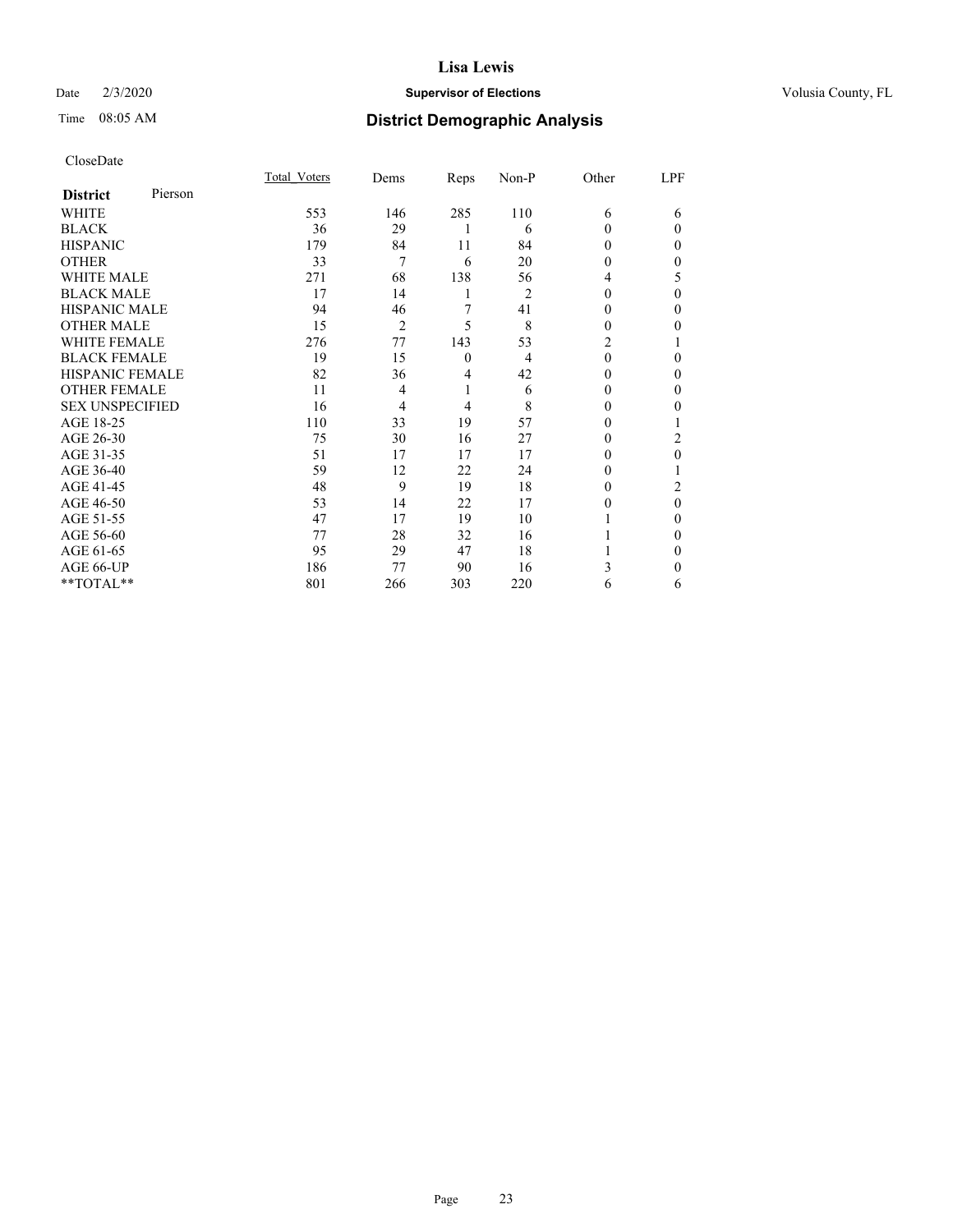Lisa Lewis

Date 2/3/2020 **Supervisor of Elections** Volusia County, FL

Time 08:05 AM **District Demographic Analysis**

CloseDate

| **District** Pierson | Total_Voters | Dems | Reps | Non-P | Other | LPF |
|---|---|---|---|---|---|---|
| WHITE | 553 | 146 | 285 | 110 | 6 | 6 |
| BLACK | 36 | 29 | 1 | 6 | 0 | 0 |
| HISPANIC | 179 | 84 | 11 | 84 | 0 | 0 |
| OTHER | 33 | 7 | 6 | 20 | 0 | 0 |
| WHITE MALE | 271 | 68 | 138 | 56 | 4 | 5 |
| BLACK MALE | 17 | 14 | 1 | 2 | 0 | 0 |
| HISPANIC MALE | 94 | 46 | 7 | 41 | 0 | 0 |
| OTHER MALE | 15 | 2 | 5 | 8 | 0 | 0 |
| WHITE FEMALE | 276 | 77 | 143 | 53 | 2 | 1 |
| BLACK FEMALE | 19 | 15 | 0 | 4 | 0 | 0 |
| HISPANIC FEMALE | 82 | 36 | 4 | 42 | 0 | 0 |
| OTHER FEMALE | 11 | 4 | 1 | 6 | 0 | 0 |
| SEX UNSPECIFIED | 16 | 4 | 4 | 8 | 0 | 0 |
| AGE 18-25 | 110 | 33 | 19 | 57 | 0 | 1 |
| AGE 26-30 | 75 | 30 | 16 | 27 | 0 | 2 |
| AGE 31-35 | 51 | 17 | 17 | 17 | 0 | 0 |
| AGE 36-40 | 59 | 12 | 22 | 24 | 0 | 1 |
| AGE 41-45 | 48 | 9 | 19 | 18 | 0 | 2 |
| AGE 46-50 | 53 | 14 | 22 | 17 | 0 | 0 |
| AGE 51-55 | 47 | 17 | 19 | 10 | 1 | 0 |
| AGE 56-60 | 77 | 28 | 32 | 16 | 1 | 0 |
| AGE 61-65 | 95 | 29 | 47 | 18 | 1 | 0 |
| AGE 66-UP | 186 | 77 | 90 | 16 | 3 | 0 |
| **TOTAL** | 801 | 266 | 303 | 220 | 6 | 6 |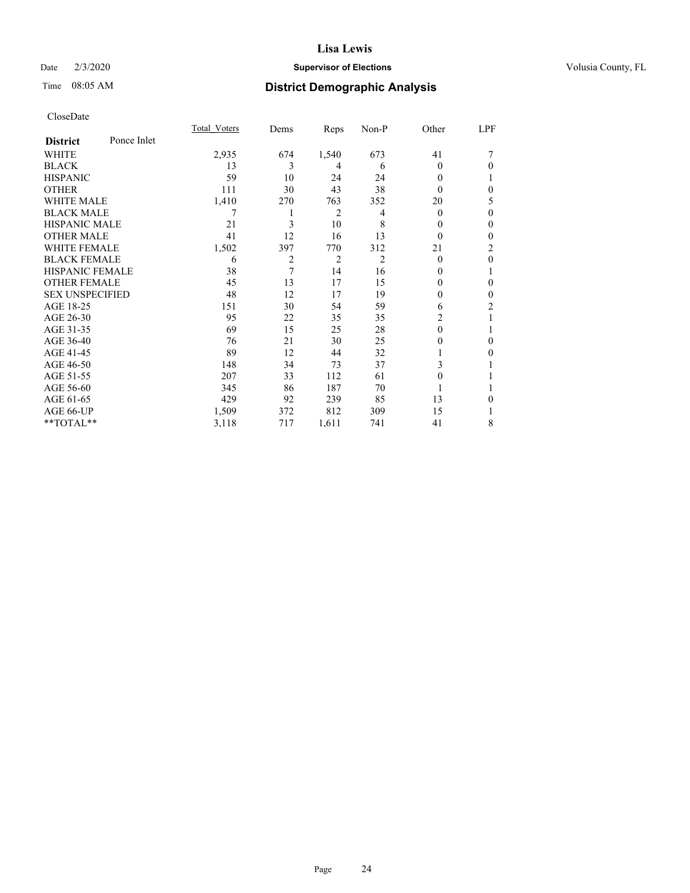# Lisa Lewis

Date 2/3/2020 **Supervisor of Elections** Volusia County, FL

Time 08:05 AM **District Demographic Analysis**

CloseDate

| **District** Ponce Inlet | Total_Voters | Dems | Reps | Non-P | Other | LPF |
|---|---|---|---|---|---|---|
| WHITE | 2,935 | 674 | 1,540 | 673 | 41 | 7 |
| BLACK | 13 | 3 | 4 | 6 | 0 | 0 |
| HISPANIC | 59 | 10 | 24 | 24 | 0 | 1 |
| OTHER | 111 | 30 | 43 | 38 | 0 | 0 |
| WHITE MALE | 1,410 | 270 | 763 | 352 | 20 | 5 |
| BLACK MALE | 7 | 1 | 2 | 4 | 0 | 0 |
| HISPANIC MALE | 21 | 3 | 10 | 8 | 0 | 0 |
| OTHER MALE | 41 | 12 | 16 | 13 | 0 | 0 |
| WHITE FEMALE | 1,502 | 397 | 770 | 312 | 21 | 2 |
| BLACK FEMALE | 6 | 2 | 2 | 2 | 0 | 0 |
| HISPANIC FEMALE | 38 | 7 | 14 | 16 | 0 | 1 |
| OTHER FEMALE | 45 | 13 | 17 | 15 | 0 | 0 |
| SEX UNSPECIFIED | 48 | 12 | 17 | 19 | 0 | 0 |
| AGE 18-25 | 151 | 30 | 54 | 59 | 6 | 2 |
| AGE 26-30 | 95 | 22 | 35 | 35 | 2 | 1 |
| AGE 31-35 | 69 | 15 | 25 | 28 | 0 | 1 |
| AGE 36-40 | 76 | 21 | 30 | 25 | 0 | 0 |
| AGE 41-45 | 89 | 12 | 44 | 32 | 1 | 0 |
| AGE 46-50 | 148 | 34 | 73 | 37 | 3 | 1 |
| AGE 51-55 | 207 | 33 | 112 | 61 | 0 | 1 |
| AGE 56-60 | 345 | 86 | 187 | 70 | 1 | 1 |
| AGE 61-65 | 429 | 92 | 239 | 85 | 13 | 0 |
| AGE 66-UP | 1,509 | 372 | 812 | 309 | 15 | 1 |
| **TOTAL** | 3,118 | 717 | 1,611 | 741 | 41 | 8 |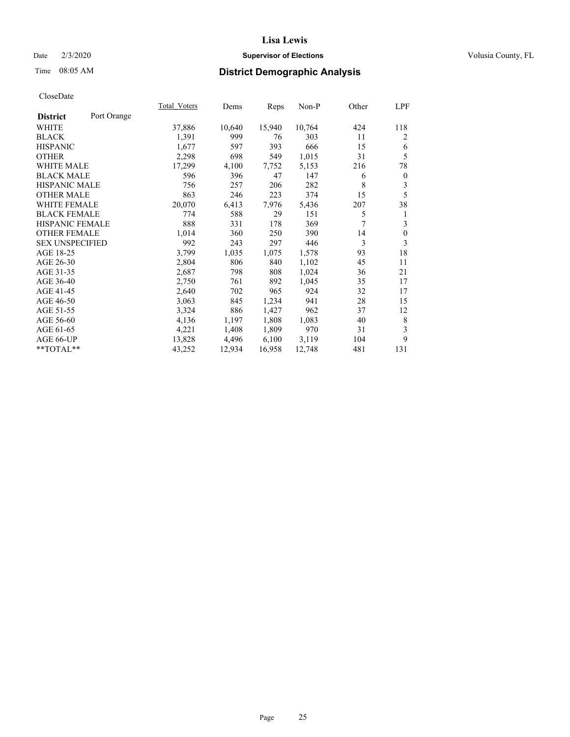# Lisa Lewis

Date 2/3/2020 **Supervisor of Elections** Volusia County, FL

Time 08:05 AM **District Demographic Analysis**

CloseDate

| District: Port Orange | Total_Voters | Dems | Reps | Non-P | Other | LPF |
|---|---|---|---|---|---|---|
| WHITE | 37,886 | 10,640 | 15,940 | 10,764 | 424 | 118 |
| BLACK | 1,391 | 999 | 76 | 303 | 11 | 2 |
| HISPANIC | 1,677 | 597 | 393 | 666 | 15 | 6 |
| OTHER | 2,298 | 698 | 549 | 1,015 | 31 | 5 |
| WHITE MALE | 17,299 | 4,100 | 7,752 | 5,153 | 216 | 78 |
| BLACK MALE | 596 | 396 | 47 | 147 | 6 | 0 |
| HISPANIC MALE | 756 | 257 | 206 | 282 | 8 | 3 |
| OTHER MALE | 863 | 246 | 223 | 374 | 15 | 5 |
| WHITE FEMALE | 20,070 | 6,413 | 7,976 | 5,436 | 207 | 38 |
| BLACK FEMALE | 774 | 588 | 29 | 151 | 5 | 1 |
| HISPANIC FEMALE | 888 | 331 | 178 | 369 | 7 | 3 |
| OTHER FEMALE | 1,014 | 360 | 250 | 390 | 14 | 0 |
| SEX UNSPECIFIED | 992 | 243 | 297 | 446 | 3 | 3 |
| AGE 18-25 | 3,799 | 1,035 | 1,075 | 1,578 | 93 | 18 |
| AGE 26-30 | 2,804 | 806 | 840 | 1,102 | 45 | 11 |
| AGE 31-35 | 2,687 | 798 | 808 | 1,024 | 36 | 21 |
| AGE 36-40 | 2,750 | 761 | 892 | 1,045 | 35 | 17 |
| AGE 41-45 | 2,640 | 702 | 965 | 924 | 32 | 17 |
| AGE 46-50 | 3,063 | 845 | 1,234 | 941 | 28 | 15 |
| AGE 51-55 | 3,324 | 886 | 1,427 | 962 | 37 | 12 |
| AGE 56-60 | 4,136 | 1,197 | 1,808 | 1,083 | 40 | 8 |
| AGE 61-65 | 4,221 | 1,408 | 1,809 | 970 | 31 | 3 |
| AGE 66-UP | 13,828 | 4,496 | 6,100 | 3,119 | 104 | 9 |
| **TOTAL** | 43,252 | 12,934 | 16,958 | 12,748 | 481 | 131 |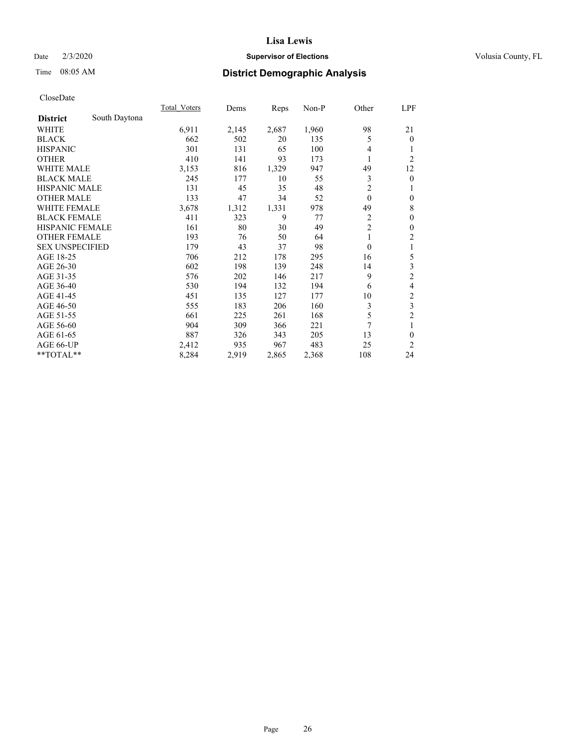# Lisa Lewis

Date 2/3/2020 **Supervisor of Elections** Volusia County, FL

Time 08:05 AM **District Demographic Analysis**

CloseDate

| | Total_Voters | Dems | Reps | Non-P | Other | LPF |
|---|---|---|---|---|---|---|
| **District** South Daytona | | | | | | |
| WHITE | 6,911 | 2,145 | 2,687 | 1,960 | 98 | 21 |
| BLACK | 662 | 502 | 20 | 135 | 5 | 0 |
| HISPANIC | 301 | 131 | 65 | 100 | 4 | 1 |
| OTHER | 410 | 141 | 93 | 173 | 1 | 2 |
| WHITE MALE | 3,153 | 816 | 1,329 | 947 | 49 | 12 |
| BLACK MALE | 245 | 177 | 10 | 55 | 3 | 0 |
| HISPANIC MALE | 131 | 45 | 35 | 48 | 2 | 1 |
| OTHER MALE | 133 | 47 | 34 | 52 | 0 | 0 |
| WHITE FEMALE | 3,678 | 1,312 | 1,331 | 978 | 49 | 8 |
| BLACK FEMALE | 411 | 323 | 9 | 77 | 2 | 0 |
| HISPANIC FEMALE | 161 | 80 | 30 | 49 | 2 | 0 |
| OTHER FEMALE | 193 | 76 | 50 | 64 | 1 | 2 |
| SEX UNSPECIFIED | 179 | 43 | 37 | 98 | 0 | 1 |
| AGE 18-25 | 706 | 212 | 178 | 295 | 16 | 5 |
| AGE 26-30 | 602 | 198 | 139 | 248 | 14 | 3 |
| AGE 31-35 | 576 | 202 | 146 | 217 | 9 | 2 |
| AGE 36-40 | 530 | 194 | 132 | 194 | 6 | 4 |
| AGE 41-45 | 451 | 135 | 127 | 177 | 10 | 2 |
| AGE 46-50 | 555 | 183 | 206 | 160 | 3 | 3 |
| AGE 51-55 | 661 | 225 | 261 | 168 | 5 | 2 |
| AGE 56-60 | 904 | 309 | 366 | 221 | 7 | 1 |
| AGE 61-65 | 887 | 326 | 343 | 205 | 13 | 0 |
| AGE 66-UP | 2,412 | 935 | 967 | 483 | 25 | 2 |
| **TOTAL** | 8,284 | 2,919 | 2,865 | 2,368 | 108 | 24 |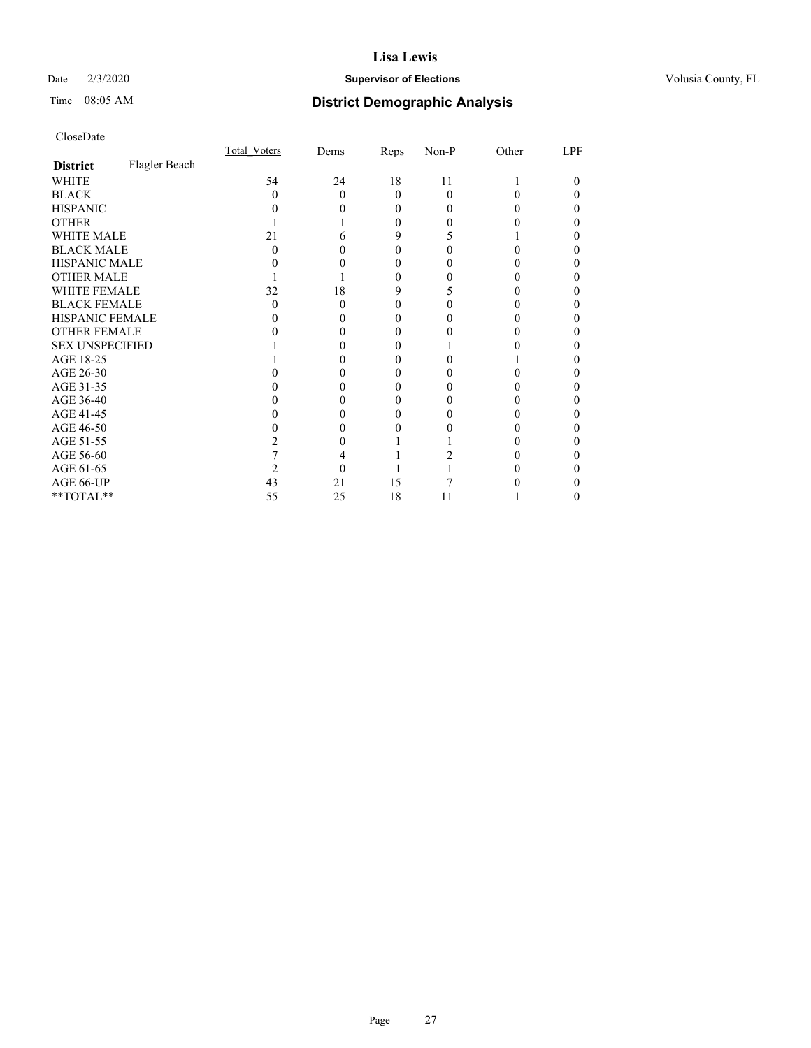# District Demographic Analysis

CloseDate

| District | Flagler Beach | Total_Voters | Dems | Reps | Non-P | Other | LPF |
|---|---|---|---|---|---|---|---|
| WHITE | | 54 | 24 | 18 | 11 | 1 | 0 |
| BLACK | | 0 | 0 | 0 | 0 | 0 | 0 |
| HISPANIC | | 0 | 0 | 0 | 0 | 0 | 0 |
| OTHER | | 1 | 1 | 0 | 0 | 0 | 0 |
| WHITE MALE | | 21 | 6 | 9 | 5 | 1 | 0 |
| BLACK MALE | | 0 | 0 | 0 | 0 | 0 | 0 |
| HISPANIC MALE | | 0 | 0 | 0 | 0 | 0 | 0 |
| OTHER MALE | | 1 | 1 | 0 | 0 | 0 | 0 |
| WHITE FEMALE | | 32 | 18 | 9 | 5 | 0 | 0 |
| BLACK FEMALE | | 0 | 0 | 0 | 0 | 0 | 0 |
| HISPANIC FEMALE | | 0 | 0 | 0 | 0 | 0 | 0 |
| OTHER FEMALE | | 0 | 0 | 0 | 0 | 0 | 0 |
| SEX UNSPECIFIED | | 1 | 0 | 0 | 1 | 0 | 0 |
| AGE 18-25 | | 1 | 0 | 0 | 0 | 1 | 0 |
| AGE 26-30 | | 0 | 0 | 0 | 0 | 0 | 0 |
| AGE 31-35 | | 0 | 0 | 0 | 0 | 0 | 0 |
| AGE 36-40 | | 0 | 0 | 0 | 0 | 0 | 0 |
| AGE 41-45 | | 0 | 0 | 0 | 0 | 0 | 0 |
| AGE 46-50 | | 0 | 0 | 0 | 0 | 0 | 0 |
| AGE 51-55 | | 2 | 0 | 1 | 1 | 0 | 0 |
| AGE 56-60 | | 7 | 4 | 1 | 2 | 0 | 0 |
| AGE 61-65 | | 2 | 0 | 1 | 1 | 0 | 0 |
| AGE 66-UP | | 43 | 21 | 15 | 7 | 0 | 0 |
| **TOTAL** | | 55 | 25 | 18 | 11 | 1 | 0 |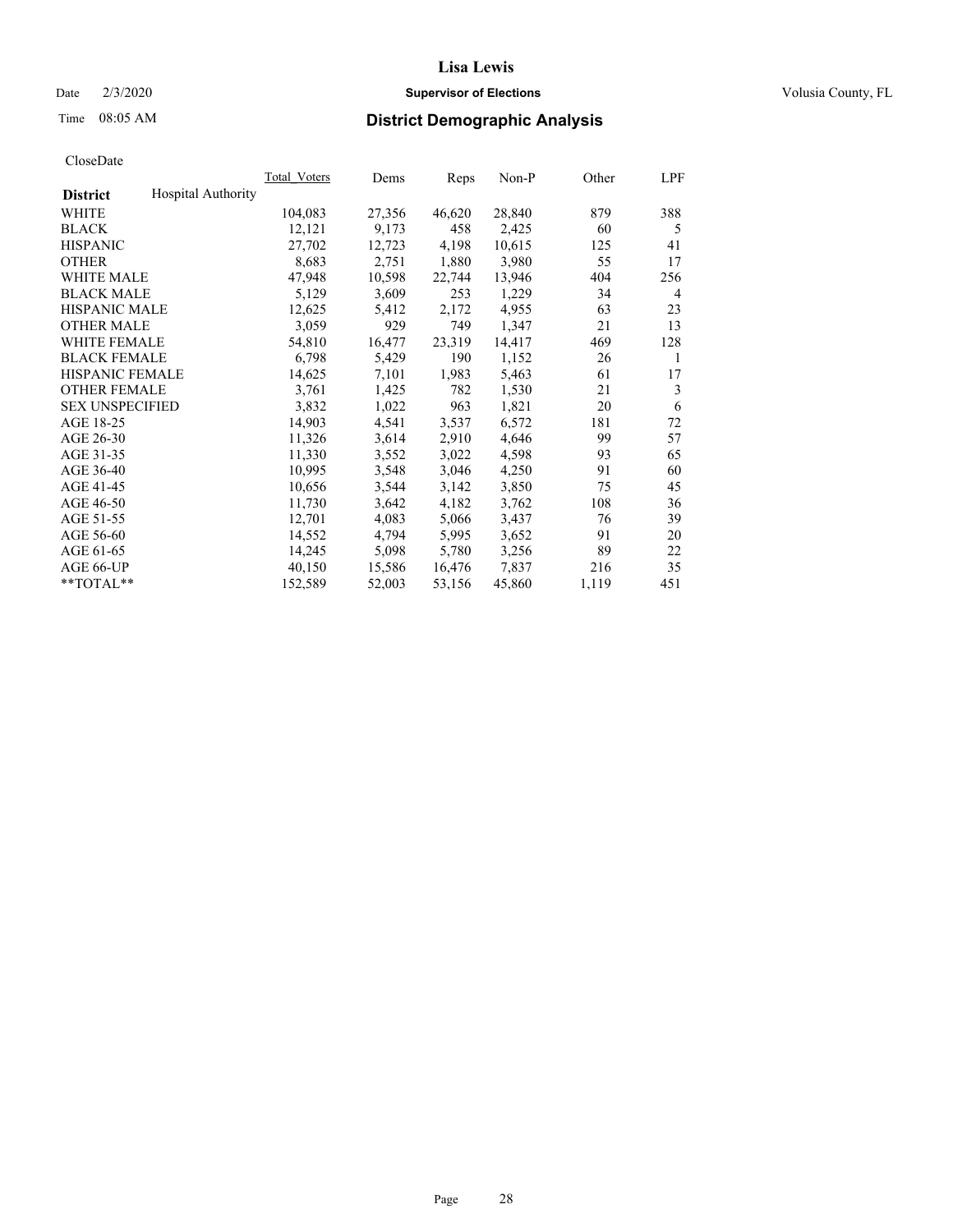# Lisa Lewis

Date 2/3/2020 **Supervisor of Elections** Volusia County, FL

Time 08:05 AM

## District Demographic Analysis

CloseDate

| | Total_Voters | Dems | Reps | Non-P | Other | LPF |
|---|---|---|---|---|---|---|
| **District** Hospital Authority | | | | | | |
| WHITE | 104,083 | 27,356 | 46,620 | 28,840 | 879 | 388 |
| BLACK | 12,121 | 9,173 | 458 | 2,425 | 60 | 5 |
| HISPANIC | 27,702 | 12,723 | 4,198 | 10,615 | 125 | 41 |
| OTHER | 8,683 | 2,751 | 1,880 | 3,980 | 55 | 17 |
| WHITE MALE | 47,948 | 10,598 | 22,744 | 13,946 | 404 | 256 |
| BLACK MALE | 5,129 | 3,609 | 253 | 1,229 | 34 | 4 |
| HISPANIC MALE | 12,625 | 5,412 | 2,172 | 4,955 | 63 | 23 |
| OTHER MALE | 3,059 | 929 | 749 | 1,347 | 21 | 13 |
| WHITE FEMALE | 54,810 | 16,477 | 23,319 | 14,417 | 469 | 128 |
| BLACK FEMALE | 6,798 | 5,429 | 190 | 1,152 | 26 | 1 |
| HISPANIC FEMALE | 14,625 | 7,101 | 1,983 | 5,463 | 61 | 17 |
| OTHER FEMALE | 3,761 | 1,425 | 782 | 1,530 | 21 | 3 |
| SEX UNSPECIFIED | 3,832 | 1,022 | 963 | 1,821 | 20 | 6 |
| AGE 18-25 | 14,903 | 4,541 | 3,537 | 6,572 | 181 | 72 |
| AGE 26-30 | 11,326 | 3,614 | 2,910 | 4,646 | 99 | 57 |
| AGE 31-35 | 11,330 | 3,552 | 3,022 | 4,598 | 93 | 65 |
| AGE 36-40 | 10,995 | 3,548 | 3,046 | 4,250 | 91 | 60 |
| AGE 41-45 | 10,656 | 3,544 | 3,142 | 3,850 | 75 | 45 |
| AGE 46-50 | 11,730 | 3,642 | 4,182 | 3,762 | 108 | 36 |
| AGE 51-55 | 12,701 | 4,083 | 5,066 | 3,437 | 76 | 39 |
| AGE 56-60 | 14,552 | 4,794 | 5,995 | 3,652 | 91 | 20 |
| AGE 61-65 | 14,245 | 5,098 | 5,780 | 3,256 | 89 | 22 |
| AGE 66-UP | 40,150 | 15,586 | 16,476 | 7,837 | 216 | 35 |
| **TOTAL** | 152,589 | 52,003 | 53,156 | 45,860 | 1,119 | 451 |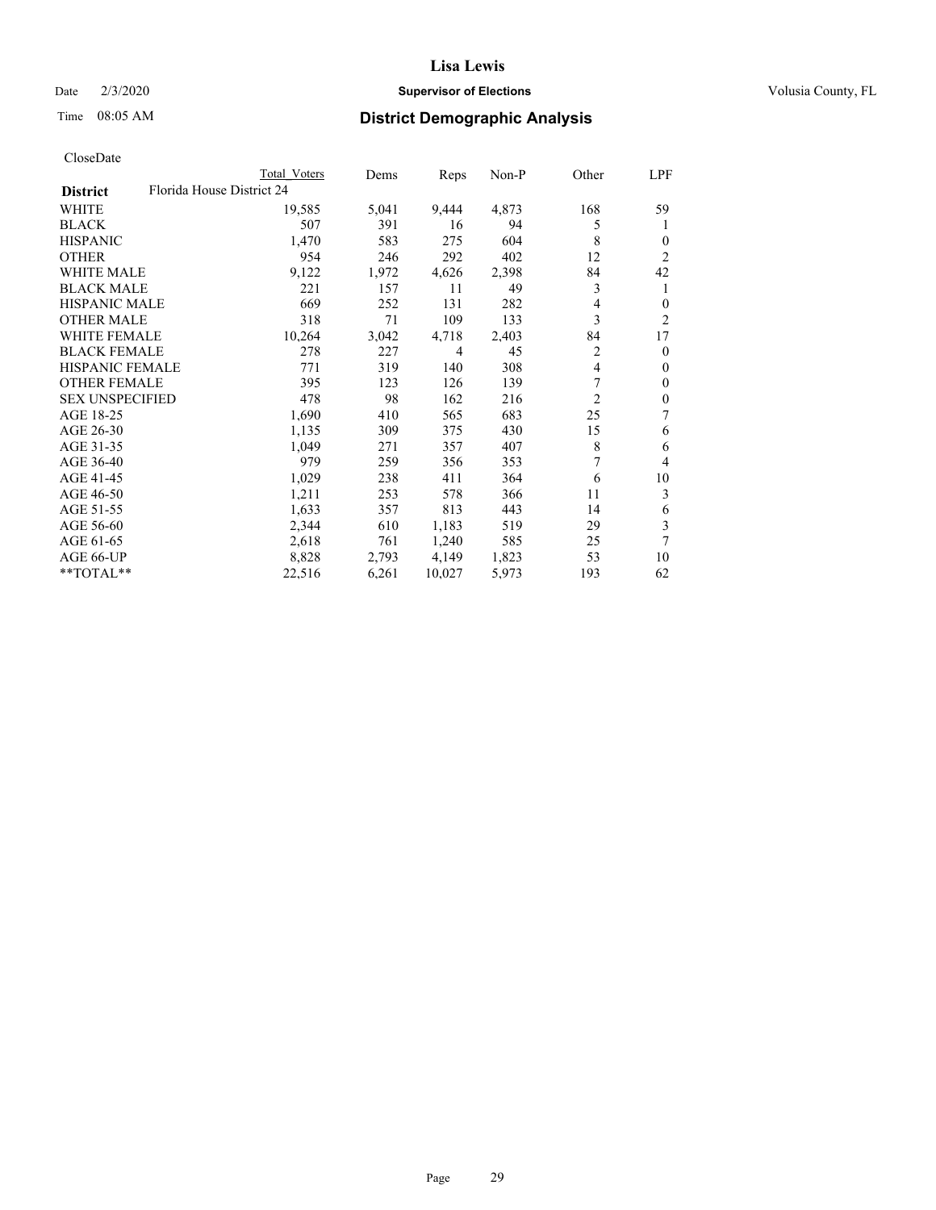# Lisa Lewis

Date 2/3/2020 **Supervisor of Elections** Volusia County, FL

Time 08:05 AM **District Demographic Analysis**

CloseDate

| District | Total Voters | Dems | Reps | Non-P | Other | LPF |
|---|---|---|---|---|---|---|
| Florida House District 24 | | | | | | |
| WHITE | 19,585 | 5,041 | 9,444 | 4,873 | 168 | 59 |
| BLACK | 507 | 391 | 16 | 94 | 5 | 1 |
| HISPANIC | 1,470 | 583 | 275 | 604 | 8 | 0 |
| OTHER | 954 | 246 | 292 | 402 | 12 | 2 |
| WHITE MALE | 9,122 | 1,972 | 4,626 | 2,398 | 84 | 42 |
| BLACK MALE | 221 | 157 | 11 | 49 | 3 | 1 |
| HISPANIC MALE | 669 | 252 | 131 | 282 | 4 | 0 |
| OTHER MALE | 318 | 71 | 109 | 133 | 3 | 2 |
| WHITE FEMALE | 10,264 | 3,042 | 4,718 | 2,403 | 84 | 17 |
| BLACK FEMALE | 278 | 227 | 4 | 45 | 2 | 0 |
| HISPANIC FEMALE | 771 | 319 | 140 | 308 | 4 | 0 |
| OTHER FEMALE | 395 | 123 | 126 | 139 | 7 | 0 |
| SEX UNSPECIFIED | 478 | 98 | 162 | 216 | 2 | 0 |
| AGE 18-25 | 1,690 | 410 | 565 | 683 | 25 | 7 |
| AGE 26-30 | 1,135 | 309 | 375 | 430 | 15 | 6 |
| AGE 31-35 | 1,049 | 271 | 357 | 407 | 8 | 6 |
| AGE 36-40 | 979 | 259 | 356 | 353 | 7 | 4 |
| AGE 41-45 | 1,029 | 238 | 411 | 364 | 6 | 10 |
| AGE 46-50 | 1,211 | 253 | 578 | 366 | 11 | 3 |
| AGE 51-55 | 1,633 | 357 | 813 | 443 | 14 | 6 |
| AGE 56-60 | 2,344 | 610 | 1,183 | 519 | 29 | 3 |
| AGE 61-65 | 2,618 | 761 | 1,240 | 585 | 25 | 7 |
| AGE 66-UP | 8,828 | 2,793 | 4,149 | 1,823 | 53 | 10 |
| **TOTAL** | 22,516 | 6,261 | 10,027 | 5,973 | 193 | 62 |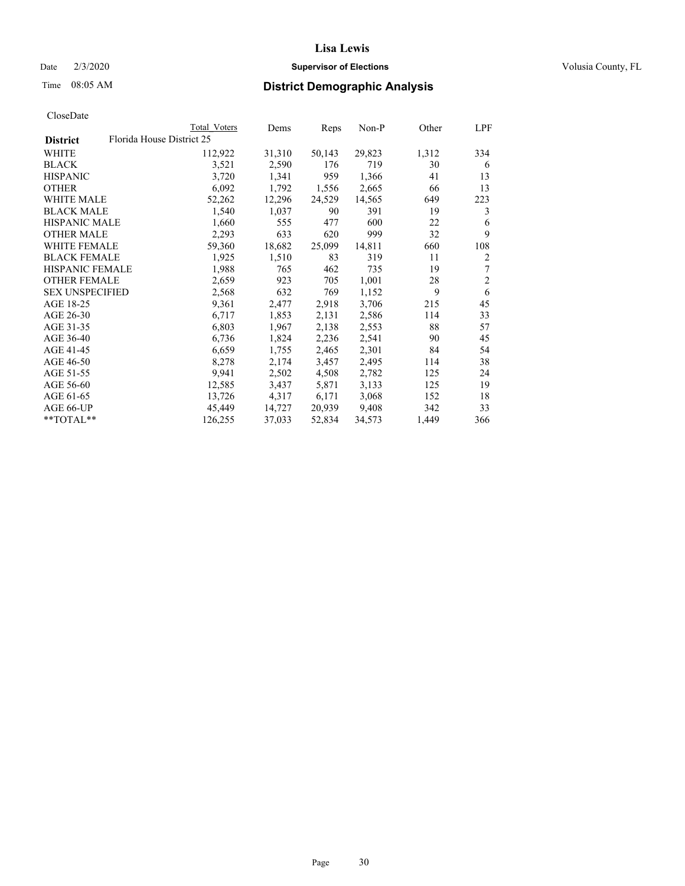# Lisa Lewis

Date 2/3/2020 **Supervisor of Elections** Volusia County, FL

Time 08:05 AM **District Demographic Analysis**

CloseDate

| District | Total Voters | Dems | Reps | Non-P | Other | LPF |
|---|---|---|---|---|---|---|
| Florida House District 25 | | | | | | |
| WHITE | 112,922 | 31,310 | 50,143 | 29,823 | 1,312 | 334 |
| BLACK | 3,521 | 2,590 | 176 | 719 | 30 | 6 |
| HISPANIC | 3,720 | 1,341 | 959 | 1,366 | 41 | 13 |
| OTHER | 6,092 | 1,792 | 1,556 | 2,665 | 66 | 13 |
| WHITE MALE | 52,262 | 12,296 | 24,529 | 14,565 | 649 | 223 |
| BLACK MALE | 1,540 | 1,037 | 90 | 391 | 19 | 3 |
| HISPANIC MALE | 1,660 | 555 | 477 | 600 | 22 | 6 |
| OTHER MALE | 2,293 | 633 | 620 | 999 | 32 | 9 |
| WHITE FEMALE | 59,360 | 18,682 | 25,099 | 14,811 | 660 | 108 |
| BLACK FEMALE | 1,925 | 1,510 | 83 | 319 | 11 | 2 |
| HISPANIC FEMALE | 1,988 | 765 | 462 | 735 | 19 | 7 |
| OTHER FEMALE | 2,659 | 923 | 705 | 1,001 | 28 | 2 |
| SEX UNSPECIFIED | 2,568 | 632 | 769 | 1,152 | 9 | 6 |
| AGE 18-25 | 9,361 | 2,477 | 2,918 | 3,706 | 215 | 45 |
| AGE 26-30 | 6,717 | 1,853 | 2,131 | 2,586 | 114 | 33 |
| AGE 31-35 | 6,803 | 1,967 | 2,138 | 2,553 | 88 | 57 |
| AGE 36-40 | 6,736 | 1,824 | 2,236 | 2,541 | 90 | 45 |
| AGE 41-45 | 6,659 | 1,755 | 2,465 | 2,301 | 84 | 54 |
| AGE 46-50 | 8,278 | 2,174 | 3,457 | 2,495 | 114 | 38 |
| AGE 51-55 | 9,941 | 2,502 | 4,508 | 2,782 | 125 | 24 |
| AGE 56-60 | 12,585 | 3,437 | 5,871 | 3,133 | 125 | 19 |
| AGE 61-65 | 13,726 | 4,317 | 6,171 | 3,068 | 152 | 18 |
| AGE 66-UP | 45,449 | 14,727 | 20,939 | 9,408 | 342 | 33 |
| **TOTAL** | 126,255 | 37,033 | 52,834 | 34,573 | 1,449 | 366 |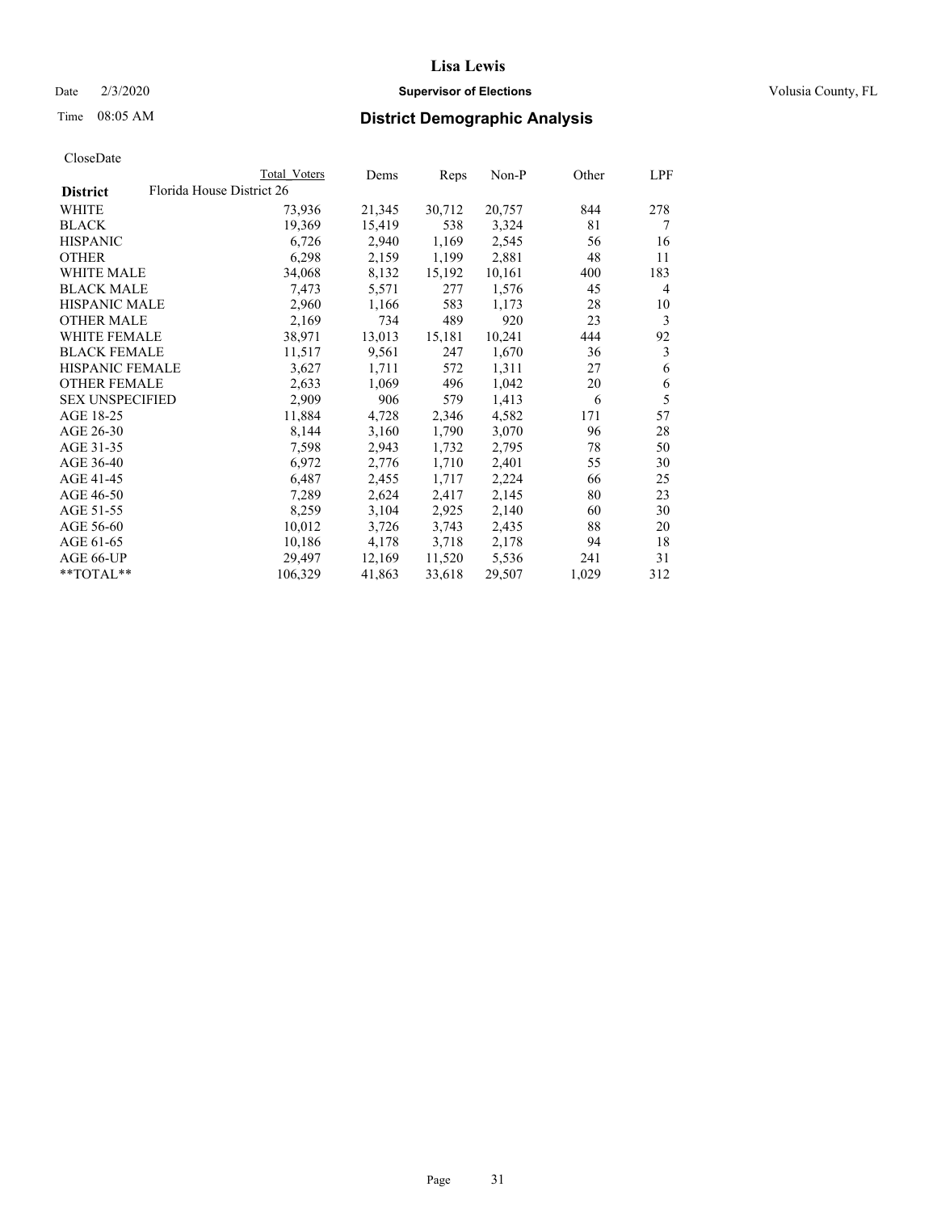Lisa Lewis

Date 2/3/2020 **Supervisor of Elections** Volusia County, FL

Time 08:05 AM **District Demographic Analysis**

CloseDate

| District | Total Voters | Dems | Reps | Non-P | Other | LPF |
|---|---|---|---|---|---|---|
| Florida House District 26 | | | | | | |
| WHITE | 73,936 | 21,345 | 30,712 | 20,757 | 844 | 278 |
| BLACK | 19,369 | 15,419 | 538 | 3,324 | 81 | 7 |
| HISPANIC | 6,726 | 2,940 | 1,169 | 2,545 | 56 | 16 |
| OTHER | 6,298 | 2,159 | 1,199 | 2,881 | 48 | 11 |
| WHITE MALE | 34,068 | 8,132 | 15,192 | 10,161 | 400 | 183 |
| BLACK MALE | 7,473 | 5,571 | 277 | 1,576 | 45 | 4 |
| HISPANIC MALE | 2,960 | 1,166 | 583 | 1,173 | 28 | 10 |
| OTHER MALE | 2,169 | 734 | 489 | 920 | 23 | 3 |
| WHITE FEMALE | 38,971 | 13,013 | 15,181 | 10,241 | 444 | 92 |
| BLACK FEMALE | 11,517 | 9,561 | 247 | 1,670 | 36 | 3 |
| HISPANIC FEMALE | 3,627 | 1,711 | 572 | 1,311 | 27 | 6 |
| OTHER FEMALE | 2,633 | 1,069 | 496 | 1,042 | 20 | 6 |
| SEX UNSPECIFIED | 2,909 | 906 | 579 | 1,413 | 6 | 5 |
| AGE 18-25 | 11,884 | 4,728 | 2,346 | 4,582 | 171 | 57 |
| AGE 26-30 | 8,144 | 3,160 | 1,790 | 3,070 | 96 | 28 |
| AGE 31-35 | 7,598 | 2,943 | 1,732 | 2,795 | 78 | 50 |
| AGE 36-40 | 6,972 | 2,776 | 1,710 | 2,401 | 55 | 30 |
| AGE 41-45 | 6,487 | 2,455 | 1,717 | 2,224 | 66 | 25 |
| AGE 46-50 | 7,289 | 2,624 | 2,417 | 2,145 | 80 | 23 |
| AGE 51-55 | 8,259 | 3,104 | 2,925 | 2,140 | 60 | 30 |
| AGE 56-60 | 10,012 | 3,726 | 3,743 | 2,435 | 88 | 20 |
| AGE 61-65 | 10,186 | 4,178 | 3,718 | 2,178 | 94 | 18 |
| AGE 66-UP | 29,497 | 12,169 | 11,520 | 5,536 | 241 | 31 |
| **TOTAL** | 106,329 | 41,863 | 33,618 | 29,507 | 1,029 | 312 |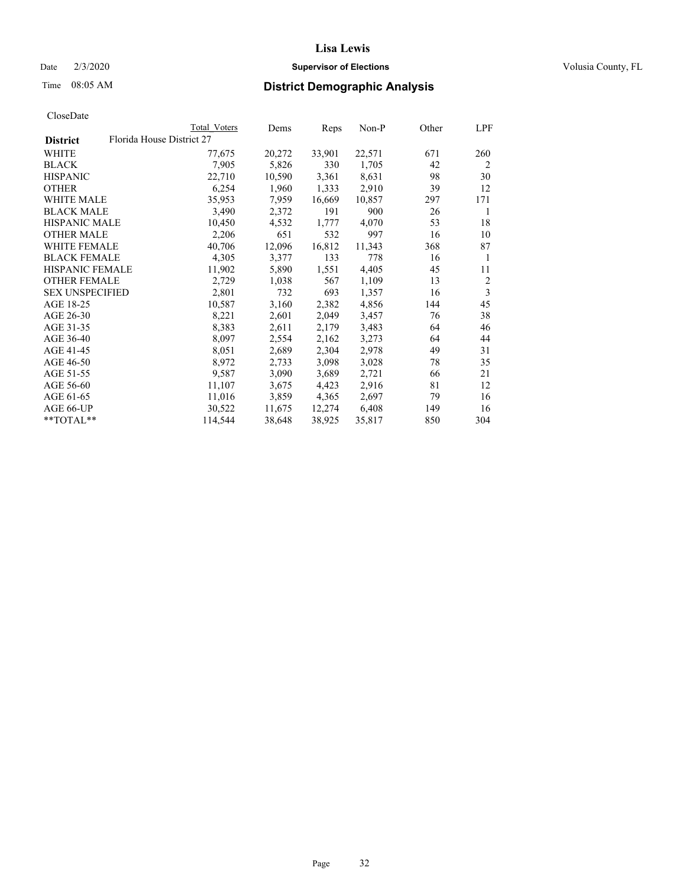CloseDate

| District | Florida House District 27 | Total Voters | Dems | Reps | Non-P | Other | LPF |
|---|---|---|---|---|---|---|---|
| WHITE | | 77,675 | 20,272 | 33,901 | 22,571 | 671 | 260 |
| BLACK | | 7,905 | 5,826 | 330 | 1,705 | 42 | 2 |
| HISPANIC | | 22,710 | 10,590 | 3,361 | 8,631 | 98 | 30 |
| OTHER | | 6,254 | 1,960 | 1,333 | 2,910 | 39 | 12 |
| WHITE MALE | | 35,953 | 7,959 | 16,669 | 10,857 | 297 | 171 |
| BLACK MALE | | 3,490 | 2,372 | 191 | 900 | 26 | 1 |
| HISPANIC MALE | | 10,450 | 4,532 | 1,777 | 4,070 | 53 | 18 |
| OTHER MALE | | 2,206 | 651 | 532 | 997 | 16 | 10 |
| WHITE FEMALE | | 40,706 | 12,096 | 16,812 | 11,343 | 368 | 87 |
| BLACK FEMALE | | 4,305 | 3,377 | 133 | 778 | 16 | 1 |
| HISPANIC FEMALE | | 11,902 | 5,890 | 1,551 | 4,405 | 45 | 11 |
| OTHER FEMALE | | 2,729 | 1,038 | 567 | 1,109 | 13 | 2 |
| SEX UNSPECIFIED | | 2,801 | 732 | 693 | 1,357 | 16 | 3 |
| AGE 18-25 | | 10,587 | 3,160 | 2,382 | 4,856 | 144 | 45 |
| AGE 26-30 | | 8,221 | 2,601 | 2,049 | 3,457 | 76 | 38 |
| AGE 31-35 | | 8,383 | 2,611 | 2,179 | 3,483 | 64 | 46 |
| AGE 36-40 | | 8,097 | 2,554 | 2,162 | 3,273 | 64 | 44 |
| AGE 41-45 | | 8,051 | 2,689 | 2,304 | 2,978 | 49 | 31 |
| AGE 46-50 | | 8,972 | 2,733 | 3,098 | 3,028 | 78 | 35 |
| AGE 51-55 | | 9,587 | 3,090 | 3,689 | 2,721 | 66 | 21 |
| AGE 56-60 | | 11,107 | 3,675 | 4,423 | 2,916 | 81 | 12 |
| AGE 61-65 | | 11,016 | 3,859 | 4,365 | 2,697 | 79 | 16 |
| AGE 66-UP | | 30,522 | 11,675 | 12,274 | 6,408 | 149 | 16 |
| **TOTAL** | | 114,544 | 38,648 | 38,925 | 35,817 | 850 | 304 |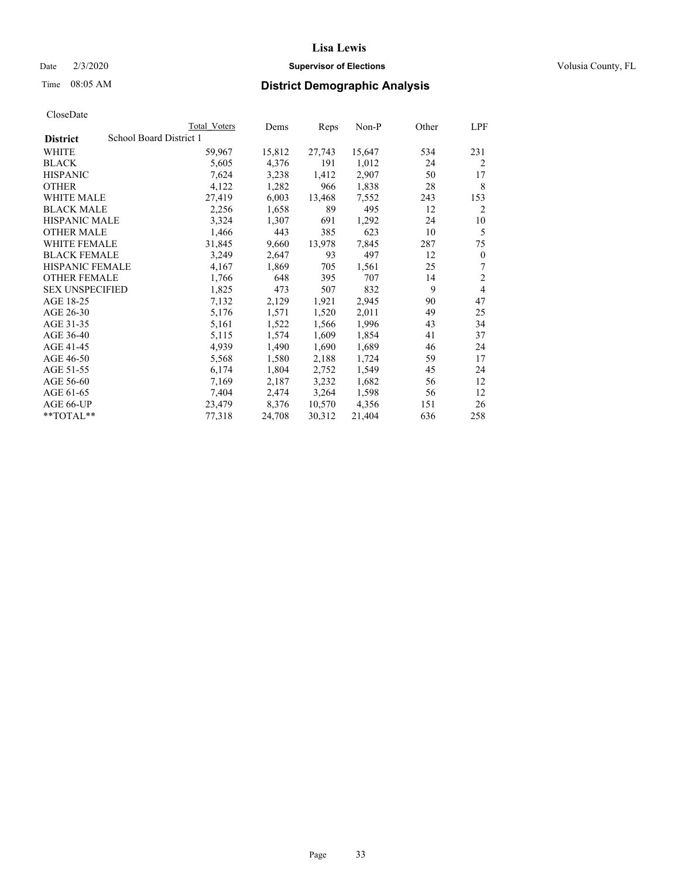# Lisa Lewis

Date 2/3/2020 **Supervisor of Elections** Volusia County, FL

Time 08:05 AM **District Demographic Analysis**

CloseDate

| District | Total Voters | Dems | Reps | Non-P | Other | LPF |
|---|---|---|---|---|---|---|
| **School Board District 1** | | | | | | |
| WHITE | 59,967 | 15,812 | 27,743 | 15,647 | 534 | 231 |
| BLACK | 5,605 | 4,376 | 191 | 1,012 | 24 | 2 |
| HISPANIC | 7,624 | 3,238 | 1,412 | 2,907 | 50 | 17 |
| OTHER | 4,122 | 1,282 | 966 | 1,838 | 28 | 8 |
| WHITE MALE | 27,419 | 6,003 | 13,468 | 7,552 | 243 | 153 |
| BLACK MALE | 2,256 | 1,658 | 89 | 495 | 12 | 2 |
| HISPANIC MALE | 3,324 | 1,307 | 691 | 1,292 | 24 | 10 |
| OTHER MALE | 1,466 | 443 | 385 | 623 | 10 | 5 |
| WHITE FEMALE | 31,845 | 9,660 | 13,978 | 7,845 | 287 | 75 |
| BLACK FEMALE | 3,249 | 2,647 | 93 | 497 | 12 | 0 |
| HISPANIC FEMALE | 4,167 | 1,869 | 705 | 1,561 | 25 | 7 |
| OTHER FEMALE | 1,766 | 648 | 395 | 707 | 14 | 2 |
| SEX UNSPECIFIED | 1,825 | 473 | 507 | 832 | 9 | 4 |
| AGE 18-25 | 7,132 | 2,129 | 1,921 | 2,945 | 90 | 47 |
| AGE 26-30 | 5,176 | 1,571 | 1,520 | 2,011 | 49 | 25 |
| AGE 31-35 | 5,161 | 1,522 | 1,566 | 1,996 | 43 | 34 |
| AGE 36-40 | 5,115 | 1,574 | 1,609 | 1,854 | 41 | 37 |
| AGE 41-45 | 4,939 | 1,490 | 1,690 | 1,689 | 46 | 24 |
| AGE 46-50 | 5,568 | 1,580 | 2,188 | 1,724 | 59 | 17 |
| AGE 51-55 | 6,174 | 1,804 | 2,752 | 1,549 | 45 | 24 |
| AGE 56-60 | 7,169 | 2,187 | 3,232 | 1,682 | 56 | 12 |
| AGE 61-65 | 7,404 | 2,474 | 3,264 | 1,598 | 56 | 12 |
| AGE 66-UP | 23,479 | 8,376 | 10,570 | 4,356 | 151 | 26 |
| **TOTAL** | 77,318 | 24,708 | 30,312 | 21,404 | 636 | 258 |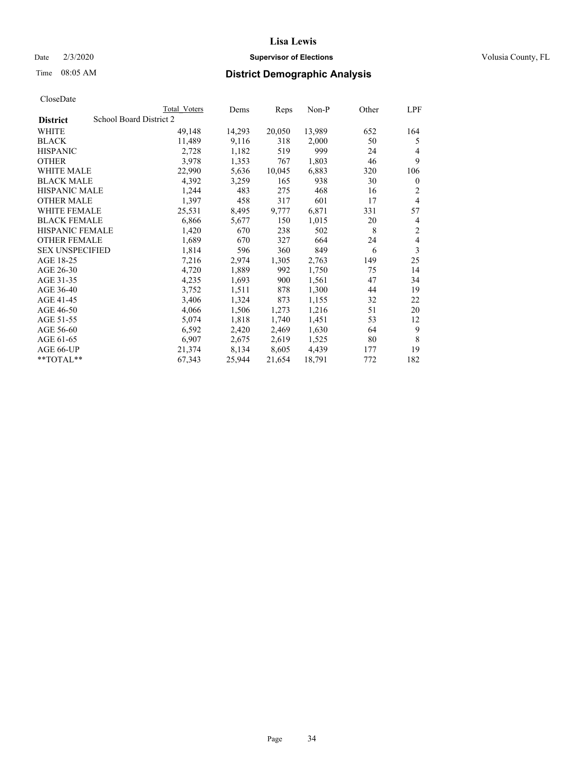Lisa Lewis

Date 2/3/2020 **Supervisor of Elections** Volusia County, FL

Time 08:05 AM **District Demographic Analysis**

CloseDate

| District | Total Voters | Dems | Reps | Non-P | Other | LPF |
|---|---|---|---|---|---|---|
| School Board District 2 | | | | | | |
| WHITE | 49,148 | 14,293 | 20,050 | 13,989 | 652 | 164 |
| BLACK | 11,489 | 9,116 | 318 | 2,000 | 50 | 5 |
| HISPANIC | 2,728 | 1,182 | 519 | 999 | 24 | 4 |
| OTHER | 3,978 | 1,353 | 767 | 1,803 | 46 | 9 |
| WHITE MALE | 22,990 | 5,636 | 10,045 | 6,883 | 320 | 106 |
| BLACK MALE | 4,392 | 3,259 | 165 | 938 | 30 | 0 |
| HISPANIC MALE | 1,244 | 483 | 275 | 468 | 16 | 2 |
| OTHER MALE | 1,397 | 458 | 317 | 601 | 17 | 4 |
| WHITE FEMALE | 25,531 | 8,495 | 9,777 | 6,871 | 331 | 57 |
| BLACK FEMALE | 6,866 | 5,677 | 150 | 1,015 | 20 | 4 |
| HISPANIC FEMALE | 1,420 | 670 | 238 | 502 | 8 | 2 |
| OTHER FEMALE | 1,689 | 670 | 327 | 664 | 24 | 4 |
| SEX UNSPECIFIED | 1,814 | 596 | 360 | 849 | 6 | 3 |
| AGE 18-25 | 7,216 | 2,974 | 1,305 | 2,763 | 149 | 25 |
| AGE 26-30 | 4,720 | 1,889 | 992 | 1,750 | 75 | 14 |
| AGE 31-35 | 4,235 | 1,693 | 900 | 1,561 | 47 | 34 |
| AGE 36-40 | 3,752 | 1,511 | 878 | 1,300 | 44 | 19 |
| AGE 41-45 | 3,406 | 1,324 | 873 | 1,155 | 32 | 22 |
| AGE 46-50 | 4,066 | 1,506 | 1,273 | 1,216 | 51 | 20 |
| AGE 51-55 | 5,074 | 1,818 | 1,740 | 1,451 | 53 | 12 |
| AGE 56-60 | 6,592 | 2,420 | 2,469 | 1,630 | 64 | 9 |
| AGE 61-65 | 6,907 | 2,675 | 2,619 | 1,525 | 80 | 8 |
| AGE 66-UP | 21,374 | 8,134 | 8,605 | 4,439 | 177 | 19 |
| **TOTAL** | 67,343 | 25,944 | 21,654 | 18,791 | 772 | 182 |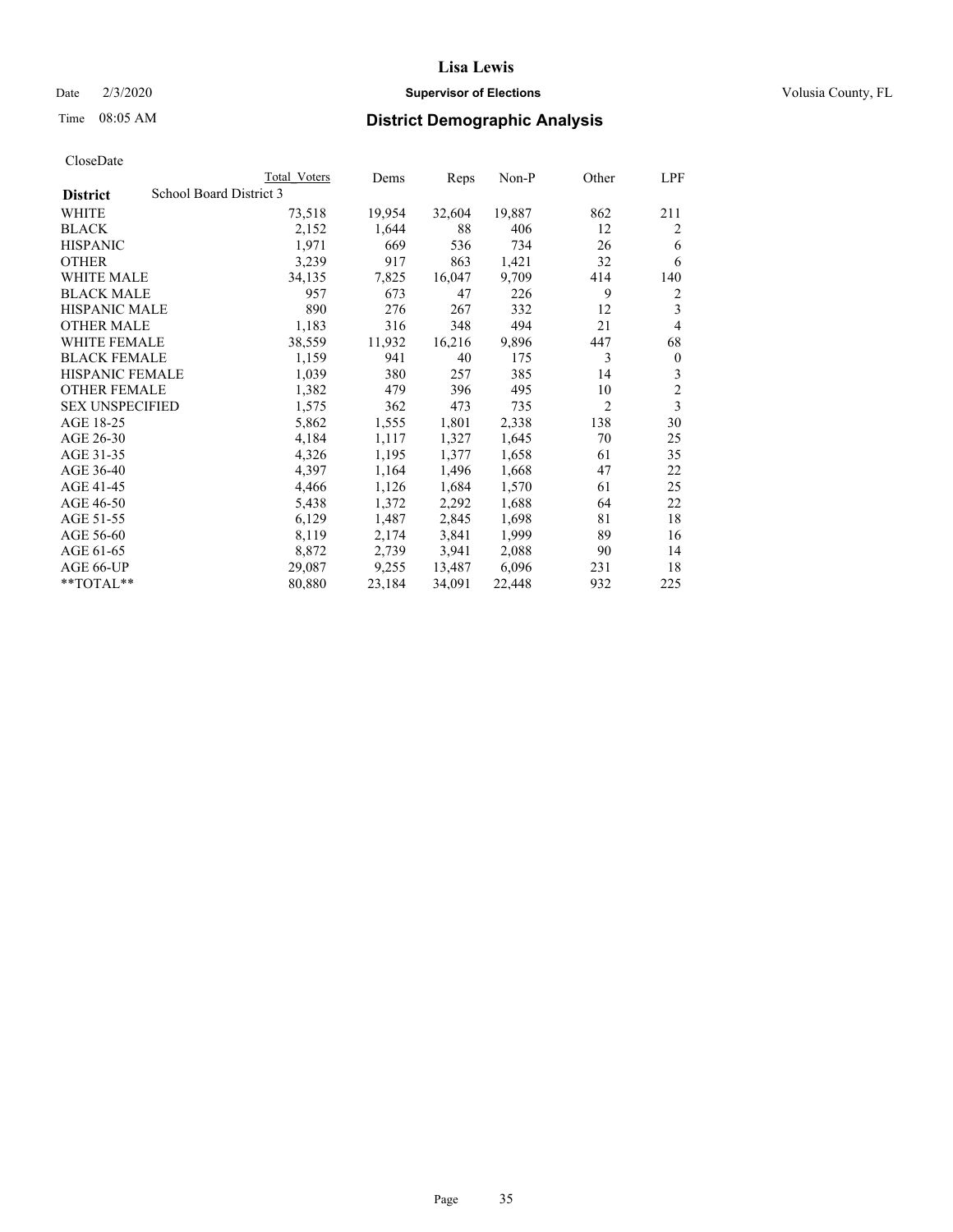CloseDate

| District | School Board District 3 | Total Voters | Dems | Reps | Non-P | Other | LPF |
|---|---|---|---|---|---|---|---|
| WHITE | | 73,518 | 19,954 | 32,604 | 19,887 | 862 | 211 |
| BLACK | | 2,152 | 1,644 | 88 | 406 | 12 | 2 |
| HISPANIC | | 1,971 | 669 | 536 | 734 | 26 | 6 |
| OTHER | | 3,239 | 917 | 863 | 1,421 | 32 | 6 |
| WHITE MALE | | 34,135 | 7,825 | 16,047 | 9,709 | 414 | 140 |
| BLACK MALE | | 957 | 673 | 47 | 226 | 9 | 2 |
| HISPANIC MALE | | 890 | 276 | 267 | 332 | 12 | 3 |
| OTHER MALE | | 1,183 | 316 | 348 | 494 | 21 | 4 |
| WHITE FEMALE | | 38,559 | 11,932 | 16,216 | 9,896 | 447 | 68 |
| BLACK FEMALE | | 1,159 | 941 | 40 | 175 | 3 | 0 |
| HISPANIC FEMALE | | 1,039 | 380 | 257 | 385 | 14 | 3 |
| OTHER FEMALE | | 1,382 | 479 | 396 | 495 | 10 | 2 |
| SEX UNSPECIFIED | | 1,575 | 362 | 473 | 735 | 2 | 3 |
| AGE 18-25 | | 5,862 | 1,555 | 1,801 | 2,338 | 138 | 30 |
| AGE 26-30 | | 4,184 | 1,117 | 1,327 | 1,645 | 70 | 25 |
| AGE 31-35 | | 4,326 | 1,195 | 1,377 | 1,658 | 61 | 35 |
| AGE 36-40 | | 4,397 | 1,164 | 1,496 | 1,668 | 47 | 22 |
| AGE 41-45 | | 4,466 | 1,126 | 1,684 | 1,570 | 61 | 25 |
| AGE 46-50 | | 5,438 | 1,372 | 2,292 | 1,688 | 64 | 22 |
| AGE 51-55 | | 6,129 | 1,487 | 2,845 | 1,698 | 81 | 18 |
| AGE 56-60 | | 8,119 | 2,174 | 3,841 | 1,999 | 89 | 16 |
| AGE 61-65 | | 8,872 | 2,739 | 3,941 | 2,088 | 90 | 14 |
| AGE 66-UP | | 29,087 | 9,255 | 13,487 | 6,096 | 231 | 18 |
| **TOTAL** | | 80,880 | 23,184 | 34,091 | 22,448 | 932 | 225 |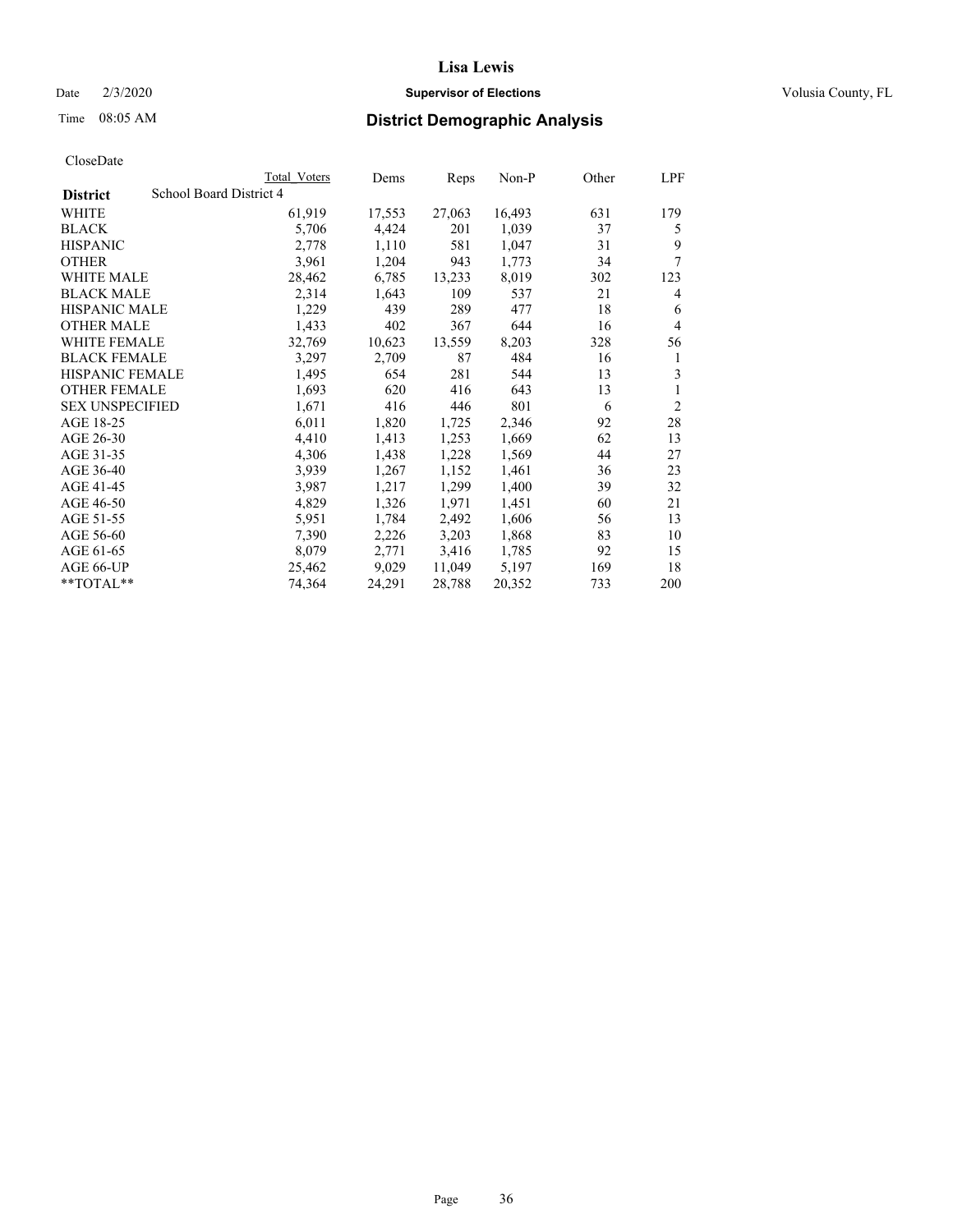# Lisa Lewis

Date 2/3/2020 **Supervisor of Elections** Volusia County, FL

Time 08:05 AM **District Demographic Analysis**

CloseDate

| | Total Voters | Dems | Reps | Non-P | Other | LPF |
|---|---|---|---|---|---|---|
| **District** School Board District 4 | | | | | | |
| WHITE | 61,919 | 17,553 | 27,063 | 16,493 | 631 | 179 |
| BLACK | 5,706 | 4,424 | 201 | 1,039 | 37 | 5 |
| HISPANIC | 2,778 | 1,110 | 581 | 1,047 | 31 | 9 |
| OTHER | 3,961 | 1,204 | 943 | 1,773 | 34 | 7 |
| WHITE MALE | 28,462 | 6,785 | 13,233 | 8,019 | 302 | 123 |
| BLACK MALE | 2,314 | 1,643 | 109 | 537 | 21 | 4 |
| HISPANIC MALE | 1,229 | 439 | 289 | 477 | 18 | 6 |
| OTHER MALE | 1,433 | 402 | 367 | 644 | 16 | 4 |
| WHITE FEMALE | 32,769 | 10,623 | 13,559 | 8,203 | 328 | 56 |
| BLACK FEMALE | 3,297 | 2,709 | 87 | 484 | 16 | 1 |
| HISPANIC FEMALE | 1,495 | 654 | 281 | 544 | 13 | 3 |
| OTHER FEMALE | 1,693 | 620 | 416 | 643 | 13 | 1 |
| SEX UNSPECIFIED | 1,671 | 416 | 446 | 801 | 6 | 2 |
| AGE 18-25 | 6,011 | 1,820 | 1,725 | 2,346 | 92 | 28 |
| AGE 26-30 | 4,410 | 1,413 | 1,253 | 1,669 | 62 | 13 |
| AGE 31-35 | 4,306 | 1,438 | 1,228 | 1,569 | 44 | 27 |
| AGE 36-40 | 3,939 | 1,267 | 1,152 | 1,461 | 36 | 23 |
| AGE 41-45 | 3,987 | 1,217 | 1,299 | 1,400 | 39 | 32 |
| AGE 46-50 | 4,829 | 1,326 | 1,971 | 1,451 | 60 | 21 |
| AGE 51-55 | 5,951 | 1,784 | 2,492 | 1,606 | 56 | 13 |
| AGE 56-60 | 7,390 | 2,226 | 3,203 | 1,868 | 83 | 10 |
| AGE 61-65 | 8,079 | 2,771 | 3,416 | 1,785 | 92 | 15 |
| AGE 66-UP | 25,462 | 9,029 | 11,049 | 5,197 | 169 | 18 |
| **TOTAL** | 74,364 | 24,291 | 28,788 | 20,352 | 733 | 200 |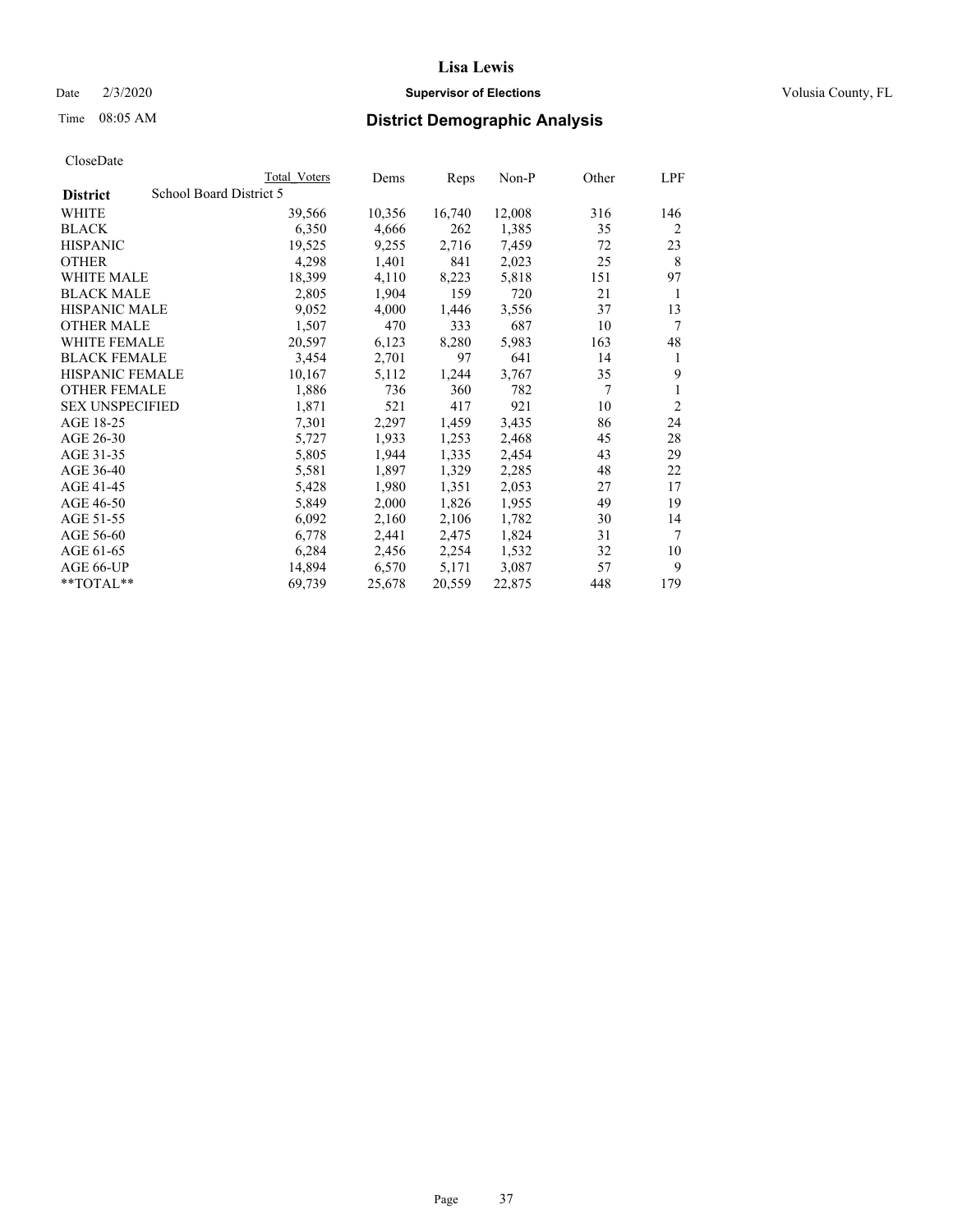# Lisa Lewis

Date 2/3/2020 **Supervisor of Elections** Volusia County, FL

Time 08:05 AM **District Demographic Analysis**

CloseDate

| | Total Voters | Dems | Reps | Non-P | Other | LPF |
|---|---|---|---|---|---|---|
| **District** School Board District 5 | | | | | | |
| WHITE | 39,566 | 10,356 | 16,740 | 12,008 | 316 | 146 |
| BLACK | 6,350 | 4,666 | 262 | 1,385 | 35 | 2 |
| HISPANIC | 19,525 | 9,255 | 2,716 | 7,459 | 72 | 23 |
| OTHER | 4,298 | 1,401 | 841 | 2,023 | 25 | 8 |
| WHITE MALE | 18,399 | 4,110 | 8,223 | 5,818 | 151 | 97 |
| BLACK MALE | 2,805 | 1,904 | 159 | 720 | 21 | 1 |
| HISPANIC MALE | 9,052 | 4,000 | 1,446 | 3,556 | 37 | 13 |
| OTHER MALE | 1,507 | 470 | 333 | 687 | 10 | 7 |
| WHITE FEMALE | 20,597 | 6,123 | 8,280 | 5,983 | 163 | 48 |
| BLACK FEMALE | 3,454 | 2,701 | 97 | 641 | 14 | 1 |
| HISPANIC FEMALE | 10,167 | 5,112 | 1,244 | 3,767 | 35 | 9 |
| OTHER FEMALE | 1,886 | 736 | 360 | 782 | 7 | 1 |
| SEX UNSPECIFIED | 1,871 | 521 | 417 | 921 | 10 | 2 |
| AGE 18-25 | 7,301 | 2,297 | 1,459 | 3,435 | 86 | 24 |
| AGE 26-30 | 5,727 | 1,933 | 1,253 | 2,468 | 45 | 28 |
| AGE 31-35 | 5,805 | 1,944 | 1,335 | 2,454 | 43 | 29 |
| AGE 36-40 | 5,581 | 1,897 | 1,329 | 2,285 | 48 | 22 |
| AGE 41-45 | 5,428 | 1,980 | 1,351 | 2,053 | 27 | 17 |
| AGE 46-50 | 5,849 | 2,000 | 1,826 | 1,955 | 49 | 19 |
| AGE 51-55 | 6,092 | 2,160 | 2,106 | 1,782 | 30 | 14 |
| AGE 56-60 | 6,778 | 2,441 | 2,475 | 1,824 | 31 | 7 |
| AGE 61-65 | 6,284 | 2,456 | 2,254 | 1,532 | 32 | 10 |
| AGE 66-UP | 14,894 | 6,570 | 5,171 | 3,087 | 57 | 9 |
| **TOTAL** | 69,739 | 25,678 | 20,559 | 22,875 | 448 | 179 |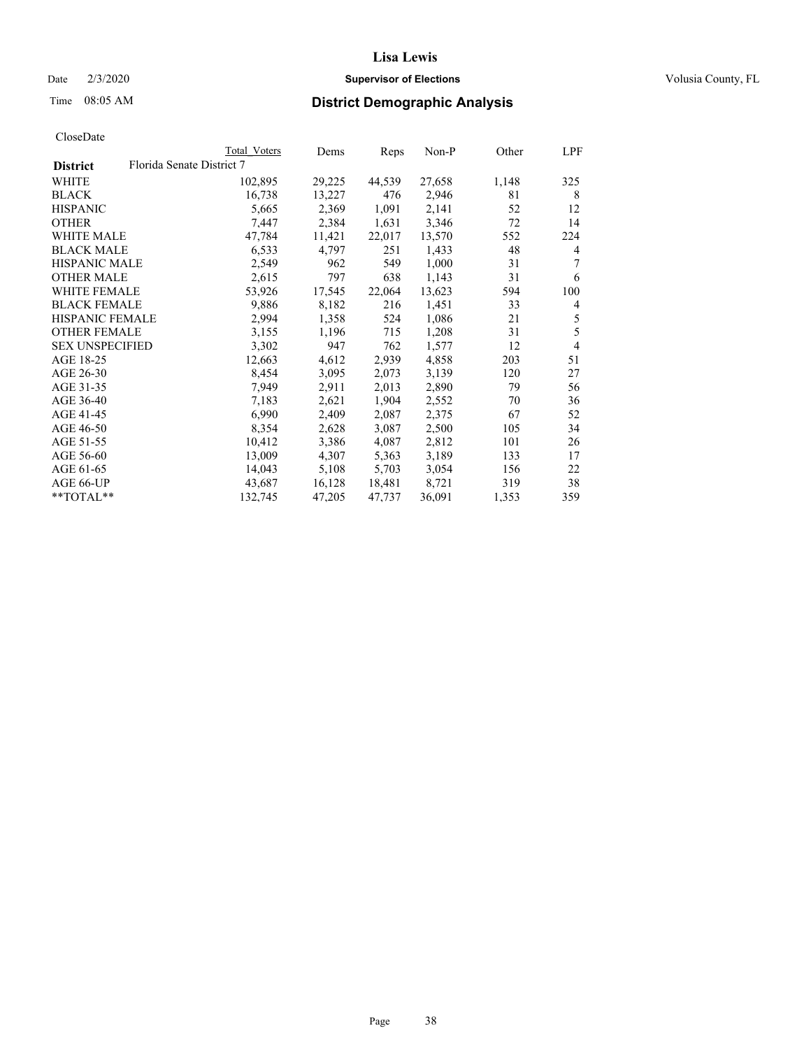# Lisa Lewis

Date 2/3/2020 **Supervisor of Elections** Volusia County, FL

Time 08:05 AM **District Demographic Analysis**

CloseDate

| **District** | Florida Senate District 7 Total Voters | Dems | Reps | Non-P | Other | LPF |
|---|---|---|---|---|---|---|
| WHITE | 102,895 | 29,225 | 44,539 | 27,658 | 1,148 | 325 |
| BLACK | 16,738 | 13,227 | 476 | 2,946 | 81 | 8 |
| HISPANIC | 5,665 | 2,369 | 1,091 | 2,141 | 52 | 12 |
| OTHER | 7,447 | 2,384 | 1,631 | 3,346 | 72 | 14 |
| WHITE MALE | 47,784 | 11,421 | 22,017 | 13,570 | 552 | 224 |
| BLACK MALE | 6,533 | 4,797 | 251 | 1,433 | 48 | 4 |
| HISPANIC MALE | 2,549 | 962 | 549 | 1,000 | 31 | 7 |
| OTHER MALE | 2,615 | 797 | 638 | 1,143 | 31 | 6 |
| WHITE FEMALE | 53,926 | 17,545 | 22,064 | 13,623 | 594 | 100 |
| BLACK FEMALE | 9,886 | 8,182 | 216 | 1,451 | 33 | 4 |
| HISPANIC FEMALE | 2,994 | 1,358 | 524 | 1,086 | 21 | 5 |
| OTHER FEMALE | 3,155 | 1,196 | 715 | 1,208 | 31 | 5 |
| SEX UNSPECIFIED | 3,302 | 947 | 762 | 1,577 | 12 | 4 |
| AGE 18-25 | 12,663 | 4,612 | 2,939 | 4,858 | 203 | 51 |
| AGE 26-30 | 8,454 | 3,095 | 2,073 | 3,139 | 120 | 27 |
| AGE 31-35 | 7,949 | 2,911 | 2,013 | 2,890 | 79 | 56 |
| AGE 36-40 | 7,183 | 2,621 | 1,904 | 2,552 | 70 | 36 |
| AGE 41-45 | 6,990 | 2,409 | 2,087 | 2,375 | 67 | 52 |
| AGE 46-50 | 8,354 | 2,628 | 3,087 | 2,500 | 105 | 34 |
| AGE 51-55 | 10,412 | 3,386 | 4,087 | 2,812 | 101 | 26 |
| AGE 56-60 | 13,009 | 4,307 | 5,363 | 3,189 | 133 | 17 |
| AGE 61-65 | 14,043 | 5,108 | 5,703 | 3,054 | 156 | 22 |
| AGE 66-UP | 43,687 | 16,128 | 18,481 | 8,721 | 319 | 38 |
| **TOTAL** | 132,745 | 47,205 | 47,737 | 36,091 | 1,353 | 359 |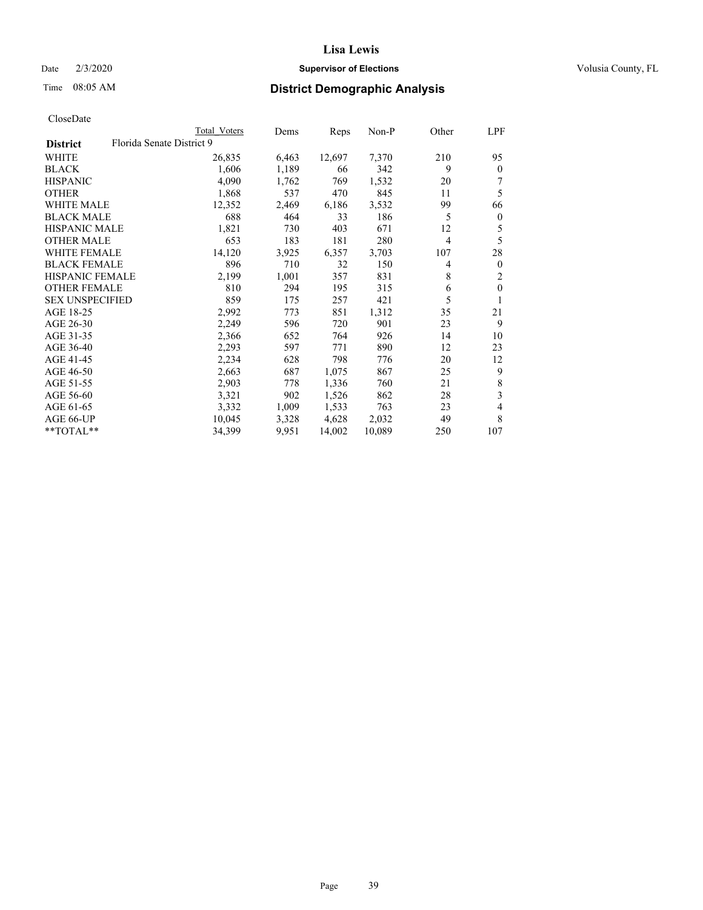# Lisa Lewis

Date 2/3/2020 **Supervisor of Elections** Volusia County, FL

Time 08:05 AM **District Demographic Analysis**

CloseDate

| | Total Voters | Dems | Reps | Non-P | Other | LPF |
|---|---|---|---|---|---|---|
| **District** Florida Senate District 9 | | | | | | |
| WHITE | 26,835 | 6,463 | 12,697 | 7,370 | 210 | 95 |
| BLACK | 1,606 | 1,189 | 66 | 342 | 9 | 0 |
| HISPANIC | 4,090 | 1,762 | 769 | 1,532 | 20 | 7 |
| OTHER | 1,868 | 537 | 470 | 845 | 11 | 5 |
| WHITE MALE | 12,352 | 2,469 | 6,186 | 3,532 | 99 | 66 |
| BLACK MALE | 688 | 464 | 33 | 186 | 5 | 0 |
| HISPANIC MALE | 1,821 | 730 | 403 | 671 | 12 | 5 |
| OTHER MALE | 653 | 183 | 181 | 280 | 4 | 5 |
| WHITE FEMALE | 14,120 | 3,925 | 6,357 | 3,703 | 107 | 28 |
| BLACK FEMALE | 896 | 710 | 32 | 150 | 4 | 0 |
| HISPANIC FEMALE | 2,199 | 1,001 | 357 | 831 | 8 | 2 |
| OTHER FEMALE | 810 | 294 | 195 | 315 | 6 | 0 |
| SEX UNSPECIFIED | 859 | 175 | 257 | 421 | 5 | 1 |
| AGE 18-25 | 2,992 | 773 | 851 | 1,312 | 35 | 21 |
| AGE 26-30 | 2,249 | 596 | 720 | 901 | 23 | 9 |
| AGE 31-35 | 2,366 | 652 | 764 | 926 | 14 | 10 |
| AGE 36-40 | 2,293 | 597 | 771 | 890 | 12 | 23 |
| AGE 41-45 | 2,234 | 628 | 798 | 776 | 20 | 12 |
| AGE 46-50 | 2,663 | 687 | 1,075 | 867 | 25 | 9 |
| AGE 51-55 | 2,903 | 778 | 1,336 | 760 | 21 | 8 |
| AGE 56-60 | 3,321 | 902 | 1,526 | 862 | 28 | 3 |
| AGE 61-65 | 3,332 | 1,009 | 1,533 | 763 | 23 | 4 |
| AGE 66-UP | 10,045 | 3,328 | 4,628 | 2,032 | 49 | 8 |
| **TOTAL** | 34,399 | 9,951 | 14,002 | 10,089 | 250 | 107 |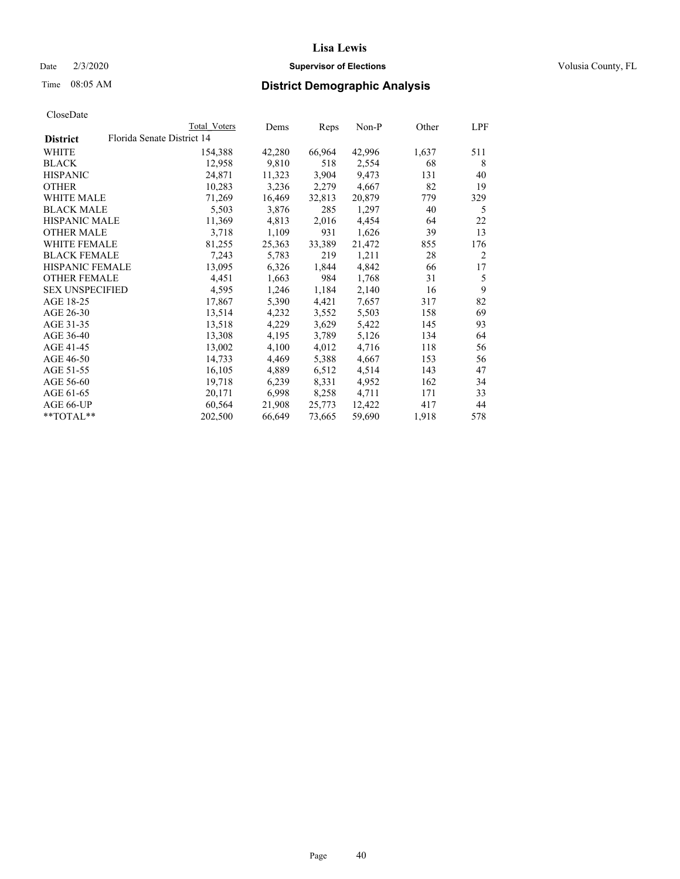# Lisa Lewis

Date 2/3/2020 **Supervisor of Elections** Volusia County, FL

Time 08:05 AM **District Demographic Analysis**

CloseDate

| | Total Voters | Dems | Reps | Non-P | Other | LPF |
|---|---|---|---|---|---|---|
| **District** Florida Senate District 14 | | | | | | |
| WHITE | 154,388 | 42,280 | 66,964 | 42,996 | 1,637 | 511 |
| BLACK | 12,958 | 9,810 | 518 | 2,554 | 68 | 8 |
| HISPANIC | 24,871 | 11,323 | 3,904 | 9,473 | 131 | 40 |
| OTHER | 10,283 | 3,236 | 2,279 | 4,667 | 82 | 19 |
| WHITE MALE | 71,269 | 16,469 | 32,813 | 20,879 | 779 | 329 |
| BLACK MALE | 5,503 | 3,876 | 285 | 1,297 | 40 | 5 |
| HISPANIC MALE | 11,369 | 4,813 | 2,016 | 4,454 | 64 | 22 |
| OTHER MALE | 3,718 | 1,109 | 931 | 1,626 | 39 | 13 |
| WHITE FEMALE | 81,255 | 25,363 | 33,389 | 21,472 | 855 | 176 |
| BLACK FEMALE | 7,243 | 5,783 | 219 | 1,211 | 28 | 2 |
| HISPANIC FEMALE | 13,095 | 6,326 | 1,844 | 4,842 | 66 | 17 |
| OTHER FEMALE | 4,451 | 1,663 | 984 | 1,768 | 31 | 5 |
| SEX UNSPECIFIED | 4,595 | 1,246 | 1,184 | 2,140 | 16 | 9 |
| AGE 18-25 | 17,867 | 5,390 | 4,421 | 7,657 | 317 | 82 |
| AGE 26-30 | 13,514 | 4,232 | 3,552 | 5,503 | 158 | 69 |
| AGE 31-35 | 13,518 | 4,229 | 3,629 | 5,422 | 145 | 93 |
| AGE 36-40 | 13,308 | 4,195 | 3,789 | 5,126 | 134 | 64 |
| AGE 41-45 | 13,002 | 4,100 | 4,012 | 4,716 | 118 | 56 |
| AGE 46-50 | 14,733 | 4,469 | 5,388 | 4,667 | 153 | 56 |
| AGE 51-55 | 16,105 | 4,889 | 6,512 | 4,514 | 143 | 47 |
| AGE 56-60 | 19,718 | 6,239 | 8,331 | 4,952 | 162 | 34 |
| AGE 61-65 | 20,171 | 6,998 | 8,258 | 4,711 | 171 | 33 |
| AGE 66-UP | 60,564 | 21,908 | 25,773 | 12,422 | 417 | 44 |
| **TOTAL** | 202,500 | 66,649 | 73,665 | 59,690 | 1,918 | 578 |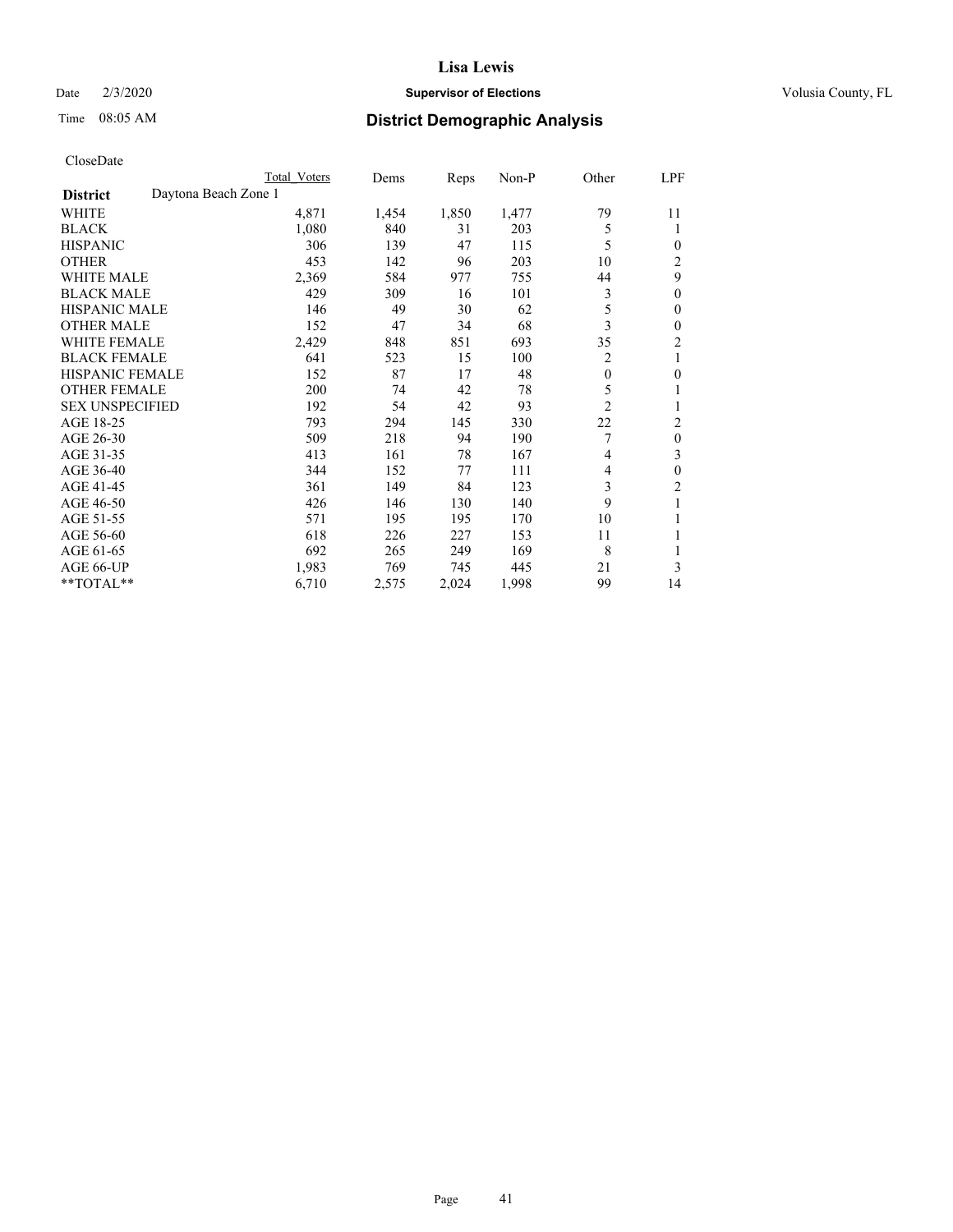**Lisa Lewis**

Date 2/3/2020 **Supervisor of Elections** Volusia County, FL

Time 08:05 AM **District Demographic Analysis**

CloseDate

| | Total Voters | Dems | Reps | Non-P | Other | LPF |
|---|---|---|---|---|---|---|
| **District** Daytona Beach Zone 1 | | | | | | |
| WHITE | 4,871 | 1,454 | 1,850 | 1,477 | 79 | 11 |
| BLACK | 1,080 | 840 | 31 | 203 | 5 | 1 |
| HISPANIC | 306 | 139 | 47 | 115 | 5 | 0 |
| OTHER | 453 | 142 | 96 | 203 | 10 | 2 |
| WHITE MALE | 2,369 | 584 | 977 | 755 | 44 | 9 |
| BLACK MALE | 429 | 309 | 16 | 101 | 3 | 0 |
| HISPANIC MALE | 146 | 49 | 30 | 62 | 5 | 0 |
| OTHER MALE | 152 | 47 | 34 | 68 | 3 | 0 |
| WHITE FEMALE | 2,429 | 848 | 851 | 693 | 35 | 2 |
| BLACK FEMALE | 641 | 523 | 15 | 100 | 2 | 1 |
| HISPANIC FEMALE | 152 | 87 | 17 | 48 | 0 | 0 |
| OTHER FEMALE | 200 | 74 | 42 | 78 | 5 | 1 |
| SEX UNSPECIFIED | 192 | 54 | 42 | 93 | 2 | 1 |
| AGE 18-25 | 793 | 294 | 145 | 330 | 22 | 2 |
| AGE 26-30 | 509 | 218 | 94 | 190 | 7 | 0 |
| AGE 31-35 | 413 | 161 | 78 | 167 | 4 | 3 |
| AGE 36-40 | 344 | 152 | 77 | 111 | 4 | 0 |
| AGE 41-45 | 361 | 149 | 84 | 123 | 3 | 2 |
| AGE 46-50 | 426 | 146 | 130 | 140 | 9 | 1 |
| AGE 51-55 | 571 | 195 | 195 | 170 | 10 | 1 |
| AGE 56-60 | 618 | 226 | 227 | 153 | 11 | 1 |
| AGE 61-65 | 692 | 265 | 249 | 169 | 8 | 1 |
| AGE 66-UP | 1,983 | 769 | 745 | 445 | 21 | 3 |
| **TOTAL** | 6,710 | 2,575 | 2,024 | 1,998 | 99 | 14 |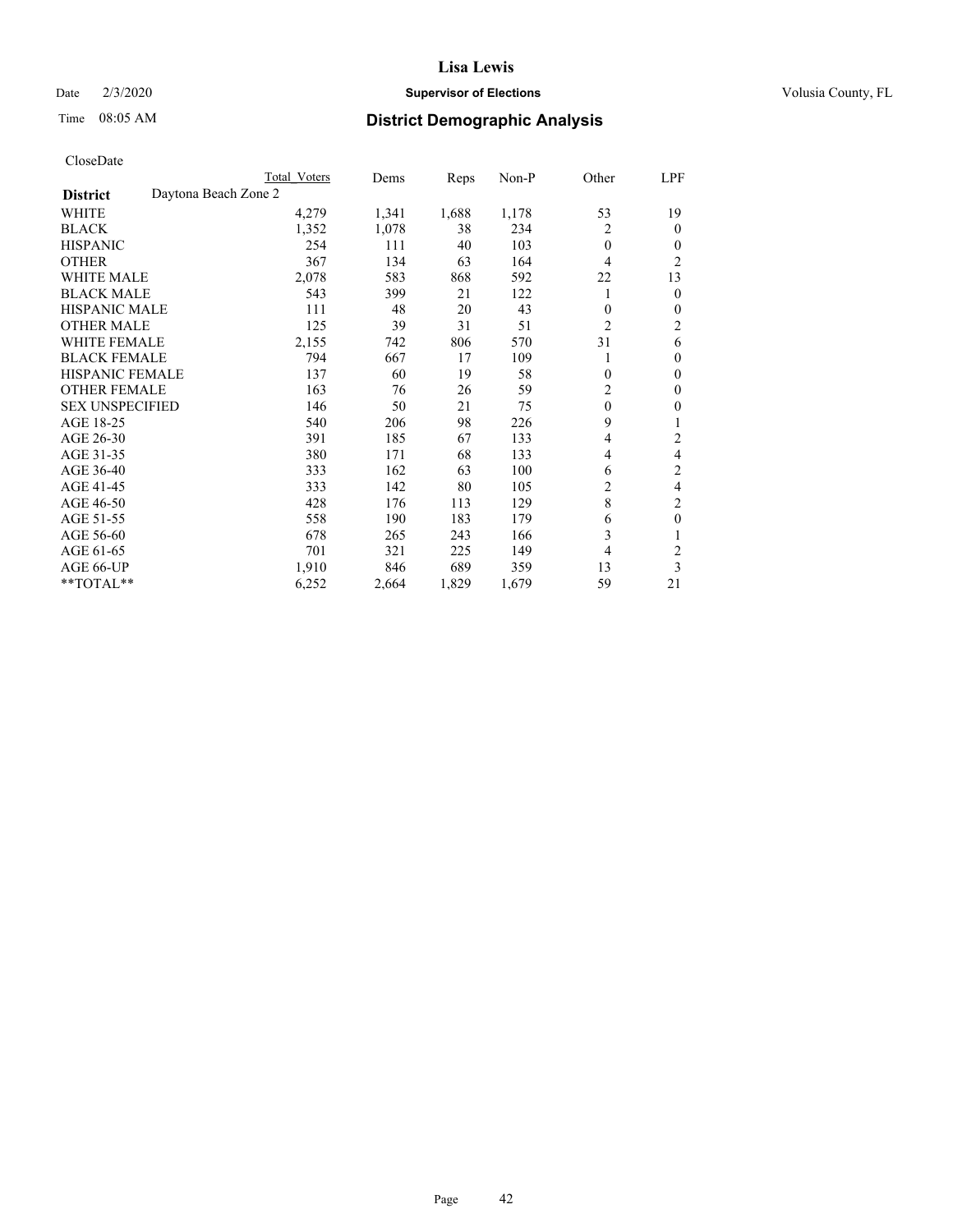# Lisa Lewis

Date 2/3/2020 **Supervisor of Elections** Volusia County, FL

Time 08:05 AM **District Demographic Analysis**

CloseDate

| | Total Voters | Dems | Reps | Non-P | Other | LPF |
|---|---|---|---|---|---|---|
| **District** Daytona Beach Zone 2 | | | | | | |
| WHITE | 4,279 | 1,341 | 1,688 | 1,178 | 53 | 19 |
| BLACK | 1,352 | 1,078 | 38 | 234 | 2 | 0 |
| HISPANIC | 254 | 111 | 40 | 103 | 0 | 0 |
| OTHER | 367 | 134 | 63 | 164 | 4 | 2 |
| WHITE MALE | 2,078 | 583 | 868 | 592 | 22 | 13 |
| BLACK MALE | 543 | 399 | 21 | 122 | 1 | 0 |
| HISPANIC MALE | 111 | 48 | 20 | 43 | 0 | 0 |
| OTHER MALE | 125 | 39 | 31 | 51 | 2 | 2 |
| WHITE FEMALE | 2,155 | 742 | 806 | 570 | 31 | 6 |
| BLACK FEMALE | 794 | 667 | 17 | 109 | 1 | 0 |
| HISPANIC FEMALE | 137 | 60 | 19 | 58 | 0 | 0 |
| OTHER FEMALE | 163 | 76 | 26 | 59 | 2 | 0 |
| SEX UNSPECIFIED | 146 | 50 | 21 | 75 | 0 | 0 |
| AGE 18-25 | 540 | 206 | 98 | 226 | 9 | 1 |
| AGE 26-30 | 391 | 185 | 67 | 133 | 4 | 2 |
| AGE 31-35 | 380 | 171 | 68 | 133 | 4 | 4 |
| AGE 36-40 | 333 | 162 | 63 | 100 | 6 | 2 |
| AGE 41-45 | 333 | 142 | 80 | 105 | 2 | 4 |
| AGE 46-50 | 428 | 176 | 113 | 129 | 8 | 2 |
| AGE 51-55 | 558 | 190 | 183 | 179 | 6 | 0 |
| AGE 56-60 | 678 | 265 | 243 | 166 | 3 | 1 |
| AGE 61-65 | 701 | 321 | 225 | 149 | 4 | 2 |
| AGE 66-UP | 1,910 | 846 | 689 | 359 | 13 | 3 |
| **TOTAL** | 6,252 | 2,664 | 1,829 | 1,679 | 59 | 21 |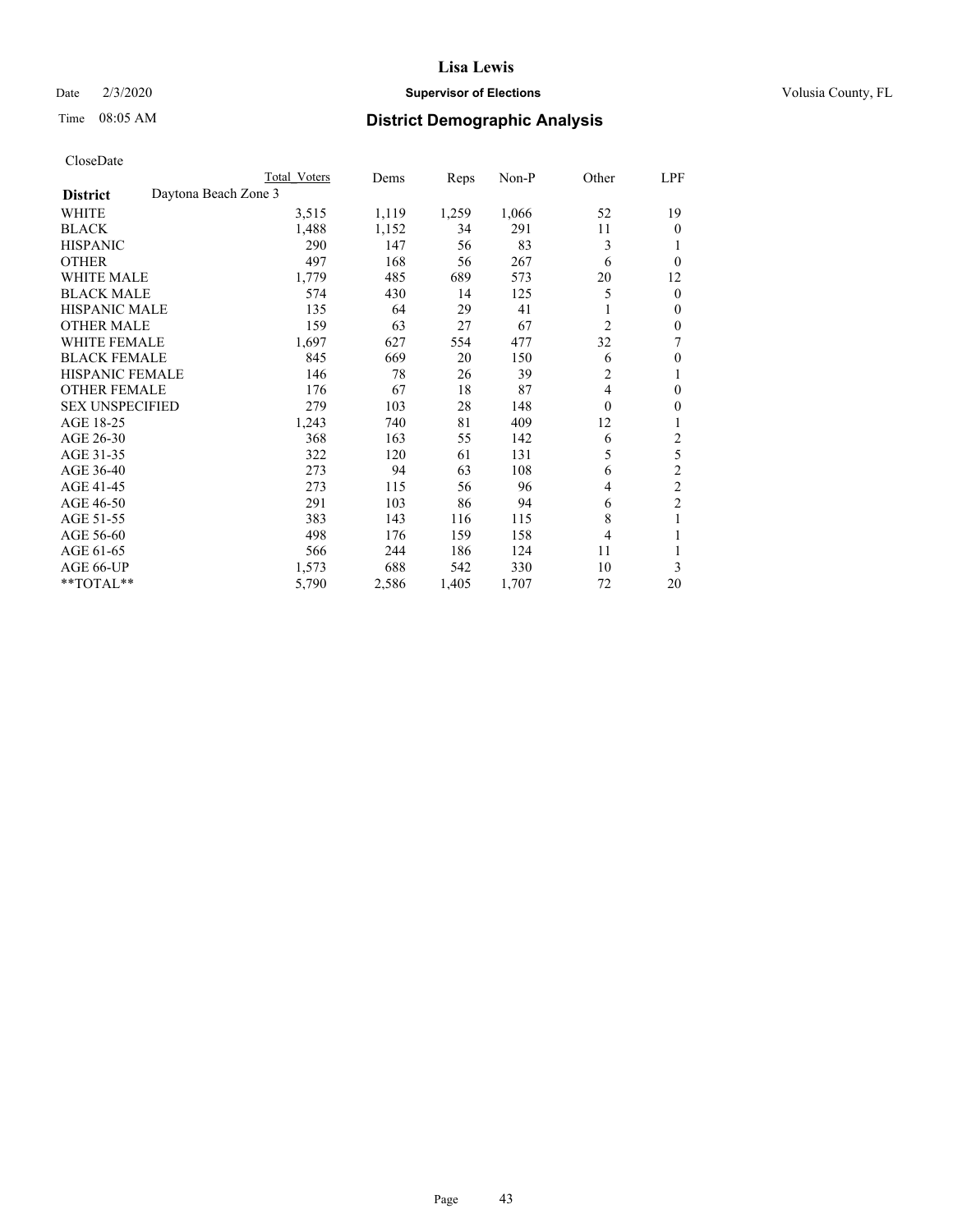CloseDate

| District | Daytona Beach Zone 3 | Total Voters | Dems | Reps | Non-P | Other | LPF |
|---|---|---|---|---|---|---|---|
| WHITE | | 3,515 | 1,119 | 1,259 | 1,066 | 52 | 19 |
| BLACK | | 1,488 | 1,152 | 34 | 291 | 11 | 0 |
| HISPANIC | | 290 | 147 | 56 | 83 | 3 | 1 |
| OTHER | | 497 | 168 | 56 | 267 | 6 | 0 |
| WHITE MALE | | 1,779 | 485 | 689 | 573 | 20 | 12 |
| BLACK MALE | | 574 | 430 | 14 | 125 | 5 | 0 |
| HISPANIC MALE | | 135 | 64 | 29 | 41 | 1 | 0 |
| OTHER MALE | | 159 | 63 | 27 | 67 | 2 | 0 |
| WHITE FEMALE | | 1,697 | 627 | 554 | 477 | 32 | 7 |
| BLACK FEMALE | | 845 | 669 | 20 | 150 | 6 | 0 |
| HISPANIC FEMALE | | 146 | 78 | 26 | 39 | 2 | 1 |
| OTHER FEMALE | | 176 | 67 | 18 | 87 | 4 | 0 |
| SEX UNSPECIFIED | | 279 | 103 | 28 | 148 | 0 | 0 |
| AGE 18-25 | | 1,243 | 740 | 81 | 409 | 12 | 1 |
| AGE 26-30 | | 368 | 163 | 55 | 142 | 6 | 2 |
| AGE 31-35 | | 322 | 120 | 61 | 131 | 5 | 5 |
| AGE 36-40 | | 273 | 94 | 63 | 108 | 6 | 2 |
| AGE 41-45 | | 273 | 115 | 56 | 96 | 4 | 2 |
| AGE 46-50 | | 291 | 103 | 86 | 94 | 6 | 2 |
| AGE 51-55 | | 383 | 143 | 116 | 115 | 8 | 1 |
| AGE 56-60 | | 498 | 176 | 159 | 158 | 4 | 1 |
| AGE 61-65 | | 566 | 244 | 186 | 124 | 11 | 1 |
| AGE 66-UP | | 1,573 | 688 | 542 | 330 | 10 | 3 |
| **TOTAL** | | 5,790 | 2,586 | 1,405 | 1,707 | 72 | 20 |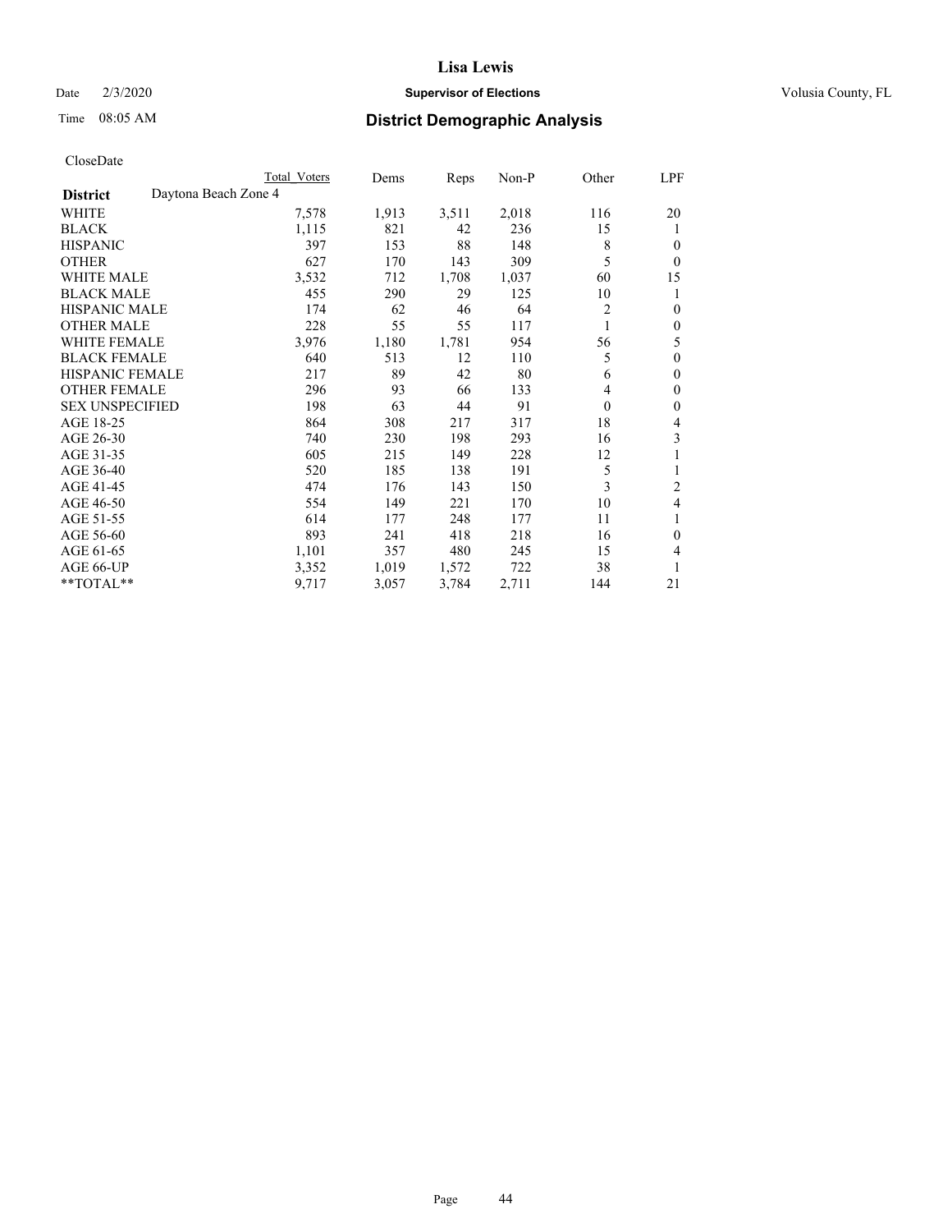# Lisa Lewis

Date 2/3/2020 **Supervisor of Elections** Volusia County, FL

Time 08:05 AM **District Demographic Analysis**

CloseDate

| District | Daytona Beach Zone 4 Total Voters | Dems | Reps | Non-P | Other | LPF |
|---|---|---|---|---|---|---|
| WHITE | 7,578 | 1,913 | 3,511 | 2,018 | 116 | 20 |
| BLACK | 1,115 | 821 | 42 | 236 | 15 | 1 |
| HISPANIC | 397 | 153 | 88 | 148 | 8 | 0 |
| OTHER | 627 | 170 | 143 | 309 | 5 | 0 |
| WHITE MALE | 3,532 | 712 | 1,708 | 1,037 | 60 | 15 |
| BLACK MALE | 455 | 290 | 29 | 125 | 10 | 1 |
| HISPANIC MALE | 174 | 62 | 46 | 64 | 2 | 0 |
| OTHER MALE | 228 | 55 | 55 | 117 | 1 | 0 |
| WHITE FEMALE | 3,976 | 1,180 | 1,781 | 954 | 56 | 5 |
| BLACK FEMALE | 640 | 513 | 12 | 110 | 5 | 0 |
| HISPANIC FEMALE | 217 | 89 | 42 | 80 | 6 | 0 |
| OTHER FEMALE | 296 | 93 | 66 | 133 | 4 | 0 |
| SEX UNSPECIFIED | 198 | 63 | 44 | 91 | 0 | 0 |
| AGE 18-25 | 864 | 308 | 217 | 317 | 18 | 4 |
| AGE 26-30 | 740 | 230 | 198 | 293 | 16 | 3 |
| AGE 31-35 | 605 | 215 | 149 | 228 | 12 | 1 |
| AGE 36-40 | 520 | 185 | 138 | 191 | 5 | 1 |
| AGE 41-45 | 474 | 176 | 143 | 150 | 3 | 2 |
| AGE 46-50 | 554 | 149 | 221 | 170 | 10 | 4 |
| AGE 51-55 | 614 | 177 | 248 | 177 | 11 | 1 |
| AGE 56-60 | 893 | 241 | 418 | 218 | 16 | 0 |
| AGE 61-65 | 1,101 | 357 | 480 | 245 | 15 | 4 |
| AGE 66-UP | 3,352 | 1,019 | 1,572 | 722 | 38 | 1 |
| **TOTAL** | 9,717 | 3,057 | 3,784 | 2,711 | 144 | 21 |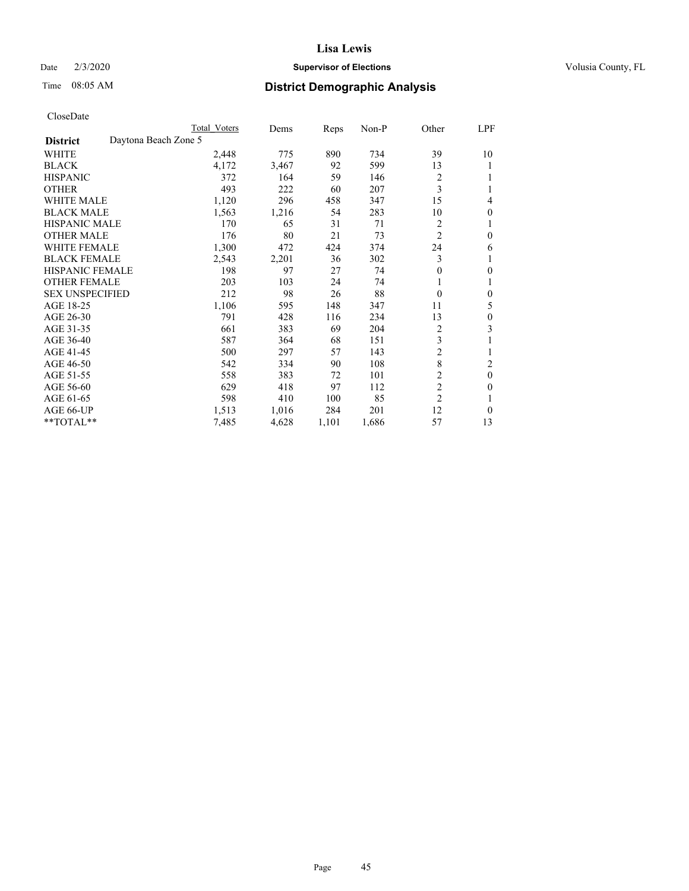# Lisa Lewis

Date 2/3/2020 **Supervisor of Elections** Volusia County, FL

Time 08:05 AM **District Demographic Analysis**

CloseDate

| | Total Voters | Dems | Reps | Non-P | Other | LPF |
|---|---|---|---|---|---|---|
| **District** Daytona Beach Zone 5 | | | | | | |
| WHITE | 2,448 | 775 | 890 | 734 | 39 | 10 |
| BLACK | 4,172 | 3,467 | 92 | 599 | 13 | 1 |
| HISPANIC | 372 | 164 | 59 | 146 | 2 | 1 |
| OTHER | 493 | 222 | 60 | 207 | 3 | 1 |
| WHITE MALE | 1,120 | 296 | 458 | 347 | 15 | 4 |
| BLACK MALE | 1,563 | 1,216 | 54 | 283 | 10 | 0 |
| HISPANIC MALE | 170 | 65 | 31 | 71 | 2 | 1 |
| OTHER MALE | 176 | 80 | 21 | 73 | 2 | 0 |
| WHITE FEMALE | 1,300 | 472 | 424 | 374 | 24 | 6 |
| BLACK FEMALE | 2,543 | 2,201 | 36 | 302 | 3 | 1 |
| HISPANIC FEMALE | 198 | 97 | 27 | 74 | 0 | 0 |
| OTHER FEMALE | 203 | 103 | 24 | 74 | 1 | 1 |
| SEX UNSPECIFIED | 212 | 98 | 26 | 88 | 0 | 0 |
| AGE 18-25 | 1,106 | 595 | 148 | 347 | 11 | 5 |
| AGE 26-30 | 791 | 428 | 116 | 234 | 13 | 0 |
| AGE 31-35 | 661 | 383 | 69 | 204 | 2 | 3 |
| AGE 36-40 | 587 | 364 | 68 | 151 | 3 | 1 |
| AGE 41-45 | 500 | 297 | 57 | 143 | 2 | 1 |
| AGE 46-50 | 542 | 334 | 90 | 108 | 8 | 2 |
| AGE 51-55 | 558 | 383 | 72 | 101 | 2 | 0 |
| AGE 56-60 | 629 | 418 | 97 | 112 | 2 | 0 |
| AGE 61-65 | 598 | 410 | 100 | 85 | 2 | 1 |
| AGE 66-UP | 1,513 | 1,016 | 284 | 201 | 12 | 0 |
| **TOTAL** | 7,485 | 4,628 | 1,101 | 1,686 | 57 | 13 |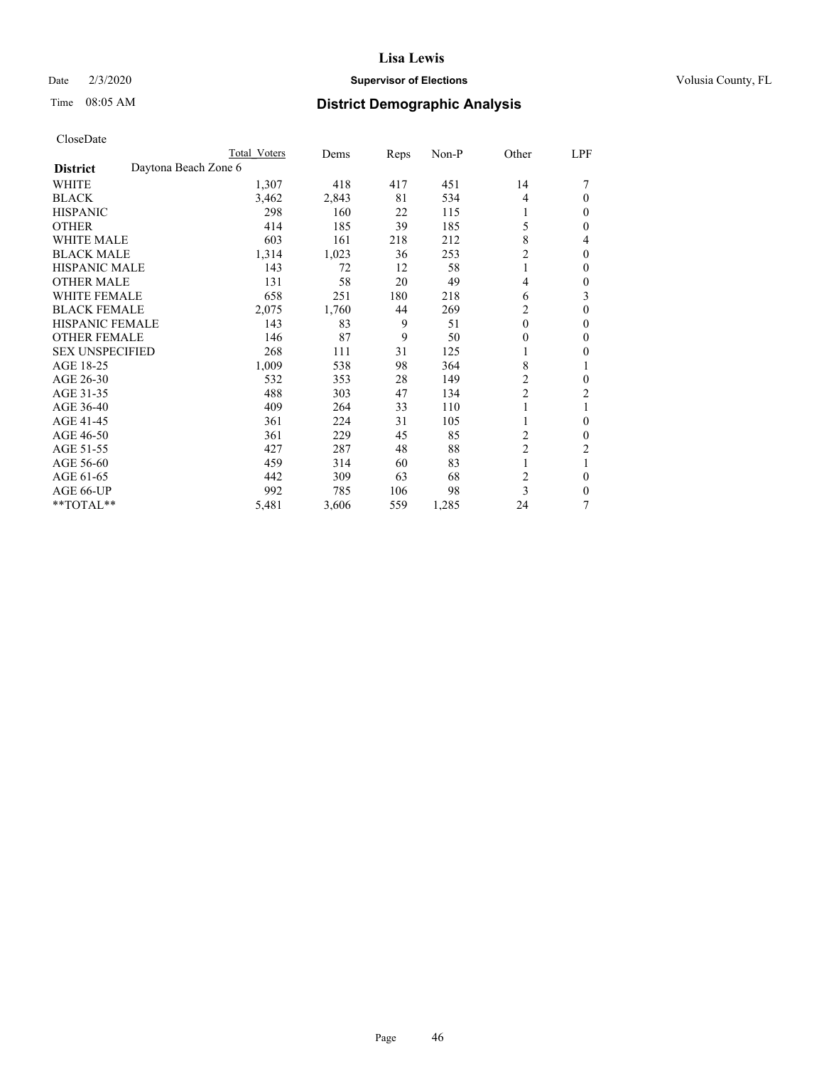CloseDate

| District | Daytona Beach Zone 6 | Total Voters | Dems | Reps | Non-P | Other | LPF |
|---|---|---|---|---|---|---|---|
| WHITE | | 1,307 | 418 | 417 | 451 | 14 | 7 |
| BLACK | | 3,462 | 2,843 | 81 | 534 | 4 | 0 |
| HISPANIC | | 298 | 160 | 22 | 115 | 1 | 0 |
| OTHER | | 414 | 185 | 39 | 185 | 5 | 0 |
| WHITE MALE | | 603 | 161 | 218 | 212 | 8 | 4 |
| BLACK MALE | | 1,314 | 1,023 | 36 | 253 | 2 | 0 |
| HISPANIC MALE | | 143 | 72 | 12 | 58 | 1 | 0 |
| OTHER MALE | | 131 | 58 | 20 | 49 | 4 | 0 |
| WHITE FEMALE | | 658 | 251 | 180 | 218 | 6 | 3 |
| BLACK FEMALE | | 2,075 | 1,760 | 44 | 269 | 2 | 0 |
| HISPANIC FEMALE | | 143 | 83 | 9 | 51 | 0 | 0 |
| OTHER FEMALE | | 146 | 87 | 9 | 50 | 0 | 0 |
| SEX UNSPECIFIED | | 268 | 111 | 31 | 125 | 1 | 0 |
| AGE 18-25 | | 1,009 | 538 | 98 | 364 | 8 | 1 |
| AGE 26-30 | | 532 | 353 | 28 | 149 | 2 | 0 |
| AGE 31-35 | | 488 | 303 | 47 | 134 | 2 | 2 |
| AGE 36-40 | | 409 | 264 | 33 | 110 | 1 | 1 |
| AGE 41-45 | | 361 | 224 | 31 | 105 | 1 | 0 |
| AGE 46-50 | | 361 | 229 | 45 | 85 | 2 | 0 |
| AGE 51-55 | | 427 | 287 | 48 | 88 | 2 | 2 |
| AGE 56-60 | | 459 | 314 | 60 | 83 | 1 | 1 |
| AGE 61-65 | | 442 | 309 | 63 | 68 | 2 | 0 |
| AGE 66-UP | | 992 | 785 | 106 | 98 | 3 | 0 |
| **TOTAL** | | 5,481 | 3,606 | 559 | 1,285 | 24 | 7 |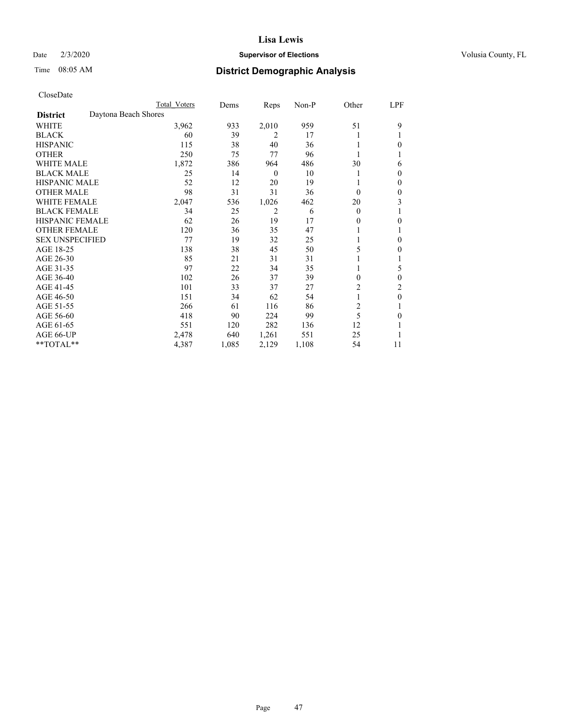# Lisa Lewis

Date 2/3/2020 **Supervisor of Elections** Volusia County, FL

Time 08:05 AM **District Demographic Analysis**

CloseDate

| | Total Voters | Dems | Reps | Non-P | Other | LPF |
|---|---|---|---|---|---|---|
| **District** Daytona Beach Shores | | | | | | |
| WHITE | 3,962 | 933 | 2,010 | 959 | 51 | 9 |
| BLACK | 60 | 39 | 2 | 17 | 1 | 1 |
| HISPANIC | 115 | 38 | 40 | 36 | 1 | 0 |
| OTHER | 250 | 75 | 77 | 96 | 1 | 1 |
| WHITE MALE | 1,872 | 386 | 964 | 486 | 30 | 6 |
| BLACK MALE | 25 | 14 | 0 | 10 | 1 | 0 |
| HISPANIC MALE | 52 | 12 | 20 | 19 | 1 | 0 |
| OTHER MALE | 98 | 31 | 31 | 36 | 0 | 0 |
| WHITE FEMALE | 2,047 | 536 | 1,026 | 462 | 20 | 3 |
| BLACK FEMALE | 34 | 25 | 2 | 6 | 0 | 1 |
| HISPANIC FEMALE | 62 | 26 | 19 | 17 | 0 | 0 |
| OTHER FEMALE | 120 | 36 | 35 | 47 | 1 | 1 |
| SEX UNSPECIFIED | 77 | 19 | 32 | 25 | 1 | 0 |
| AGE 18-25 | 138 | 38 | 45 | 50 | 5 | 0 |
| AGE 26-30 | 85 | 21 | 31 | 31 | 1 | 1 |
| AGE 31-35 | 97 | 22 | 34 | 35 | 1 | 5 |
| AGE 36-40 | 102 | 26 | 37 | 39 | 0 | 0 |
| AGE 41-45 | 101 | 33 | 37 | 27 | 2 | 2 |
| AGE 46-50 | 151 | 34 | 62 | 54 | 1 | 0 |
| AGE 51-55 | 266 | 61 | 116 | 86 | 2 | 1 |
| AGE 56-60 | 418 | 90 | 224 | 99 | 5 | 0 |
| AGE 61-65 | 551 | 120 | 282 | 136 | 12 | 1 |
| AGE 66-UP | 2,478 | 640 | 1,261 | 551 | 25 | 1 |
| **TOTAL** | 4,387 | 1,085 | 2,129 | 1,108 | 54 | 11 |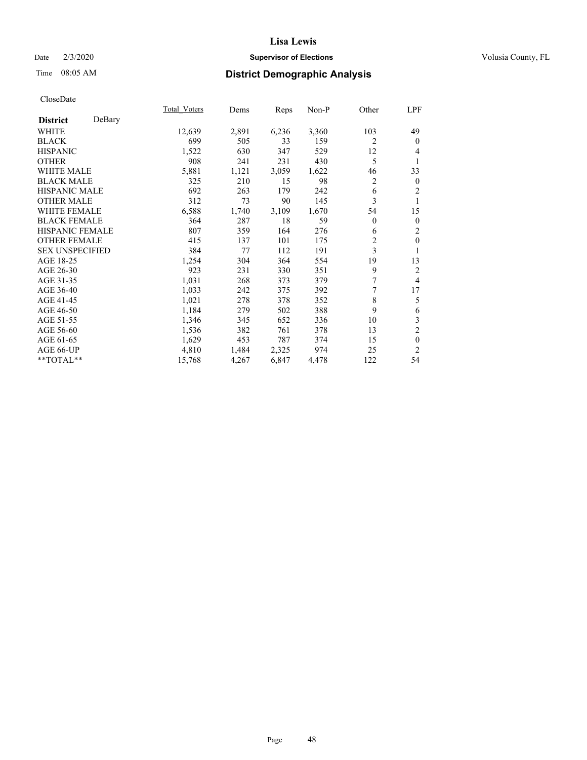Lisa Lewis

Date 2/3/2020 **Supervisor of Elections** Volusia County, FL

Time 08:05 AM **District Demographic Analysis**

CloseDate

| | Total_Voters | Dems | Reps | Non-P | Other | LPF |
|---|---|---|---|---|---|---|
| **District** DeBary | | | | | | |
| WHITE | 12,639 | 2,891 | 6,236 | 3,360 | 103 | 49 |
| BLACK | 699 | 505 | 33 | 159 | 2 | 0 |
| HISPANIC | 1,522 | 630 | 347 | 529 | 12 | 4 |
| OTHER | 908 | 241 | 231 | 430 | 5 | 1 |
| WHITE MALE | 5,881 | 1,121 | 3,059 | 1,622 | 46 | 33 |
| BLACK MALE | 325 | 210 | 15 | 98 | 2 | 0 |
| HISPANIC MALE | 692 | 263 | 179 | 242 | 6 | 2 |
| OTHER MALE | 312 | 73 | 90 | 145 | 3 | 1 |
| WHITE FEMALE | 6,588 | 1,740 | 3,109 | 1,670 | 54 | 15 |
| BLACK FEMALE | 364 | 287 | 18 | 59 | 0 | 0 |
| HISPANIC FEMALE | 807 | 359 | 164 | 276 | 6 | 2 |
| OTHER FEMALE | 415 | 137 | 101 | 175 | 2 | 0 |
| SEX UNSPECIFIED | 384 | 77 | 112 | 191 | 3 | 1 |
| AGE 18-25 | 1,254 | 304 | 364 | 554 | 19 | 13 |
| AGE 26-30 | 923 | 231 | 330 | 351 | 9 | 2 |
| AGE 31-35 | 1,031 | 268 | 373 | 379 | 7 | 4 |
| AGE 36-40 | 1,033 | 242 | 375 | 392 | 7 | 17 |
| AGE 41-45 | 1,021 | 278 | 378 | 352 | 8 | 5 |
| AGE 46-50 | 1,184 | 279 | 502 | 388 | 9 | 6 |
| AGE 51-55 | 1,346 | 345 | 652 | 336 | 10 | 3 |
| AGE 56-60 | 1,536 | 382 | 761 | 378 | 13 | 2 |
| AGE 61-65 | 1,629 | 453 | 787 | 374 | 15 | 0 |
| AGE 66-UP | 4,810 | 1,484 | 2,325 | 974 | 25 | 2 |
| **TOTAL** | 15,768 | 4,267 | 6,847 | 4,478 | 122 | 54 |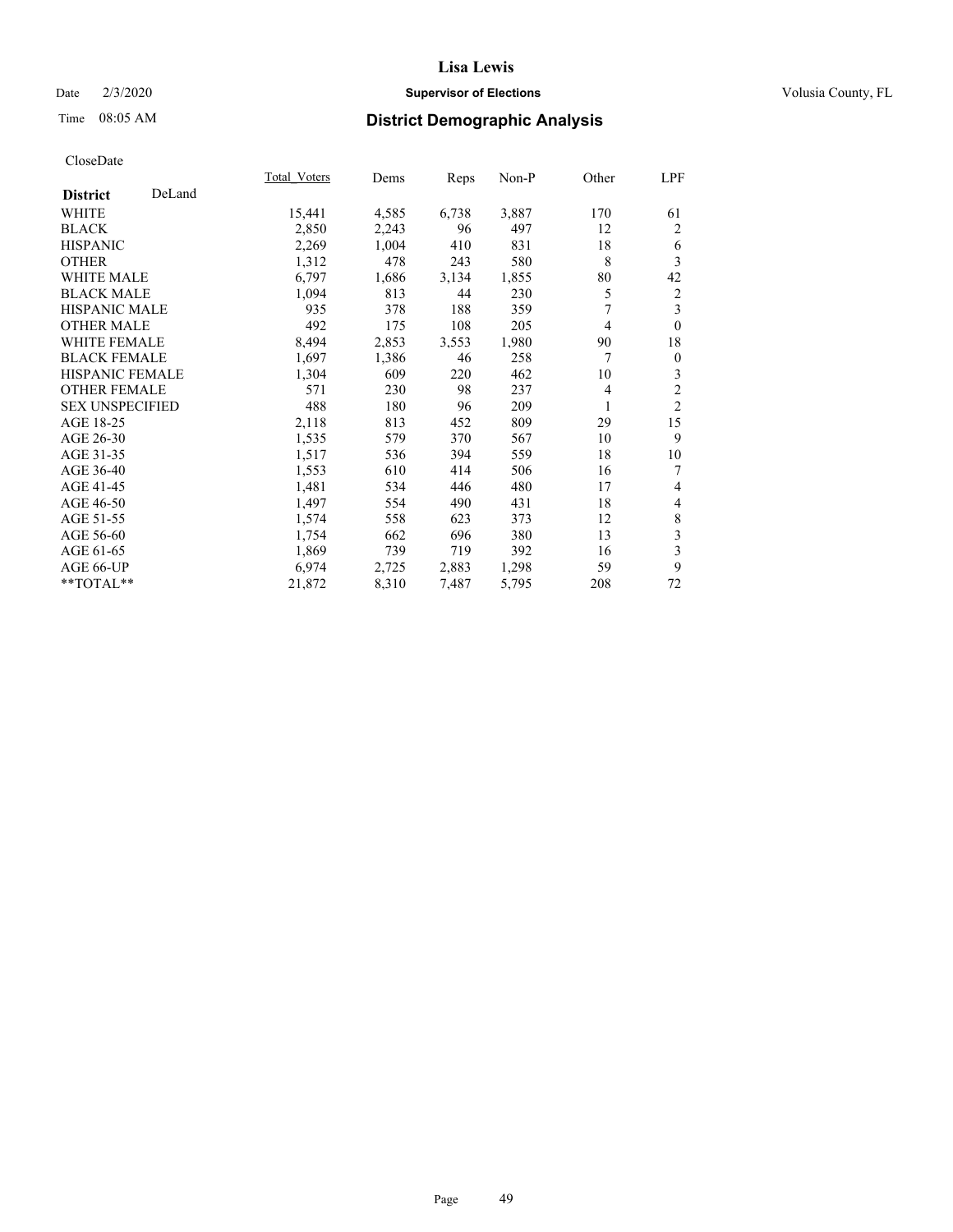# Lisa Lewis

Date 2/3/2020 **Supervisor of Elections** Volusia County, FL

Time 08:05 AM **District Demographic Analysis**

CloseDate

| **District** DeLand | Total_Voters | Dems | Reps | Non-P | Other | LPF |
|---|---|---|---|---|---|---|
| WHITE | 15,441 | 4,585 | 6,738 | 3,887 | 170 | 61 |
| BLACK | 2,850 | 2,243 | 96 | 497 | 12 | 2 |
| HISPANIC | 2,269 | 1,004 | 410 | 831 | 18 | 6 |
| OTHER | 1,312 | 478 | 243 | 580 | 8 | 3 |
| WHITE MALE | 6,797 | 1,686 | 3,134 | 1,855 | 80 | 42 |
| BLACK MALE | 1,094 | 813 | 44 | 230 | 5 | 2 |
| HISPANIC MALE | 935 | 378 | 188 | 359 | 7 | 3 |
| OTHER MALE | 492 | 175 | 108 | 205 | 4 | 0 |
| WHITE FEMALE | 8,494 | 2,853 | 3,553 | 1,980 | 90 | 18 |
| BLACK FEMALE | 1,697 | 1,386 | 46 | 258 | 7 | 0 |
| HISPANIC FEMALE | 1,304 | 609 | 220 | 462 | 10 | 3 |
| OTHER FEMALE | 571 | 230 | 98 | 237 | 4 | 2 |
| SEX UNSPECIFIED | 488 | 180 | 96 | 209 | 1 | 2 |
| AGE 18-25 | 2,118 | 813 | 452 | 809 | 29 | 15 |
| AGE 26-30 | 1,535 | 579 | 370 | 567 | 10 | 9 |
| AGE 31-35 | 1,517 | 536 | 394 | 559 | 18 | 10 |
| AGE 36-40 | 1,553 | 610 | 414 | 506 | 16 | 7 |
| AGE 41-45 | 1,481 | 534 | 446 | 480 | 17 | 4 |
| AGE 46-50 | 1,497 | 554 | 490 | 431 | 18 | 4 |
| AGE 51-55 | 1,574 | 558 | 623 | 373 | 12 | 8 |
| AGE 56-60 | 1,754 | 662 | 696 | 380 | 13 | 3 |
| AGE 61-65 | 1,869 | 739 | 719 | 392 | 16 | 3 |
| AGE 66-UP | 6,974 | 2,725 | 2,883 | 1,298 | 59 | 9 |
| **TOTAL** | 21,872 | 8,310 | 7,487 | 5,795 | 208 | 72 |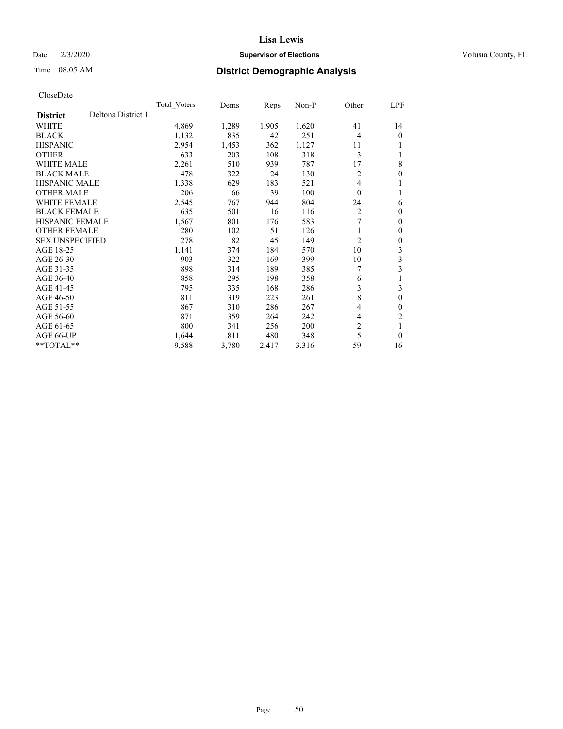# Lisa Lewis

Date 2/3/2020 **Supervisor of Elections** Volusia County, FL

Time 08:05 AM **District Demographic Analysis**

CloseDate

| **District** Deltona District 1 | Total_Voters | Dems | Reps | Non-P | Other | LPF |
|---|---|---|---|---|---|---|
| WHITE | 4,869 | 1,289 | 1,905 | 1,620 | 41 | 14 |
| BLACK | 1,132 | 835 | 42 | 251 | 4 | 0 |
| HISPANIC | 2,954 | 1,453 | 362 | 1,127 | 11 | 1 |
| OTHER | 633 | 203 | 108 | 318 | 3 | 1 |
| WHITE MALE | 2,261 | 510 | 939 | 787 | 17 | 8 |
| BLACK MALE | 478 | 322 | 24 | 130 | 2 | 0 |
| HISPANIC MALE | 1,338 | 629 | 183 | 521 | 4 | 1 |
| OTHER MALE | 206 | 66 | 39 | 100 | 0 | 1 |
| WHITE FEMALE | 2,545 | 767 | 944 | 804 | 24 | 6 |
| BLACK FEMALE | 635 | 501 | 16 | 116 | 2 | 0 |
| HISPANIC FEMALE | 1,567 | 801 | 176 | 583 | 7 | 0 |
| OTHER FEMALE | 280 | 102 | 51 | 126 | 1 | 0 |
| SEX UNSPECIFIED | 278 | 82 | 45 | 149 | 2 | 0 |
| AGE 18-25 | 1,141 | 374 | 184 | 570 | 10 | 3 |
| AGE 26-30 | 903 | 322 | 169 | 399 | 10 | 3 |
| AGE 31-35 | 898 | 314 | 189 | 385 | 7 | 3 |
| AGE 36-40 | 858 | 295 | 198 | 358 | 6 | 1 |
| AGE 41-45 | 795 | 335 | 168 | 286 | 3 | 3 |
| AGE 46-50 | 811 | 319 | 223 | 261 | 8 | 0 |
| AGE 51-55 | 867 | 310 | 286 | 267 | 4 | 0 |
| AGE 56-60 | 871 | 359 | 264 | 242 | 4 | 2 |
| AGE 61-65 | 800 | 341 | 256 | 200 | 2 | 1 |
| AGE 66-UP | 1,644 | 811 | 480 | 348 | 5 | 0 |
| **TOTAL** | 9,588 | 3,780 | 2,417 | 3,316 | 59 | 16 |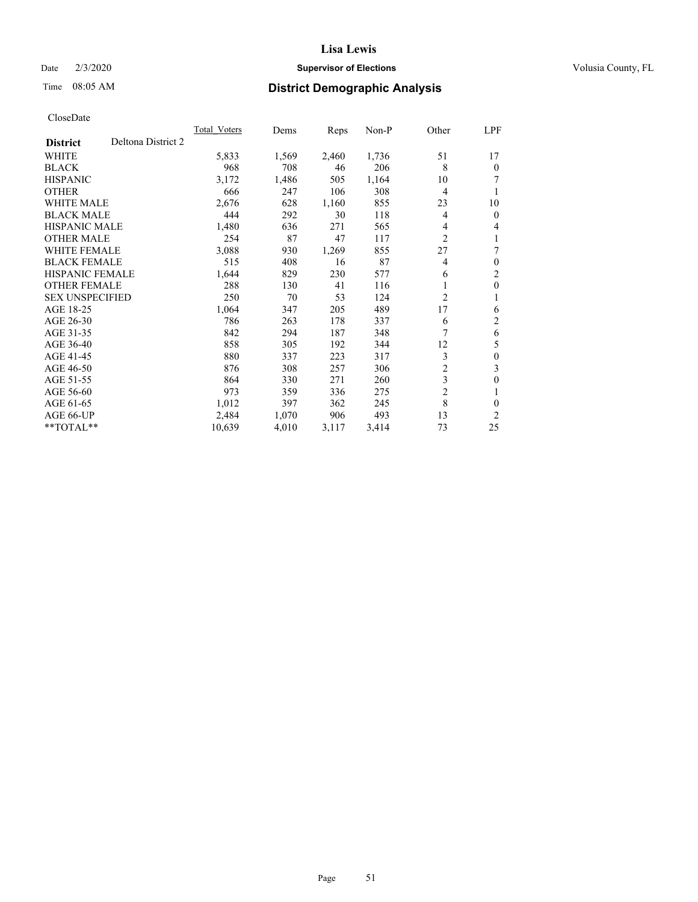Lisa Lewis

Date 2/3/2020 **Supervisor of Elections** Volusia County, FL

Time 08:05 AM **District Demographic Analysis**

CloseDate

| **District** Deltona District 2 | Total_Voters | Dems | Reps | Non-P | Other | LPF |
|---|---|---|---|---|---|---|
| WHITE | 5,833 | 1,569 | 2,460 | 1,736 | 51 | 17 |
| BLACK | 968 | 708 | 46 | 206 | 8 | 0 |
| HISPANIC | 3,172 | 1,486 | 505 | 1,164 | 10 | 7 |
| OTHER | 666 | 247 | 106 | 308 | 4 | 1 |
| WHITE MALE | 2,676 | 628 | 1,160 | 855 | 23 | 10 |
| BLACK MALE | 444 | 292 | 30 | 118 | 4 | 0 |
| HISPANIC MALE | 1,480 | 636 | 271 | 565 | 4 | 4 |
| OTHER MALE | 254 | 87 | 47 | 117 | 2 | 1 |
| WHITE FEMALE | 3,088 | 930 | 1,269 | 855 | 27 | 7 |
| BLACK FEMALE | 515 | 408 | 16 | 87 | 4 | 0 |
| HISPANIC FEMALE | 1,644 | 829 | 230 | 577 | 6 | 2 |
| OTHER FEMALE | 288 | 130 | 41 | 116 | 1 | 0 |
| SEX UNSPECIFIED | 250 | 70 | 53 | 124 | 2 | 1 |
| AGE 18-25 | 1,064 | 347 | 205 | 489 | 17 | 6 |
| AGE 26-30 | 786 | 263 | 178 | 337 | 6 | 2 |
| AGE 31-35 | 842 | 294 | 187 | 348 | 7 | 6 |
| AGE 36-40 | 858 | 305 | 192 | 344 | 12 | 5 |
| AGE 41-45 | 880 | 337 | 223 | 317 | 3 | 0 |
| AGE 46-50 | 876 | 308 | 257 | 306 | 2 | 3 |
| AGE 51-55 | 864 | 330 | 271 | 260 | 3 | 0 |
| AGE 56-60 | 973 | 359 | 336 | 275 | 2 | 1 |
| AGE 61-65 | 1,012 | 397 | 362 | 245 | 8 | 0 |
| AGE 66-UP | 2,484 | 1,070 | 906 | 493 | 13 | 2 |
| **TOTAL** | 10,639 | 4,010 | 3,117 | 3,414 | 73 | 25 |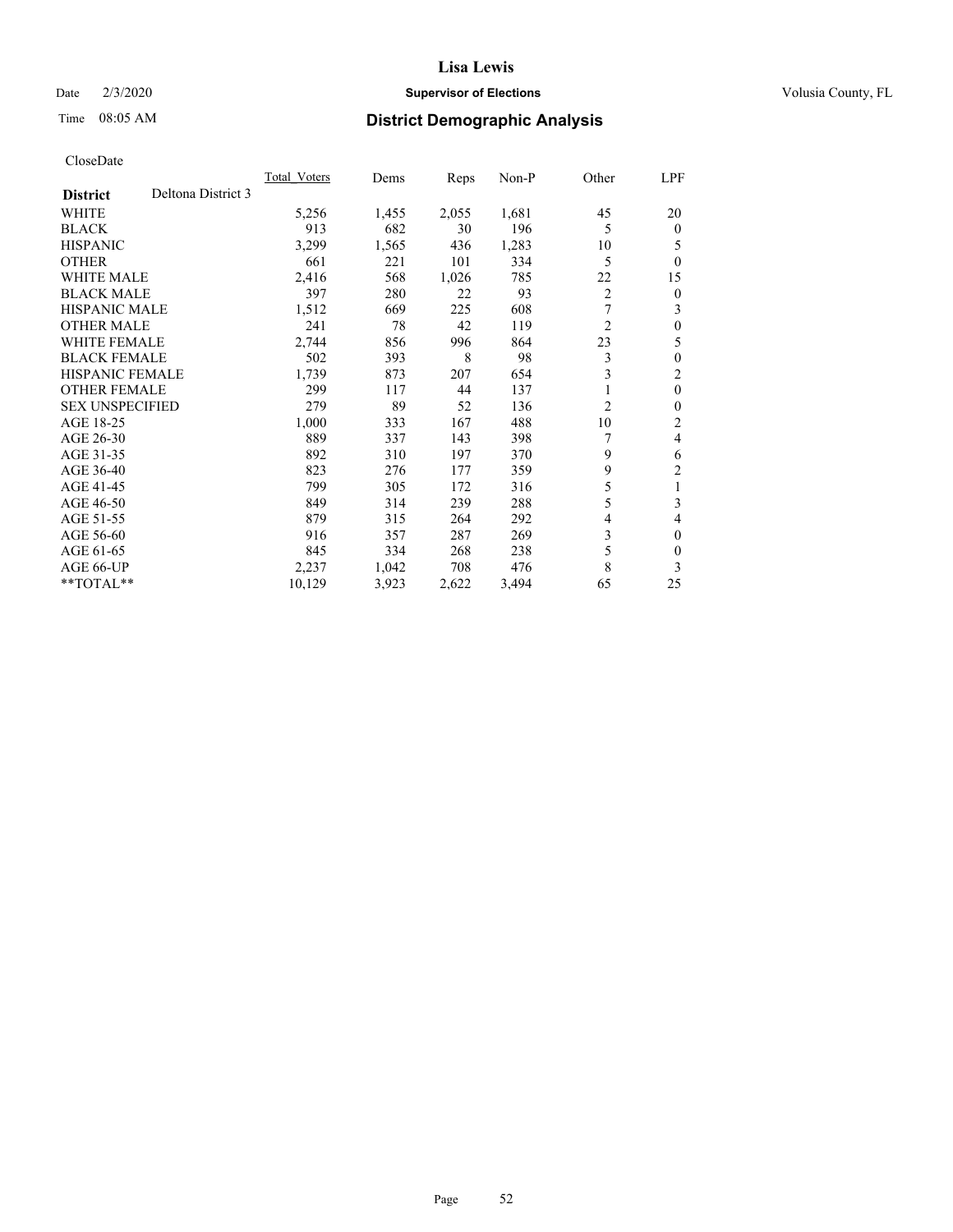CloseDate

| **District** | Deltona District 3 | Total_Voters | Dems | Reps | Non-P | Other | LPF |
|---|---|---|---|---|---|---|---|
| WHITE | | 5,256 | 1,455 | 2,055 | 1,681 | 45 | 20 |
| BLACK | | 913 | 682 | 30 | 196 | 5 | 0 |
| HISPANIC | | 3,299 | 1,565 | 436 | 1,283 | 10 | 5 |
| OTHER | | 661 | 221 | 101 | 334 | 5 | 0 |
| WHITE MALE | | 2,416 | 568 | 1,026 | 785 | 22 | 15 |
| BLACK MALE | | 397 | 280 | 22 | 93 | 2 | 0 |
| HISPANIC MALE | | 1,512 | 669 | 225 | 608 | 7 | 3 |
| OTHER MALE | | 241 | 78 | 42 | 119 | 2 | 0 |
| WHITE FEMALE | | 2,744 | 856 | 996 | 864 | 23 | 5 |
| BLACK FEMALE | | 502 | 393 | 8 | 98 | 3 | 0 |
| HISPANIC FEMALE | | 1,739 | 873 | 207 | 654 | 3 | 2 |
| OTHER FEMALE | | 299 | 117 | 44 | 137 | 1 | 0 |
| SEX UNSPECIFIED | | 279 | 89 | 52 | 136 | 2 | 0 |
| AGE 18-25 | | 1,000 | 333 | 167 | 488 | 10 | 2 |
| AGE 26-30 | | 889 | 337 | 143 | 398 | 7 | 4 |
| AGE 31-35 | | 892 | 310 | 197 | 370 | 9 | 6 |
| AGE 36-40 | | 823 | 276 | 177 | 359 | 9 | 2 |
| AGE 41-45 | | 799 | 305 | 172 | 316 | 5 | 1 |
| AGE 46-50 | | 849 | 314 | 239 | 288 | 5 | 3 |
| AGE 51-55 | | 879 | 315 | 264 | 292 | 4 | 4 |
| AGE 56-60 | | 916 | 357 | 287 | 269 | 3 | 0 |
| AGE 61-65 | | 845 | 334 | 268 | 238 | 5 | 0 |
| AGE 66-UP | | 2,237 | 1,042 | 708 | 476 | 8 | 3 |
| **TOTAL** | | 10,129 | 3,923 | 2,622 | 3,494 | 65 | 25 |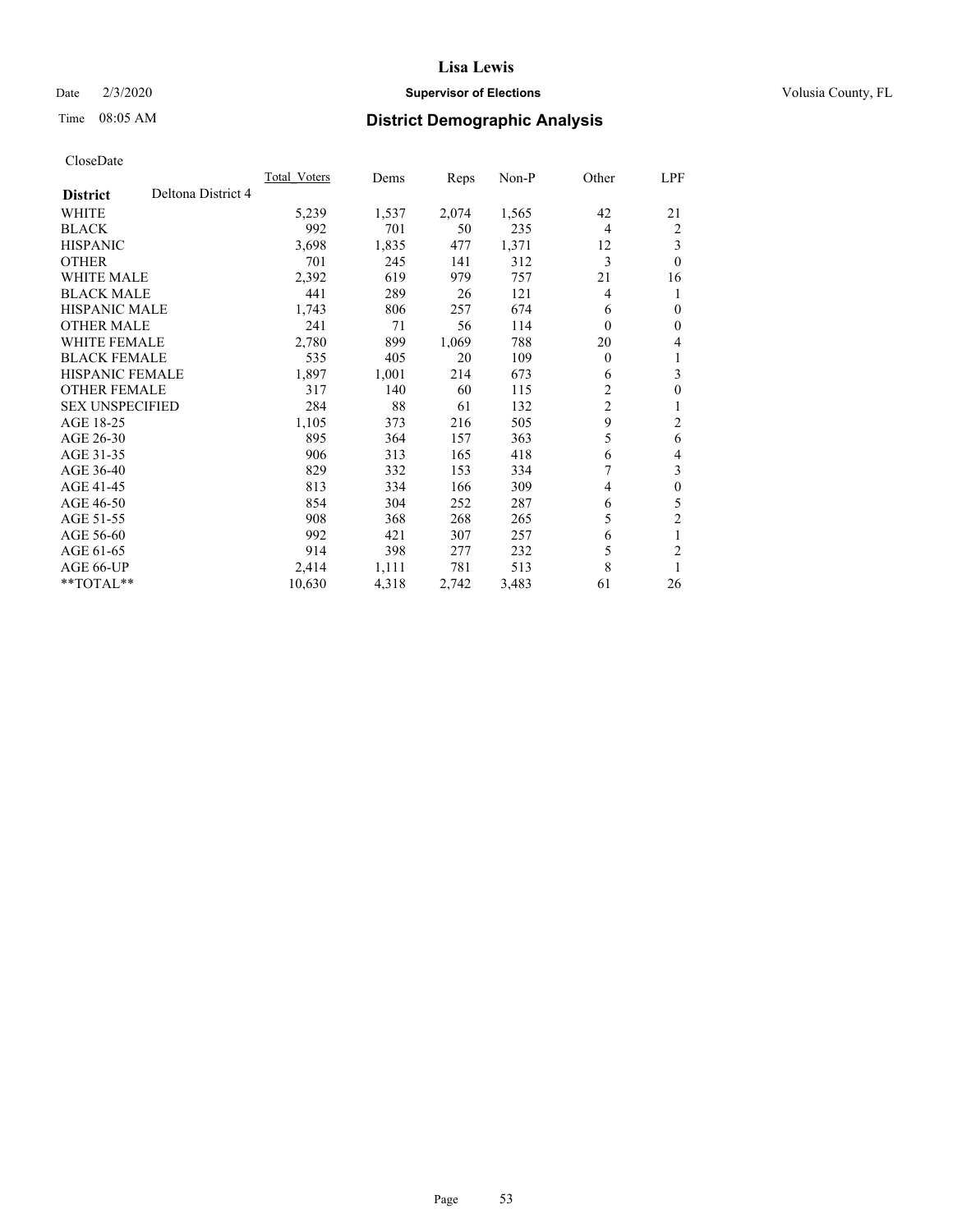# Lisa Lewis

Date 2/3/2020 **Supervisor of Elections** Volusia County, FL

Time 08:05 AM **District Demographic Analysis**

CloseDate

| **District** Deltona District 4 | Total Voters | Dems | Reps | Non-P | Other | LPF |
|---|---|---|---|---|---|---|
| WHITE | 5,239 | 1,537 | 2,074 | 1,565 | 42 | 21 |
| BLACK | 992 | 701 | 50 | 235 | 4 | 2 |
| HISPANIC | 3,698 | 1,835 | 477 | 1,371 | 12 | 3 |
| OTHER | 701 | 245 | 141 | 312 | 3 | 0 |
| WHITE MALE | 2,392 | 619 | 979 | 757 | 21 | 16 |
| BLACK MALE | 441 | 289 | 26 | 121 | 4 | 1 |
| HISPANIC MALE | 1,743 | 806 | 257 | 674 | 6 | 0 |
| OTHER MALE | 241 | 71 | 56 | 114 | 0 | 0 |
| WHITE FEMALE | 2,780 | 899 | 1,069 | 788 | 20 | 4 |
| BLACK FEMALE | 535 | 405 | 20 | 109 | 0 | 1 |
| HISPANIC FEMALE | 1,897 | 1,001 | 214 | 673 | 6 | 3 |
| OTHER FEMALE | 317 | 140 | 60 | 115 | 2 | 0 |
| SEX UNSPECIFIED | 284 | 88 | 61 | 132 | 2 | 1 |
| AGE 18-25 | 1,105 | 373 | 216 | 505 | 9 | 2 |
| AGE 26-30 | 895 | 364 | 157 | 363 | 5 | 6 |
| AGE 31-35 | 906 | 313 | 165 | 418 | 6 | 4 |
| AGE 36-40 | 829 | 332 | 153 | 334 | 7 | 3 |
| AGE 41-45 | 813 | 334 | 166 | 309 | 4 | 0 |
| AGE 46-50 | 854 | 304 | 252 | 287 | 6 | 5 |
| AGE 51-55 | 908 | 368 | 268 | 265 | 5 | 2 |
| AGE 56-60 | 992 | 421 | 307 | 257 | 6 | 1 |
| AGE 61-65 | 914 | 398 | 277 | 232 | 5 | 2 |
| AGE 66-UP | 2,414 | 1,111 | 781 | 513 | 8 | 1 |
| **TOTAL** | 10,630 | 4,318 | 2,742 | 3,483 | 61 | 26 |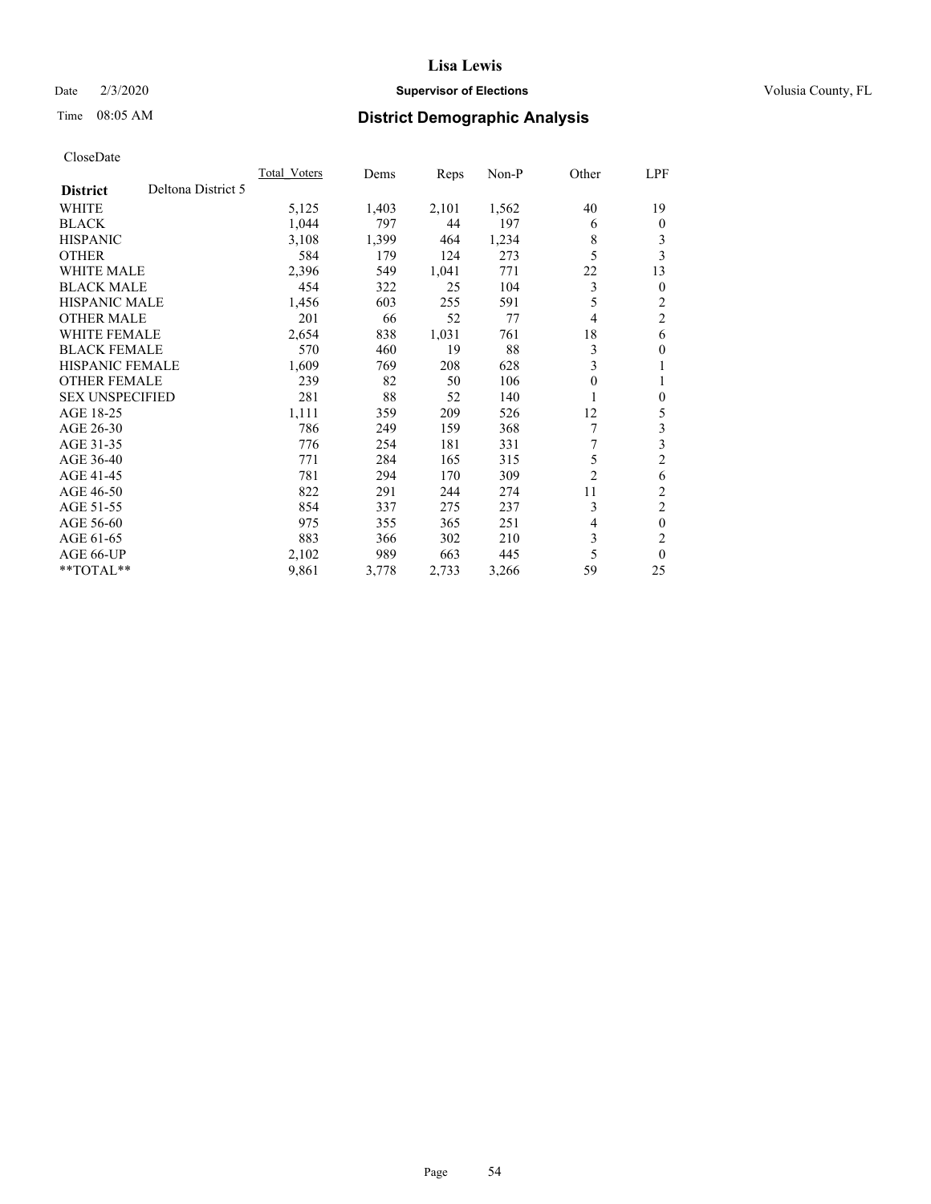**Lisa Lewis**

Date 2/3/2020 **Supervisor of Elections** Volusia County, FL

Time 08:05 AM **District Demographic Analysis**

CloseDate

| **District** Deltona District 5 | Total_Voters | Dems | Reps | Non-P | Other | LPF |
|---|---|---|---|---|---|---|
| WHITE | 5,125 | 1,403 | 2,101 | 1,562 | 40 | 19 |
| BLACK | 1,044 | 797 | 44 | 197 | 6 | 0 |
| HISPANIC | 3,108 | 1,399 | 464 | 1,234 | 8 | 3 |
| OTHER | 584 | 179 | 124 | 273 | 5 | 3 |
| WHITE MALE | 2,396 | 549 | 1,041 | 771 | 22 | 13 |
| BLACK MALE | 454 | 322 | 25 | 104 | 3 | 0 |
| HISPANIC MALE | 1,456 | 603 | 255 | 591 | 5 | 2 |
| OTHER MALE | 201 | 66 | 52 | 77 | 4 | 2 |
| WHITE FEMALE | 2,654 | 838 | 1,031 | 761 | 18 | 6 |
| BLACK FEMALE | 570 | 460 | 19 | 88 | 3 | 0 |
| HISPANIC FEMALE | 1,609 | 769 | 208 | 628 | 3 | 1 |
| OTHER FEMALE | 239 | 82 | 50 | 106 | 0 | 1 |
| SEX UNSPECIFIED | 281 | 88 | 52 | 140 | 1 | 0 |
| AGE 18-25 | 1,111 | 359 | 209 | 526 | 12 | 5 |
| AGE 26-30 | 786 | 249 | 159 | 368 | 7 | 3 |
| AGE 31-35 | 776 | 254 | 181 | 331 | 7 | 3 |
| AGE 36-40 | 771 | 284 | 165 | 315 | 5 | 2 |
| AGE 41-45 | 781 | 294 | 170 | 309 | 2 | 6 |
| AGE 46-50 | 822 | 291 | 244 | 274 | 11 | 2 |
| AGE 51-55 | 854 | 337 | 275 | 237 | 3 | 2 |
| AGE 56-60 | 975 | 355 | 365 | 251 | 4 | 0 |
| AGE 61-65 | 883 | 366 | 302 | 210 | 3 | 2 |
| AGE 66-UP | 2,102 | 989 | 663 | 445 | 5 | 0 |
| **TOTAL** | 9,861 | 3,778 | 2,733 | 3,266 | 59 | 25 |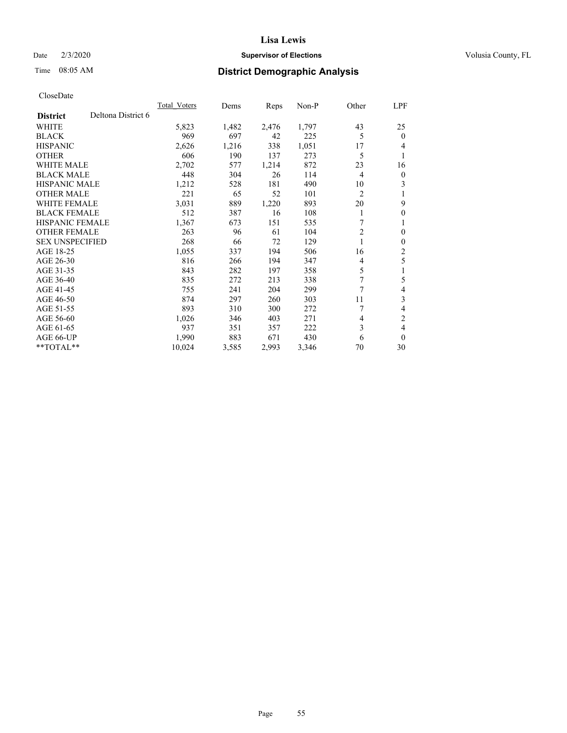# Lisa Lewis

Date 2/3/2020 **Supervisor of Elections** Volusia County, FL

Time 08:05 AM **District Demographic Analysis**

CloseDate

| **District** Deltona District 6 | Total_Voters | Dems | Reps | Non-P | Other | LPF |
|---|---|---|---|---|---|---|
| WHITE | 5,823 | 1,482 | 2,476 | 1,797 | 43 | 25 |
| BLACK | 969 | 697 | 42 | 225 | 5 | 0 |
| HISPANIC | 2,626 | 1,216 | 338 | 1,051 | 17 | 4 |
| OTHER | 606 | 190 | 137 | 273 | 5 | 1 |
| WHITE MALE | 2,702 | 577 | 1,214 | 872 | 23 | 16 |
| BLACK MALE | 448 | 304 | 26 | 114 | 4 | 0 |
| HISPANIC MALE | 1,212 | 528 | 181 | 490 | 10 | 3 |
| OTHER MALE | 221 | 65 | 52 | 101 | 2 | 1 |
| WHITE FEMALE | 3,031 | 889 | 1,220 | 893 | 20 | 9 |
| BLACK FEMALE | 512 | 387 | 16 | 108 | 1 | 0 |
| HISPANIC FEMALE | 1,367 | 673 | 151 | 535 | 7 | 1 |
| OTHER FEMALE | 263 | 96 | 61 | 104 | 2 | 0 |
| SEX UNSPECIFIED | 268 | 66 | 72 | 129 | 1 | 0 |
| AGE 18-25 | 1,055 | 337 | 194 | 506 | 16 | 2 |
| AGE 26-30 | 816 | 266 | 194 | 347 | 4 | 5 |
| AGE 31-35 | 843 | 282 | 197 | 358 | 5 | 1 |
| AGE 36-40 | 835 | 272 | 213 | 338 | 7 | 5 |
| AGE 41-45 | 755 | 241 | 204 | 299 | 7 | 4 |
| AGE 46-50 | 874 | 297 | 260 | 303 | 11 | 3 |
| AGE 51-55 | 893 | 310 | 300 | 272 | 7 | 4 |
| AGE 56-60 | 1,026 | 346 | 403 | 271 | 4 | 2 |
| AGE 61-65 | 937 | 351 | 357 | 222 | 3 | 4 |
| AGE 66-UP | 1,990 | 883 | 671 | 430 | 6 | 0 |
| **TOTAL** | 10,024 | 3,585 | 2,993 | 3,346 | 70 | 30 |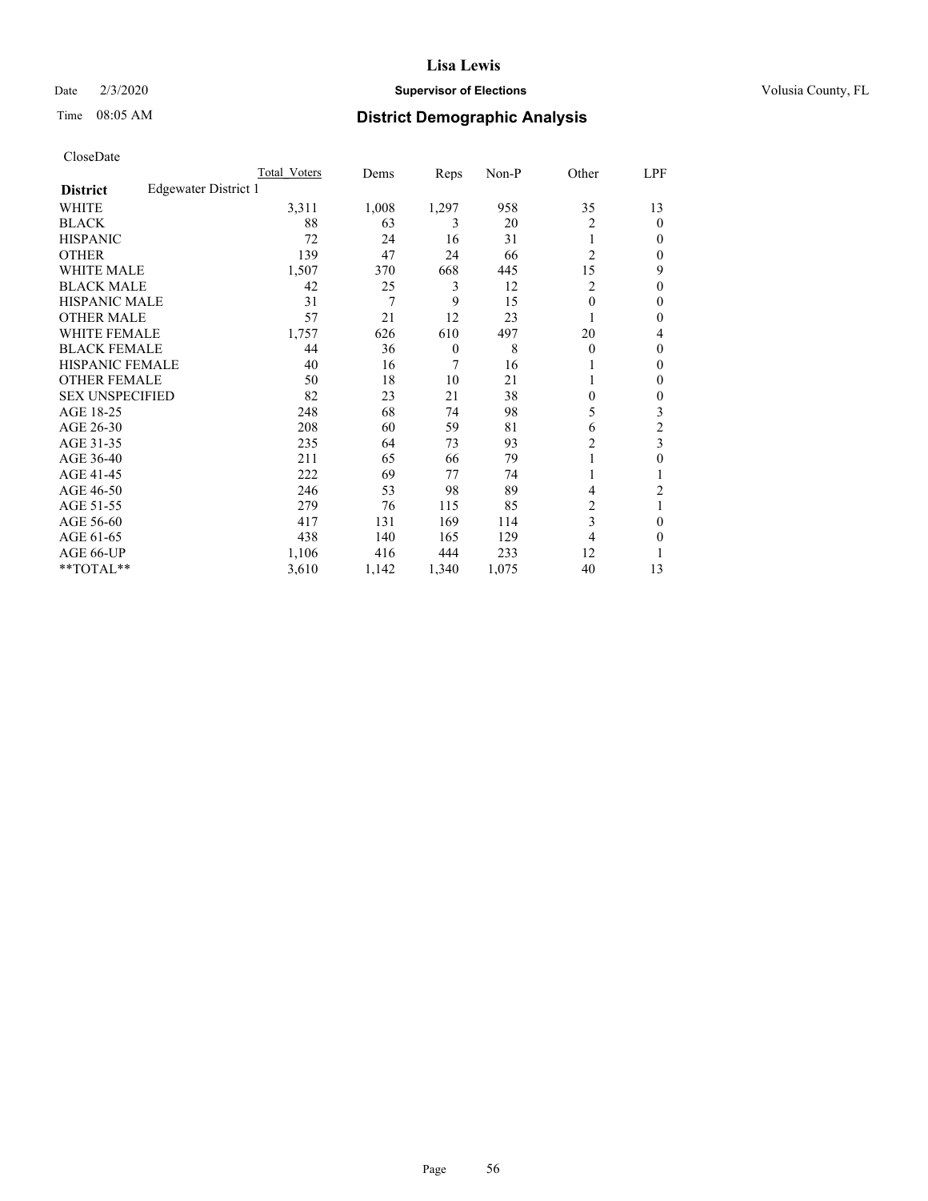CloseDate

| District | Edgewater District 1 | Total_Voters | Dems | Reps | Non-P | Other | LPF |
|---|---|---|---|---|---|---|---|
| WHITE | | 3,311 | 1,008 | 1,297 | 958 | 35 | 13 |
| BLACK | | 88 | 63 | 3 | 20 | 2 | 0 |
| HISPANIC | | 72 | 24 | 16 | 31 | 1 | 0 |
| OTHER | | 139 | 47 | 24 | 66 | 2 | 0 |
| WHITE MALE | | 1,507 | 370 | 668 | 445 | 15 | 9 |
| BLACK MALE | | 42 | 25 | 3 | 12 | 2 | 0 |
| HISPANIC MALE | | 31 | 7 | 9 | 15 | 0 | 0 |
| OTHER MALE | | 57 | 21 | 12 | 23 | 1 | 0 |
| WHITE FEMALE | | 1,757 | 626 | 610 | 497 | 20 | 4 |
| BLACK FEMALE | | 44 | 36 | 0 | 8 | 0 | 0 |
| HISPANIC FEMALE | | 40 | 16 | 7 | 16 | 1 | 0 |
| OTHER FEMALE | | 50 | 18 | 10 | 21 | 1 | 0 |
| SEX UNSPECIFIED | | 82 | 23 | 21 | 38 | 0 | 0 |
| AGE 18-25 | | 248 | 68 | 74 | 98 | 5 | 3 |
| AGE 26-30 | | 208 | 60 | 59 | 81 | 6 | 2 |
| AGE 31-35 | | 235 | 64 | 73 | 93 | 2 | 3 |
| AGE 36-40 | | 211 | 65 | 66 | 79 | 1 | 0 |
| AGE 41-45 | | 222 | 69 | 77 | 74 | 1 | 1 |
| AGE 46-50 | | 246 | 53 | 98 | 89 | 4 | 2 |
| AGE 51-55 | | 279 | 76 | 115 | 85 | 2 | 1 |
| AGE 56-60 | | 417 | 131 | 169 | 114 | 3 | 0 |
| AGE 61-65 | | 438 | 140 | 165 | 129 | 4 | 0 |
| AGE 66-UP | | 1,106 | 416 | 444 | 233 | 12 | 1 |
| **TOTAL** | | 3,610 | 1,142 | 1,340 | 1,075 | 40 | 13 |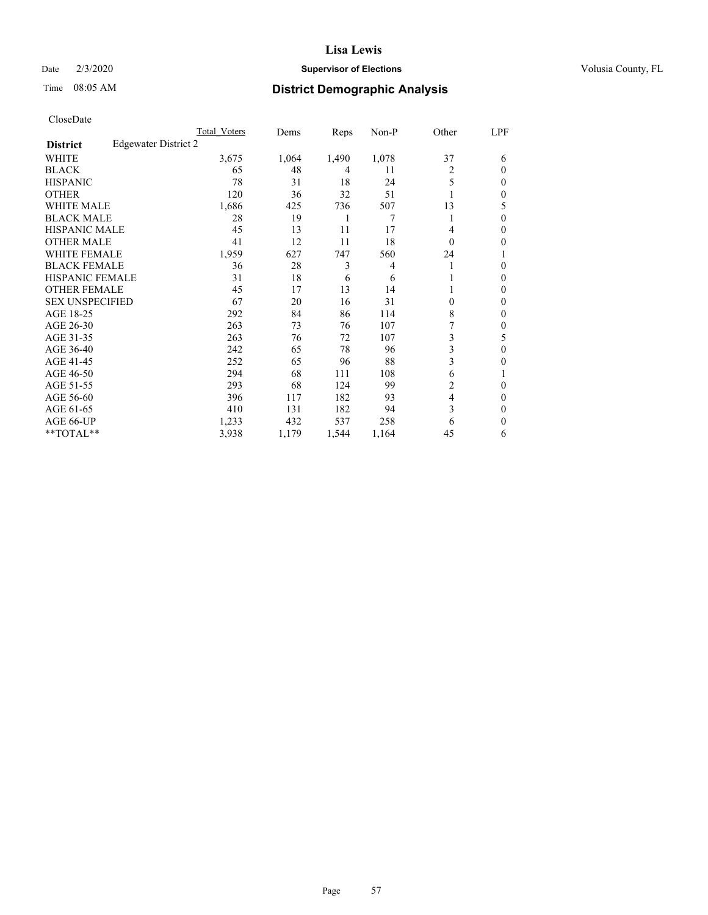# Lisa Lewis

Date 2/3/2020 **Supervisor of Elections** Volusia County, FL

Time 08:05 AM **District Demographic Analysis**

CloseDate

| **District** Edgewater District 2 | Total Voters | Dems | Reps | Non-P | Other | LPF |
|---|---|---|---|---|---|---|
| WHITE | 3,675 | 1,064 | 1,490 | 1,078 | 37 | 6 |
| BLACK | 65 | 48 | 4 | 11 | 2 | 0 |
| HISPANIC | 78 | 31 | 18 | 24 | 5 | 0 |
| OTHER | 120 | 36 | 32 | 51 | 1 | 0 |
| WHITE MALE | 1,686 | 425 | 736 | 507 | 13 | 5 |
| BLACK MALE | 28 | 19 | 1 | 7 | 1 | 0 |
| HISPANIC MALE | 45 | 13 | 11 | 17 | 4 | 0 |
| OTHER MALE | 41 | 12 | 11 | 18 | 0 | 0 |
| WHITE FEMALE | 1,959 | 627 | 747 | 560 | 24 | 1 |
| BLACK FEMALE | 36 | 28 | 3 | 4 | 1 | 0 |
| HISPANIC FEMALE | 31 | 18 | 6 | 6 | 1 | 0 |
| OTHER FEMALE | 45 | 17 | 13 | 14 | 1 | 0 |
| SEX UNSPECIFIED | 67 | 20 | 16 | 31 | 0 | 0 |
| AGE 18-25 | 292 | 84 | 86 | 114 | 8 | 0 |
| AGE 26-30 | 263 | 73 | 76 | 107 | 7 | 0 |
| AGE 31-35 | 263 | 76 | 72 | 107 | 3 | 5 |
| AGE 36-40 | 242 | 65 | 78 | 96 | 3 | 0 |
| AGE 41-45 | 252 | 65 | 96 | 88 | 3 | 0 |
| AGE 46-50 | 294 | 68 | 111 | 108 | 6 | 1 |
| AGE 51-55 | 293 | 68 | 124 | 99 | 2 | 0 |
| AGE 56-60 | 396 | 117 | 182 | 93 | 4 | 0 |
| AGE 61-65 | 410 | 131 | 182 | 94 | 3 | 0 |
| AGE 66-UP | 1,233 | 432 | 537 | 258 | 6 | 0 |
| **TOTAL** | 3,938 | 1,179 | 1,544 | 1,164 | 45 | 6 |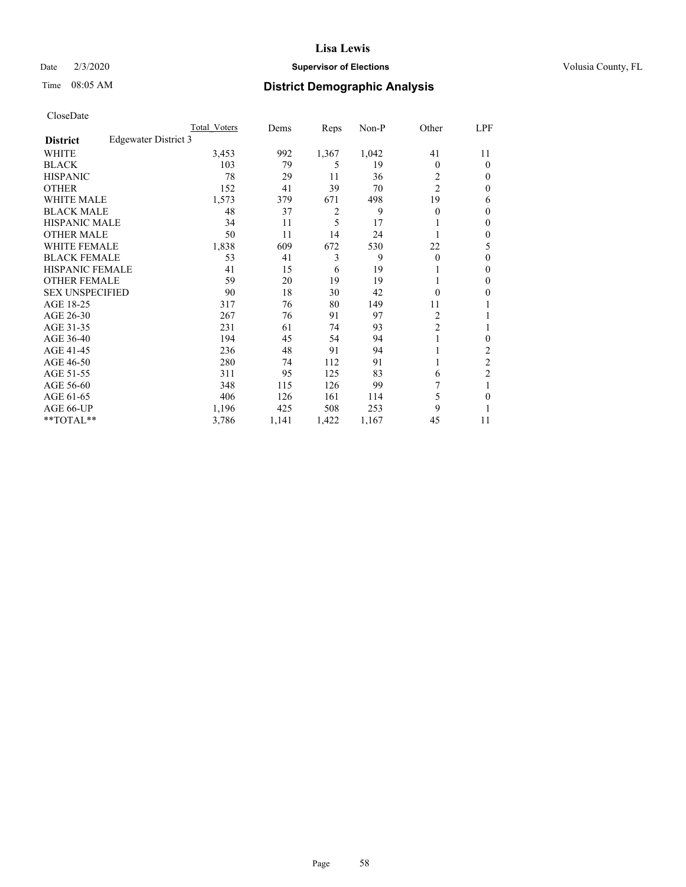# District Demographic Analysis

CloseDate

| District | Edgewater District 3 | Total_Voters | Dems | Reps | Non-P | Other | LPF |
|---|---|---|---|---|---|---|---|
| WHITE | | 3,453 | 992 | 1,367 | 1,042 | 41 | 11 |
| BLACK | | 103 | 79 | 5 | 19 | 0 | 0 |
| HISPANIC | | 78 | 29 | 11 | 36 | 2 | 0 |
| OTHER | | 152 | 41 | 39 | 70 | 2 | 0 |
| WHITE MALE | | 1,573 | 379 | 671 | 498 | 19 | 6 |
| BLACK MALE | | 48 | 37 | 2 | 9 | 0 | 0 |
| HISPANIC MALE | | 34 | 11 | 5 | 17 | 1 | 0 |
| OTHER MALE | | 50 | 11 | 14 | 24 | 1 | 0 |
| WHITE FEMALE | | 1,838 | 609 | 672 | 530 | 22 | 5 |
| BLACK FEMALE | | 53 | 41 | 3 | 9 | 0 | 0 |
| HISPANIC FEMALE | | 41 | 15 | 6 | 19 | 1 | 0 |
| OTHER FEMALE | | 59 | 20 | 19 | 19 | 1 | 0 |
| SEX UNSPECIFIED | | 90 | 18 | 30 | 42 | 0 | 0 |
| AGE 18-25 | | 317 | 76 | 80 | 149 | 11 | 1 |
| AGE 26-30 | | 267 | 76 | 91 | 97 | 2 | 1 |
| AGE 31-35 | | 231 | 61 | 74 | 93 | 2 | 1 |
| AGE 36-40 | | 194 | 45 | 54 | 94 | 1 | 0 |
| AGE 41-45 | | 236 | 48 | 91 | 94 | 1 | 2 |
| AGE 46-50 | | 280 | 74 | 112 | 91 | 1 | 2 |
| AGE 51-55 | | 311 | 95 | 125 | 83 | 6 | 2 |
| AGE 56-60 | | 348 | 115 | 126 | 99 | 7 | 1 |
| AGE 61-65 | | 406 | 126 | 161 | 114 | 5 | 0 |
| AGE 66-UP | | 1,196 | 425 | 508 | 253 | 9 | 1 |
| **TOTAL** | | 3,786 | 1,141 | 1,422 | 1,167 | 45 | 11 |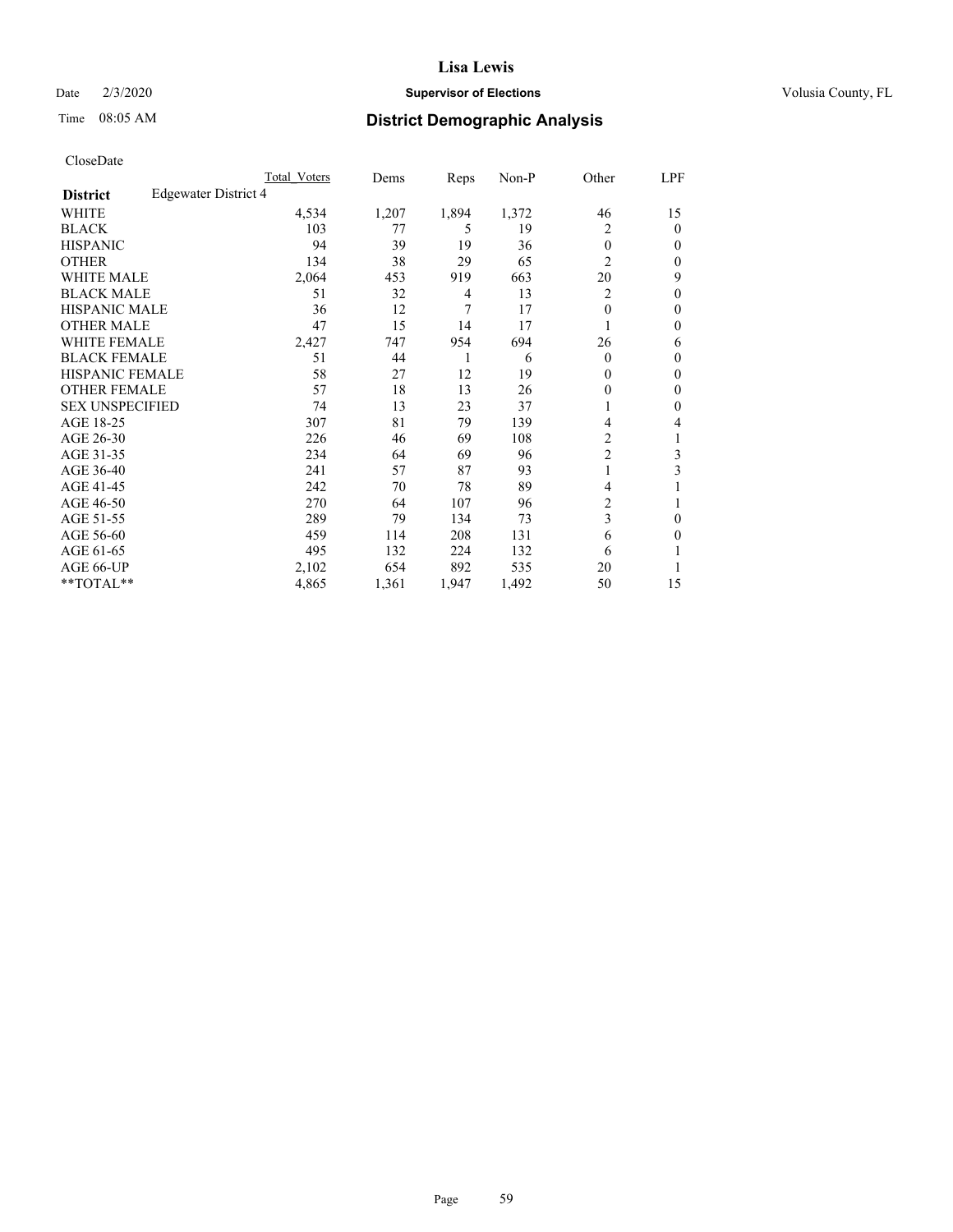# Lisa Lewis

Date 2/3/2020 **Supervisor of Elections** Volusia County, FL

Time 08:05 AM **District Demographic Analysis**

CloseDate

| District | Edgewater District 4 | Total Voters | Dems | Reps | Non-P | Other | LPF |
|---|---|---|---|---|---|---|---|
| WHITE | | 4,534 | 1,207 | 1,894 | 1,372 | 46 | 15 |
| BLACK | | 103 | 77 | 5 | 19 | 2 | 0 |
| HISPANIC | | 94 | 39 | 19 | 36 | 0 | 0 |
| OTHER | | 134 | 38 | 29 | 65 | 2 | 0 |
| WHITE MALE | | 2,064 | 453 | 919 | 663 | 20 | 9 |
| BLACK MALE | | 51 | 32 | 4 | 13 | 2 | 0 |
| HISPANIC MALE | | 36 | 12 | 7 | 17 | 0 | 0 |
| OTHER MALE | | 47 | 15 | 14 | 17 | 1 | 0 |
| WHITE FEMALE | | 2,427 | 747 | 954 | 694 | 26 | 6 |
| BLACK FEMALE | | 51 | 44 | 1 | 6 | 0 | 0 |
| HISPANIC FEMALE | | 58 | 27 | 12 | 19 | 0 | 0 |
| OTHER FEMALE | | 57 | 18 | 13 | 26 | 0 | 0 |
| SEX UNSPECIFIED | | 74 | 13 | 23 | 37 | 1 | 0 |
| AGE 18-25 | | 307 | 81 | 79 | 139 | 4 | 4 |
| AGE 26-30 | | 226 | 46 | 69 | 108 | 2 | 1 |
| AGE 31-35 | | 234 | 64 | 69 | 96 | 2 | 3 |
| AGE 36-40 | | 241 | 57 | 87 | 93 | 1 | 3 |
| AGE 41-45 | | 242 | 70 | 78 | 89 | 4 | 1 |
| AGE 46-50 | | 270 | 64 | 107 | 96 | 2 | 1 |
| AGE 51-55 | | 289 | 79 | 134 | 73 | 3 | 0 |
| AGE 56-60 | | 459 | 114 | 208 | 131 | 6 | 0 |
| AGE 61-65 | | 495 | 132 | 224 | 132 | 6 | 1 |
| AGE 66-UP | | 2,102 | 654 | 892 | 535 | 20 | 1 |
| **TOTAL** | | 4,865 | 1,361 | 1,947 | 1,492 | 50 | 15 |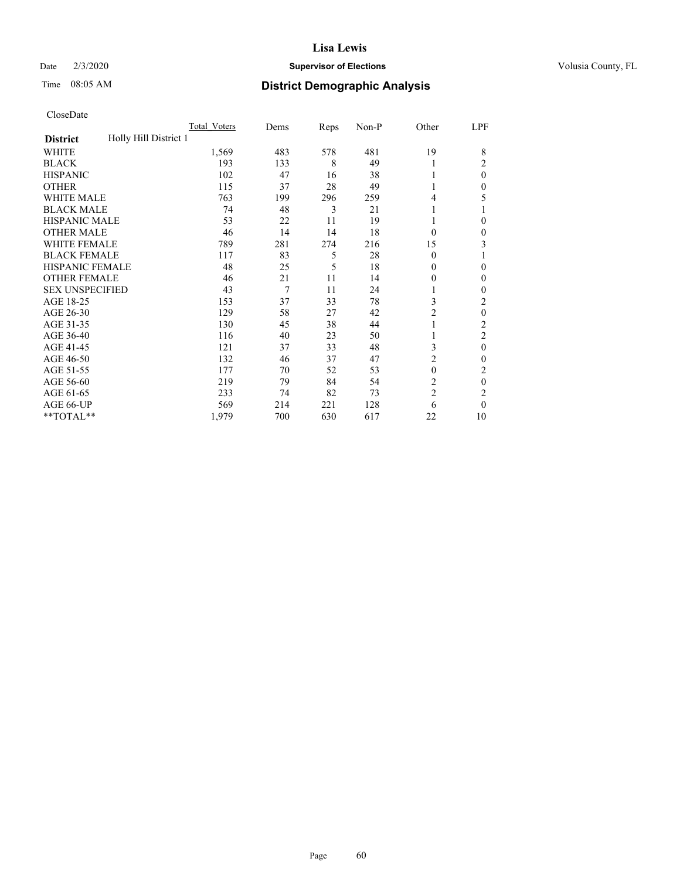# Lisa Lewis

Date 2/3/2020 **Supervisor of Elections** Volusia County, FL

Time 08:05 AM **District Demographic Analysis**

CloseDate

| District | Holly Hill District 1 | Total_Voters | Dems | Reps | Non-P | Other | LPF |
|---|---|---|---|---|---|---|---|
| WHITE | | 1,569 | 483 | 578 | 481 | 19 | 8 |
| BLACK | | 193 | 133 | 8 | 49 | 1 | 2 |
| HISPANIC | | 102 | 47 | 16 | 38 | 1 | 0 |
| OTHER | | 115 | 37 | 28 | 49 | 1 | 0 |
| WHITE MALE | | 763 | 199 | 296 | 259 | 4 | 5 |
| BLACK MALE | | 74 | 48 | 3 | 21 | 1 | 1 |
| HISPANIC MALE | | 53 | 22 | 11 | 19 | 1 | 0 |
| OTHER MALE | | 46 | 14 | 14 | 18 | 0 | 0 |
| WHITE FEMALE | | 789 | 281 | 274 | 216 | 15 | 3 |
| BLACK FEMALE | | 117 | 83 | 5 | 28 | 0 | 1 |
| HISPANIC FEMALE | | 48 | 25 | 5 | 18 | 0 | 0 |
| OTHER FEMALE | | 46 | 21 | 11 | 14 | 0 | 0 |
| SEX UNSPECIFIED | | 43 | 7 | 11 | 24 | 1 | 0 |
| AGE 18-25 | | 153 | 37 | 33 | 78 | 3 | 2 |
| AGE 26-30 | | 129 | 58 | 27 | 42 | 2 | 0 |
| AGE 31-35 | | 130 | 45 | 38 | 44 | 1 | 2 |
| AGE 36-40 | | 116 | 40 | 23 | 50 | 1 | 2 |
| AGE 41-45 | | 121 | 37 | 33 | 48 | 3 | 0 |
| AGE 46-50 | | 132 | 46 | 37 | 47 | 2 | 0 |
| AGE 51-55 | | 177 | 70 | 52 | 53 | 0 | 2 |
| AGE 56-60 | | 219 | 79 | 84 | 54 | 2 | 0 |
| AGE 61-65 | | 233 | 74 | 82 | 73 | 2 | 2 |
| AGE 66-UP | | 569 | 214 | 221 | 128 | 6 | 0 |
| **TOTAL** | | 1,979 | 700 | 630 | 617 | 22 | 10 |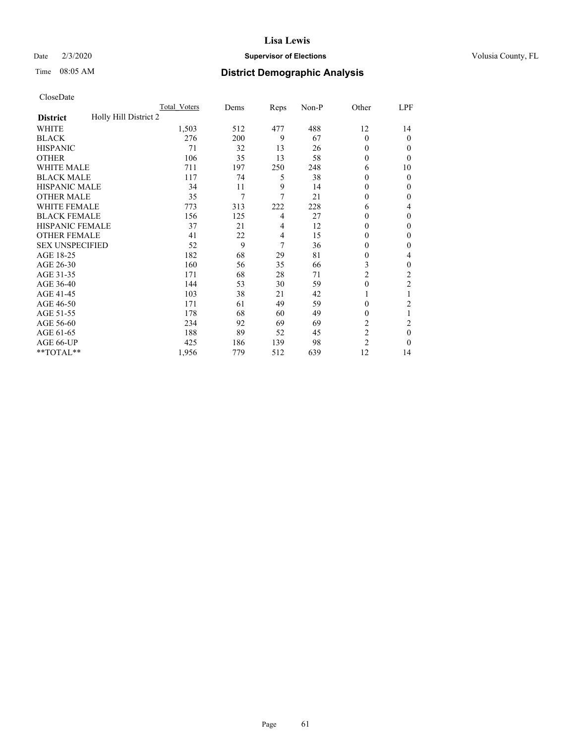CloseDate

| District | Holly Hill District 2 | Total_Voters | Dems | Reps | Non-P | Other | LPF |
|---|---|---|---|---|---|---|---|
| WHITE | | 1,503 | 512 | 477 | 488 | 12 | 14 |
| BLACK | | 276 | 200 | 9 | 67 | 0 | 0 |
| HISPANIC | | 71 | 32 | 13 | 26 | 0 | 0 |
| OTHER | | 106 | 35 | 13 | 58 | 0 | 0 |
| WHITE MALE | | 711 | 197 | 250 | 248 | 6 | 10 |
| BLACK MALE | | 117 | 74 | 5 | 38 | 0 | 0 |
| HISPANIC MALE | | 34 | 11 | 9 | 14 | 0 | 0 |
| OTHER MALE | | 35 | 7 | 7 | 21 | 0 | 0 |
| WHITE FEMALE | | 773 | 313 | 222 | 228 | 6 | 4 |
| BLACK FEMALE | | 156 | 125 | 4 | 27 | 0 | 0 |
| HISPANIC FEMALE | | 37 | 21 | 4 | 12 | 0 | 0 |
| OTHER FEMALE | | 41 | 22 | 4 | 15 | 0 | 0 |
| SEX UNSPECIFIED | | 52 | 9 | 7 | 36 | 0 | 0 |
| AGE 18-25 | | 182 | 68 | 29 | 81 | 0 | 4 |
| AGE 26-30 | | 160 | 56 | 35 | 66 | 3 | 0 |
| AGE 31-35 | | 171 | 68 | 28 | 71 | 2 | 2 |
| AGE 36-40 | | 144 | 53 | 30 | 59 | 0 | 2 |
| AGE 41-45 | | 103 | 38 | 21 | 42 | 1 | 1 |
| AGE 46-50 | | 171 | 61 | 49 | 59 | 0 | 2 |
| AGE 51-55 | | 178 | 68 | 60 | 49 | 0 | 1 |
| AGE 56-60 | | 234 | 92 | 69 | 69 | 2 | 2 |
| AGE 61-65 | | 188 | 89 | 52 | 45 | 2 | 0 |
| AGE 66-UP | | 425 | 186 | 139 | 98 | 2 | 0 |
| **TOTAL** | | 1,956 | 779 | 512 | 639 | 12 | 14 |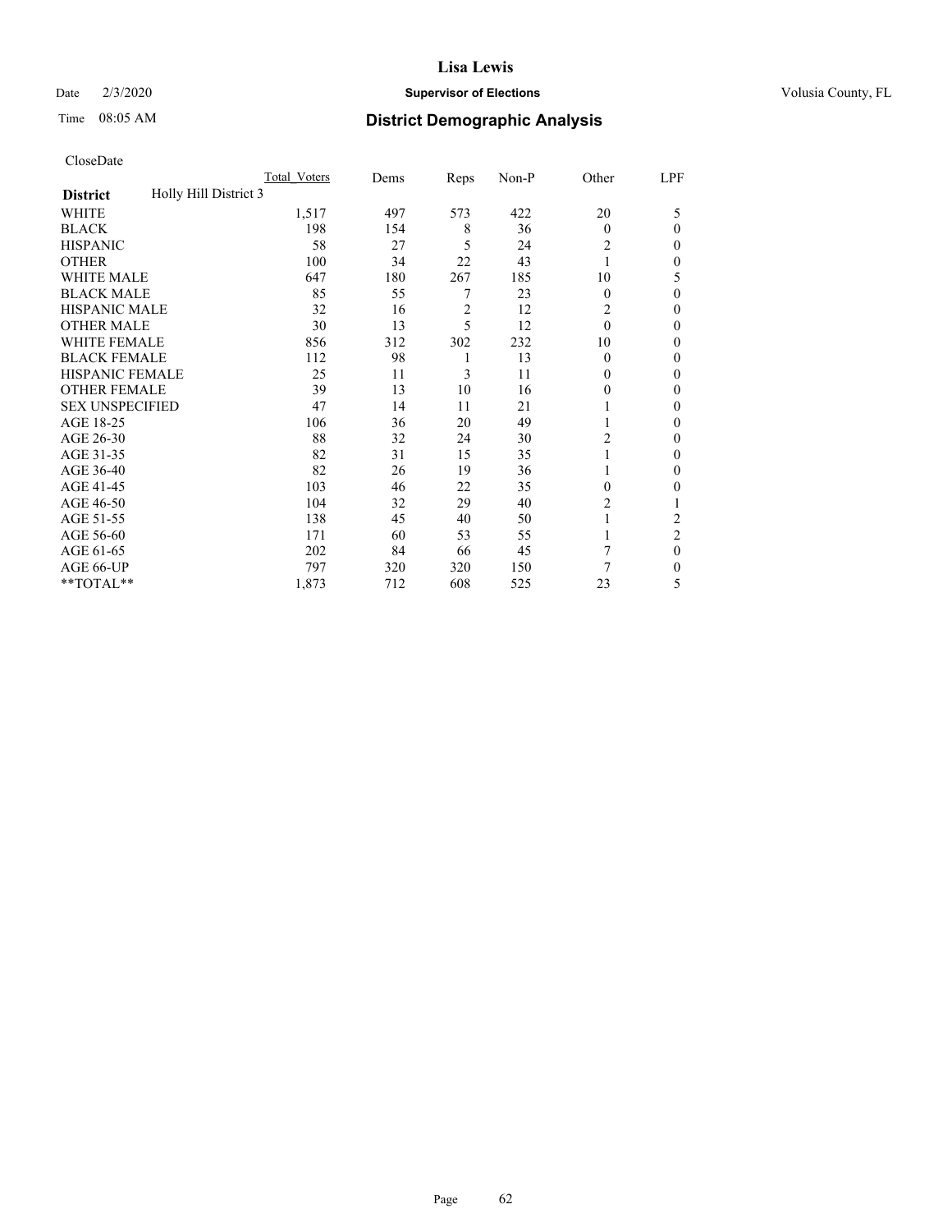CloseDate

| District | Holly Hill District 3 | Total_Voters | Dems | Reps | Non-P | Other | LPF |
|---|---|---|---|---|---|---|---|
| WHITE | | 1,517 | 497 | 573 | 422 | 20 | 5 |
| BLACK | | 198 | 154 | 8 | 36 | 0 | 0 |
| HISPANIC | | 58 | 27 | 5 | 24 | 2 | 0 |
| OTHER | | 100 | 34 | 22 | 43 | 1 | 0 |
| WHITE MALE | | 647 | 180 | 267 | 185 | 10 | 5 |
| BLACK MALE | | 85 | 55 | 7 | 23 | 0 | 0 |
| HISPANIC MALE | | 32 | 16 | 2 | 12 | 2 | 0 |
| OTHER MALE | | 30 | 13 | 5 | 12 | 0 | 0 |
| WHITE FEMALE | | 856 | 312 | 302 | 232 | 10 | 0 |
| BLACK FEMALE | | 112 | 98 | 1 | 13 | 0 | 0 |
| HISPANIC FEMALE | | 25 | 11 | 3 | 11 | 0 | 0 |
| OTHER FEMALE | | 39 | 13 | 10 | 16 | 0 | 0 |
| SEX UNSPECIFIED | | 47 | 14 | 11 | 21 | 1 | 0 |
| AGE 18-25 | | 106 | 36 | 20 | 49 | 1 | 0 |
| AGE 26-30 | | 88 | 32 | 24 | 30 | 2 | 0 |
| AGE 31-35 | | 82 | 31 | 15 | 35 | 1 | 0 |
| AGE 36-40 | | 82 | 26 | 19 | 36 | 1 | 0 |
| AGE 41-45 | | 103 | 46 | 22 | 35 | 0 | 0 |
| AGE 46-50 | | 104 | 32 | 29 | 40 | 2 | 1 |
| AGE 51-55 | | 138 | 45 | 40 | 50 | 1 | 2 |
| AGE 56-60 | | 171 | 60 | 53 | 55 | 1 | 2 |
| AGE 61-65 | | 202 | 84 | 66 | 45 | 7 | 0 |
| AGE 66-UP | | 797 | 320 | 320 | 150 | 7 | 0 |
| **TOTAL** | | 1,873 | 712 | 608 | 525 | 23 | 5 |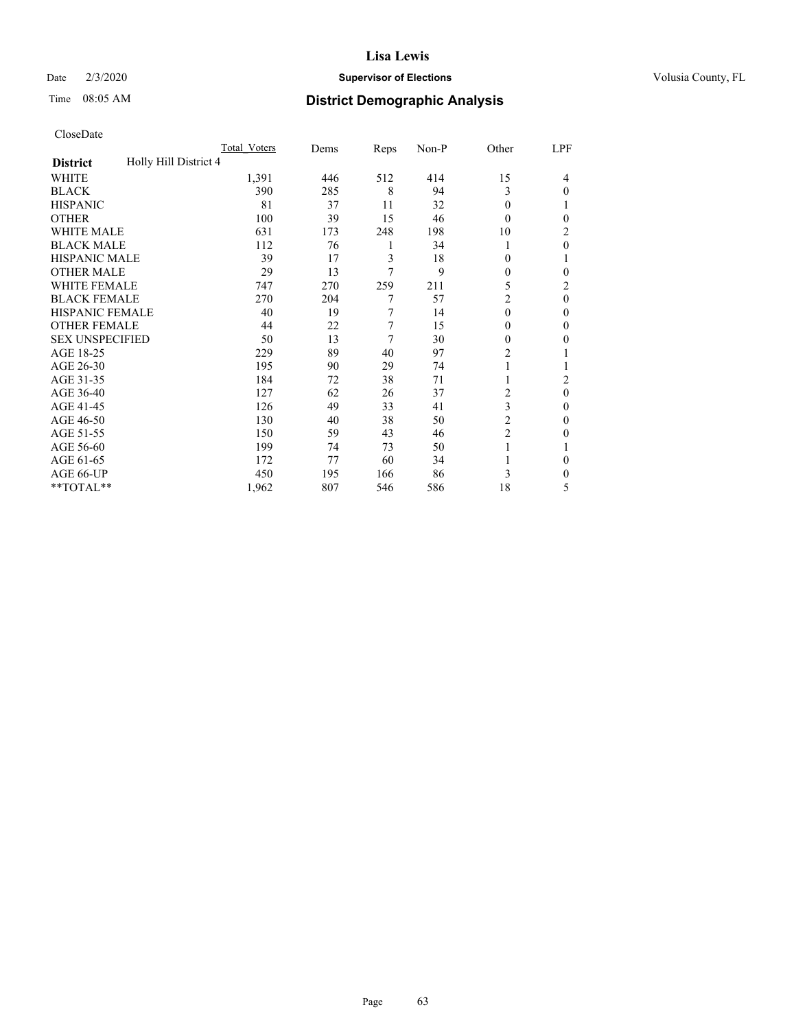# Lisa Lewis

Date 2/3/2020 **Supervisor of Elections** Volusia County, FL

Time 08:05 AM **District Demographic Analysis**

CloseDate

| | Total Voters | Dems | Reps | Non-P | Other | LPF |
|---|---|---|---|---|---|---|
| **District** Holly Hill District 4 | | | | | | |
| WHITE | 1,391 | 446 | 512 | 414 | 15 | 4 |
| BLACK | 390 | 285 | 8 | 94 | 3 | 0 |
| HISPANIC | 81 | 37 | 11 | 32 | 0 | 1 |
| OTHER | 100 | 39 | 15 | 46 | 0 | 0 |
| WHITE MALE | 631 | 173 | 248 | 198 | 10 | 2 |
| BLACK MALE | 112 | 76 | 1 | 34 | 1 | 0 |
| HISPANIC MALE | 39 | 17 | 3 | 18 | 0 | 1 |
| OTHER MALE | 29 | 13 | 7 | 9 | 0 | 0 |
| WHITE FEMALE | 747 | 270 | 259 | 211 | 5 | 2 |
| BLACK FEMALE | 270 | 204 | 7 | 57 | 2 | 0 |
| HISPANIC FEMALE | 40 | 19 | 7 | 14 | 0 | 0 |
| OTHER FEMALE | 44 | 22 | 7 | 15 | 0 | 0 |
| SEX UNSPECIFIED | 50 | 13 | 7 | 30 | 0 | 0 |
| AGE 18-25 | 229 | 89 | 40 | 97 | 2 | 1 |
| AGE 26-30 | 195 | 90 | 29 | 74 | 1 | 1 |
| AGE 31-35 | 184 | 72 | 38 | 71 | 1 | 2 |
| AGE 36-40 | 127 | 62 | 26 | 37 | 2 | 0 |
| AGE 41-45 | 126 | 49 | 33 | 41 | 3 | 0 |
| AGE 46-50 | 130 | 40 | 38 | 50 | 2 | 0 |
| AGE 51-55 | 150 | 59 | 43 | 46 | 2 | 0 |
| AGE 56-60 | 199 | 74 | 73 | 50 | 1 | 1 |
| AGE 61-65 | 172 | 77 | 60 | 34 | 1 | 0 |
| AGE 66-UP | 450 | 195 | 166 | 86 | 3 | 0 |
| **TOTAL** | 1,962 | 807 | 546 | 586 | 18 | 5 |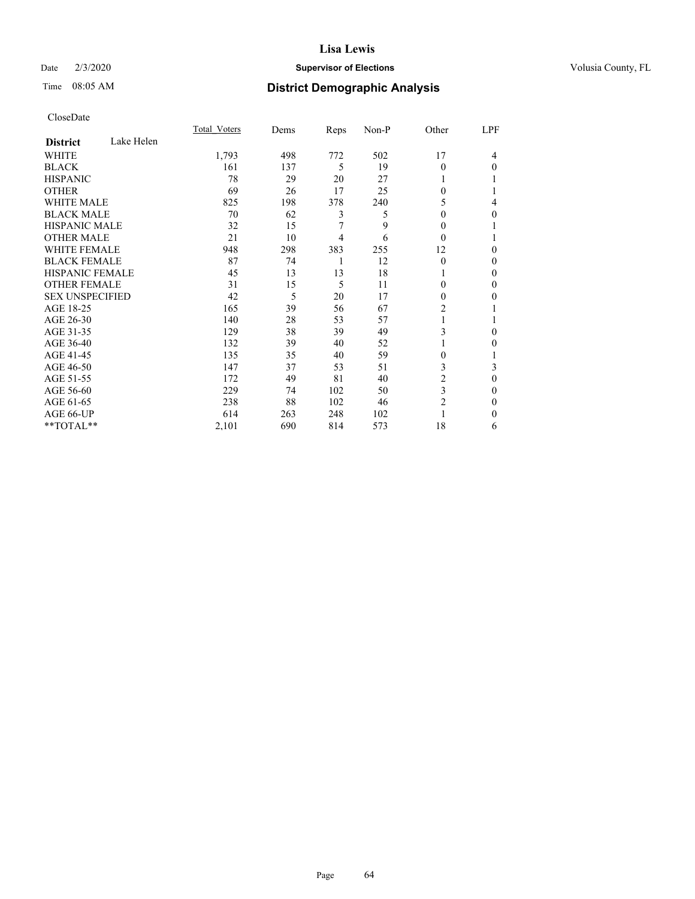# District Demographic Analysis

CloseDate

| District: Lake Helen | Total_Voters | Dems | Reps | Non-P | Other | LPF |
|---|---|---|---|---|---|---|
| WHITE | 1,793 | 498 | 772 | 502 | 17 | 4 |
| BLACK | 161 | 137 | 5 | 19 | 0 | 0 |
| HISPANIC | 78 | 29 | 20 | 27 | 1 | 1 |
| OTHER | 69 | 26 | 17 | 25 | 0 | 1 |
| WHITE MALE | 825 | 198 | 378 | 240 | 5 | 4 |
| BLACK MALE | 70 | 62 | 3 | 5 | 0 | 0 |
| HISPANIC MALE | 32 | 15 | 7 | 9 | 0 | 1 |
| OTHER MALE | 21 | 10 | 4 | 6 | 0 | 1 |
| WHITE FEMALE | 948 | 298 | 383 | 255 | 12 | 0 |
| BLACK FEMALE | 87 | 74 | 1 | 12 | 0 | 0 |
| HISPANIC FEMALE | 45 | 13 | 13 | 18 | 1 | 0 |
| OTHER FEMALE | 31 | 15 | 5 | 11 | 0 | 0 |
| SEX UNSPECIFIED | 42 | 5 | 20 | 17 | 0 | 0 |
| AGE 18-25 | 165 | 39 | 56 | 67 | 2 | 1 |
| AGE 26-30 | 140 | 28 | 53 | 57 | 1 | 1 |
| AGE 31-35 | 129 | 38 | 39 | 49 | 3 | 0 |
| AGE 36-40 | 132 | 39 | 40 | 52 | 1 | 0 |
| AGE 41-45 | 135 | 35 | 40 | 59 | 0 | 1 |
| AGE 46-50 | 147 | 37 | 53 | 51 | 3 | 3 |
| AGE 51-55 | 172 | 49 | 81 | 40 | 2 | 0 |
| AGE 56-60 | 229 | 74 | 102 | 50 | 3 | 0 |
| AGE 61-65 | 238 | 88 | 102 | 46 | 2 | 0 |
| AGE 66-UP | 614 | 263 | 248 | 102 | 1 | 0 |
| **TOTAL** | 2,101 | 690 | 814 | 573 | 18 | 6 |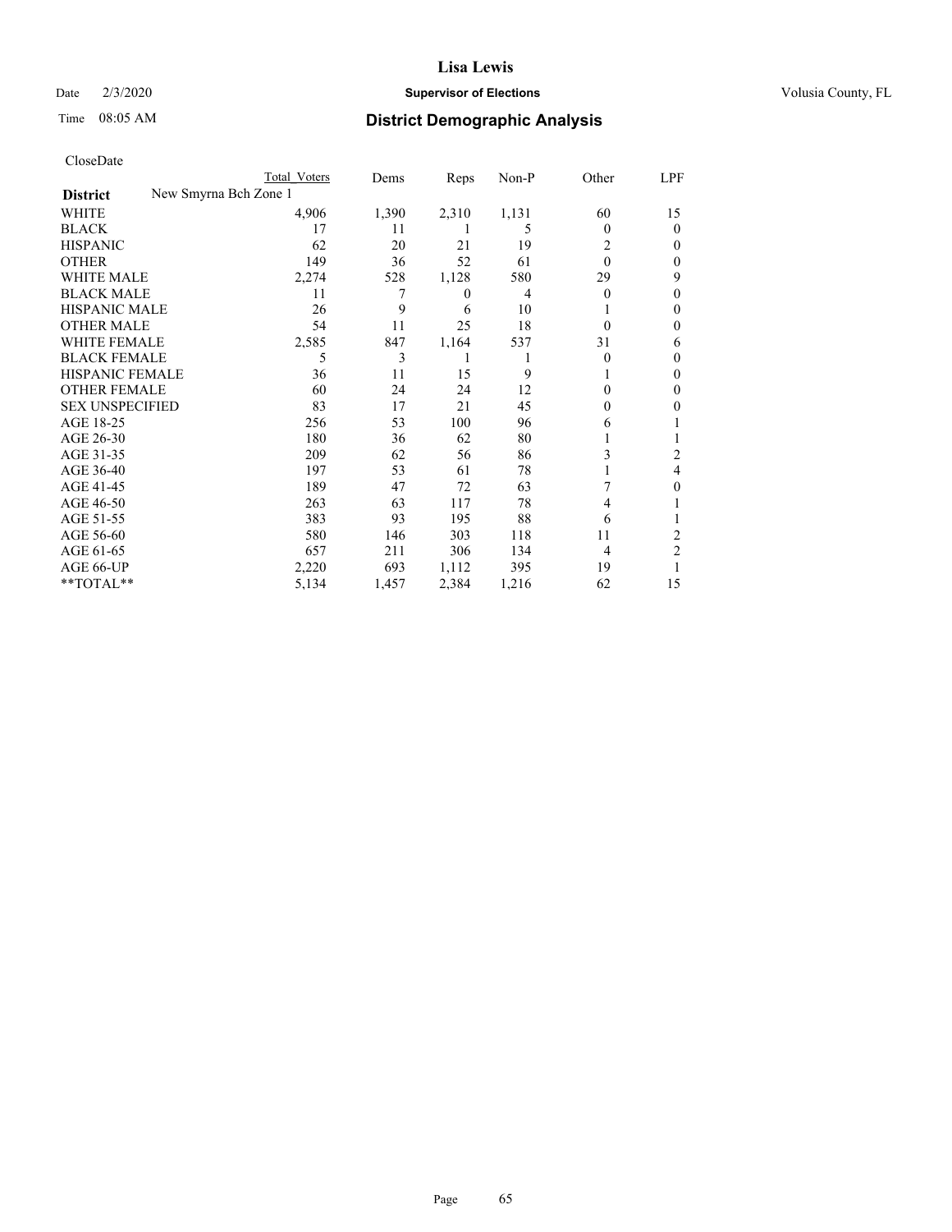CloseDate

| District | Total Voters | Dems | Reps | Non-P | Other | LPF |
|---|---|---|---|---|---|---|
| **New Smyrna Bch Zone 1** | | | | | | |
| WHITE | 4,906 | 1,390 | 2,310 | 1,131 | 60 | 15 |
| BLACK | 17 | 11 | 1 | 5 | 0 | 0 |
| HISPANIC | 62 | 20 | 21 | 19 | 2 | 0 |
| OTHER | 149 | 36 | 52 | 61 | 0 | 0 |
| WHITE MALE | 2,274 | 528 | 1,128 | 580 | 29 | 9 |
| BLACK MALE | 11 | 7 | 0 | 4 | 0 | 0 |
| HISPANIC MALE | 26 | 9 | 6 | 10 | 1 | 0 |
| OTHER MALE | 54 | 11 | 25 | 18 | 0 | 0 |
| WHITE FEMALE | 2,585 | 847 | 1,164 | 537 | 31 | 6 |
| BLACK FEMALE | 5 | 3 | 1 | 1 | 0 | 0 |
| HISPANIC FEMALE | 36 | 11 | 15 | 9 | 1 | 0 |
| OTHER FEMALE | 60 | 24 | 24 | 12 | 0 | 0 |
| SEX UNSPECIFIED | 83 | 17 | 21 | 45 | 0 | 0 |
| AGE 18-25 | 256 | 53 | 100 | 96 | 6 | 1 |
| AGE 26-30 | 180 | 36 | 62 | 80 | 1 | 1 |
| AGE 31-35 | 209 | 62 | 56 | 86 | 3 | 2 |
| AGE 36-40 | 197 | 53 | 61 | 78 | 1 | 4 |
| AGE 41-45 | 189 | 47 | 72 | 63 | 7 | 0 |
| AGE 46-50 | 263 | 63 | 117 | 78 | 4 | 1 |
| AGE 51-55 | 383 | 93 | 195 | 88 | 6 | 1 |
| AGE 56-60 | 580 | 146 | 303 | 118 | 11 | 2 |
| AGE 61-65 | 657 | 211 | 306 | 134 | 4 | 2 |
| AGE 66-UP | 2,220 | 693 | 1,112 | 395 | 19 | 1 |
| **TOTAL** | 5,134 | 1,457 | 2,384 | 1,216 | 62 | 15 |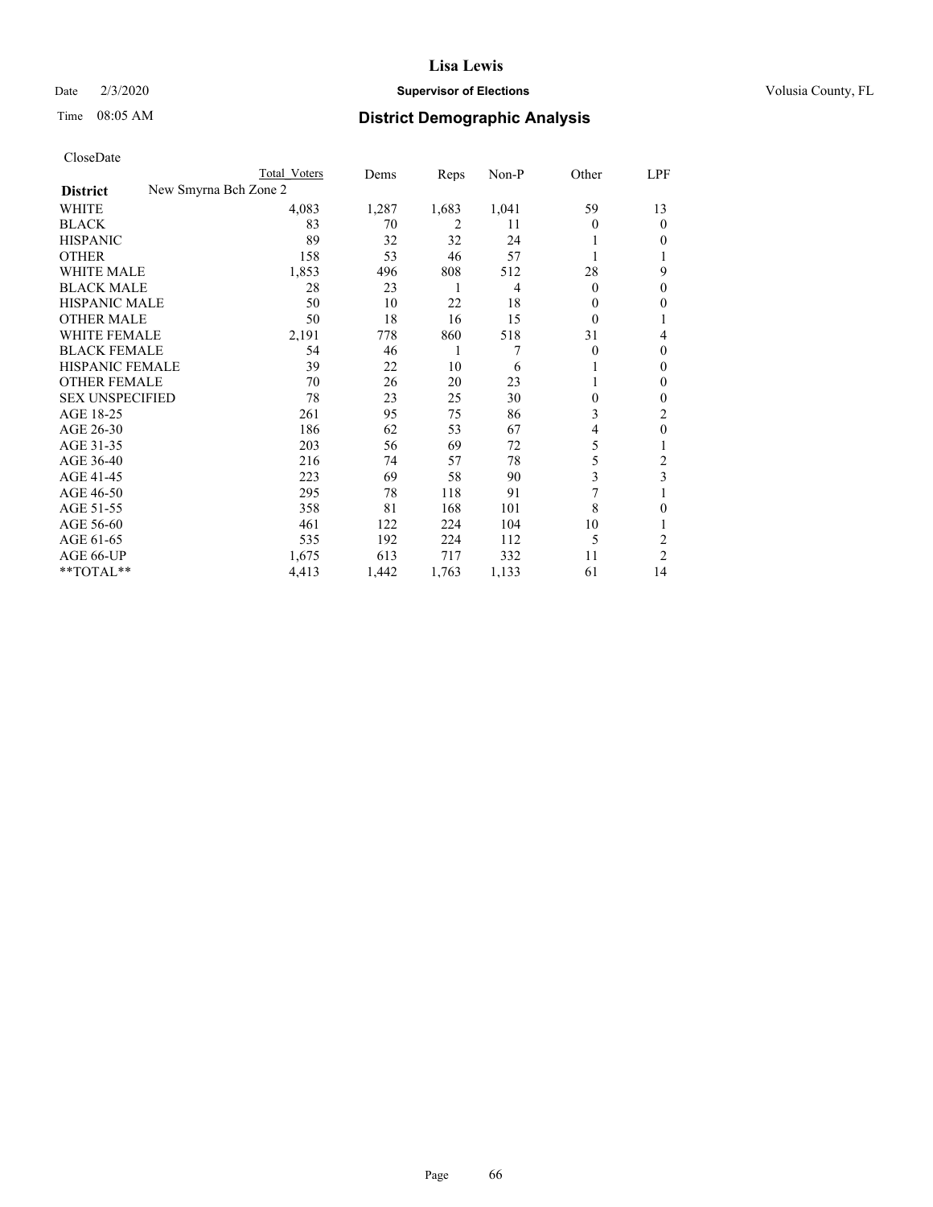# Lisa Lewis

Date 2/3/2020 **Supervisor of Elections** Volusia County, FL

Time 08:05 AM **District Demographic Analysis**

CloseDate

| **District** New Smyrna Bch Zone 2 | Total Voters | Dems | Reps | Non-P | Other | LPF |
|---|---|---|---|---|---|---|
| WHITE | 4,083 | 1,287 | 1,683 | 1,041 | 59 | 13 |
| BLACK | 83 | 70 | 2 | 11 | 0 | 0 |
| HISPANIC | 89 | 32 | 32 | 24 | 1 | 0 |
| OTHER | 158 | 53 | 46 | 57 | 1 | 1 |
| WHITE MALE | 1,853 | 496 | 808 | 512 | 28 | 9 |
| BLACK MALE | 28 | 23 | 1 | 4 | 0 | 0 |
| HISPANIC MALE | 50 | 10 | 22 | 18 | 0 | 0 |
| OTHER MALE | 50 | 18 | 16 | 15 | 0 | 1 |
| WHITE FEMALE | 2,191 | 778 | 860 | 518 | 31 | 4 |
| BLACK FEMALE | 54 | 46 | 1 | 7 | 0 | 0 |
| HISPANIC FEMALE | 39 | 22 | 10 | 6 | 1 | 0 |
| OTHER FEMALE | 70 | 26 | 20 | 23 | 1 | 0 |
| SEX UNSPECIFIED | 78 | 23 | 25 | 30 | 0 | 0 |
| AGE 18-25 | 261 | 95 | 75 | 86 | 3 | 2 |
| AGE 26-30 | 186 | 62 | 53 | 67 | 4 | 0 |
| AGE 31-35 | 203 | 56 | 69 | 72 | 5 | 1 |
| AGE 36-40 | 216 | 74 | 57 | 78 | 5 | 2 |
| AGE 41-45 | 223 | 69 | 58 | 90 | 3 | 3 |
| AGE 46-50 | 295 | 78 | 118 | 91 | 7 | 1 |
| AGE 51-55 | 358 | 81 | 168 | 101 | 8 | 0 |
| AGE 56-60 | 461 | 122 | 224 | 104 | 10 | 1 |
| AGE 61-65 | 535 | 192 | 224 | 112 | 5 | 2 |
| AGE 66-UP | 1,675 | 613 | 717 | 332 | 11 | 2 |
| **TOTAL** | 4,413 | 1,442 | 1,763 | 1,133 | 61 | 14 |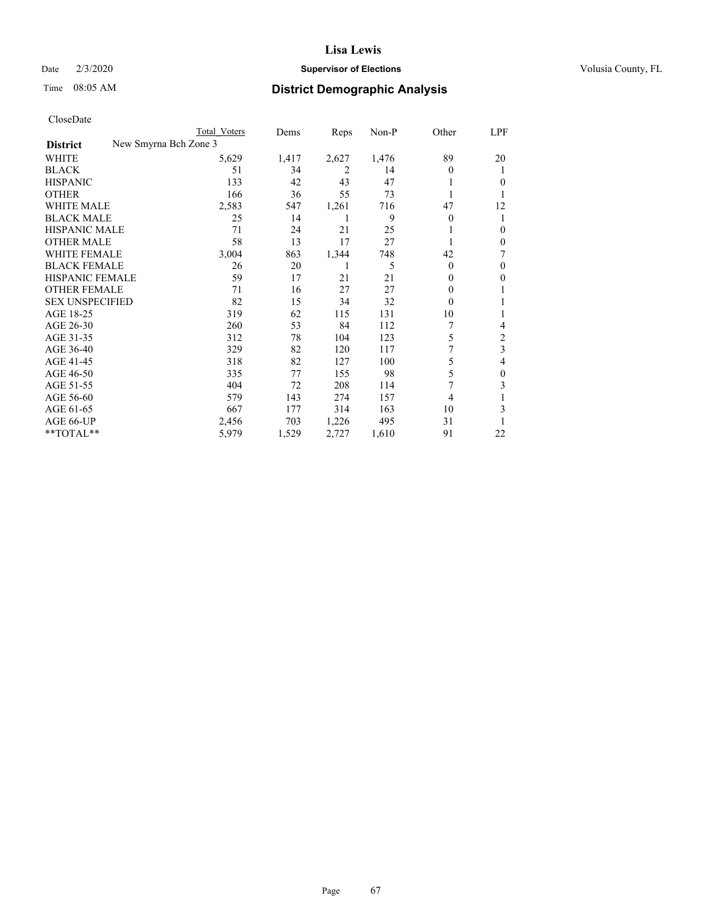# Lisa Lewis

Date 2/3/2020 **Supervisor of Elections** Volusia County, FL

Time 08:05 AM **District Demographic Analysis**

CloseDate

| District | New Smyrna Bch Zone 3 Total Voters | Dems | Reps | Non-P | Other | LPF |
|---|---|---|---|---|---|---|
| WHITE | 5,629 | 1,417 | 2,627 | 1,476 | 89 | 20 |
| BLACK | 51 | 34 | 2 | 14 | 0 | 1 |
| HISPANIC | 133 | 42 | 43 | 47 | 1 | 0 |
| OTHER | 166 | 36 | 55 | 73 | 1 | 1 |
| WHITE MALE | 2,583 | 547 | 1,261 | 716 | 47 | 12 |
| BLACK MALE | 25 | 14 | 1 | 9 | 0 | 1 |
| HISPANIC MALE | 71 | 24 | 21 | 25 | 1 | 0 |
| OTHER MALE | 58 | 13 | 17 | 27 | 1 | 0 |
| WHITE FEMALE | 3,004 | 863 | 1,344 | 748 | 42 | 7 |
| BLACK FEMALE | 26 | 20 | 1 | 5 | 0 | 0 |
| HISPANIC FEMALE | 59 | 17 | 21 | 21 | 0 | 0 |
| OTHER FEMALE | 71 | 16 | 27 | 27 | 0 | 1 |
| SEX UNSPECIFIED | 82 | 15 | 34 | 32 | 0 | 1 |
| AGE 18-25 | 319 | 62 | 115 | 131 | 10 | 1 |
| AGE 26-30 | 260 | 53 | 84 | 112 | 7 | 4 |
| AGE 31-35 | 312 | 78 | 104 | 123 | 5 | 2 |
| AGE 36-40 | 329 | 82 | 120 | 117 | 7 | 3 |
| AGE 41-45 | 318 | 82 | 127 | 100 | 5 | 4 |
| AGE 46-50 | 335 | 77 | 155 | 98 | 5 | 0 |
| AGE 51-55 | 404 | 72 | 208 | 114 | 7 | 3 |
| AGE 56-60 | 579 | 143 | 274 | 157 | 4 | 1 |
| AGE 61-65 | 667 | 177 | 314 | 163 | 10 | 3 |
| AGE 66-UP | 2,456 | 703 | 1,226 | 495 | 31 | 1 |
| **TOTAL** | 5,979 | 1,529 | 2,727 | 1,610 | 91 | 22 |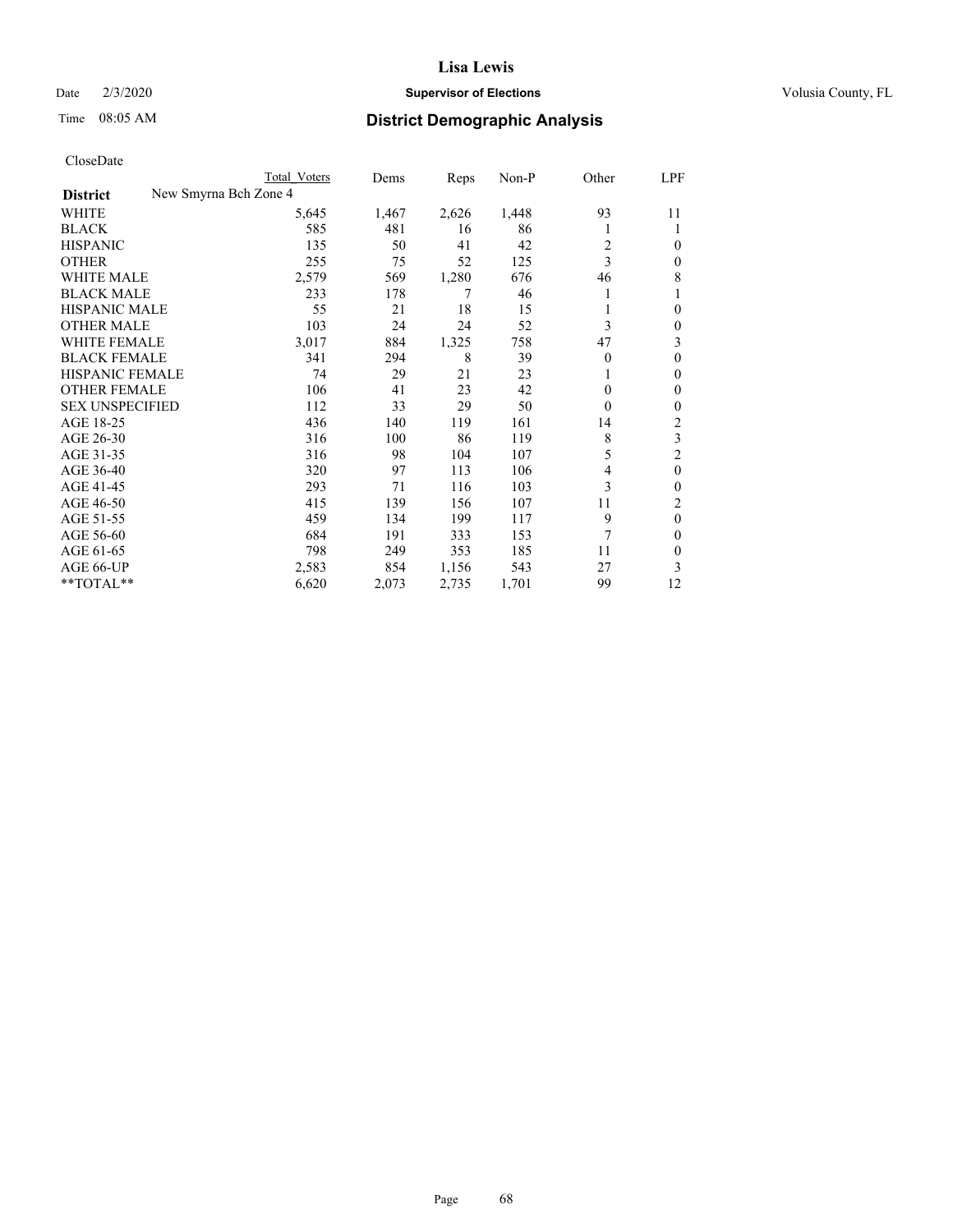# Lisa Lewis

Date 2/3/2020 **Supervisor of Elections** Volusia County, FL

Time 08:05 AM **District Demographic Analysis**

CloseDate

| | Total Voters | Dems | Reps | Non-P | Other | LPF |
|---|---|---|---|---|---|---|
| **District** New Smyrna Bch Zone 4 | | | | | | |
| WHITE | 5,645 | 1,467 | 2,626 | 1,448 | 93 | 11 |
| BLACK | 585 | 481 | 16 | 86 | 1 | 1 |
| HISPANIC | 135 | 50 | 41 | 42 | 2 | 0 |
| OTHER | 255 | 75 | 52 | 125 | 3 | 0 |
| WHITE MALE | 2,579 | 569 | 1,280 | 676 | 46 | 8 |
| BLACK MALE | 233 | 178 | 7 | 46 | 1 | 1 |
| HISPANIC MALE | 55 | 21 | 18 | 15 | 1 | 0 |
| OTHER MALE | 103 | 24 | 24 | 52 | 3 | 0 |
| WHITE FEMALE | 3,017 | 884 | 1,325 | 758 | 47 | 3 |
| BLACK FEMALE | 341 | 294 | 8 | 39 | 0 | 0 |
| HISPANIC FEMALE | 74 | 29 | 21 | 23 | 1 | 0 |
| OTHER FEMALE | 106 | 41 | 23 | 42 | 0 | 0 |
| SEX UNSPECIFIED | 112 | 33 | 29 | 50 | 0 | 0 |
| AGE 18-25 | 436 | 140 | 119 | 161 | 14 | 2 |
| AGE 26-30 | 316 | 100 | 86 | 119 | 8 | 3 |
| AGE 31-35 | 316 | 98 | 104 | 107 | 5 | 2 |
| AGE 36-40 | 320 | 97 | 113 | 106 | 4 | 0 |
| AGE 41-45 | 293 | 71 | 116 | 103 | 3 | 0 |
| AGE 46-50 | 415 | 139 | 156 | 107 | 11 | 2 |
| AGE 51-55 | 459 | 134 | 199 | 117 | 9 | 0 |
| AGE 56-60 | 684 | 191 | 333 | 153 | 7 | 0 |
| AGE 61-65 | 798 | 249 | 353 | 185 | 11 | 0 |
| AGE 66-UP | 2,583 | 854 | 1,156 | 543 | 27 | 3 |
| **TOTAL** | 6,620 | 2,073 | 2,735 | 1,701 | 99 | 12 |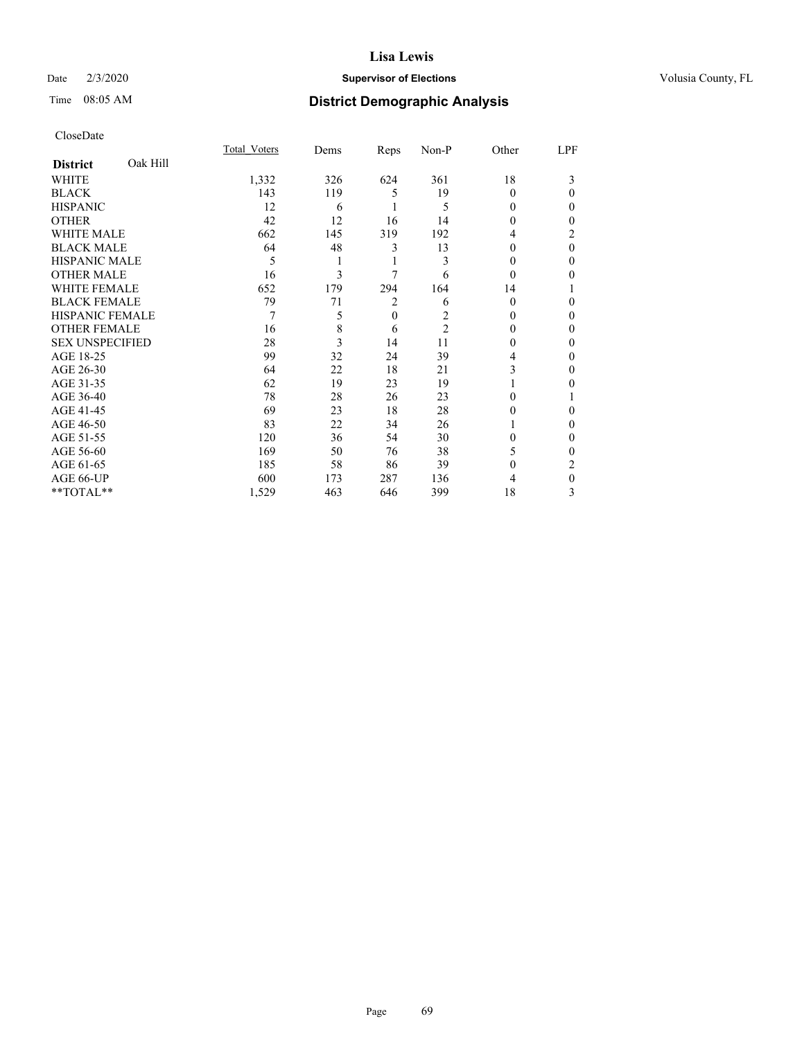Lisa Lewis

Date 2/3/2020 **Supervisor of Elections** Volusia County, FL

Time 08:05 AM **District Demographic Analysis**

CloseDate

| **District** Oak Hill | Total_Voters | Dems | Reps | Non-P | Other | LPF |
|---|---|---|---|---|---|---|
| WHITE | 1,332 | 326 | 624 | 361 | 18 | 3 |
| BLACK | 143 | 119 | 5 | 19 | 0 | 0 |
| HISPANIC | 12 | 6 | 1 | 5 | 0 | 0 |
| OTHER | 42 | 12 | 16 | 14 | 0 | 0 |
| WHITE MALE | 662 | 145 | 319 | 192 | 4 | 2 |
| BLACK MALE | 64 | 48 | 3 | 13 | 0 | 0 |
| HISPANIC MALE | 5 | 1 | 1 | 3 | 0 | 0 |
| OTHER MALE | 16 | 3 | 7 | 6 | 0 | 0 |
| WHITE FEMALE | 652 | 179 | 294 | 164 | 14 | 1 |
| BLACK FEMALE | 79 | 71 | 2 | 6 | 0 | 0 |
| HISPANIC FEMALE | 7 | 5 | 0 | 2 | 0 | 0 |
| OTHER FEMALE | 16 | 8 | 6 | 2 | 0 | 0 |
| SEX UNSPECIFIED | 28 | 3 | 14 | 11 | 0 | 0 |
| AGE 18-25 | 99 | 32 | 24 | 39 | 4 | 0 |
| AGE 26-30 | 64 | 22 | 18 | 21 | 3 | 0 |
| AGE 31-35 | 62 | 19 | 23 | 19 | 1 | 0 |
| AGE 36-40 | 78 | 28 | 26 | 23 | 0 | 1 |
| AGE 41-45 | 69 | 23 | 18 | 28 | 0 | 0 |
| AGE 46-50 | 83 | 22 | 34 | 26 | 1 | 0 |
| AGE 51-55 | 120 | 36 | 54 | 30 | 0 | 0 |
| AGE 56-60 | 169 | 50 | 76 | 38 | 5 | 0 |
| AGE 61-65 | 185 | 58 | 86 | 39 | 0 | 2 |
| AGE 66-UP | 600 | 173 | 287 | 136 | 4 | 0 |
| **TOTAL** | 1,529 | 463 | 646 | 399 | 18 | 3 |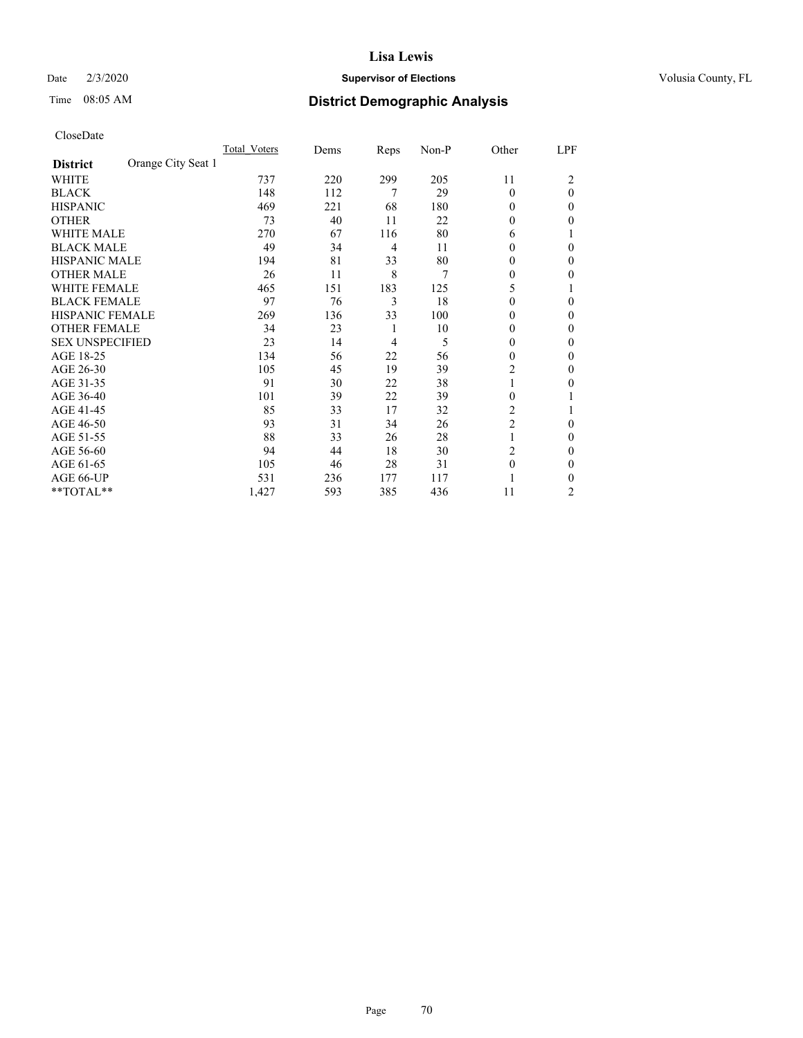**Lisa Lewis**

Date 2/3/2020 **Supervisor of Elections** Volusia County, FL

Time 08:05 AM **District Demographic Analysis**

CloseDate

| District | Orange City Seat 1 | Total_Voters | Dems | Reps | Non-P | Other | LPF |
|---|---|---|---|---|---|---|---|
| WHITE | | 737 | 220 | 299 | 205 | 11 | 2 |
| BLACK | | 148 | 112 | 7 | 29 | 0 | 0 |
| HISPANIC | | 469 | 221 | 68 | 180 | 0 | 0 |
| OTHER | | 73 | 40 | 11 | 22 | 0 | 0 |
| WHITE MALE | | 270 | 67 | 116 | 80 | 6 | 1 |
| BLACK MALE | | 49 | 34 | 4 | 11 | 0 | 0 |
| HISPANIC MALE | | 194 | 81 | 33 | 80 | 0 | 0 |
| OTHER MALE | | 26 | 11 | 8 | 7 | 0 | 0 |
| WHITE FEMALE | | 465 | 151 | 183 | 125 | 5 | 1 |
| BLACK FEMALE | | 97 | 76 | 3 | 18 | 0 | 0 |
| HISPANIC FEMALE | | 269 | 136 | 33 | 100 | 0 | 0 |
| OTHER FEMALE | | 34 | 23 | 1 | 10 | 0 | 0 |
| SEX UNSPECIFIED | | 23 | 14 | 4 | 5 | 0 | 0 |
| AGE 18-25 | | 134 | 56 | 22 | 56 | 0 | 0 |
| AGE 26-30 | | 105 | 45 | 19 | 39 | 2 | 0 |
| AGE 31-35 | | 91 | 30 | 22 | 38 | 1 | 0 |
| AGE 36-40 | | 101 | 39 | 22 | 39 | 0 | 1 |
| AGE 41-45 | | 85 | 33 | 17 | 32 | 2 | 1 |
| AGE 46-50 | | 93 | 31 | 34 | 26 | 2 | 0 |
| AGE 51-55 | | 88 | 33 | 26 | 28 | 1 | 0 |
| AGE 56-60 | | 94 | 44 | 18 | 30 | 2 | 0 |
| AGE 61-65 | | 105 | 46 | 28 | 31 | 0 | 0 |
| AGE 66-UP | | 531 | 236 | 177 | 117 | 1 | 0 |
| **TOTAL** | | 1,427 | 593 | 385 | 436 | 11 | 2 |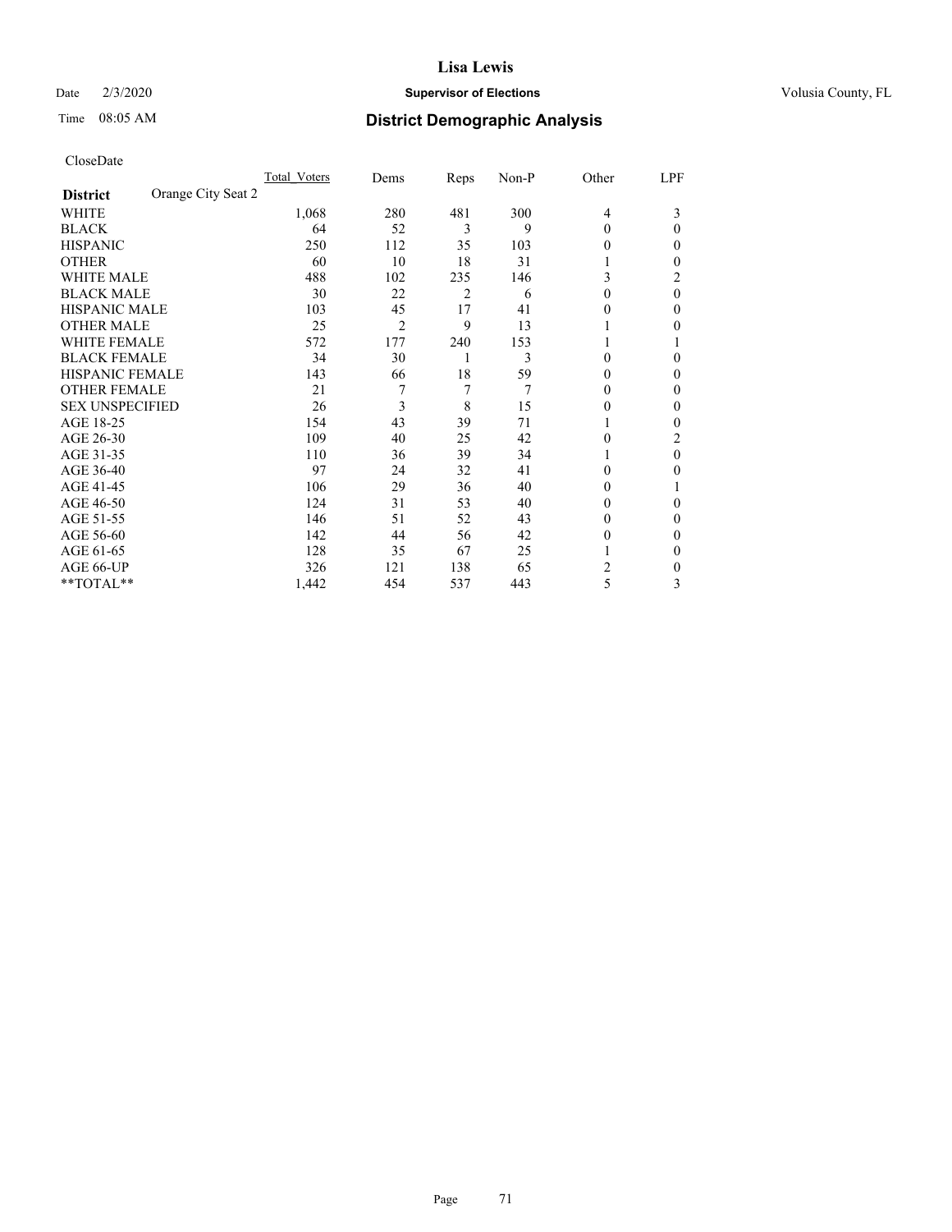# Lisa Lewis

Date 2/3/2020 **Supervisor of Elections** Volusia County, FL

Time 08:05 AM **District Demographic Analysis**

CloseDate

| **District** Orange City Seat 2 | Total Voters | Dems | Reps | Non-P | Other | LPF |
|---|---|---|---|---|---|---|
| WHITE | 1,068 | 280 | 481 | 300 | 4 | 3 |
| BLACK | 64 | 52 | 3 | 9 | 0 | 0 |
| HISPANIC | 250 | 112 | 35 | 103 | 0 | 0 |
| OTHER | 60 | 10 | 18 | 31 | 1 | 0 |
| WHITE MALE | 488 | 102 | 235 | 146 | 3 | 2 |
| BLACK MALE | 30 | 22 | 2 | 6 | 0 | 0 |
| HISPANIC MALE | 103 | 45 | 17 | 41 | 0 | 0 |
| OTHER MALE | 25 | 2 | 9 | 13 | 1 | 0 |
| WHITE FEMALE | 572 | 177 | 240 | 153 | 1 | 1 |
| BLACK FEMALE | 34 | 30 | 1 | 3 | 0 | 0 |
| HISPANIC FEMALE | 143 | 66 | 18 | 59 | 0 | 0 |
| OTHER FEMALE | 21 | 7 | 7 | 7 | 0 | 0 |
| SEX UNSPECIFIED | 26 | 3 | 8 | 15 | 0 | 0 |
| AGE 18-25 | 154 | 43 | 39 | 71 | 1 | 0 |
| AGE 26-30 | 109 | 40 | 25 | 42 | 0 | 2 |
| AGE 31-35 | 110 | 36 | 39 | 34 | 1 | 0 |
| AGE 36-40 | 97 | 24 | 32 | 41 | 0 | 0 |
| AGE 41-45 | 106 | 29 | 36 | 40 | 0 | 1 |
| AGE 46-50 | 124 | 31 | 53 | 40 | 0 | 0 |
| AGE 51-55 | 146 | 51 | 52 | 43 | 0 | 0 |
| AGE 56-60 | 142 | 44 | 56 | 42 | 0 | 0 |
| AGE 61-65 | 128 | 35 | 67 | 25 | 1 | 0 |
| AGE 66-UP | 326 | 121 | 138 | 65 | 2 | 0 |
| **TOTAL** | 1,442 | 454 | 537 | 443 | 5 | 3 |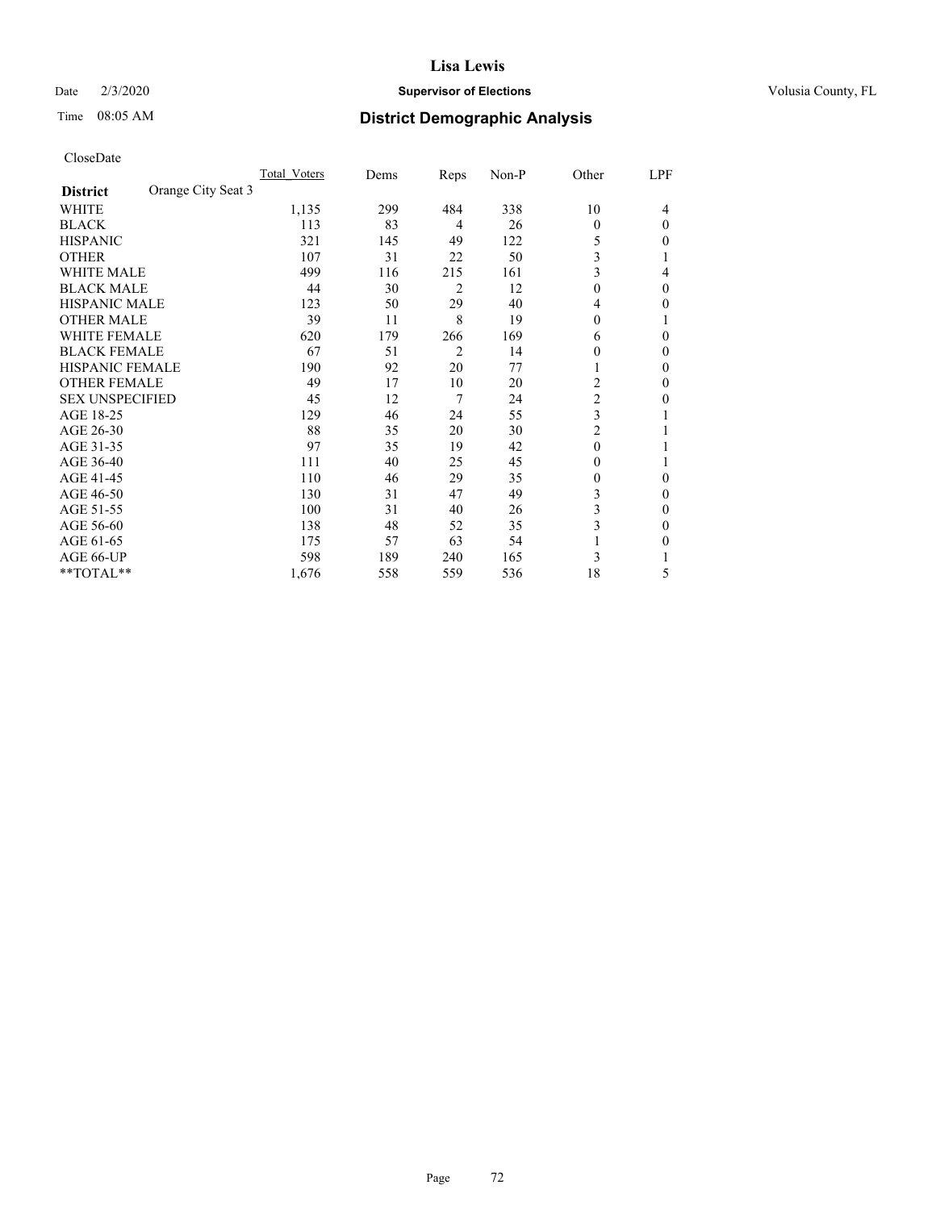# Lisa Lewis

Date 2/3/2020 **Supervisor of Elections** Volusia County, FL

Time 08:05 AM

## District Demographic Analysis

CloseDate

| | Total_Voters | Dems | Reps | Non-P | Other | LPF |
|---|---|---|---|---|---|---|
| **District** Orange City Seat 3 | | | | | | |
| WHITE | 1,135 | 299 | 484 | 338 | 10 | 4 |
| BLACK | 113 | 83 | 4 | 26 | 0 | 0 |
| HISPANIC | 321 | 145 | 49 | 122 | 5 | 0 |
| OTHER | 107 | 31 | 22 | 50 | 3 | 1 |
| WHITE MALE | 499 | 116 | 215 | 161 | 3 | 4 |
| BLACK MALE | 44 | 30 | 2 | 12 | 0 | 0 |
| HISPANIC MALE | 123 | 50 | 29 | 40 | 4 | 0 |
| OTHER MALE | 39 | 11 | 8 | 19 | 0 | 1 |
| WHITE FEMALE | 620 | 179 | 266 | 169 | 6 | 0 |
| BLACK FEMALE | 67 | 51 | 2 | 14 | 0 | 0 |
| HISPANIC FEMALE | 190 | 92 | 20 | 77 | 1 | 0 |
| OTHER FEMALE | 49 | 17 | 10 | 20 | 2 | 0 |
| SEX UNSPECIFIED | 45 | 12 | 7 | 24 | 2 | 0 |
| AGE 18-25 | 129 | 46 | 24 | 55 | 3 | 1 |
| AGE 26-30 | 88 | 35 | 20 | 30 | 2 | 1 |
| AGE 31-35 | 97 | 35 | 19 | 42 | 0 | 1 |
| AGE 36-40 | 111 | 40 | 25 | 45 | 0 | 1 |
| AGE 41-45 | 110 | 46 | 29 | 35 | 0 | 0 |
| AGE 46-50 | 130 | 31 | 47 | 49 | 3 | 0 |
| AGE 51-55 | 100 | 31 | 40 | 26 | 3 | 0 |
| AGE 56-60 | 138 | 48 | 52 | 35 | 3 | 0 |
| AGE 61-65 | 175 | 57 | 63 | 54 | 1 | 0 |
| AGE 66-UP | 598 | 189 | 240 | 165 | 3 | 1 |
| **TOTAL** | 1,676 | 558 | 559 | 536 | 18 | 5 |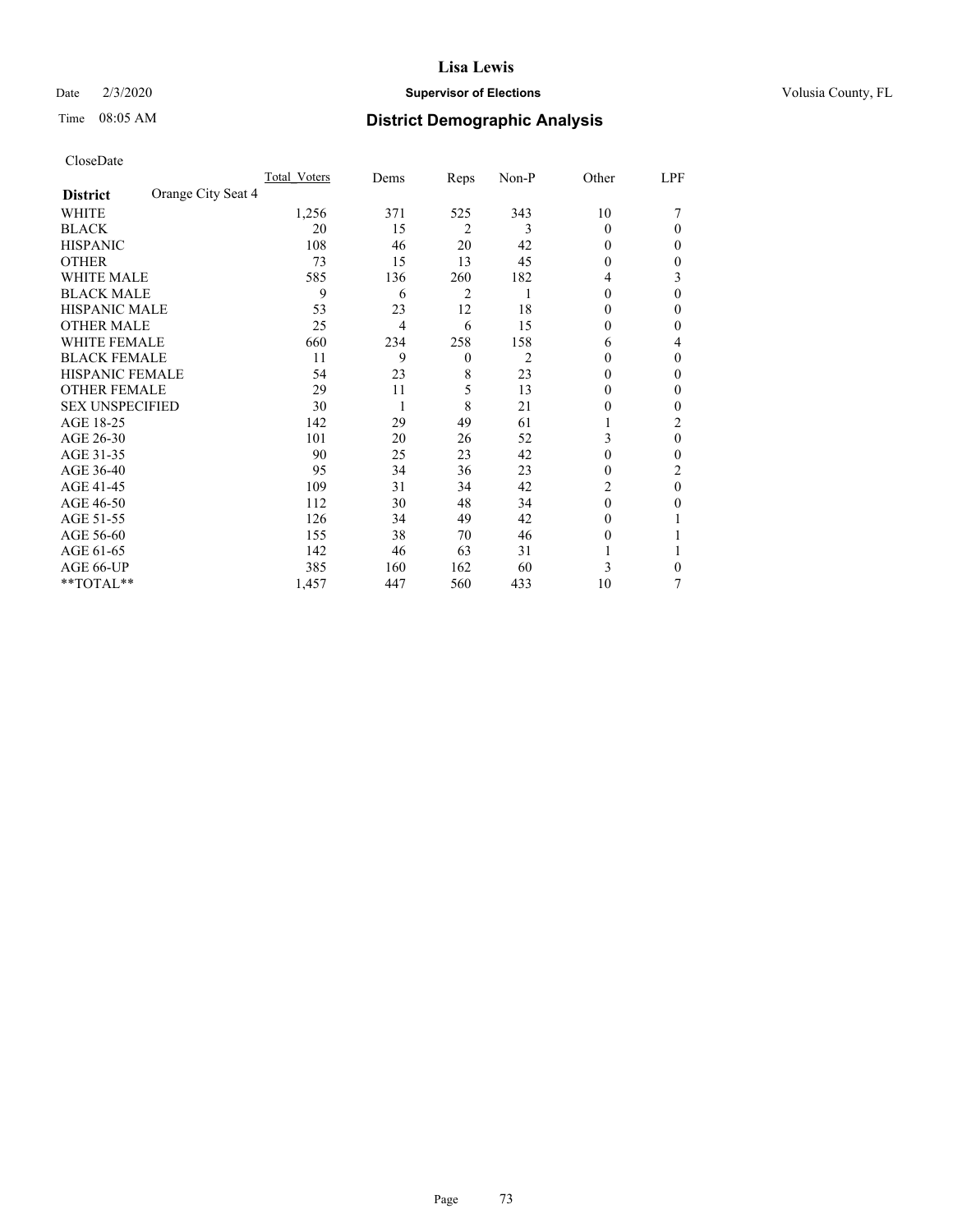Date 2/3/2020 **Supervisor of Elections** Volusia County, FL

Time 08:05 AM

## District Demographic Analysis

CloseDate

| **District** Orange City Seat 4 | Total_Voters | Dems | Reps | Non-P | Other | LPF |
|---|---|---|---|---|---|---|
| WHITE | 1,256 | 371 | 525 | 343 | 10 | 7 |
| BLACK | 20 | 15 | 2 | 3 | 0 | 0 |
| HISPANIC | 108 | 46 | 20 | 42 | 0 | 0 |
| OTHER | 73 | 15 | 13 | 45 | 0 | 0 |
| WHITE MALE | 585 | 136 | 260 | 182 | 4 | 3 |
| BLACK MALE | 9 | 6 | 2 | 1 | 0 | 0 |
| HISPANIC MALE | 53 | 23 | 12 | 18 | 0 | 0 |
| OTHER MALE | 25 | 4 | 6 | 15 | 0 | 0 |
| WHITE FEMALE | 660 | 234 | 258 | 158 | 6 | 4 |
| BLACK FEMALE | 11 | 9 | 0 | 2 | 0 | 0 |
| HISPANIC FEMALE | 54 | 23 | 8 | 23 | 0 | 0 |
| OTHER FEMALE | 29 | 11 | 5 | 13 | 0 | 0 |
| SEX UNSPECIFIED | 30 | 1 | 8 | 21 | 0 | 0 |
| AGE 18-25 | 142 | 29 | 49 | 61 | 1 | 2 |
| AGE 26-30 | 101 | 20 | 26 | 52 | 3 | 0 |
| AGE 31-35 | 90 | 25 | 23 | 42 | 0 | 0 |
| AGE 36-40 | 95 | 34 | 36 | 23 | 0 | 2 |
| AGE 41-45 | 109 | 31 | 34 | 42 | 2 | 0 |
| AGE 46-50 | 112 | 30 | 48 | 34 | 0 | 0 |
| AGE 51-55 | 126 | 34 | 49 | 42 | 0 | 1 |
| AGE 56-60 | 155 | 38 | 70 | 46 | 0 | 1 |
| AGE 61-65 | 142 | 46 | 63 | 31 | 1 | 1 |
| AGE 66-UP | 385 | 160 | 162 | 60 | 3 | 0 |
| **TOTAL** | 1,457 | 447 | 560 | 433 | 10 | 7 |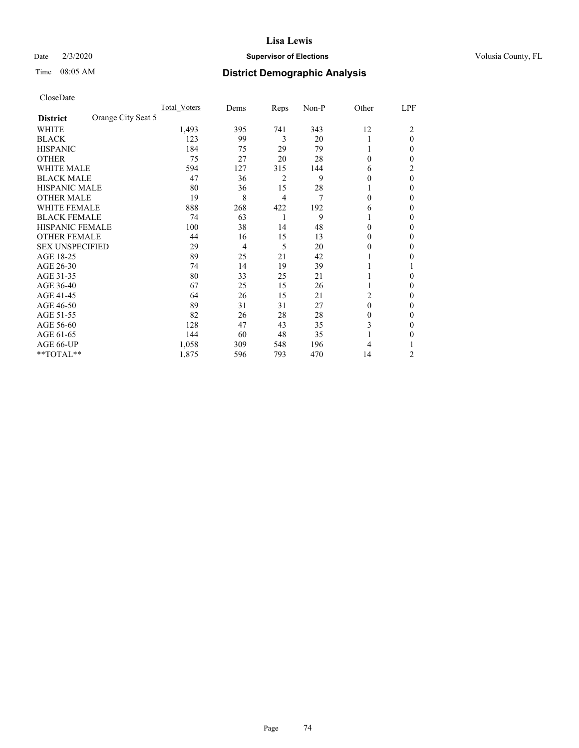# Lisa Lewis

Date 2/3/2020 **Supervisor of Elections** Volusia County, FL

Time 08:05 AM **District Demographic Analysis**

CloseDate

| District | Orange City Seat 5 | Total_Voters | Dems | Reps | Non-P | Other | LPF |
|---|---|---|---|---|---|---|---|
| WHITE | | 1,493 | 395 | 741 | 343 | 12 | 2 |
| BLACK | | 123 | 99 | 3 | 20 | 1 | 0 |
| HISPANIC | | 184 | 75 | 29 | 79 | 1 | 0 |
| OTHER | | 75 | 27 | 20 | 28 | 0 | 0 |
| WHITE MALE | | 594 | 127 | 315 | 144 | 6 | 2 |
| BLACK MALE | | 47 | 36 | 2 | 9 | 0 | 0 |
| HISPANIC MALE | | 80 | 36 | 15 | 28 | 1 | 0 |
| OTHER MALE | | 19 | 8 | 4 | 7 | 0 | 0 |
| WHITE FEMALE | | 888 | 268 | 422 | 192 | 6 | 0 |
| BLACK FEMALE | | 74 | 63 | 1 | 9 | 1 | 0 |
| HISPANIC FEMALE | | 100 | 38 | 14 | 48 | 0 | 0 |
| OTHER FEMALE | | 44 | 16 | 15 | 13 | 0 | 0 |
| SEX UNSPECIFIED | | 29 | 4 | 5 | 20 | 0 | 0 |
| AGE 18-25 | | 89 | 25 | 21 | 42 | 1 | 0 |
| AGE 26-30 | | 74 | 14 | 19 | 39 | 1 | 1 |
| AGE 31-35 | | 80 | 33 | 25 | 21 | 1 | 0 |
| AGE 36-40 | | 67 | 25 | 15 | 26 | 1 | 0 |
| AGE 41-45 | | 64 | 26 | 15 | 21 | 2 | 0 |
| AGE 46-50 | | 89 | 31 | 31 | 27 | 0 | 0 |
| AGE 51-55 | | 82 | 26 | 28 | 28 | 0 | 0 |
| AGE 56-60 | | 128 | 47 | 43 | 35 | 3 | 0 |
| AGE 61-65 | | 144 | 60 | 48 | 35 | 1 | 0 |
| AGE 66-UP | | 1,058 | 309 | 548 | 196 | 4 | 1 |
| **TOTAL** | | 1,875 | 596 | 793 | 470 | 14 | 2 |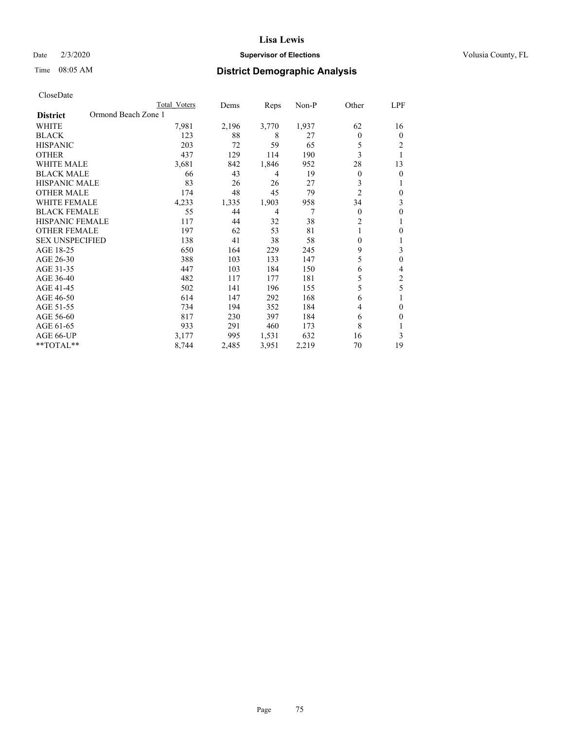# Lisa Lewis

Date 2/3/2020 **Supervisor of Elections** Volusia County, FL

Time 08:05 AM **District Demographic Analysis**

CloseDate

| District | Ormond Beach Zone 1 | Total Voters | Dems | Reps | Non-P | Other | LPF |
|---|---|---|---|---|---|---|---|
| WHITE | | 7,981 | 2,196 | 3,770 | 1,937 | 62 | 16 |
| BLACK | | 123 | 88 | 8 | 27 | 0 | 0 |
| HISPANIC | | 203 | 72 | 59 | 65 | 5 | 2 |
| OTHER | | 437 | 129 | 114 | 190 | 3 | 1 |
| WHITE MALE | | 3,681 | 842 | 1,846 | 952 | 28 | 13 |
| BLACK MALE | | 66 | 43 | 4 | 19 | 0 | 0 |
| HISPANIC MALE | | 83 | 26 | 26 | 27 | 3 | 1 |
| OTHER MALE | | 174 | 48 | 45 | 79 | 2 | 0 |
| WHITE FEMALE | | 4,233 | 1,335 | 1,903 | 958 | 34 | 3 |
| BLACK FEMALE | | 55 | 44 | 4 | 7 | 0 | 0 |
| HISPANIC FEMALE | | 117 | 44 | 32 | 38 | 2 | 1 |
| OTHER FEMALE | | 197 | 62 | 53 | 81 | 1 | 0 |
| SEX UNSPECIFIED | | 138 | 41 | 38 | 58 | 0 | 1 |
| AGE 18-25 | | 650 | 164 | 229 | 245 | 9 | 3 |
| AGE 26-30 | | 388 | 103 | 133 | 147 | 5 | 0 |
| AGE 31-35 | | 447 | 103 | 184 | 150 | 6 | 4 |
| AGE 36-40 | | 482 | 117 | 177 | 181 | 5 | 2 |
| AGE 41-45 | | 502 | 141 | 196 | 155 | 5 | 5 |
| AGE 46-50 | | 614 | 147 | 292 | 168 | 6 | 1 |
| AGE 51-55 | | 734 | 194 | 352 | 184 | 4 | 0 |
| AGE 56-60 | | 817 | 230 | 397 | 184 | 6 | 0 |
| AGE 61-65 | | 933 | 291 | 460 | 173 | 8 | 1 |
| AGE 66-UP | | 3,177 | 995 | 1,531 | 632 | 16 | 3 |
| **TOTAL** | | 8,744 | 2,485 | 3,951 | 2,219 | 70 | 19 |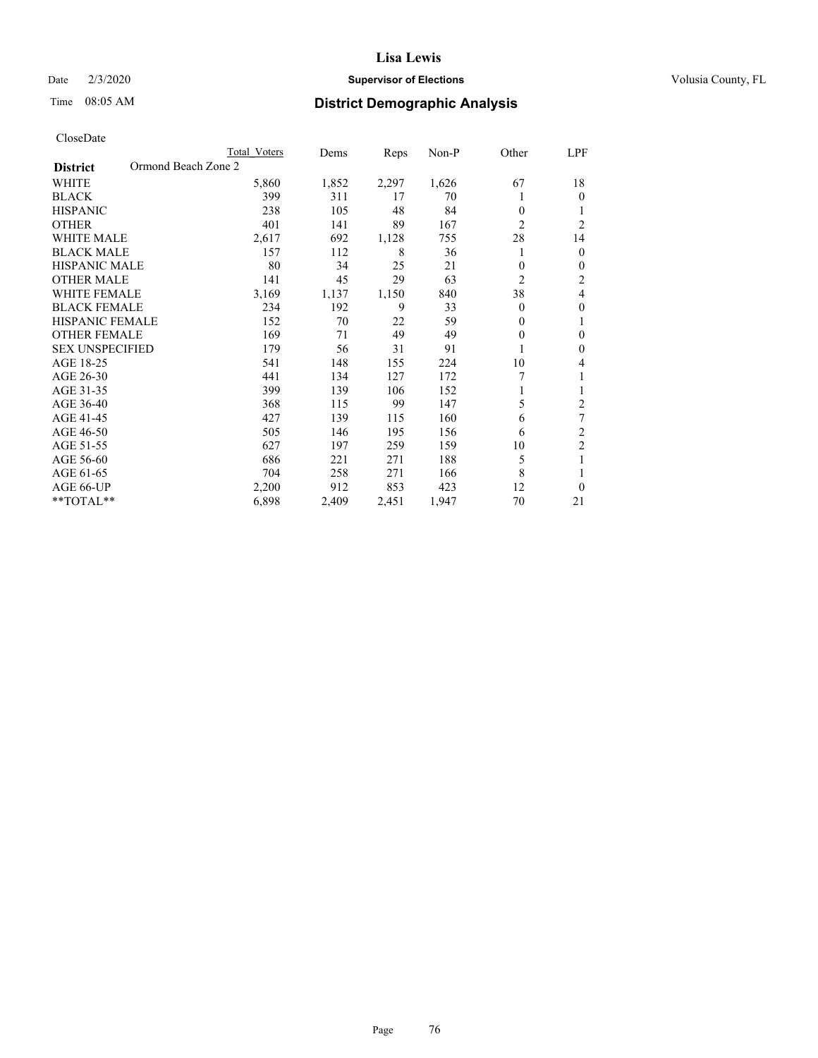# Lisa Lewis

Date 2/3/2020 **Supervisor of Elections** Volusia County, FL

Time 08:05 AM **District Demographic Analysis**

CloseDate

| District: Ormond Beach Zone 2 | Total Voters | Dems | Reps | Non-P | Other | LPF |
|---|---|---|---|---|---|---|
| WHITE | 5,860 | 1,852 | 2,297 | 1,626 | 67 | 18 |
| BLACK | 399 | 311 | 17 | 70 | 1 | 0 |
| HISPANIC | 238 | 105 | 48 | 84 | 0 | 1 |
| OTHER | 401 | 141 | 89 | 167 | 2 | 2 |
| WHITE MALE | 2,617 | 692 | 1,128 | 755 | 28 | 14 |
| BLACK MALE | 157 | 112 | 8 | 36 | 1 | 0 |
| HISPANIC MALE | 80 | 34 | 25 | 21 | 0 | 0 |
| OTHER MALE | 141 | 45 | 29 | 63 | 2 | 2 |
| WHITE FEMALE | 3,169 | 1,137 | 1,150 | 840 | 38 | 4 |
| BLACK FEMALE | 234 | 192 | 9 | 33 | 0 | 0 |
| HISPANIC FEMALE | 152 | 70 | 22 | 59 | 0 | 1 |
| OTHER FEMALE | 169 | 71 | 49 | 49 | 0 | 0 |
| SEX UNSPECIFIED | 179 | 56 | 31 | 91 | 1 | 0 |
| AGE 18-25 | 541 | 148 | 155 | 224 | 10 | 4 |
| AGE 26-30 | 441 | 134 | 127 | 172 | 7 | 1 |
| AGE 31-35 | 399 | 139 | 106 | 152 | 1 | 1 |
| AGE 36-40 | 368 | 115 | 99 | 147 | 5 | 2 |
| AGE 41-45 | 427 | 139 | 115 | 160 | 6 | 7 |
| AGE 46-50 | 505 | 146 | 195 | 156 | 6 | 2 |
| AGE 51-55 | 627 | 197 | 259 | 159 | 10 | 2 |
| AGE 56-60 | 686 | 221 | 271 | 188 | 5 | 1 |
| AGE 61-65 | 704 | 258 | 271 | 166 | 8 | 1 |
| AGE 66-UP | 2,200 | 912 | 853 | 423 | 12 | 0 |
| **TOTAL** | 6,898 | 2,409 | 2,451 | 1,947 | 70 | 21 |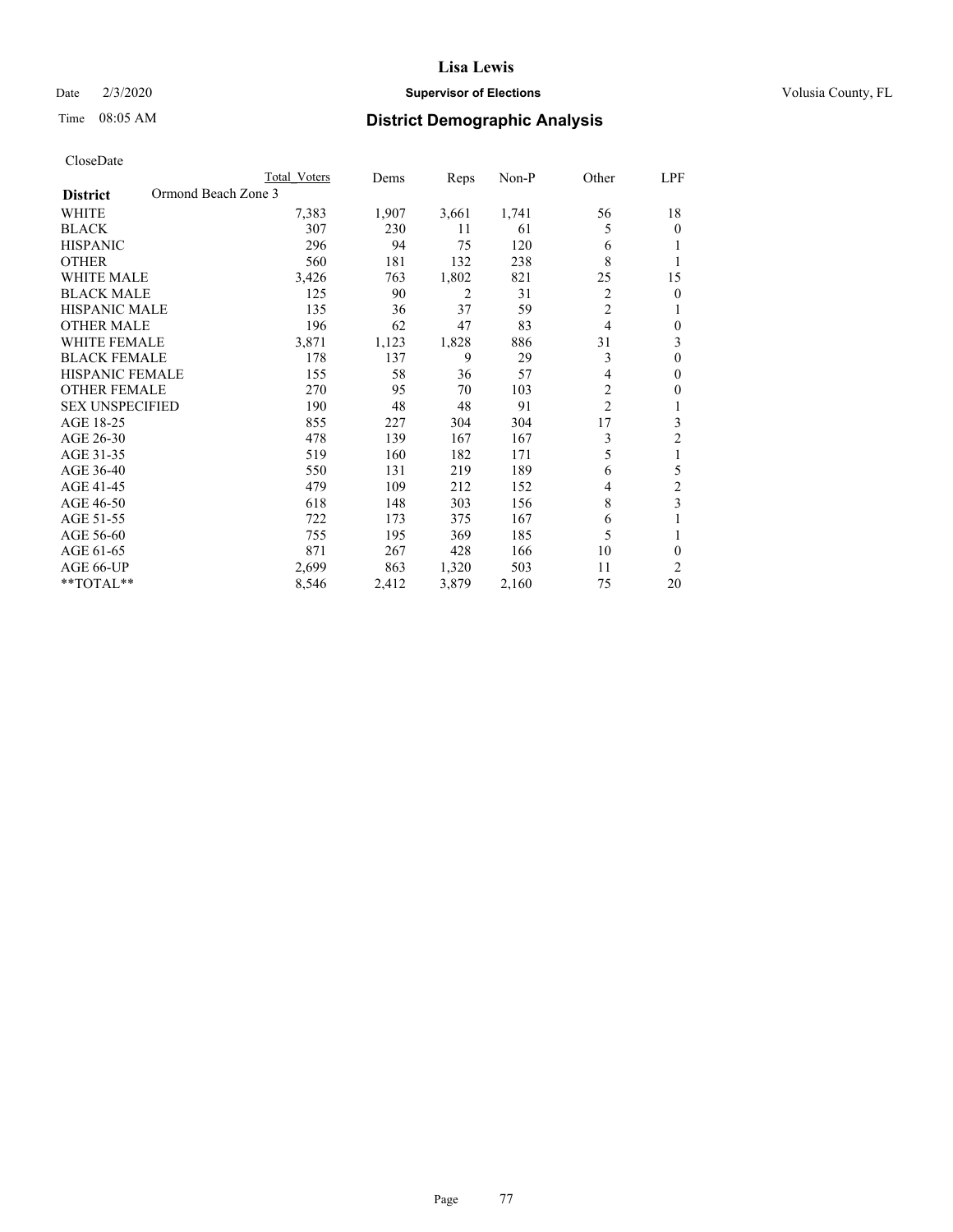# Lisa Lewis

Date 2/3/2020 **Supervisor of Elections** Volusia County, FL

Time 08:05 AM **District Demographic Analysis**

CloseDate

| District | Ormond Beach Zone 3 | Total Voters | Dems | Reps | Non-P | Other | LPF |
|---|---|---|---|---|---|---|---|
| WHITE | | 7,383 | 1,907 | 3,661 | 1,741 | 56 | 18 |
| BLACK | | 307 | 230 | 11 | 61 | 5 | 0 |
| HISPANIC | | 296 | 94 | 75 | 120 | 6 | 1 |
| OTHER | | 560 | 181 | 132 | 238 | 8 | 1 |
| WHITE MALE | | 3,426 | 763 | 1,802 | 821 | 25 | 15 |
| BLACK MALE | | 125 | 90 | 2 | 31 | 2 | 0 |
| HISPANIC MALE | | 135 | 36 | 37 | 59 | 2 | 1 |
| OTHER MALE | | 196 | 62 | 47 | 83 | 4 | 0 |
| WHITE FEMALE | | 3,871 | 1,123 | 1,828 | 886 | 31 | 3 |
| BLACK FEMALE | | 178 | 137 | 9 | 29 | 3 | 0 |
| HISPANIC FEMALE | | 155 | 58 | 36 | 57 | 4 | 0 |
| OTHER FEMALE | | 270 | 95 | 70 | 103 | 2 | 0 |
| SEX UNSPECIFIED | | 190 | 48 | 48 | 91 | 2 | 1 |
| AGE 18-25 | | 855 | 227 | 304 | 304 | 17 | 3 |
| AGE 26-30 | | 478 | 139 | 167 | 167 | 3 | 2 |
| AGE 31-35 | | 519 | 160 | 182 | 171 | 5 | 1 |
| AGE 36-40 | | 550 | 131 | 219 | 189 | 6 | 5 |
| AGE 41-45 | | 479 | 109 | 212 | 152 | 4 | 2 |
| AGE 46-50 | | 618 | 148 | 303 | 156 | 8 | 3 |
| AGE 51-55 | | 722 | 173 | 375 | 167 | 6 | 1 |
| AGE 56-60 | | 755 | 195 | 369 | 185 | 5 | 1 |
| AGE 61-65 | | 871 | 267 | 428 | 166 | 10 | 0 |
| AGE 66-UP | | 2,699 | 863 | 1,320 | 503 | 11 | 2 |
| **TOTAL** | | 8,546 | 2,412 | 3,879 | 2,160 | 75 | 20 |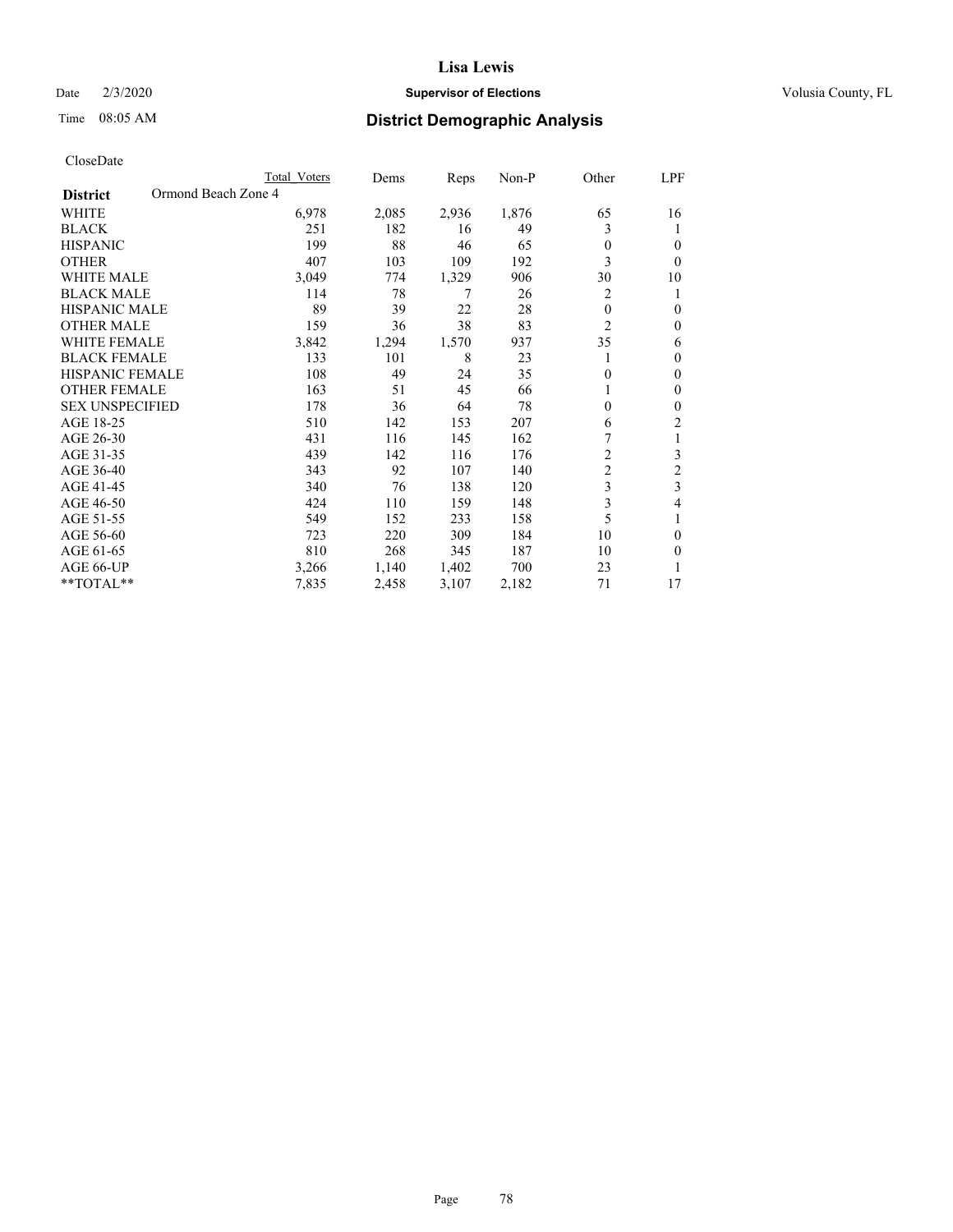# Lisa Lewis

Date 2/3/2020 **Supervisor of Elections** Volusia County, FL

Time 08:05 AM **District Demographic Analysis**

CloseDate

| District | Ormond Beach Zone 4 | Total Voters | Dems | Reps | Non-P | Other | LPF |
|---|---|---|---|---|---|---|---|
| WHITE | | 6,978 | 2,085 | 2,936 | 1,876 | 65 | 16 |
| BLACK | | 251 | 182 | 16 | 49 | 3 | 1 |
| HISPANIC | | 199 | 88 | 46 | 65 | 0 | 0 |
| OTHER | | 407 | 103 | 109 | 192 | 3 | 0 |
| WHITE MALE | | 3,049 | 774 | 1,329 | 906 | 30 | 10 |
| BLACK MALE | | 114 | 78 | 7 | 26 | 2 | 1 |
| HISPANIC MALE | | 89 | 39 | 22 | 28 | 0 | 0 |
| OTHER MALE | | 159 | 36 | 38 | 83 | 2 | 0 |
| WHITE FEMALE | | 3,842 | 1,294 | 1,570 | 937 | 35 | 6 |
| BLACK FEMALE | | 133 | 101 | 8 | 23 | 1 | 0 |
| HISPANIC FEMALE | | 108 | 49 | 24 | 35 | 0 | 0 |
| OTHER FEMALE | | 163 | 51 | 45 | 66 | 1 | 0 |
| SEX UNSPECIFIED | | 178 | 36 | 64 | 78 | 0 | 0 |
| AGE 18-25 | | 510 | 142 | 153 | 207 | 6 | 2 |
| AGE 26-30 | | 431 | 116 | 145 | 162 | 7 | 1 |
| AGE 31-35 | | 439 | 142 | 116 | 176 | 2 | 3 |
| AGE 36-40 | | 343 | 92 | 107 | 140 | 2 | 2 |
| AGE 41-45 | | 340 | 76 | 138 | 120 | 3 | 3 |
| AGE 46-50 | | 424 | 110 | 159 | 148 | 3 | 4 |
| AGE 51-55 | | 549 | 152 | 233 | 158 | 5 | 1 |
| AGE 56-60 | | 723 | 220 | 309 | 184 | 10 | 0 |
| AGE 61-65 | | 810 | 268 | 345 | 187 | 10 | 0 |
| AGE 66-UP | | 3,266 | 1,140 | 1,402 | 700 | 23 | 1 |
| **TOTAL** | | 7,835 | 2,458 | 3,107 | 2,182 | 71 | 17 |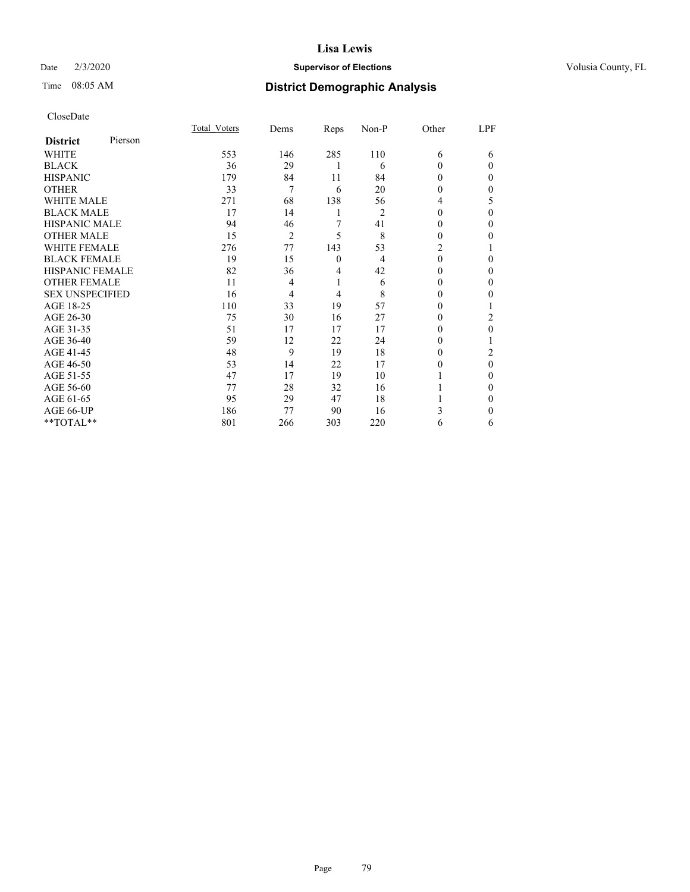Lisa Lewis

Date 2/3/2020 **Supervisor of Elections** Volusia County, FL

Time 08:05 AM **District Demographic Analysis**

CloseDate

| **District** Pierson | Total_Voters | Dems | Reps | Non-P | Other | LPF |
|---|---|---|---|---|---|---|
| WHITE | 553 | 146 | 285 | 110 | 6 | 6 |
| BLACK | 36 | 29 | 1 | 6 | 0 | 0 |
| HISPANIC | 179 | 84 | 11 | 84 | 0 | 0 |
| OTHER | 33 | 7 | 6 | 20 | 0 | 0 |
| WHITE MALE | 271 | 68 | 138 | 56 | 4 | 5 |
| BLACK MALE | 17 | 14 | 1 | 2 | 0 | 0 |
| HISPANIC MALE | 94 | 46 | 7 | 41 | 0 | 0 |
| OTHER MALE | 15 | 2 | 5 | 8 | 0 | 0 |
| WHITE FEMALE | 276 | 77 | 143 | 53 | 2 | 1 |
| BLACK FEMALE | 19 | 15 | 0 | 4 | 0 | 0 |
| HISPANIC FEMALE | 82 | 36 | 4 | 42 | 0 | 0 |
| OTHER FEMALE | 11 | 4 | 1 | 6 | 0 | 0 |
| SEX UNSPECIFIED | 16 | 4 | 4 | 8 | 0 | 0 |
| AGE 18-25 | 110 | 33 | 19 | 57 | 0 | 1 |
| AGE 26-30 | 75 | 30 | 16 | 27 | 0 | 2 |
| AGE 31-35 | 51 | 17 | 17 | 17 | 0 | 0 |
| AGE 36-40 | 59 | 12 | 22 | 24 | 0 | 1 |
| AGE 41-45 | 48 | 9 | 19 | 18 | 0 | 2 |
| AGE 46-50 | 53 | 14 | 22 | 17 | 0 | 0 |
| AGE 51-55 | 47 | 17 | 19 | 10 | 1 | 0 |
| AGE 56-60 | 77 | 28 | 32 | 16 | 1 | 0 |
| AGE 61-65 | 95 | 29 | 47 | 18 | 1 | 0 |
| AGE 66-UP | 186 | 77 | 90 | 16 | 3 | 0 |
| **TOTAL** | 801 | 266 | 303 | 220 | 6 | 6 |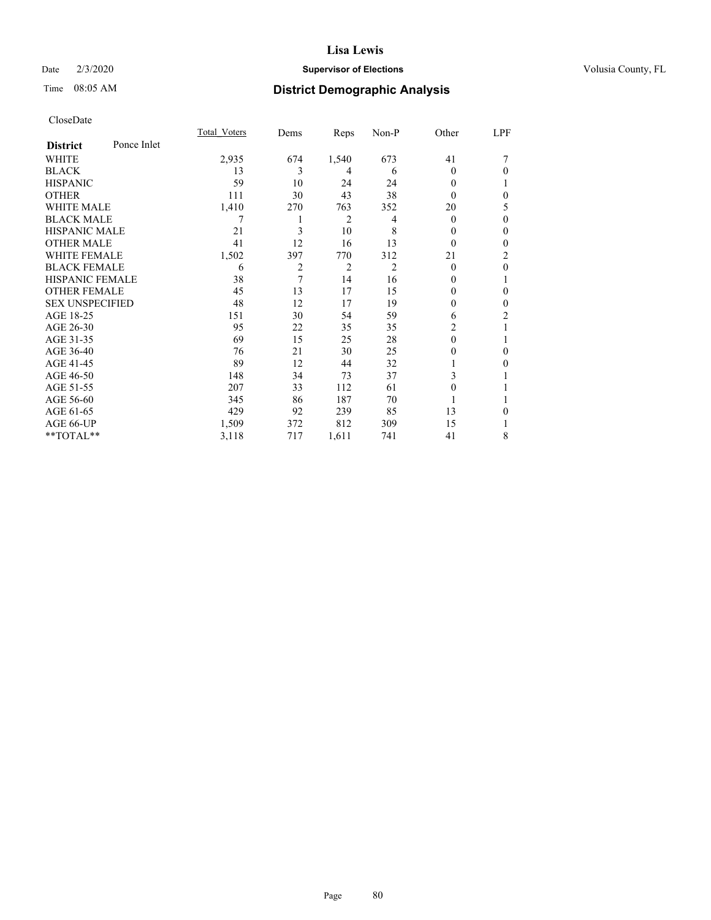# Lisa Lewis

Date 2/3/2020 **Supervisor of Elections** Volusia County, FL

Time 08:05 AM **District Demographic Analysis**

CloseDate

| **District** Ponce Inlet | Total_Voters | Dems | Reps | Non-P | Other | LPF |
|---|---|---|---|---|---|---|
| WHITE | 2,935 | 674 | 1,540 | 673 | 41 | 7 |
| BLACK | 13 | 3 | 4 | 6 | 0 | 0 |
| HISPANIC | 59 | 10 | 24 | 24 | 0 | 1 |
| OTHER | 111 | 30 | 43 | 38 | 0 | 0 |
| WHITE MALE | 1,410 | 270 | 763 | 352 | 20 | 5 |
| BLACK MALE | 7 | 1 | 2 | 4 | 0 | 0 |
| HISPANIC MALE | 21 | 3 | 10 | 8 | 0 | 0 |
| OTHER MALE | 41 | 12 | 16 | 13 | 0 | 0 |
| WHITE FEMALE | 1,502 | 397 | 770 | 312 | 21 | 2 |
| BLACK FEMALE | 6 | 2 | 2 | 2 | 0 | 0 |
| HISPANIC FEMALE | 38 | 7 | 14 | 16 | 0 | 1 |
| OTHER FEMALE | 45 | 13 | 17 | 15 | 0 | 0 |
| SEX UNSPECIFIED | 48 | 12 | 17 | 19 | 0 | 0 |
| AGE 18-25 | 151 | 30 | 54 | 59 | 6 | 2 |
| AGE 26-30 | 95 | 22 | 35 | 35 | 2 | 1 |
| AGE 31-35 | 69 | 15 | 25 | 28 | 0 | 1 |
| AGE 36-40 | 76 | 21 | 30 | 25 | 0 | 0 |
| AGE 41-45 | 89 | 12 | 44 | 32 | 1 | 0 |
| AGE 46-50 | 148 | 34 | 73 | 37 | 3 | 1 |
| AGE 51-55 | 207 | 33 | 112 | 61 | 0 | 1 |
| AGE 56-60 | 345 | 86 | 187 | 70 | 1 | 1 |
| AGE 61-65 | 429 | 92 | 239 | 85 | 13 | 0 |
| AGE 66-UP | 1,509 | 372 | 812 | 309 | 15 | 1 |
| **TOTAL** | 3,118 | 717 | 1,611 | 741 | 41 | 8 |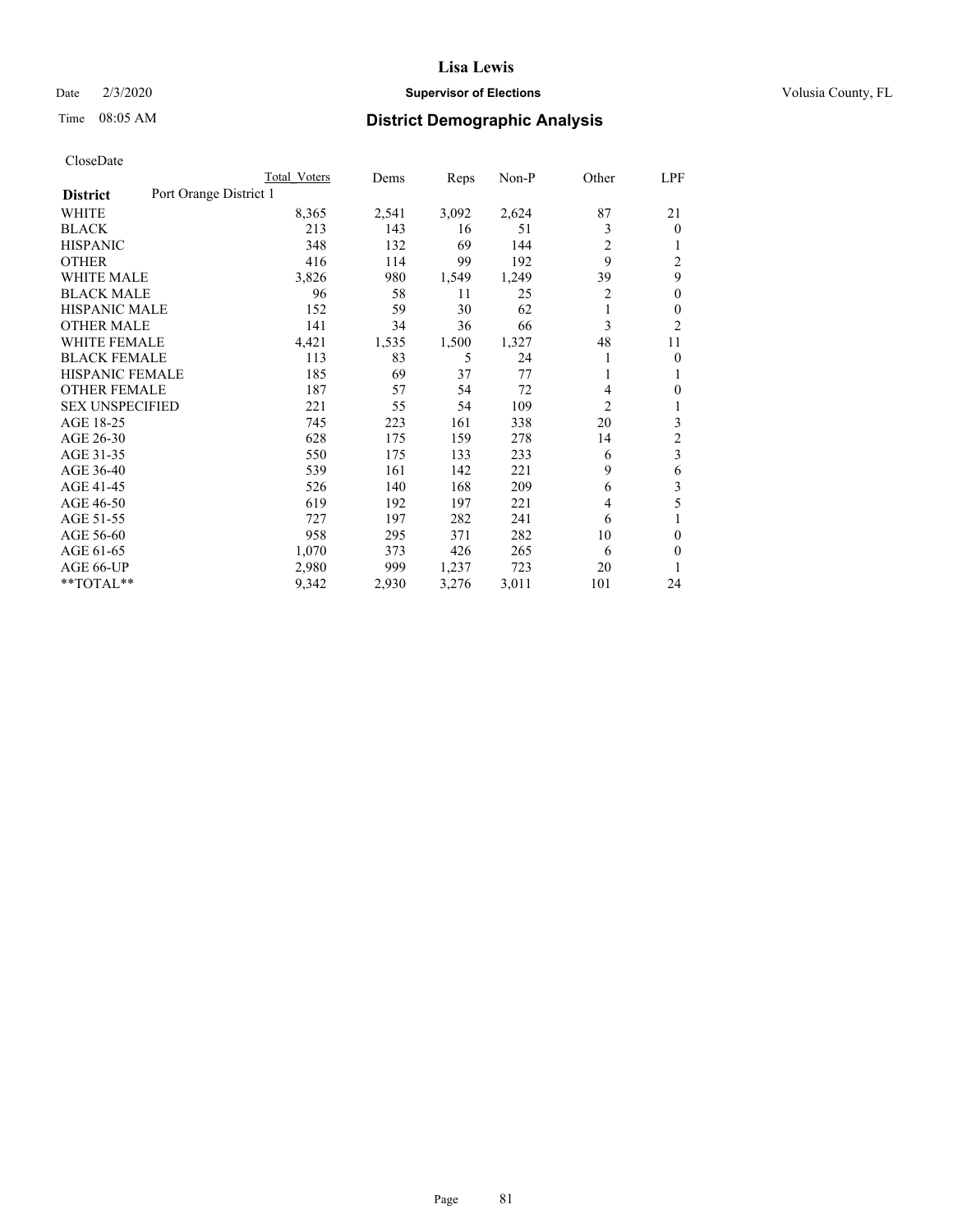# Lisa Lewis

Date 2/3/2020 **Supervisor of Elections** Volusia County, FL

Time 08:05 AM **District Demographic Analysis**

CloseDate

| District | Port Orange District 1 | Total Voters | Dems | Reps | Non-P | Other | LPF |
|---|---|---|---|---|---|---|---|
| WHITE | | 8,365 | 2,541 | 3,092 | 2,624 | 87 | 21 |
| BLACK | | 213 | 143 | 16 | 51 | 3 | 0 |
| HISPANIC | | 348 | 132 | 69 | 144 | 2 | 1 |
| OTHER | | 416 | 114 | 99 | 192 | 9 | 2 |
| WHITE MALE | | 3,826 | 980 | 1,549 | 1,249 | 39 | 9 |
| BLACK MALE | | 96 | 58 | 11 | 25 | 2 | 0 |
| HISPANIC MALE | | 152 | 59 | 30 | 62 | 1 | 0 |
| OTHER MALE | | 141 | 34 | 36 | 66 | 3 | 2 |
| WHITE FEMALE | | 4,421 | 1,535 | 1,500 | 1,327 | 48 | 11 |
| BLACK FEMALE | | 113 | 83 | 5 | 24 | 1 | 0 |
| HISPANIC FEMALE | | 185 | 69 | 37 | 77 | 1 | 1 |
| OTHER FEMALE | | 187 | 57 | 54 | 72 | 4 | 0 |
| SEX UNSPECIFIED | | 221 | 55 | 54 | 109 | 2 | 1 |
| AGE 18-25 | | 745 | 223 | 161 | 338 | 20 | 3 |
| AGE 26-30 | | 628 | 175 | 159 | 278 | 14 | 2 |
| AGE 31-35 | | 550 | 175 | 133 | 233 | 6 | 3 |
| AGE 36-40 | | 539 | 161 | 142 | 221 | 9 | 6 |
| AGE 41-45 | | 526 | 140 | 168 | 209 | 6 | 3 |
| AGE 46-50 | | 619 | 192 | 197 | 221 | 4 | 5 |
| AGE 51-55 | | 727 | 197 | 282 | 241 | 6 | 1 |
| AGE 56-60 | | 958 | 295 | 371 | 282 | 10 | 0 |
| AGE 61-65 | | 1,070 | 373 | 426 | 265 | 6 | 0 |
| AGE 66-UP | | 2,980 | 999 | 1,237 | 723 | 20 | 1 |
| **TOTAL** | | 9,342 | 2,930 | 3,276 | 3,011 | 101 | 24 |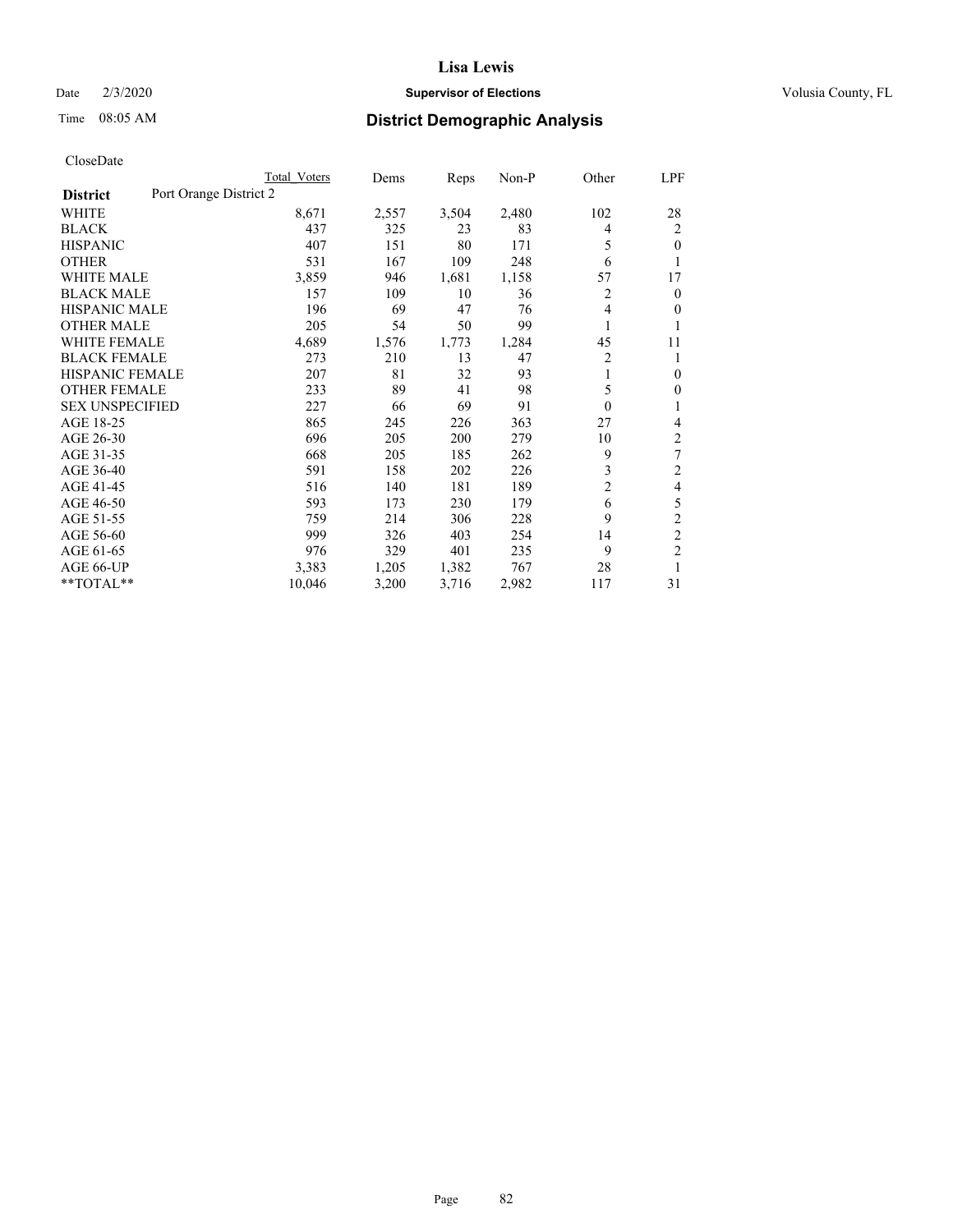CloseDate

| District | Port Orange District 2 | Total Voters | Dems | Reps | Non-P | Other | LPF |
|---|---|---|---|---|---|---|---|
| WHITE | | 8,671 | 2,557 | 3,504 | 2,480 | 102 | 28 |
| BLACK | | 437 | 325 | 23 | 83 | 4 | 2 |
| HISPANIC | | 407 | 151 | 80 | 171 | 5 | 0 |
| OTHER | | 531 | 167 | 109 | 248 | 6 | 1 |
| WHITE MALE | | 3,859 | 946 | 1,681 | 1,158 | 57 | 17 |
| BLACK MALE | | 157 | 109 | 10 | 36 | 2 | 0 |
| HISPANIC MALE | | 196 | 69 | 47 | 76 | 4 | 0 |
| OTHER MALE | | 205 | 54 | 50 | 99 | 1 | 1 |
| WHITE FEMALE | | 4,689 | 1,576 | 1,773 | 1,284 | 45 | 11 |
| BLACK FEMALE | | 273 | 210 | 13 | 47 | 2 | 1 |
| HISPANIC FEMALE | | 207 | 81 | 32 | 93 | 1 | 0 |
| OTHER FEMALE | | 233 | 89 | 41 | 98 | 5 | 0 |
| SEX UNSPECIFIED | | 227 | 66 | 69 | 91 | 0 | 1 |
| AGE 18-25 | | 865 | 245 | 226 | 363 | 27 | 4 |
| AGE 26-30 | | 696 | 205 | 200 | 279 | 10 | 2 |
| AGE 31-35 | | 668 | 205 | 185 | 262 | 9 | 7 |
| AGE 36-40 | | 591 | 158 | 202 | 226 | 3 | 2 |
| AGE 41-45 | | 516 | 140 | 181 | 189 | 2 | 4 |
| AGE 46-50 | | 593 | 173 | 230 | 179 | 6 | 5 |
| AGE 51-55 | | 759 | 214 | 306 | 228 | 9 | 2 |
| AGE 56-60 | | 999 | 326 | 403 | 254 | 14 | 2 |
| AGE 61-65 | | 976 | 329 | 401 | 235 | 9 | 2 |
| AGE 66-UP | | 3,383 | 1,205 | 1,382 | 767 | 28 | 1 |
| **TOTAL** | | 10,046 | 3,200 | 3,716 | 2,982 | 117 | 31 |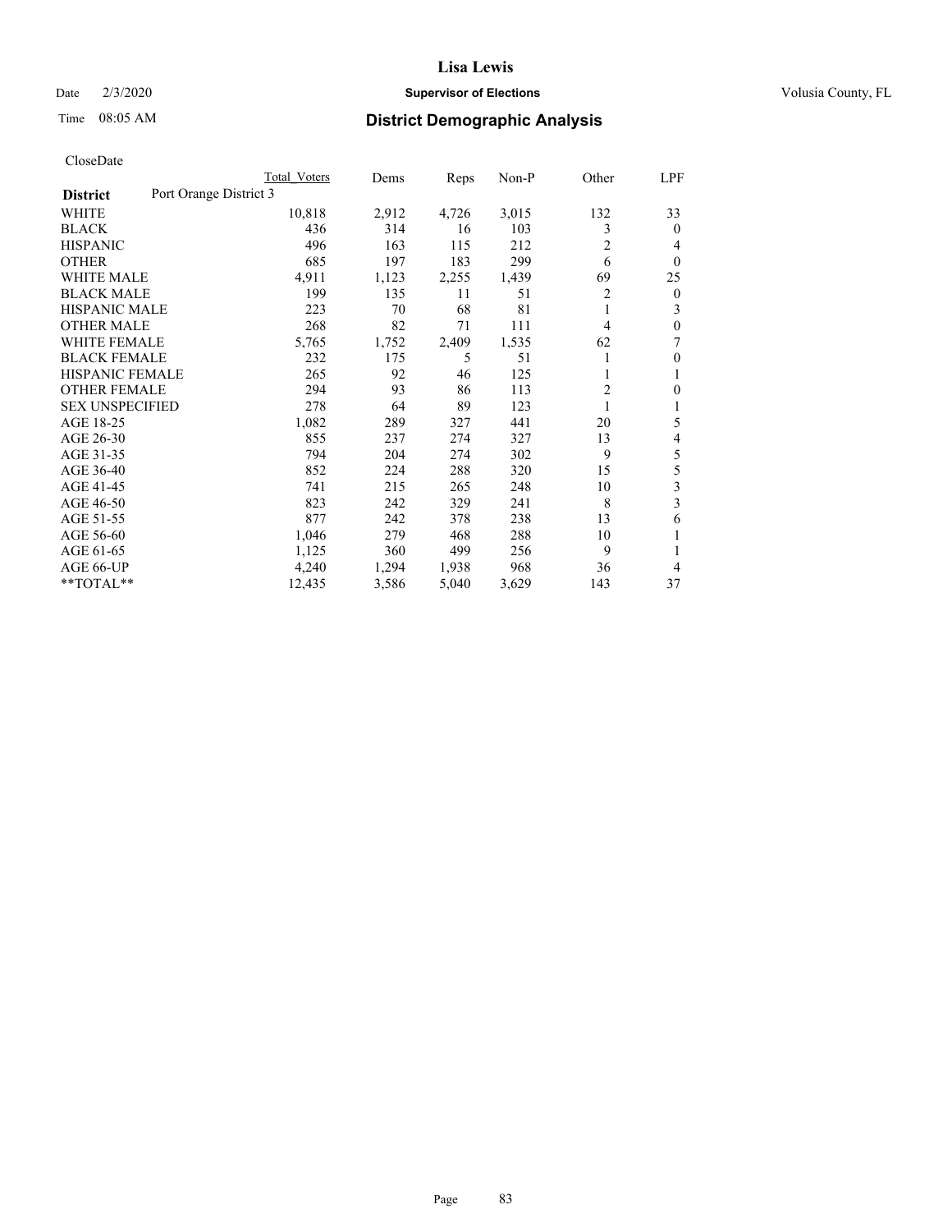CloseDate

| District | Port Orange District 3 | Total Voters | Dems | Reps | Non-P | Other | LPF |
|---|---|---|---|---|---|---|---|
| WHITE | | 10,818 | 2,912 | 4,726 | 3,015 | 132 | 33 |
| BLACK | | 436 | 314 | 16 | 103 | 3 | 0 |
| HISPANIC | | 496 | 163 | 115 | 212 | 2 | 4 |
| OTHER | | 685 | 197 | 183 | 299 | 6 | 0 |
| WHITE MALE | | 4,911 | 1,123 | 2,255 | 1,439 | 69 | 25 |
| BLACK MALE | | 199 | 135 | 11 | 51 | 2 | 0 |
| HISPANIC MALE | | 223 | 70 | 68 | 81 | 1 | 3 |
| OTHER MALE | | 268 | 82 | 71 | 111 | 4 | 0 |
| WHITE FEMALE | | 5,765 | 1,752 | 2,409 | 1,535 | 62 | 7 |
| BLACK FEMALE | | 232 | 175 | 5 | 51 | 1 | 0 |
| HISPANIC FEMALE | | 265 | 92 | 46 | 125 | 1 | 1 |
| OTHER FEMALE | | 294 | 93 | 86 | 113 | 2 | 0 |
| SEX UNSPECIFIED | | 278 | 64 | 89 | 123 | 1 | 1 |
| AGE 18-25 | | 1,082 | 289 | 327 | 441 | 20 | 5 |
| AGE 26-30 | | 855 | 237 | 274 | 327 | 13 | 4 |
| AGE 31-35 | | 794 | 204 | 274 | 302 | 9 | 5 |
| AGE 36-40 | | 852 | 224 | 288 | 320 | 15 | 5 |
| AGE 41-45 | | 741 | 215 | 265 | 248 | 10 | 3 |
| AGE 46-50 | | 823 | 242 | 329 | 241 | 8 | 3 |
| AGE 51-55 | | 877 | 242 | 378 | 238 | 13 | 6 |
| AGE 56-60 | | 1,046 | 279 | 468 | 288 | 10 | 1 |
| AGE 61-65 | | 1,125 | 360 | 499 | 256 | 9 | 1 |
| AGE 66-UP | | 4,240 | 1,294 | 1,938 | 968 | 36 | 4 |
| **TOTAL** | | 12,435 | 3,586 | 5,040 | 3,629 | 143 | 37 |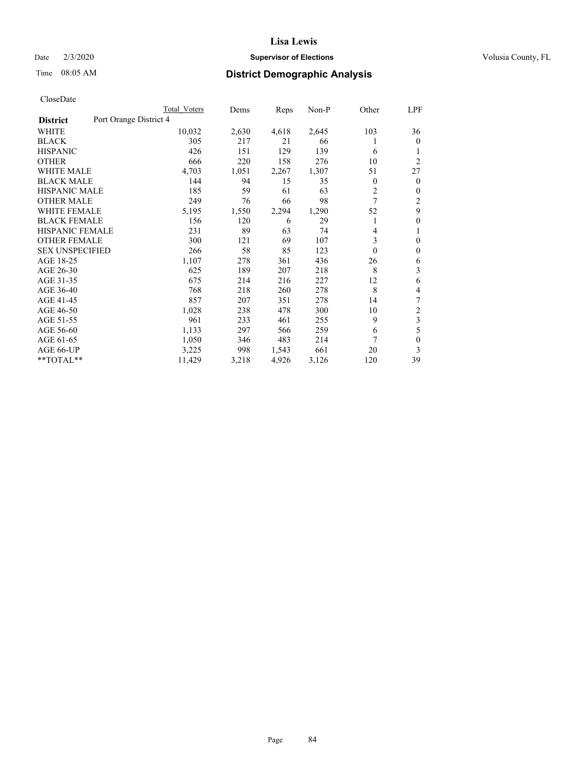# Lisa Lewis

Date 2/3/2020 **Supervisor of Elections** Volusia County, FL

Time 08:05 AM **District Demographic Analysis**

CloseDate

| **District** | Port Orange District 4 | Total Voters | Dems | Reps | Non-P | Other | LPF |
|---|---|---|---|---|---|---|---|
| WHITE | | 10,032 | 2,630 | 4,618 | 2,645 | 103 | 36 |
| BLACK | | 305 | 217 | 21 | 66 | 1 | 0 |
| HISPANIC | | 426 | 151 | 129 | 139 | 6 | 1 |
| OTHER | | 666 | 220 | 158 | 276 | 10 | 2 |
| WHITE MALE | | 4,703 | 1,051 | 2,267 | 1,307 | 51 | 27 |
| BLACK MALE | | 144 | 94 | 15 | 35 | 0 | 0 |
| HISPANIC MALE | | 185 | 59 | 61 | 63 | 2 | 0 |
| OTHER MALE | | 249 | 76 | 66 | 98 | 7 | 2 |
| WHITE FEMALE | | 5,195 | 1,550 | 2,294 | 1,290 | 52 | 9 |
| BLACK FEMALE | | 156 | 120 | 6 | 29 | 1 | 0 |
| HISPANIC FEMALE | | 231 | 89 | 63 | 74 | 4 | 1 |
| OTHER FEMALE | | 300 | 121 | 69 | 107 | 3 | 0 |
| SEX UNSPECIFIED | | 266 | 58 | 85 | 123 | 0 | 0 |
| AGE 18-25 | | 1,107 | 278 | 361 | 436 | 26 | 6 |
| AGE 26-30 | | 625 | 189 | 207 | 218 | 8 | 3 |
| AGE 31-35 | | 675 | 214 | 216 | 227 | 12 | 6 |
| AGE 36-40 | | 768 | 218 | 260 | 278 | 8 | 4 |
| AGE 41-45 | | 857 | 207 | 351 | 278 | 14 | 7 |
| AGE 46-50 | | 1,028 | 238 | 478 | 300 | 10 | 2 |
| AGE 51-55 | | 961 | 233 | 461 | 255 | 9 | 3 |
| AGE 56-60 | | 1,133 | 297 | 566 | 259 | 6 | 5 |
| AGE 61-65 | | 1,050 | 346 | 483 | 214 | 7 | 0 |
| AGE 66-UP | | 3,225 | 998 | 1,543 | 661 | 20 | 3 |
| **TOTAL** | | 11,429 | 3,218 | 4,926 | 3,126 | 120 | 39 |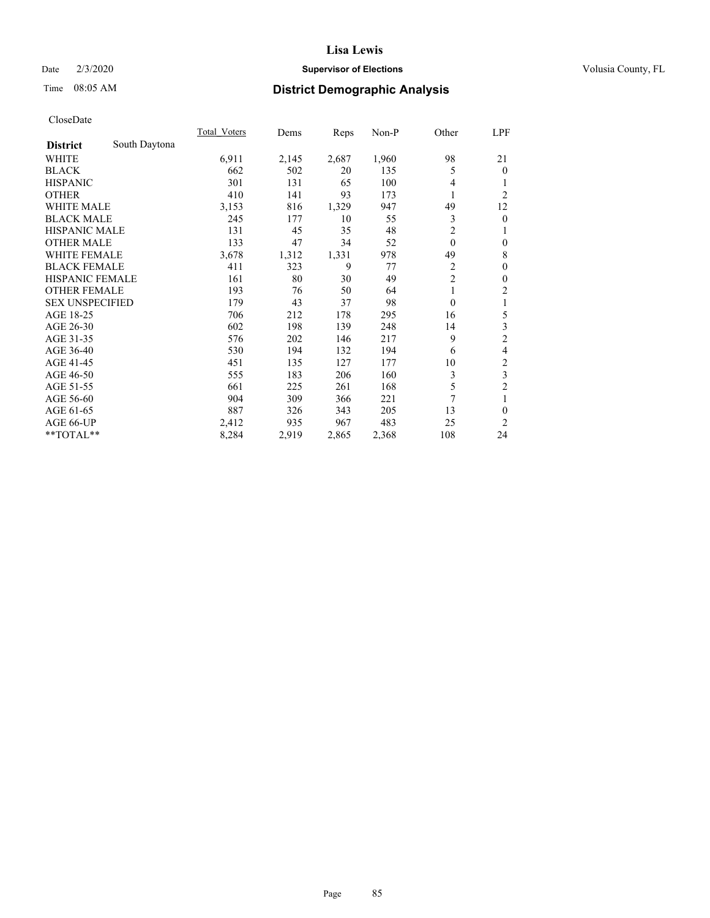# Lisa Lewis

Date 2/3/2020 **Supervisor of Elections** Volusia County, FL

Time 08:05 AM **District Demographic Analysis**

CloseDate

| | Total_Voters | Dems | Reps | Non-P | Other | LPF |
|---|---|---|---|---|---|---|
| **District** South Daytona | | | | | | |
| WHITE | 6,911 | 2,145 | 2,687 | 1,960 | 98 | 21 |
| BLACK | 662 | 502 | 20 | 135 | 5 | 0 |
| HISPANIC | 301 | 131 | 65 | 100 | 4 | 1 |
| OTHER | 410 | 141 | 93 | 173 | 1 | 2 |
| WHITE MALE | 3,153 | 816 | 1,329 | 947 | 49 | 12 |
| BLACK MALE | 245 | 177 | 10 | 55 | 3 | 0 |
| HISPANIC MALE | 131 | 45 | 35 | 48 | 2 | 1 |
| OTHER MALE | 133 | 47 | 34 | 52 | 0 | 0 |
| WHITE FEMALE | 3,678 | 1,312 | 1,331 | 978 | 49 | 8 |
| BLACK FEMALE | 411 | 323 | 9 | 77 | 2 | 0 |
| HISPANIC FEMALE | 161 | 80 | 30 | 49 | 2 | 0 |
| OTHER FEMALE | 193 | 76 | 50 | 64 | 1 | 2 |
| SEX UNSPECIFIED | 179 | 43 | 37 | 98 | 0 | 1 |
| AGE 18-25 | 706 | 212 | 178 | 295 | 16 | 5 |
| AGE 26-30 | 602 | 198 | 139 | 248 | 14 | 3 |
| AGE 31-35 | 576 | 202 | 146 | 217 | 9 | 2 |
| AGE 36-40 | 530 | 194 | 132 | 194 | 6 | 4 |
| AGE 41-45 | 451 | 135 | 127 | 177 | 10 | 2 |
| AGE 46-50 | 555 | 183 | 206 | 160 | 3 | 3 |
| AGE 51-55 | 661 | 225 | 261 | 168 | 5 | 2 |
| AGE 56-60 | 904 | 309 | 366 | 221 | 7 | 1 |
| AGE 61-65 | 887 | 326 | 343 | 205 | 13 | 0 |
| AGE 66-UP | 2,412 | 935 | 967 | 483 | 25 | 2 |
| **TOTAL** | 8,284 | 2,919 | 2,865 | 2,368 | 108 | 24 |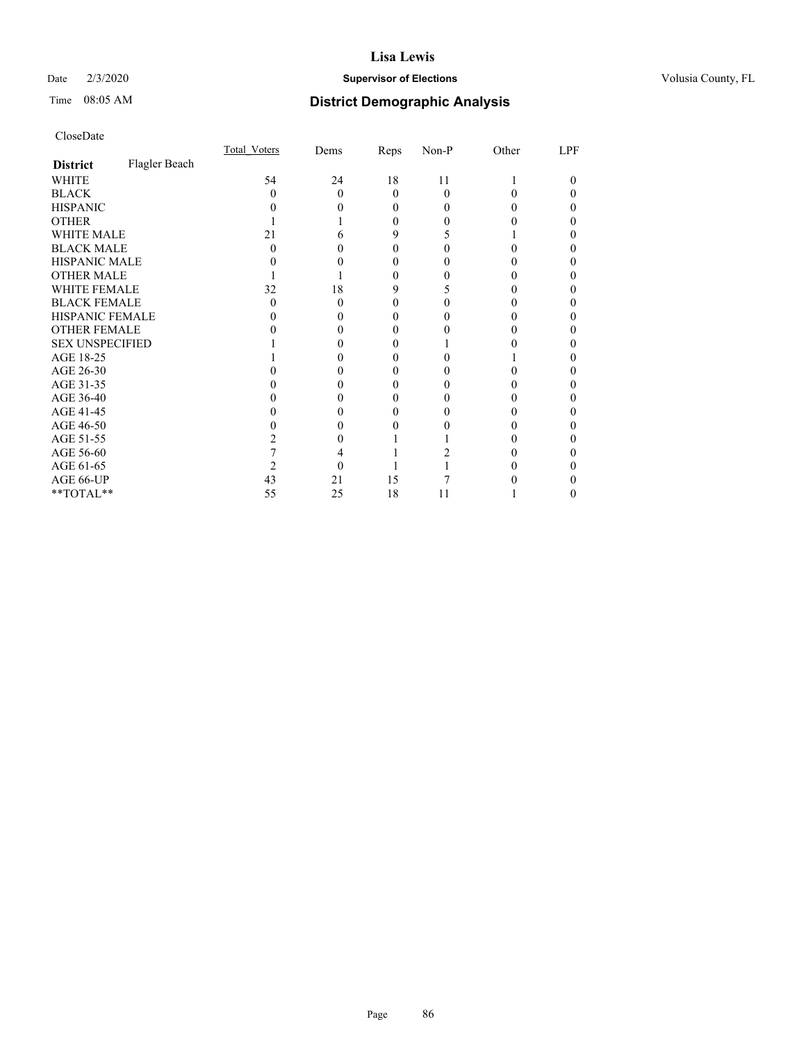**Lisa Lewis**

Date 2/3/2020 **Supervisor of Elections** Volusia County, FL

Time 08:05 AM **District Demographic Analysis**

CloseDate

| **District** Flagler Beach | Total_Voters | Dems | Reps | Non-P | Other | LPF |
|---|---|---|---|---|---|---|
| WHITE | 54 | 24 | 18 | 11 | 1 | 0 |
| BLACK | 0 | 0 | 0 | 0 | 0 | 0 |
| HISPANIC | 0 | 0 | 0 | 0 | 0 | 0 |
| OTHER | 1 | 1 | 0 | 0 | 0 | 0 |
| WHITE MALE | 21 | 6 | 9 | 5 | 1 | 0 |
| BLACK MALE | 0 | 0 | 0 | 0 | 0 | 0 |
| HISPANIC MALE | 0 | 0 | 0 | 0 | 0 | 0 |
| OTHER MALE | 1 | 1 | 0 | 0 | 0 | 0 |
| WHITE FEMALE | 32 | 18 | 9 | 5 | 0 | 0 |
| BLACK FEMALE | 0 | 0 | 0 | 0 | 0 | 0 |
| HISPANIC FEMALE | 0 | 0 | 0 | 0 | 0 | 0 |
| OTHER FEMALE | 0 | 0 | 0 | 0 | 0 | 0 |
| SEX UNSPECIFIED | 1 | 0 | 0 | 1 | 0 | 0 |
| AGE 18-25 | 1 | 0 | 0 | 0 | 1 | 0 |
| AGE 26-30 | 0 | 0 | 0 | 0 | 0 | 0 |
| AGE 31-35 | 0 | 0 | 0 | 0 | 0 | 0 |
| AGE 36-40 | 0 | 0 | 0 | 0 | 0 | 0 |
| AGE 41-45 | 0 | 0 | 0 | 0 | 0 | 0 |
| AGE 46-50 | 0 | 0 | 0 | 0 | 0 | 0 |
| AGE 51-55 | 2 | 0 | 1 | 1 | 0 | 0 |
| AGE 56-60 | 7 | 4 | 1 | 2 | 0 | 0 |
| AGE 61-65 | 2 | 0 | 1 | 1 | 0 | 0 |
| AGE 66-UP | 43 | 21 | 15 | 7 | 0 | 0 |
| **TOTAL** | 55 | 25 | 18 | 11 | 1 | 0 |